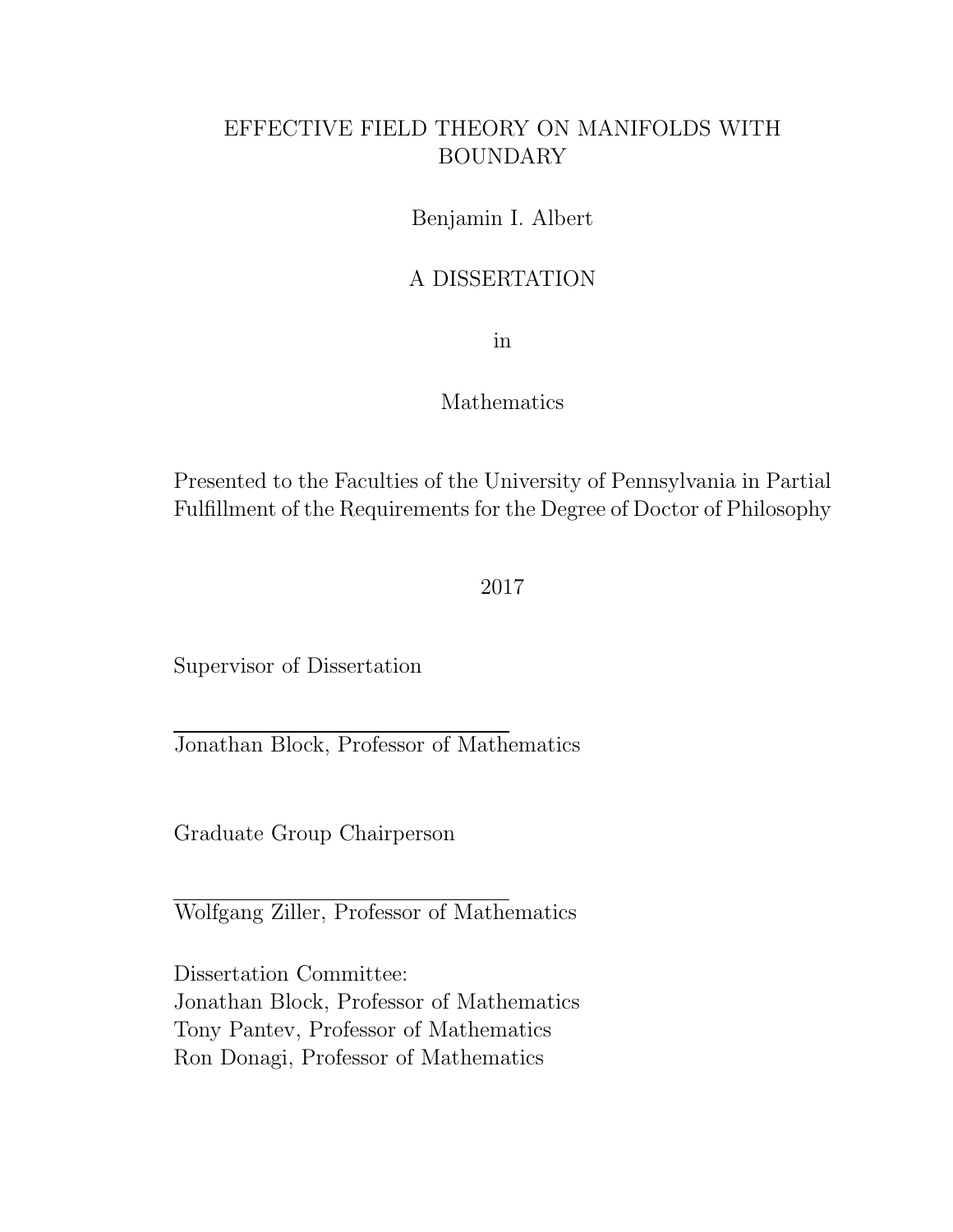# EFFECTIVE FIELD THEORY ON MANIFOLDS WITH BOUNDARY

Benjamin I. Albert

A DISSERTATION

in

Mathematics

Presented to the Faculties of the University of Pennsylvania in Partial Fulfillment of the Requirements for the Degree of Doctor of Philosophy

2017

Supervisor of Dissertation

Jonathan Block, Professor of Mathematics

Graduate Group Chairperson

Wolfgang Ziller, Professor of Mathematics

Dissertation Committee:
Jonathan Block, Professor of Mathematics
Tony Pantev, Professor of Mathematics
Ron Donagi, Professor of Mathematics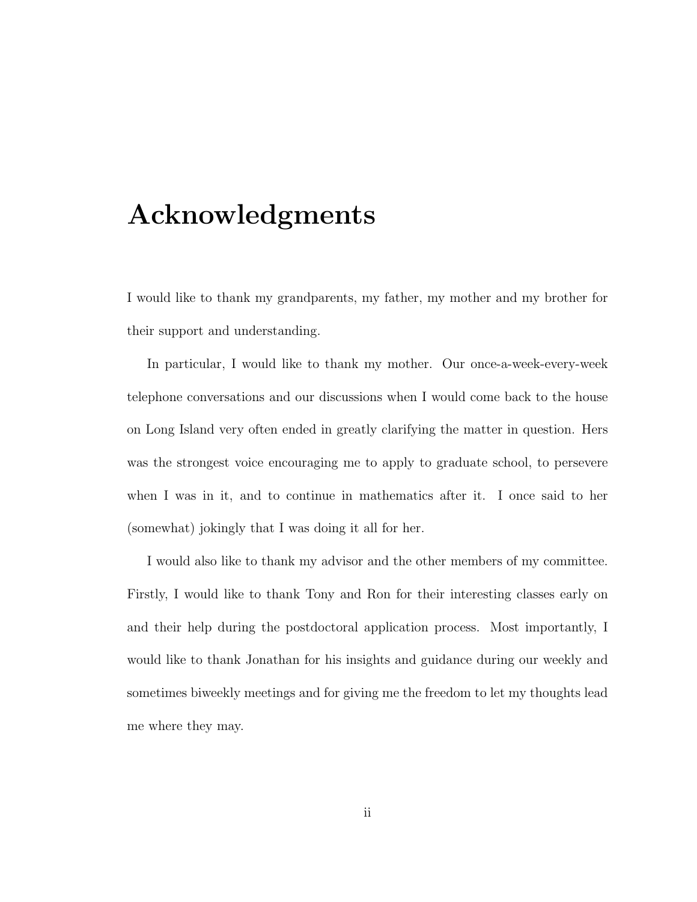# Acknowledgments

I would like to thank my grandparents, my father, my mother and my brother for their support and understanding.

In particular, I would like to thank my mother. Our once-a-week-every-week telephone conversations and our discussions when I would come back to the house on Long Island very often ended in greatly clarifying the matter in question. Hers was the strongest voice encouraging me to apply to graduate school, to persevere when I was in it, and to continue in mathematics after it. I once said to her (somewhat) jokingly that I was doing it all for her.

I would also like to thank my advisor and the other members of my committee. Firstly, I would like to thank Tony and Ron for their interesting classes early on and their help during the postdoctoral application process. Most importantly, I would like to thank Jonathan for his insights and guidance during our weekly and sometimes biweekly meetings and for giving me the freedom to let my thoughts lead me where they may.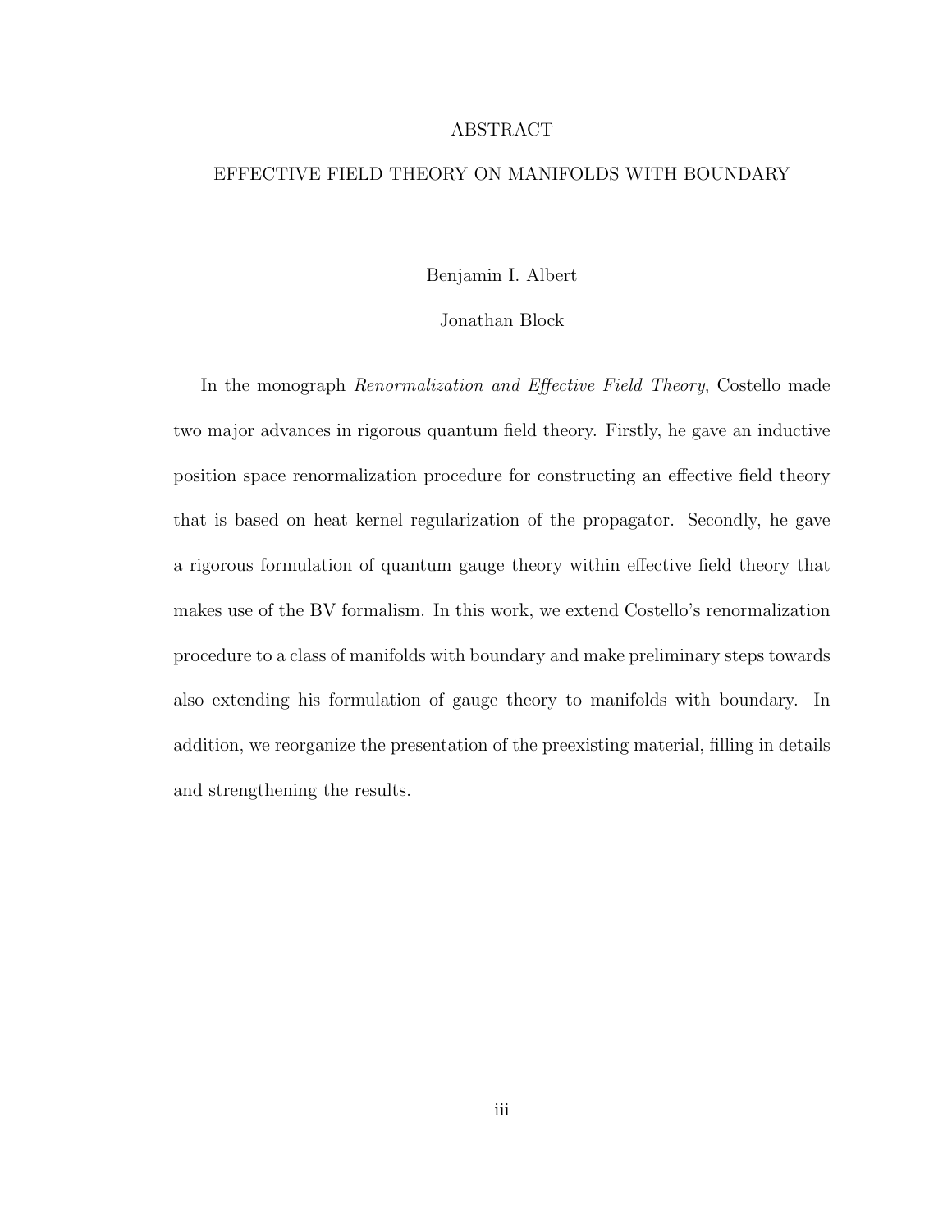# ABSTRACT

## EFFECTIVE FIELD THEORY ON MANIFOLDS WITH BOUNDARY

Benjamin I. Albert

Jonathan Block

In the monograph *Renormalization and Effective Field Theory*, Costello made two major advances in rigorous quantum field theory. Firstly, he gave an inductive position space renormalization procedure for constructing an effective field theory that is based on heat kernel regularization of the propagator. Secondly, he gave a rigorous formulation of quantum gauge theory within effective field theory that makes use of the BV formalism. In this work, we extend Costello's renormalization procedure to a class of manifolds with boundary and make preliminary steps towards also extending his formulation of gauge theory to manifolds with boundary. In addition, we reorganize the presentation of the preexisting material, filling in details and strengthening the results.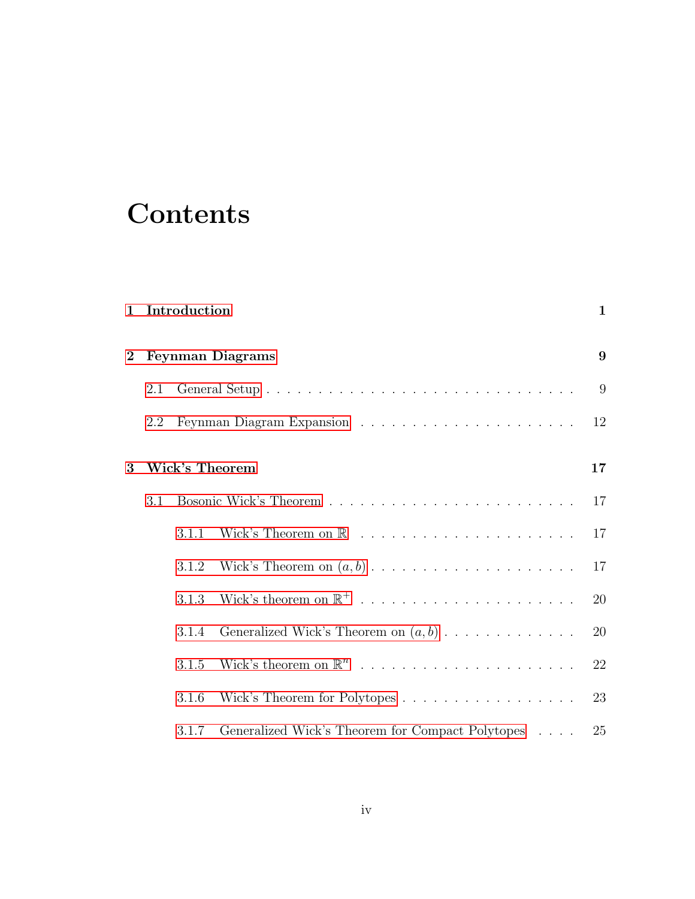# Contents

**1 Introduction** **1**

**2 Feynman Diagrams** **9**

- 2.1 General Setup . . . . . . . . . . . . . . . . . . . . . . . . . . . . . 9
- 2.2 Feynman Diagram Expansion . . . . . . . . . . . . . . . . . . . . . 12

**3 Wick's Theorem** **17**

- 3.1 Bosonic Wick's Theorem . . . . . . . . . . . . . . . . . . . . . . . . 17
  - 3.1.1 Wick's Theorem on $\mathbb{R}$ . . . . . . . . . . . . . . . . . . . . 17
  - 3.1.2 Wick's Theorem on $(a, b)$ . . . . . . . . . . . . . . . . . . . . 17
  - 3.1.3 Wick's theorem on $\mathbb{R}^+$ . . . . . . . . . . . . . . . . . . . . 20
  - 3.1.4 Generalized Wick's Theorem on $(a, b)$ . . . . . . . . . . . . . 20
  - 3.1.5 Wick's theorem on $\mathbb{R}^n$ . . . . . . . . . . . . . . . . . . . . 22
  - 3.1.6 Wick's Theorem for Polytopes . . . . . . . . . . . . . . . . . . 23
  - 3.1.7 Generalized Wick's Theorem for Compact Polytopes . . . . 25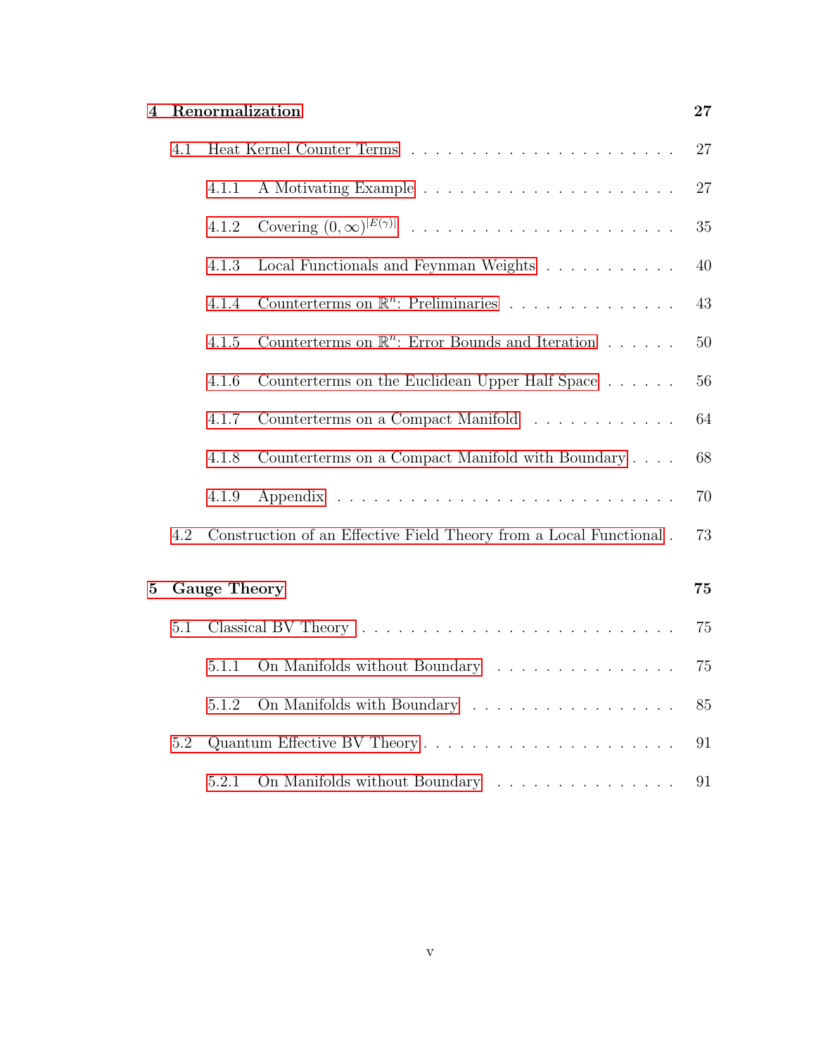**4 Renormalization** **27**

4.1 Heat Kernel Counter Terms . . . . . . . . . . . . . . . . . . . . . . . 27

4.1.1 A Motivating Example . . . . . . . . . . . . . . . . . . . . . 27

4.1.2 Covering $(0, \infty)^{|E(\gamma)|}$ . . . . . . . . . . . . . . . . . . . . . 35

4.1.3 Local Functionals and Feynman Weights . . . . . . . . . . . 40

4.1.4 Counterterms on $\mathbb{R}^n$: Preliminaries . . . . . . . . . . . . . . 43

4.1.5 Counterterms on $\mathbb{R}^n$: Error Bounds and Iteration . . . . . . 50

4.1.6 Counterterms on the Euclidean Upper Half Space . . . . . . 56

4.1.7 Counterterms on a Compact Manifold . . . . . . . . . . . . 64

4.1.8 Counterterms on a Compact Manifold with Boundary . . . . 68

4.1.9 Appendix . . . . . . . . . . . . . . . . . . . . . . . . . . . 70

4.2 Construction of an Effective Field Theory from a Local Functional . 73

**5 Gauge Theory** **75**

5.1 Classical BV Theory . . . . . . . . . . . . . . . . . . . . . . . . . . 75

5.1.1 On Manifolds without Boundary . . . . . . . . . . . . . . . 75

5.1.2 On Manifolds with Boundary . . . . . . . . . . . . . . . . . 85

5.2 Quantum Effective BV Theory . . . . . . . . . . . . . . . . . . . . . 91

5.2.1 On Manifolds without Boundary . . . . . . . . . . . . . . . 91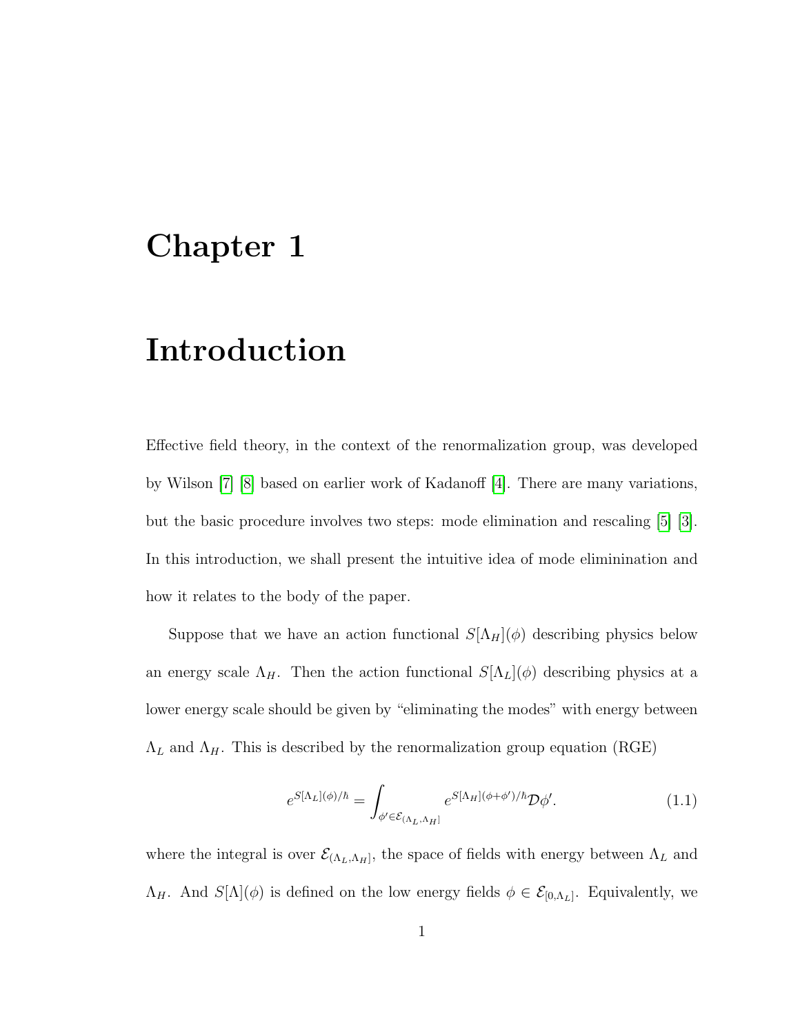# Chapter 1

# Introduction

Effective field theory, in the context of the renormalization group, was developed by Wilson [7] [8] based on earlier work of Kadanoff [4]. There are many variations, but the basic procedure involves two steps: mode elimination and rescaling [5] [3]. In this introduction, we shall present the intuitive idea of mode eliminination and how it relates to the body of the paper.

Suppose that we have an action functional $S[\Lambda_H](\phi)$ describing physics below an energy scale $\Lambda_H$. Then the action functional $S[\Lambda_L](\phi)$ describing physics at a lower energy scale should be given by "eliminating the modes" with energy between $\Lambda_L$ and $\Lambda_H$. This is described by the renormalization group equation (RGE)

$$e^{S[\Lambda_L](\phi)/\hbar} = \int_{\phi' \in \mathcal{E}_{(\Lambda_L, \Lambda_H]}} e^{S[\Lambda_H](\phi+\phi')/\hbar} \mathcal{D}\phi'. \tag{1.1}$$

where the integral is over $\mathcal{E}_{(\Lambda_L, \Lambda_H]}$, the space of fields with energy between $\Lambda_L$ and $\Lambda_H$. And $S[\Lambda](\phi)$ is defined on the low energy fields $\phi \in \mathcal{E}_{[0,\Lambda_L]}$. Equivalently, we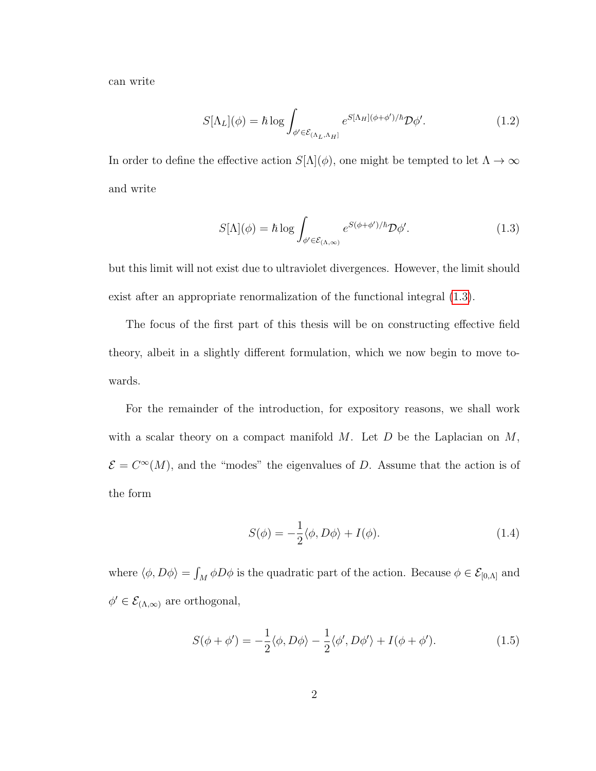can write

$$S[\Lambda_L](\phi) = \hbar \log \int_{\phi' \in \mathcal{E}_{(\Lambda_L, \Lambda_H]}} e^{S[\Lambda_H](\phi+\phi')/\hbar} \mathcal{D}\phi'. \tag{1.2}$$

In order to define the effective action $S[\Lambda](\phi)$, one might be tempted to let $\Lambda \to \infty$ and write

$$S[\Lambda](\phi) = \hbar \log \int_{\phi' \in \mathcal{E}_{(\Lambda, \infty)}} e^{S(\phi+\phi')/\hbar} \mathcal{D}\phi'. \tag{1.3}$$

but this limit will not exist due to ultraviolet divergences. However, the limit should exist after an appropriate renormalization of the functional integral (1.3).

The focus of the first part of this thesis will be on constructing effective field theory, albeit in a slightly different formulation, which we now begin to move towards.

For the remainder of the introduction, for expository reasons, we shall work with a scalar theory on a compact manifold $M$. Let $D$ be the Laplacian on $M$, $\mathcal{E} = C^\infty(M)$, and the "modes" the eigenvalues of $D$. Assume that the action is of the form

$$S(\phi) = -\frac{1}{2}\langle \phi, D\phi \rangle + I(\phi). \tag{1.4}$$

where $\langle \phi, D\phi \rangle = \int_M \phi D\phi$ is the quadratic part of the action. Because $\phi \in \mathcal{E}_{[0,\Lambda]}$ and $\phi' \in \mathcal{E}_{(\Lambda,\infty)}$ are orthogonal,

$$S(\phi + \phi') = -\frac{1}{2}\langle \phi, D\phi \rangle - \frac{1}{2}\langle \phi', D\phi' \rangle + I(\phi + \phi'). \tag{1.5}$$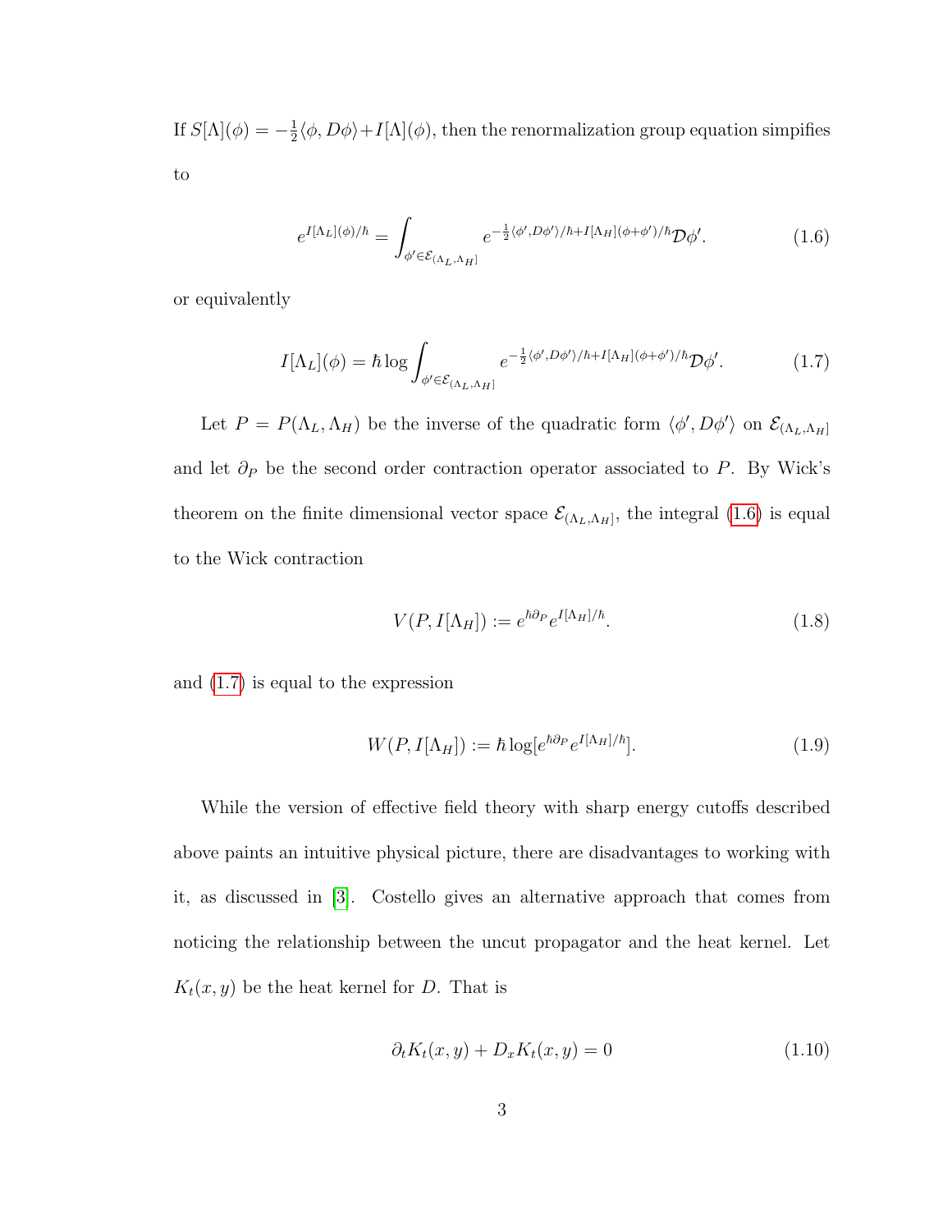If $S[\Lambda](\phi) = -\frac{1}{2}\langle \phi, D\phi\rangle + I[\Lambda](\phi)$, then the renormalization group equation simpifies to

$$e^{I[\Lambda_L](\phi)/\hbar} = \int_{\phi' \in \mathcal{E}_{(\Lambda_L,\Lambda_H]}} e^{-\frac{1}{2}\langle \phi', D\phi'\rangle/\hbar + I[\Lambda_H](\phi+\phi')/\hbar} \mathcal{D}\phi'. \tag{1.6}$$

or equivalently

$$I[\Lambda_L](\phi) = \hbar \log \int_{\phi' \in \mathcal{E}_{(\Lambda_L,\Lambda_H]}} e^{-\frac{1}{2}\langle \phi', D\phi'\rangle/\hbar + I[\Lambda_H](\phi+\phi')/\hbar} \mathcal{D}\phi'. \tag{1.7}$$

Let $P = P(\Lambda_L, \Lambda_H)$ be the inverse of the quadratic form $\langle \phi', D\phi'\rangle$ on $\mathcal{E}_{(\Lambda_L,\Lambda_H]}$ and let $\partial_P$ be the second order contraction operator associated to $P$. By Wick's theorem on the finite dimensional vector space $\mathcal{E}_{(\Lambda_L,\Lambda_H]}$, the integral (1.6) is equal to the Wick contraction

$$V(P, I[\Lambda_H]) := e^{\hbar \partial_P} e^{I[\Lambda_H]/\hbar}. \tag{1.8}$$

and (1.7) is equal to the expression

$$W(P, I[\Lambda_H]) := \hbar \log[e^{\hbar \partial_P} e^{I[\Lambda_H]/\hbar}]. \tag{1.9}$$

While the version of effective field theory with sharp energy cutoffs described above paints an intuitive physical picture, there are disadvantages to working with it, as discussed in [3]. Costello gives an alternative approach that comes from noticing the relationship between the uncut propagator and the heat kernel. Let $K_t(x, y)$ be the heat kernel for $D$. That is

$$\partial_t K_t(x, y) + D_x K_t(x, y) = 0 \tag{1.10}$$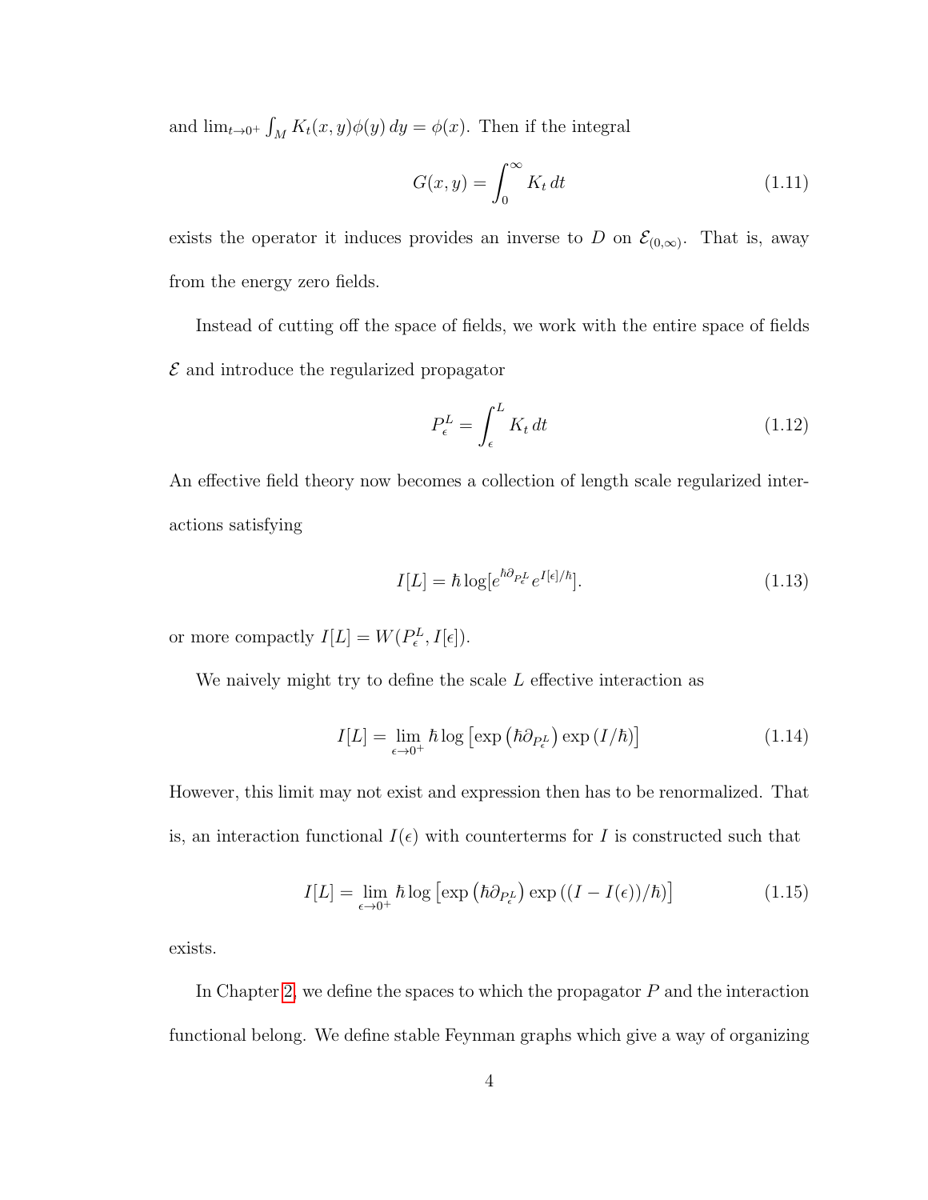and $\lim_{t\to 0^+}\int_M K_t(x,y)\phi(y)\,dy = \phi(x)$. Then if the integral

$$G(x,y) = \int_0^\infty K_t\,dt \tag{1.11}$$

exists the operator it induces provides an inverse to $D$ on $\mathcal{E}_{(0,\infty)}$. That is, away from the energy zero fields.

Instead of cutting off the space of fields, we work with the entire space of fields $\mathcal{E}$ and introduce the regularized propagator

$$P_\epsilon^L = \int_\epsilon^L K_t\,dt \tag{1.12}$$

An effective field theory now becomes a collection of length scale regularized interactions satisfying

$$I[L] = \hbar\log[e^{\hbar\partial_{P_\epsilon^L}}e^{I[\epsilon]/\hbar}]. \tag{1.13}$$

or more compactly $I[L] = W(P_\epsilon^L, I[\epsilon])$.

We naively might try to define the scale $L$ effective interaction as

$$I[L] = \lim_{\epsilon\to 0^+}\hbar\log\left[\exp\left(\hbar\partial_{P_\epsilon^L}\right)\exp\left(I/\hbar\right)\right] \tag{1.14}$$

However, this limit may not exist and expression then has to be renormalized. That is, an interaction functional $I(\epsilon)$ with counterterms for $I$ is constructed such that

$$I[L] = \lim_{\epsilon\to 0^+}\hbar\log\left[\exp\left(\hbar\partial_{P_\epsilon^L}\right)\exp\left((I - I(\epsilon))/\hbar\right)\right] \tag{1.15}$$

exists.

In Chapter 2, we define the spaces to which the propagator $P$ and the interaction functional belong. We define stable Feynman graphs which give a way of organizing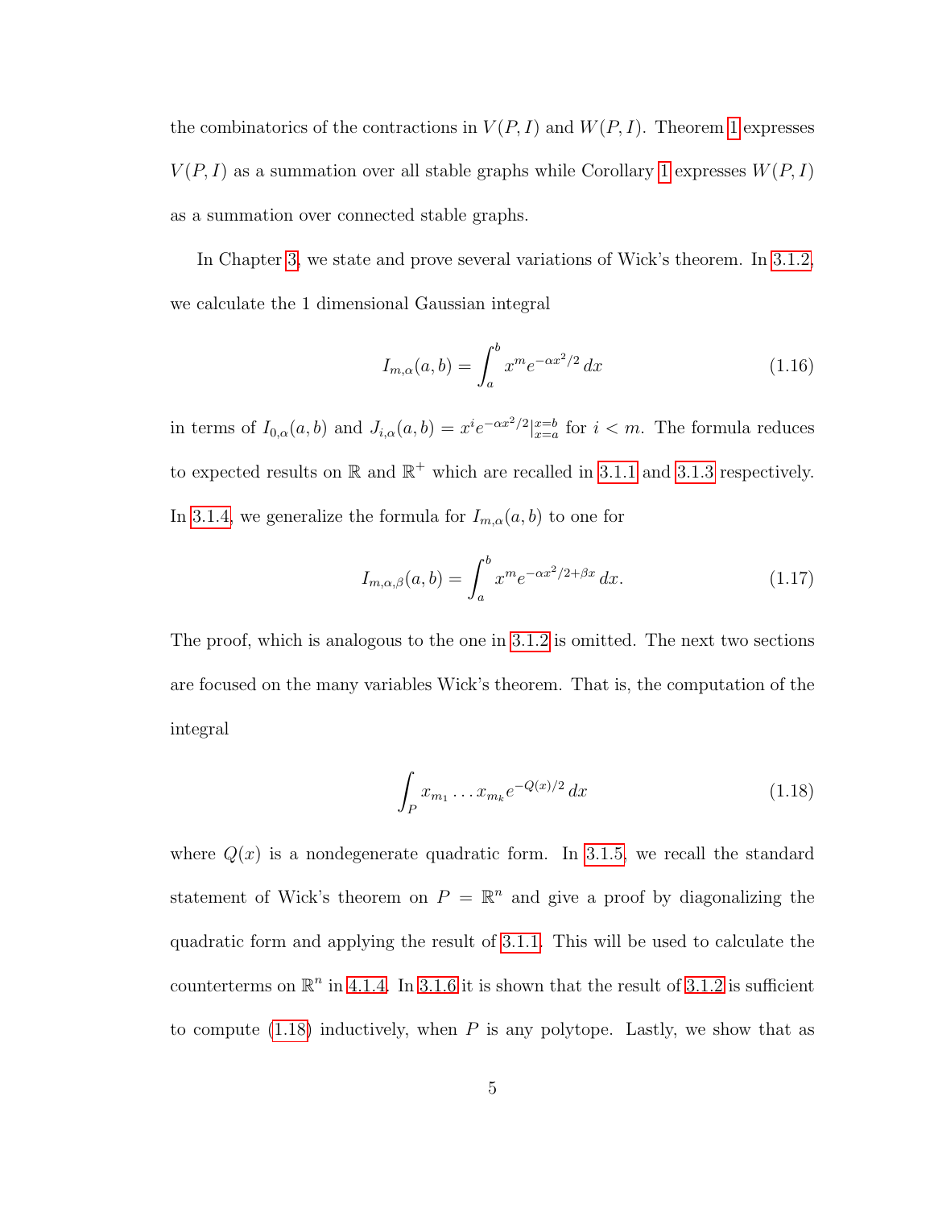the combinatorics of the contractions in $V(P, I)$ and $W(P, I)$. Theorem 1 expresses $V(P, I)$ as a summation over all stable graphs while Corollary 1 expresses $W(P, I)$ as a summation over connected stable graphs.

In Chapter 3, we state and prove several variations of Wick's theorem. In 3.1.2, we calculate the 1 dimensional Gaussian integral

$$I_{m,\alpha}(a, b) = \int_a^b x^m e^{-\alpha x^2/2}\, dx \tag{1.16}$$

in terms of $I_{0,\alpha}(a, b)$ and $J_{i,\alpha}(a, b) = x^i e^{-\alpha x^2/2}|_{x=a}^{x=b}$ for $i < m$. The formula reduces to expected results on $\mathbb{R}$ and $\mathbb{R}^+$ which are recalled in 3.1.1 and 3.1.3 respectively. In 3.1.4, we generalize the formula for $I_{m,\alpha}(a, b)$ to one for

$$I_{m,\alpha,\beta}(a, b) = \int_a^b x^m e^{-\alpha x^2/2+\beta x}\, dx. \tag{1.17}$$

The proof, which is analogous to the one in 3.1.2 is omitted. The next two sections are focused on the many variables Wick's theorem. That is, the computation of the integral

$$\int_P x_{m_1} \dots x_{m_k} e^{-Q(x)/2}\, dx \tag{1.18}$$

where $Q(x)$ is a nondegenerate quadratic form. In 3.1.5, we recall the standard statement of Wick's theorem on $P = \mathbb{R}^n$ and give a proof by diagonalizing the quadratic form and applying the result of 3.1.1. This will be used to calculate the counterterms on $\mathbb{R}^n$ in 4.1.4. In 3.1.6 it is shown that the result of 3.1.2 is sufficient to compute (1.18) inductively, when $P$ is any polytope. Lastly, we show that as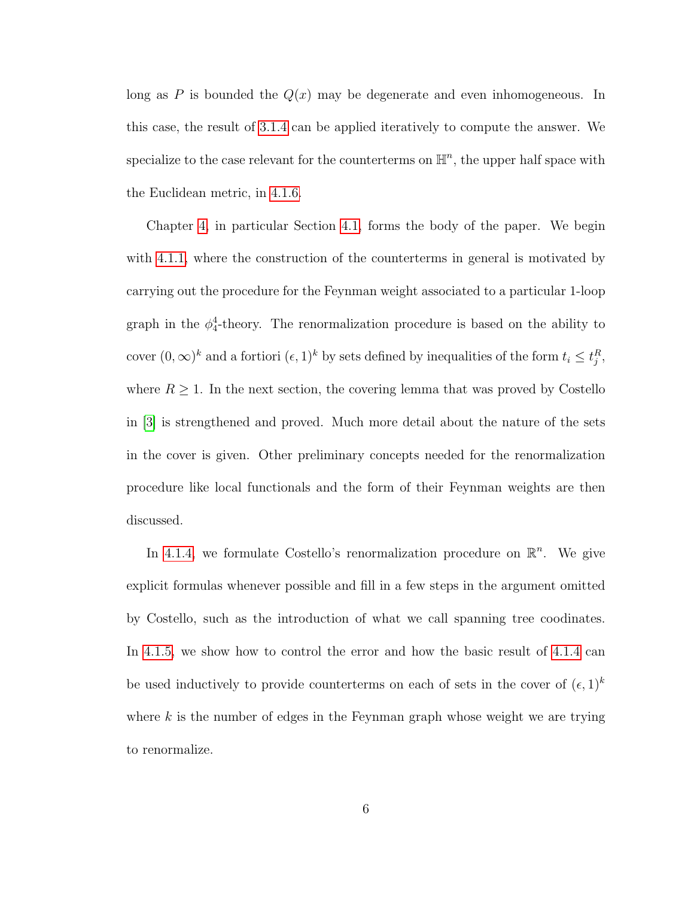long as $P$ is bounded the $Q(x)$ may be degenerate and even inhomogeneous. In this case, the result of 3.1.4 can be applied iteratively to compute the answer. We specialize to the case relevant for the counterterms on $\mathbb{H}^n$, the upper half space with the Euclidean metric, in 4.1.6.

Chapter 4, in particular Section 4.1, forms the body of the paper. We begin with 4.1.1, where the construction of the counterterms in general is motivated by carrying out the procedure for the Feynman weight associated to a particular 1-loop graph in the $\phi_4^4$-theory. The renormalization procedure is based on the ability to cover $(0, \infty)^k$ and a fortiori $(\epsilon, 1)^k$ by sets defined by inequalities of the form $t_i \leq t_j^R$, where $R \geq 1$. In the next section, the covering lemma that was proved by Costello in [3] is strengthened and proved. Much more detail about the nature of the sets in the cover is given. Other preliminary concepts needed for the renormalization procedure like local functionals and the form of their Feynman weights are then discussed.

In 4.1.4, we formulate Costello's renormalization procedure on $\mathbb{R}^n$. We give explicit formulas whenever possible and fill in a few steps in the argument omitted by Costello, such as the introduction of what we call spanning tree coodinates. In 4.1.5, we show how to control the error and how the basic result of 4.1.4 can be used inductively to provide counterterms on each of sets in the cover of $(\epsilon, 1)^k$ where $k$ is the number of edges in the Feynman graph whose weight we are trying to renormalize.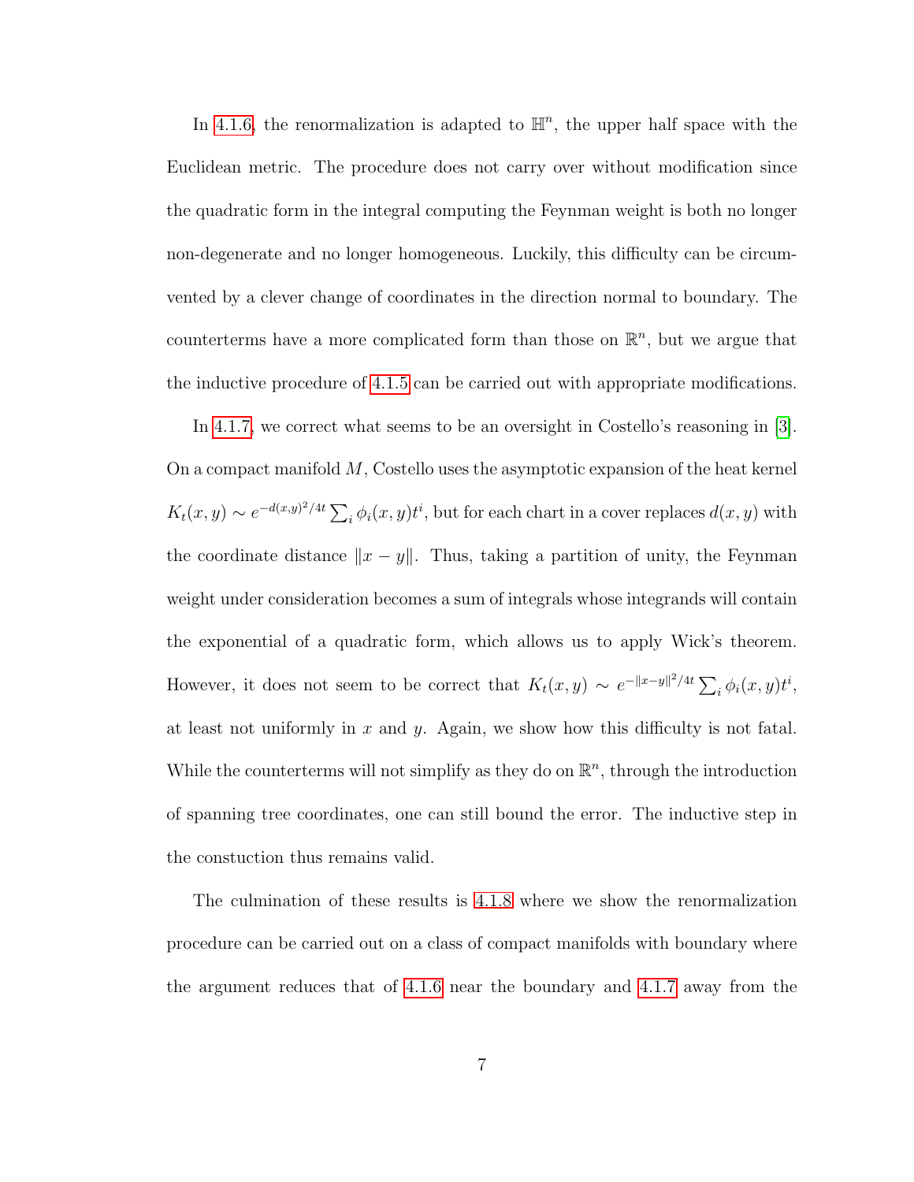In 4.1.6, the renormalization is adapted to $\mathbb{H}^n$, the upper half space with the Euclidean metric. The procedure does not carry over without modification since the quadratic form in the integral computing the Feynman weight is both no longer non-degenerate and no longer homogeneous. Luckily, this difficulty can be circumvented by a clever change of coordinates in the direction normal to boundary. The counterterms have a more complicated form than those on $\mathbb{R}^n$, but we argue that the inductive procedure of 4.1.5 can be carried out with appropriate modifications.

In 4.1.7, we correct what seems to be an oversight in Costello's reasoning in [3]. On a compact manifold $M$, Costello uses the asymptotic expansion of the heat kernel $K_t(x, y) \sim e^{-d(x,y)^2/4t} \sum_i \phi_i(x, y)t^i$, but for each chart in a cover replaces $d(x, y)$ with the coordinate distance $\|x - y\|$. Thus, taking a partition of unity, the Feynman weight under consideration becomes a sum of integrals whose integrands will contain the exponential of a quadratic form, which allows us to apply Wick's theorem. However, it does not seem to be correct that $K_t(x, y) \sim e^{-\|x-y\|^2/4t} \sum_i \phi_i(x, y)t^i$, at least not uniformly in $x$ and $y$. Again, we show how this difficulty is not fatal. While the counterterms will not simplify as they do on $\mathbb{R}^n$, through the introduction of spanning tree coordinates, one can still bound the error. The inductive step in the constuction thus remains valid.

The culmination of these results is 4.1.8 where we show the renormalization procedure can be carried out on a class of compact manifolds with boundary where the argument reduces that of 4.1.6 near the boundary and 4.1.7 away from the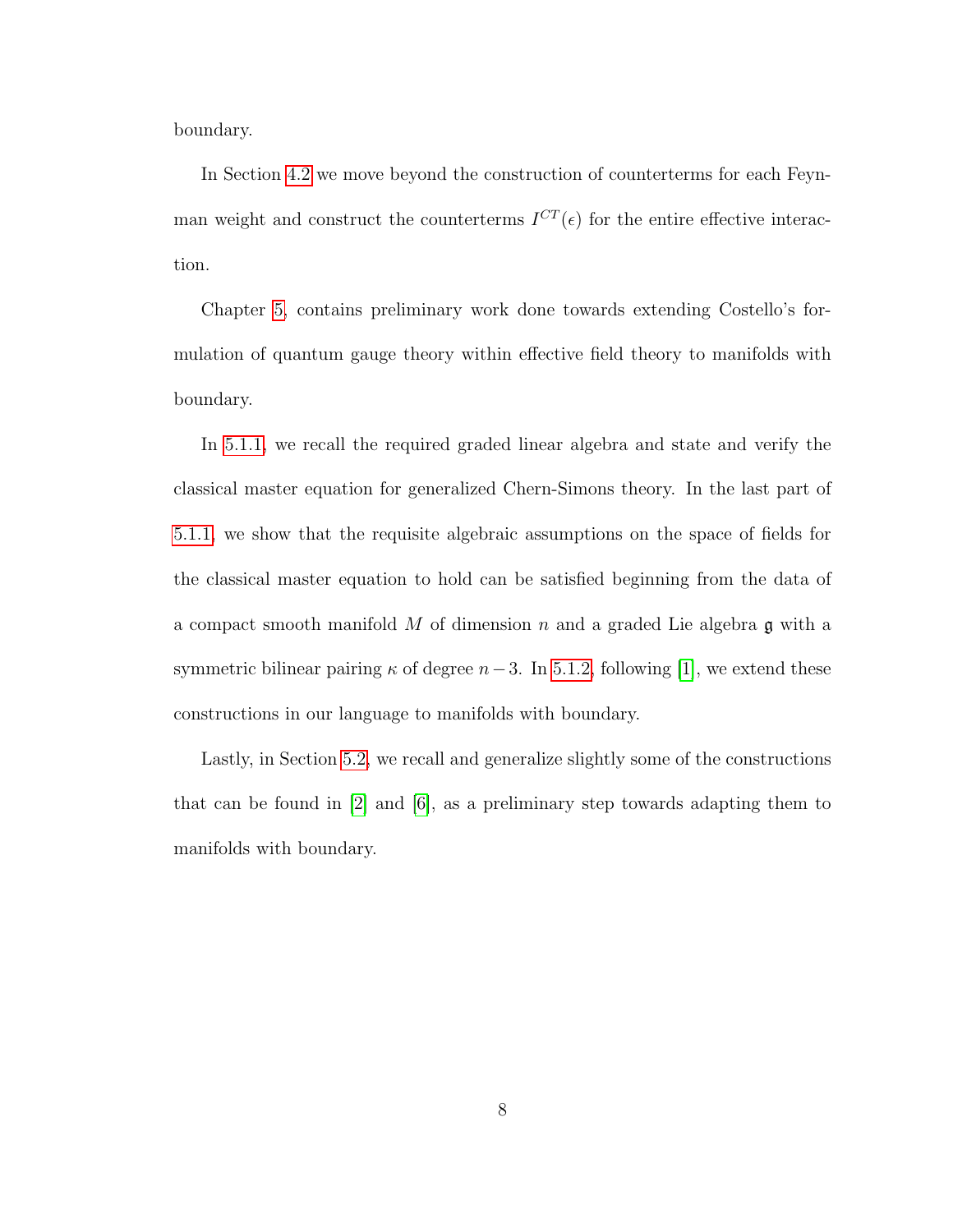boundary.

In Section 4.2 we move beyond the construction of counterterms for each Feynman weight and construct the counterterms $I^{CT}(\epsilon)$ for the entire effective interaction.

Chapter 5, contains preliminary work done towards extending Costello's formulation of quantum gauge theory within effective field theory to manifolds with boundary.

In 5.1.1, we recall the required graded linear algebra and state and verify the classical master equation for generalized Chern-Simons theory. In the last part of 5.1.1, we show that the requisite algebraic assumptions on the space of fields for the classical master equation to hold can be satisfied beginning from the data of a compact smooth manifold $M$ of dimension $n$ and a graded Lie algebra $\mathfrak{g}$ with a symmetric bilinear pairing $\kappa$ of degree $n-3$. In 5.1.2, following [1], we extend these constructions in our language to manifolds with boundary.

Lastly, in Section 5.2, we recall and generalize slightly some of the constructions that can be found in [2] and [6], as a preliminary step towards adapting them to manifolds with boundary.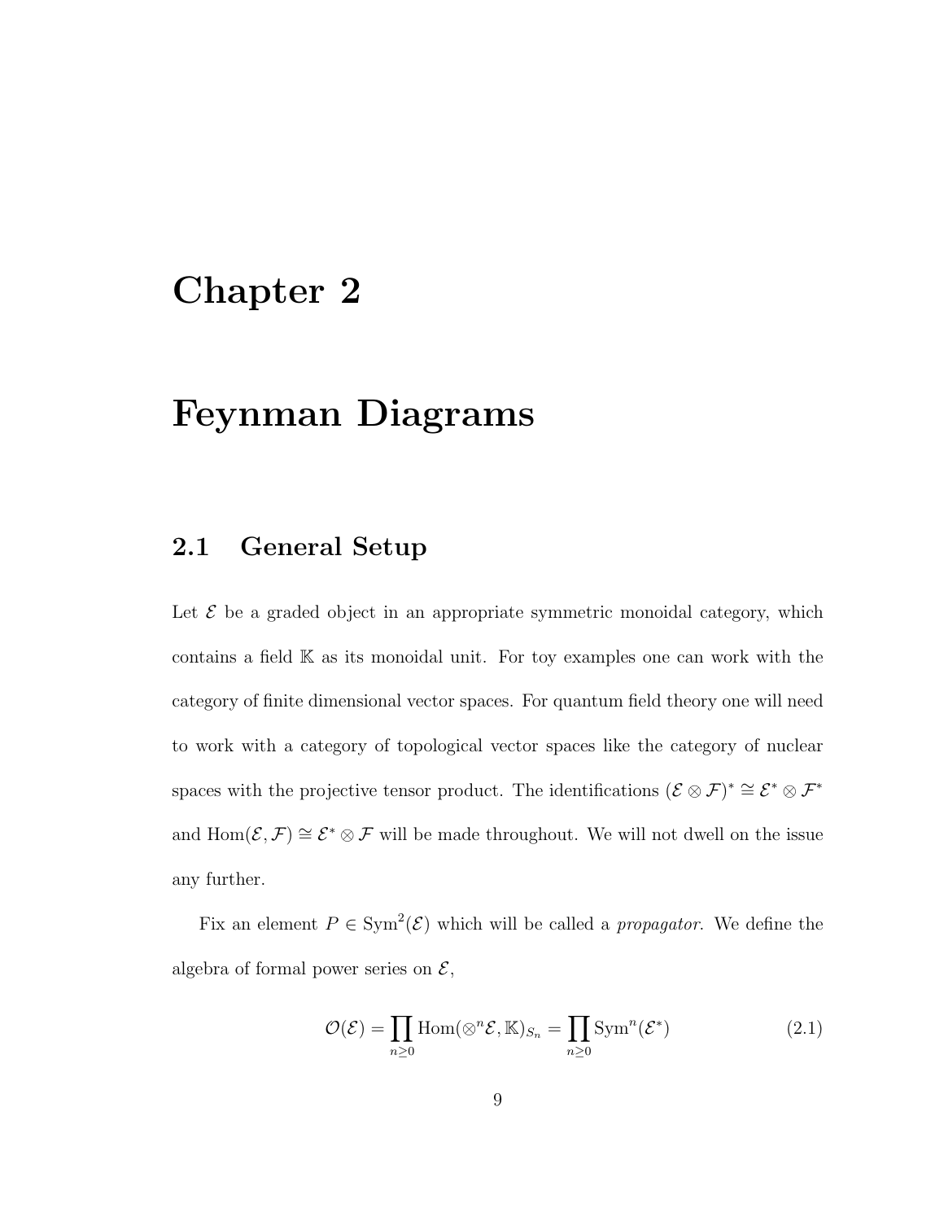# Chapter 2

# Feynman Diagrams

## 2.1 General Setup

Let $\mathcal{E}$ be a graded object in an appropriate symmetric monoidal category, which contains a field $\mathbb{K}$ as its monoidal unit. For toy examples one can work with the category of finite dimensional vector spaces. For quantum field theory one will need to work with a category of topological vector spaces like the category of nuclear spaces with the projective tensor product. The identifications $(\mathcal{E} \otimes \mathcal{F})^* \cong \mathcal{E}^* \otimes \mathcal{F}^*$ and $\mathrm{Hom}(\mathcal{E}, \mathcal{F}) \cong \mathcal{E}^* \otimes \mathcal{F}$ will be made throughout. We will not dwell on the issue any further.

Fix an element $P \in \mathrm{Sym}^2(\mathcal{E})$ which will be called a *propagator*. We define the algebra of formal power series on $\mathcal{E}$,

$$\mathcal{O}(\mathcal{E}) = \prod_{n \geq 0} \mathrm{Hom}(\otimes^n \mathcal{E}, \mathbb{K})_{S_n} = \prod_{n \geq 0} \mathrm{Sym}^n(\mathcal{E}^*) \tag{2.1}$$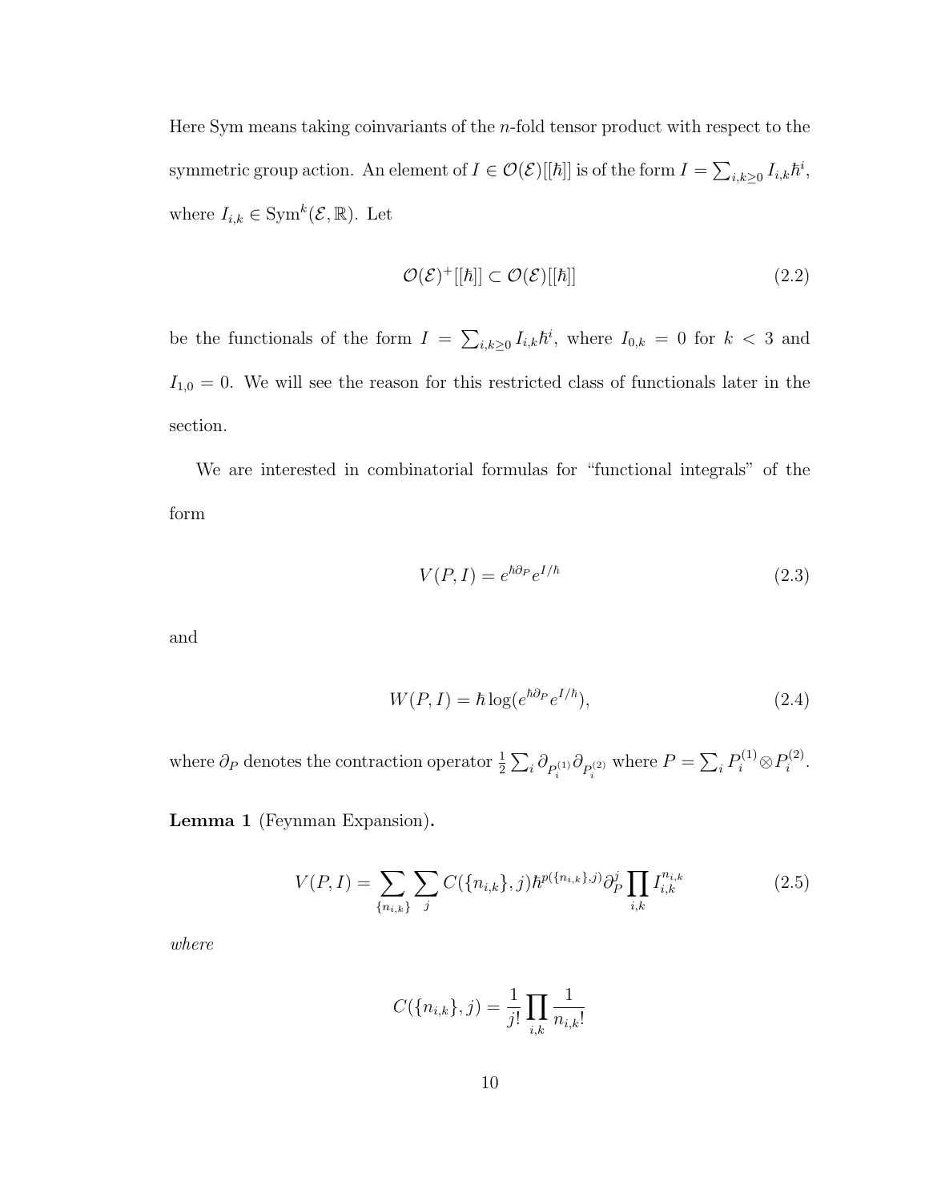Here Sym means taking coinvariants of the $n$-fold tensor product with respect to the symmetric group action. An element of $I \in \mathcal{O}(\mathcal{E})[[\hbar]]$ is of the form $I = \sum_{i,k\geq 0} I_{i,k}\hbar^i$, where $I_{i,k} \in \mathrm{Sym}^k(\mathcal{E}, \mathbb{R})$. Let

$$\mathcal{O}(\mathcal{E})^+[[\hbar]] \subset \mathcal{O}(\mathcal{E})[[\hbar]] \tag{2.2}$$

be the functionals of the form $I = \sum_{i,k\geq 0} I_{i,k}\hbar^i$, where $I_{0,k} = 0$ for $k < 3$ and $I_{1,0} = 0$. We will see the reason for this restricted class of functionals later in the section.

We are interested in combinatorial formulas for "functional integrals" of the form

$$V(P, I) = e^{\hbar \partial_P} e^{I/\hbar} \tag{2.3}$$

and

$$W(P, I) = \hbar \log(e^{\hbar \partial_P} e^{I/\hbar}), \tag{2.4}$$

where $\partial_P$ denotes the contraction operator $\frac{1}{2}\sum_i \partial_{P_i^{(1)}} \partial_{P_i^{(2)}}$ where $P = \sum_i P_i^{(1)} \otimes P_i^{(2)}$.

**Lemma 1** (Feynman Expansion)**.**

$$V(P, I) = \sum_{\{n_{i,k}\}} \sum_j C(\{n_{i,k}\}, j) \hbar^{p(\{n_{i,k}\}, j)} \partial_P^j \prod_{i,k} I_{i,k}^{n_{i,k}} \tag{2.5}$$

*where*

$$C(\{n_{i,k}\}, j) = \frac{1}{j!} \prod_{i,k} \frac{1}{n_{i,k}!}$$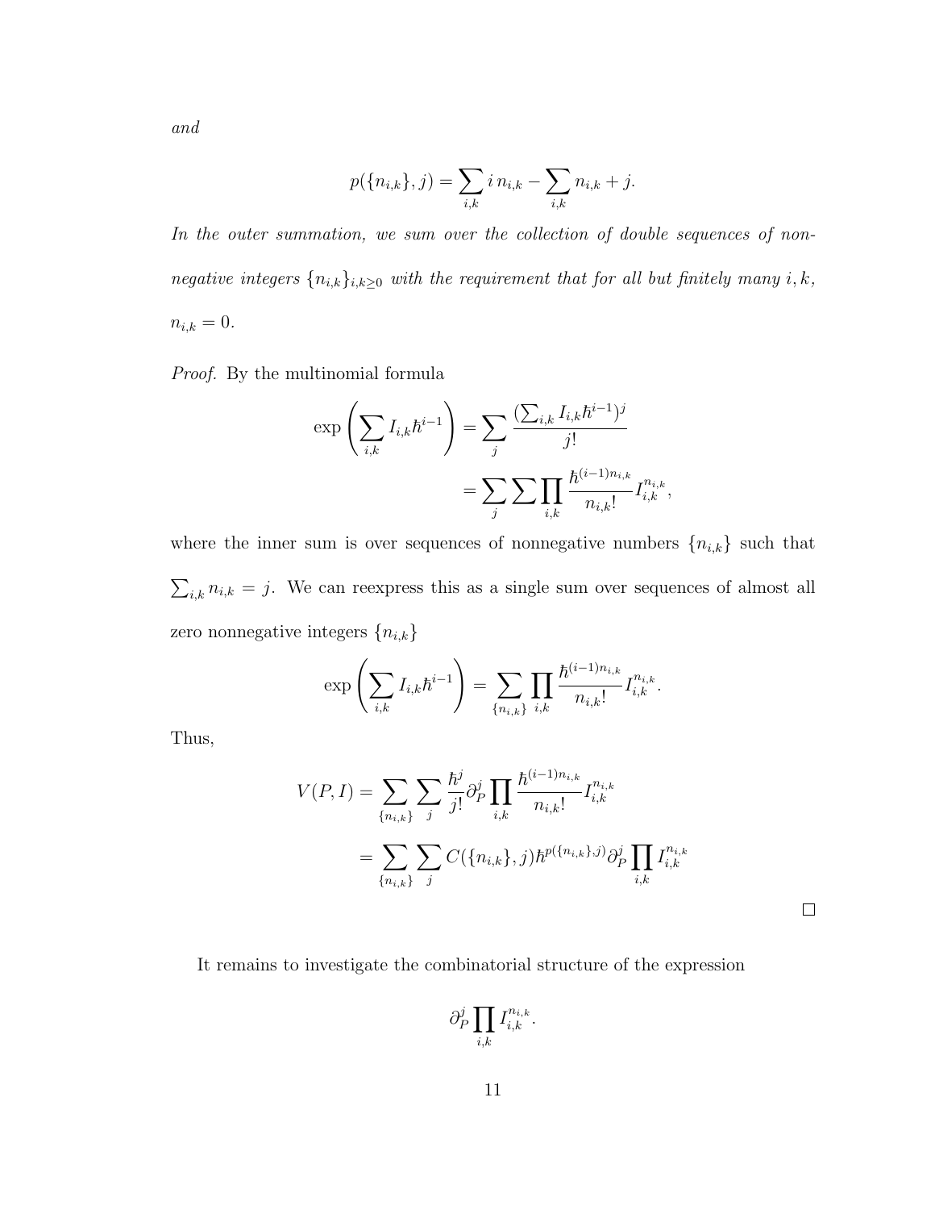*and*

$$p(\{n_{i,k}\}, j) = \sum_{i,k} i\, n_{i,k} - \sum_{i,k} n_{i,k} + j.$$

*In the outer summation, we sum over the collection of double sequences of non-negative integers $\{n_{i,k}\}_{i,k\geq 0}$ with the requirement that for all but finitely many $i, k$, $n_{i,k} = 0$.*

*Proof.* By the multinomial formula

$$\exp\left(\sum_{i,k} I_{i,k}\hbar^{i-1}\right) = \sum_{j} \frac{(\sum_{i,k} I_{i,k}\hbar^{i-1})^j}{j!}$$
$$= \sum_{j} \sum \prod_{i,k} \frac{\hbar^{(i-1)n_{i,k}}}{n_{i,k}!} I_{i,k}^{n_{i,k}},$$

where the inner sum is over sequences of nonnegative numbers $\{n_{i,k}\}$ such that $\sum_{i,k} n_{i,k} = j$. We can reexpress this as a single sum over sequences of almost all zero nonnegative integers $\{n_{i,k}\}$

$$\exp\left(\sum_{i,k} I_{i,k}\hbar^{i-1}\right) = \sum_{\{n_{i,k}\}} \prod_{i,k} \frac{\hbar^{(i-1)n_{i,k}}}{n_{i,k}!} I_{i,k}^{n_{i,k}}.$$

Thus,

$$V(P, I) = \sum_{\{n_{i,k}\}} \sum_{j} \frac{\hbar^j}{j!} \partial_P^j \prod_{i,k} \frac{\hbar^{(i-1)n_{i,k}}}{n_{i,k}!} I_{i,k}^{n_{i,k}}$$
$$= \sum_{\{n_{i,k}\}} \sum_{j} C(\{n_{i,k}\}, j) \hbar^{p(\{n_{i,k}\}, j)} \partial_P^j \prod_{i,k} I_{i,k}^{n_{i,k}}$$

□

It remains to investigate the combinatorial structure of the expression

$$\partial_P^j \prod_{i,k} I_{i,k}^{n_{i,k}}.$$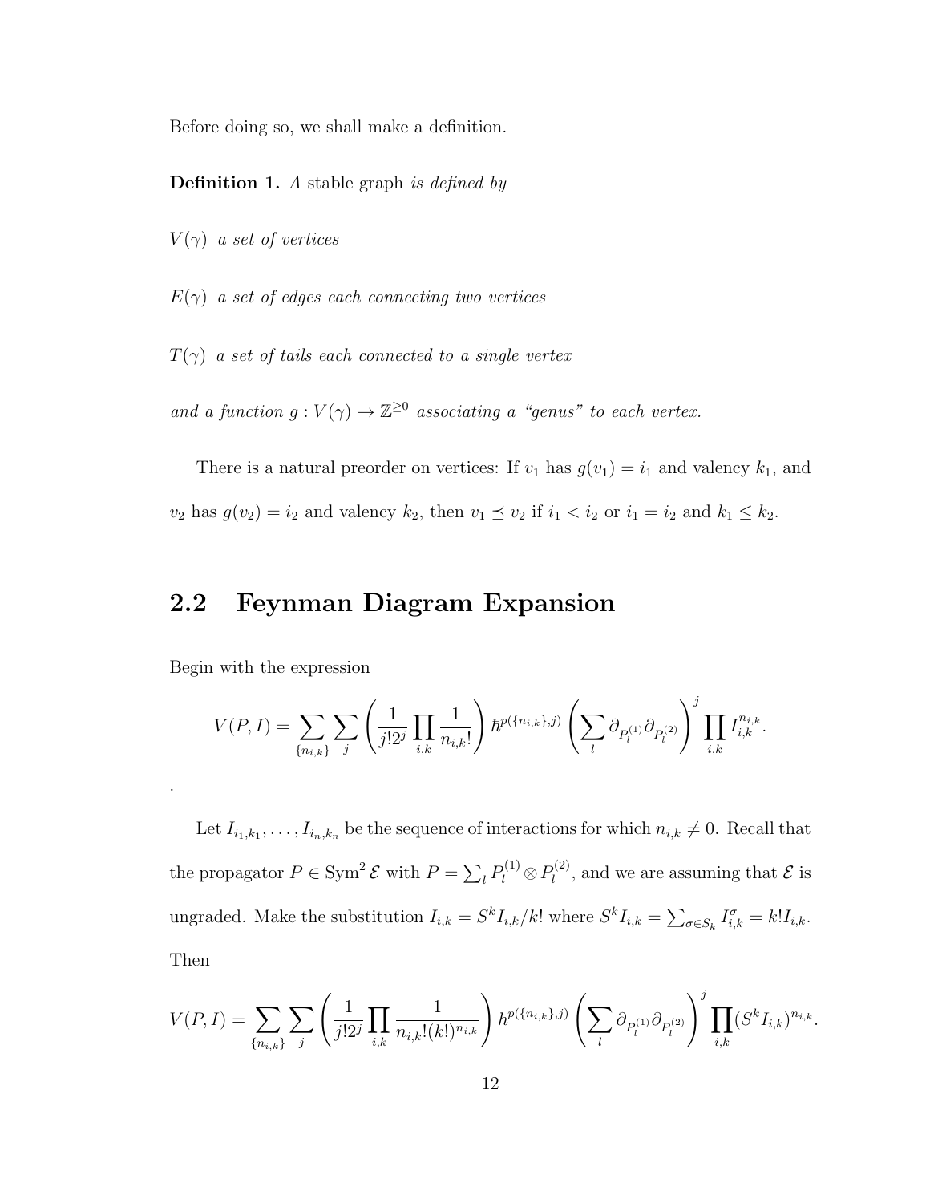Before doing so, we shall make a definition.

**Definition 1.** *A* stable graph *is defined by*

$V(\gamma)$ *a set of vertices*

$E(\gamma)$ *a set of edges each connecting two vertices*

$T(\gamma)$ *a set of tails each connected to a single vertex*

*and a function* $g : V(\gamma) \to \mathbb{Z}^{\geq 0}$ *associating a "genus" to each vertex.*

There is a natural preorder on vertices: If $v_1$ has $g(v_1) = i_1$ and valency $k_1$, and $v_2$ has $g(v_2) = i_2$ and valency $k_2$, then $v_1 \preceq v_2$ if $i_1 < i_2$ or $i_1 = i_2$ and $k_1 \leq k_2$.

## 2.2 Feynman Diagram Expansion

Begin with the expression

$$V(P, I) = \sum_{\{n_{i,k}\}} \sum_{j} \left( \frac{1}{j! 2^j} \prod_{i,k} \frac{1}{n_{i,k}!} \right) \hbar^{p(\{n_{i,k}\}, j)} \left( \sum_{l} \partial_{P_l^{(1)}} \partial_{P_l^{(2)}} \right)^{j} \prod_{i,k} I_{i,k}^{n_{i,k}}.$$

.

Let $I_{i_1,k_1}, \ldots, I_{i_n,k_n}$ be the sequence of interactions for which $n_{i,k} \neq 0$. Recall that the propagator $P \in \operatorname{Sym}^2 \mathcal{E}$ with $P = \sum_l P_l^{(1)} \otimes P_l^{(2)}$, and we are assuming that $\mathcal{E}$ is ungraded. Make the substitution $I_{i,k} = S^k I_{i,k}/k!$ where $S^k I_{i,k} = \sum_{\sigma \in S_k} I_{i,k}^{\sigma} = k! I_{i,k}$. Then

$$V(P, I) = \sum_{\{n_{i,k}\}} \sum_{j} \left( \frac{1}{j! 2^j} \prod_{i,k} \frac{1}{n_{i,k}! (k!)^{n_{i,k}}} \right) \hbar^{p(\{n_{i,k}\}, j)} \left( \sum_{l} \partial_{P_l^{(1)}} \partial_{P_l^{(2)}} \right)^{j} \prod_{i,k} (S^k I_{i,k})^{n_{i,k}}.$$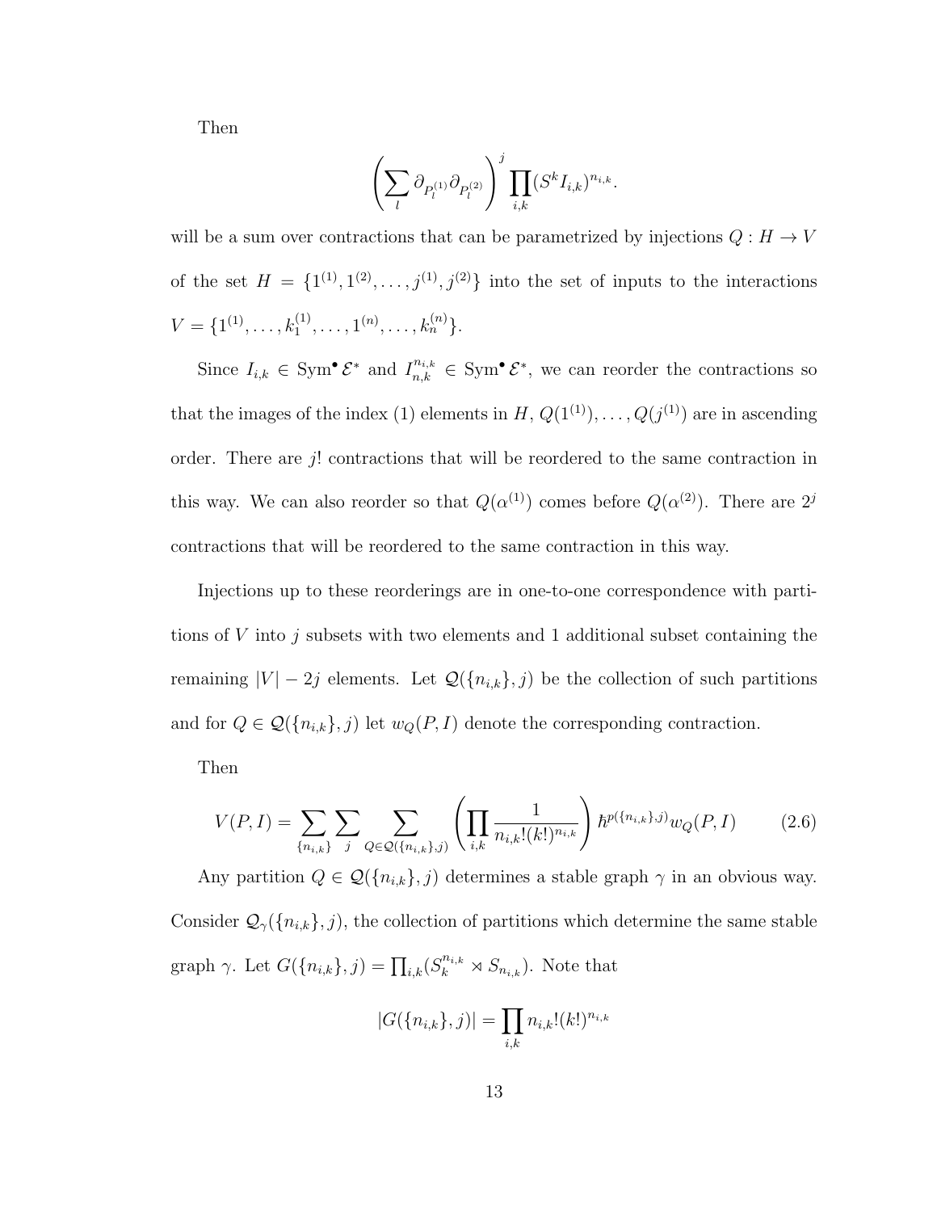Then

$$\left(\sum_l \partial_{P_l^{(1)}} \partial_{P_l^{(2)}}\right)^j \prod_{i,k} (S^k I_{i,k})^{n_{i,k}}.$$

will be a sum over contractions that can be parametrized by injections $Q : H \to V$ of the set $H = \{1^{(1)}, 1^{(2)}, \ldots, j^{(1)}, j^{(2)}\}$ into the set of inputs to the interactions $V = \{1^{(1)}, \ldots, k_1^{(1)}, \ldots, 1^{(n)}, \ldots, k_n^{(n)}\}$.

Since $I_{i,k} \in \mathrm{Sym}^\bullet \mathcal{E}^*$ and $I_{n,k}^{n_{i,k}} \in \mathrm{Sym}^\bullet \mathcal{E}^*$, we can reorder the contractions so that the images of the index (1) elements in $H$, $Q(1^{(1)}), \ldots, Q(j^{(1)})$ are in ascending order. There are $j!$ contractions that will be reordered to the same contraction in this way. We can also reorder so that $Q(\alpha^{(1)})$ comes before $Q(\alpha^{(2)})$. There are $2^j$ contractions that will be reordered to the same contraction in this way.

Injections up to these reorderings are in one-to-one correspondence with partitions of $V$ into $j$ subsets with two elements and 1 additional subset containing the remaining $|V| - 2j$ elements. Let $\mathcal{Q}(\{n_{i,k}\}, j)$ be the collection of such partitions and for $Q \in \mathcal{Q}(\{n_{i,k}\}, j)$ let $w_Q(P, I)$ denote the corresponding contraction.

Then

$$V(P, I) = \sum_{\{n_{i,k}\}} \sum_j \sum_{Q \in \mathcal{Q}(\{n_{i,k}\}, j)} \left(\prod_{i,k} \frac{1}{n_{i,k}!(k!)^{n_{i,k}}}\right) \hbar^{p(\{n_{i,k}\}, j)} w_Q(P, I) \tag{2.6}$$

Any partition $Q \in \mathcal{Q}(\{n_{i,k}\}, j)$ determines a stable graph $\gamma$ in an obvious way. Consider $\mathcal{Q}_\gamma(\{n_{i,k}\}, j)$, the collection of partitions which determine the same stable graph $\gamma$. Let $G(\{n_{i,k}\}, j) = \prod_{i,k}(S_k^{n_{i,k}} \rtimes S_{n_{i,k}})$. Note that

$$|G(\{n_{i,k}\}, j)| = \prod_{i,k} n_{i,k}!(k!)^{n_{i,k}}$$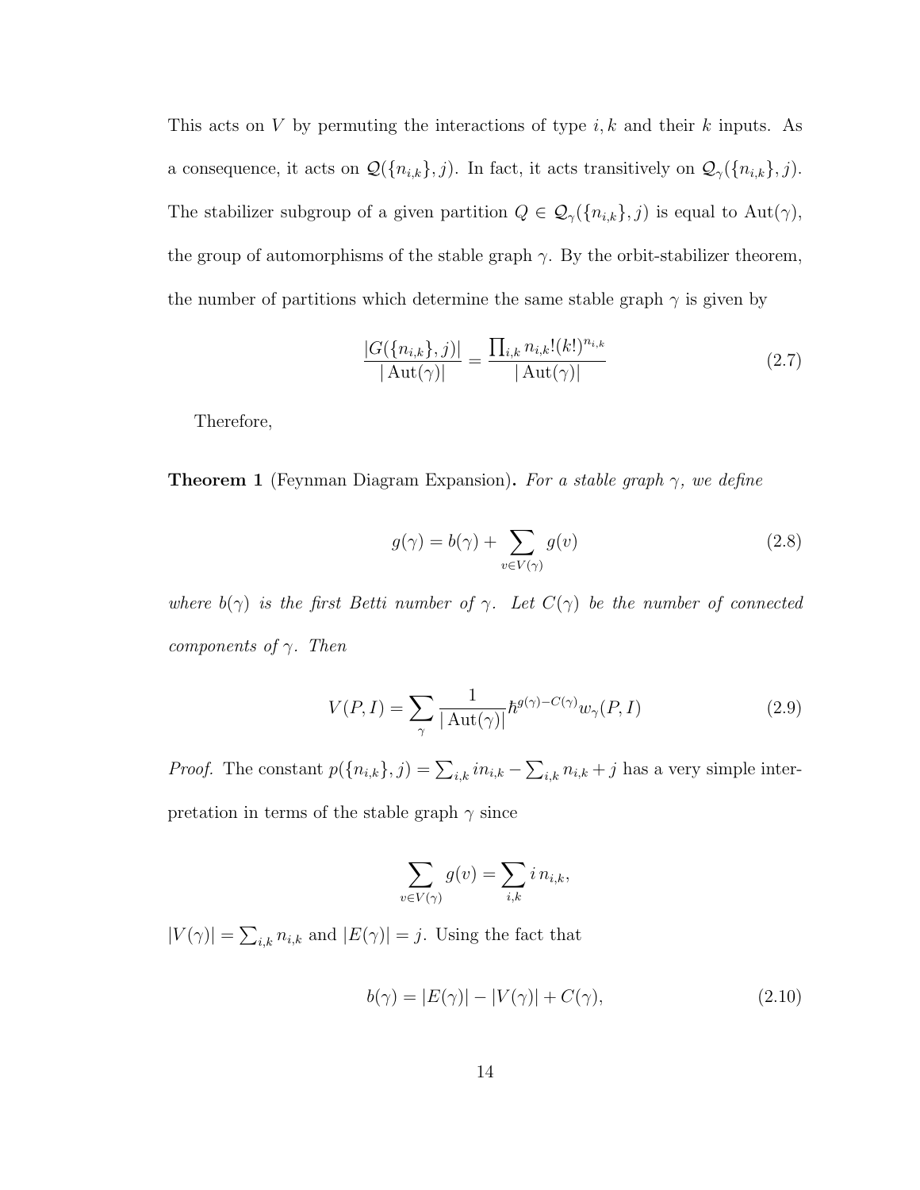This acts on $V$ by permuting the interactions of type $i, k$ and their $k$ inputs. As a consequence, it acts on $\mathcal{Q}(\{n_{i,k}\}, j)$. In fact, it acts transitively on $\mathcal{Q}_\gamma(\{n_{i,k}\}, j)$. The stabilizer subgroup of a given partition $Q \in \mathcal{Q}_\gamma(\{n_{i,k}\}, j)$ is equal to $\operatorname{Aut}(\gamma)$, the group of automorphisms of the stable graph $\gamma$. By the orbit-stabilizer theorem, the number of partitions which determine the same stable graph $\gamma$ is given by

$$\frac{|G(\{n_{i,k}\}, j)|}{|\operatorname{Aut}(\gamma)|} = \frac{\prod_{i,k} n_{i,k}!(k!)^{n_{i,k}}}{|\operatorname{Aut}(\gamma)|} \tag{2.7}$$

Therefore,

**Theorem 1** (Feynman Diagram Expansion)**.** *For a stable graph $\gamma$, we define*

$$g(\gamma) = b(\gamma) + \sum_{v \in V(\gamma)} g(v) \tag{2.8}$$

*where $b(\gamma)$ is the first Betti number of $\gamma$. Let $C(\gamma)$ be the number of connected components of $\gamma$. Then*

$$V(P, I) = \sum_\gamma \frac{1}{|\operatorname{Aut}(\gamma)|} \hbar^{g(\gamma) - C(\gamma)} w_\gamma(P, I) \tag{2.9}$$

*Proof.* The constant $p(\{n_{i,k}\}, j) = \sum_{i,k} i n_{i,k} - \sum_{i,k} n_{i,k} + j$ has a very simple interpretation in terms of the stable graph $\gamma$ since

$$\sum_{v \in V(\gamma)} g(v) = \sum_{i,k} i\, n_{i,k},$$

$|V(\gamma)| = \sum_{i,k} n_{i,k}$ and $|E(\gamma)| = j$. Using the fact that

$$b(\gamma) = |E(\gamma)| - |V(\gamma)| + C(\gamma), \tag{2.10}$$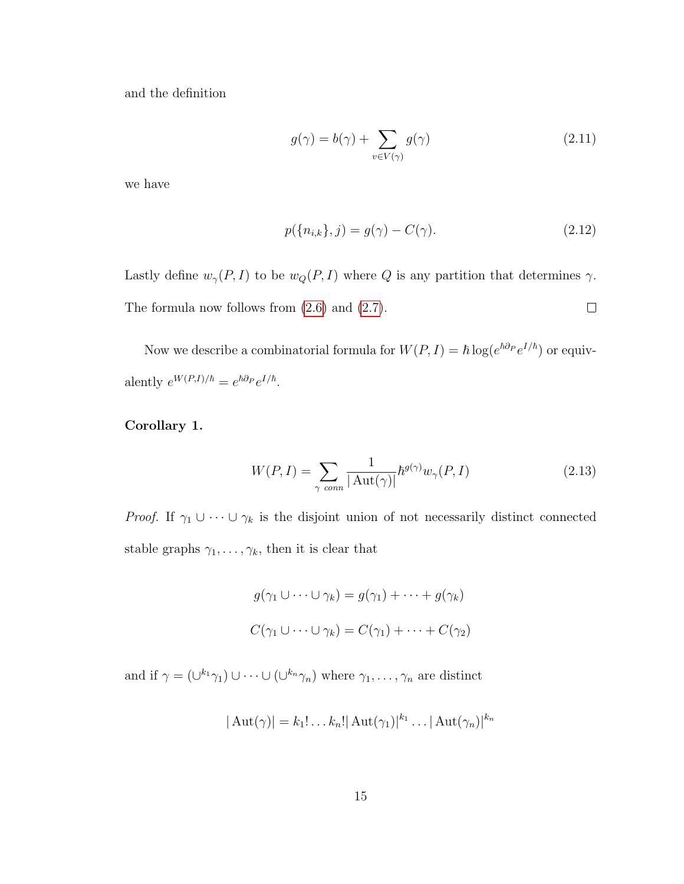and the definition

$$g(\gamma) = b(\gamma) + \sum_{v \in V(\gamma)} g(\gamma) \tag{2.11}$$

we have

$$p(\{n_{i,k}\}, j) = g(\gamma) - C(\gamma). \tag{2.12}$$

Lastly define $w_\gamma(P, I)$ to be $w_Q(P, I)$ where $Q$ is any partition that determines $\gamma$. The formula now follows from (2.6) and (2.7). $\square$

Now we describe a combinatorial formula for $W(P, I) = \hbar \log(e^{\hbar \partial_P} e^{I/\hbar})$ or equivalently $e^{W(P,I)/\hbar} = e^{\hbar \partial_P} e^{I/\hbar}$.

**Corollary 1.**

$$W(P, I) = \sum_{\gamma \ conn} \frac{1}{|\operatorname{Aut}(\gamma)|} \hbar^{g(\gamma)} w_\gamma(P, I) \tag{2.13}$$

*Proof.* If $\gamma_1 \cup \cdots \cup \gamma_k$ is the disjoint union of not necessarily distinct connected stable graphs $\gamma_1, \ldots, \gamma_k$, then it is clear that

$$g(\gamma_1 \cup \cdots \cup \gamma_k) = g(\gamma_1) + \cdots + g(\gamma_k)$$

$$C(\gamma_1 \cup \cdots \cup \gamma_k) = C(\gamma_1) + \cdots + C(\gamma_2)$$

and if $\gamma = (\cup^{k_1} \gamma_1) \cup \cdots \cup (\cup^{k_n} \gamma_n)$ where $\gamma_1, \ldots, \gamma_n$ are distinct

$$|\operatorname{Aut}(\gamma)| = k_1! \ldots k_n! |\operatorname{Aut}(\gamma_1)|^{k_1} \ldots |\operatorname{Aut}(\gamma_n)|^{k_n}$$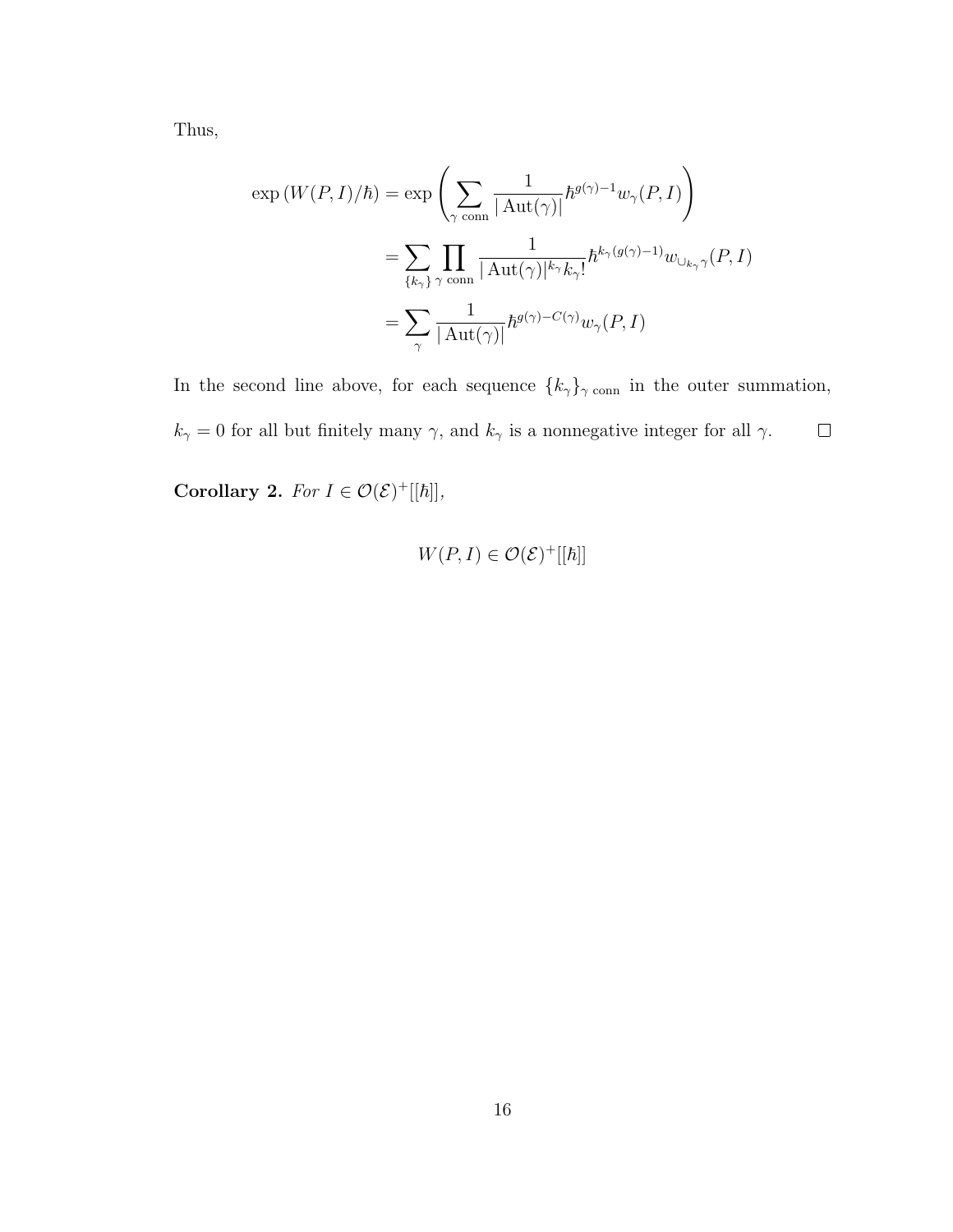Thus,

$$
\begin{aligned}
\exp\left(W(P,I)/\hbar\right) &= \exp\left(\sum_{\gamma \text{ conn}} \frac{1}{|\operatorname{Aut}(\gamma)|} \hbar^{g(\gamma)-1} w_\gamma(P,I)\right) \\
&= \sum_{\{k_\gamma\}} \prod_{\gamma \text{ conn}} \frac{1}{|\operatorname{Aut}(\gamma)|^{k_\gamma} k_\gamma!} \hbar^{k_\gamma(g(\gamma)-1)} w_{\cup_{k_\gamma}\gamma}(P,I) \\
&= \sum_{\gamma} \frac{1}{|\operatorname{Aut}(\gamma)|} \hbar^{g(\gamma)-C(\gamma)} w_\gamma(P,I)
\end{aligned}
$$

In the second line above, for each sequence $\{k_\gamma\}_{\gamma \text{ conn}}$ in the outer summation, $k_\gamma = 0$ for all but finitely many $\gamma$, and $k_\gamma$ is a nonnegative integer for all $\gamma$. □

**Corollary 2.** *For $I \in \mathcal{O}(\mathcal{E})^+[[\hbar]]$,*

$$W(P,I) \in \mathcal{O}(\mathcal{E})^+[[\hbar]]$$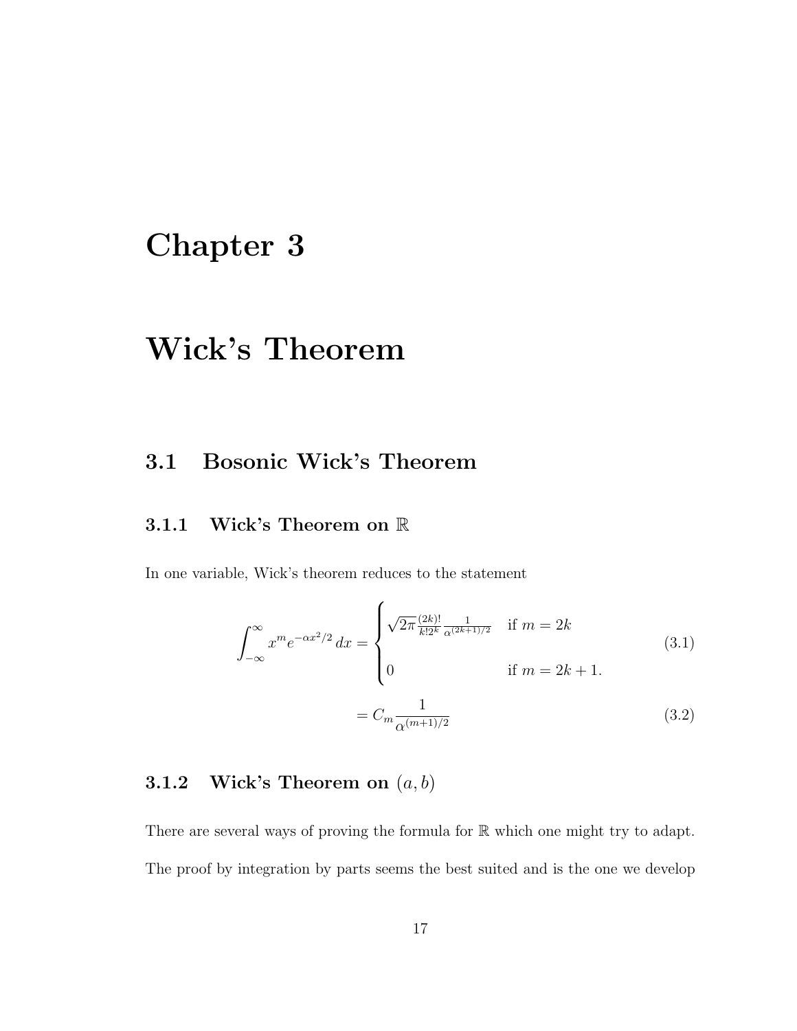# Chapter 3

# Wick's Theorem

## 3.1 Bosonic Wick's Theorem

### 3.1.1 Wick's Theorem on $\mathbb{R}$

In one variable, Wick's theorem reduces to the statement

$$\int_{-\infty}^{\infty} x^m e^{-\alpha x^2/2}\, dx = \begin{cases} \sqrt{2\pi}\frac{(2k)!}{k!2^k}\frac{1}{\alpha^{(2k+1)/2}} & \text{if } m = 2k \\ 0 & \text{if } m = 2k+1. \end{cases} \tag{3.1}$$

$$= C_m \frac{1}{\alpha^{(m+1)/2}} \tag{3.2}$$

### 3.1.2 Wick's Theorem on $(a, b)$

There are several ways of proving the formula for $\mathbb{R}$ which one might try to adapt. The proof by integration by parts seems the best suited and is the one we develop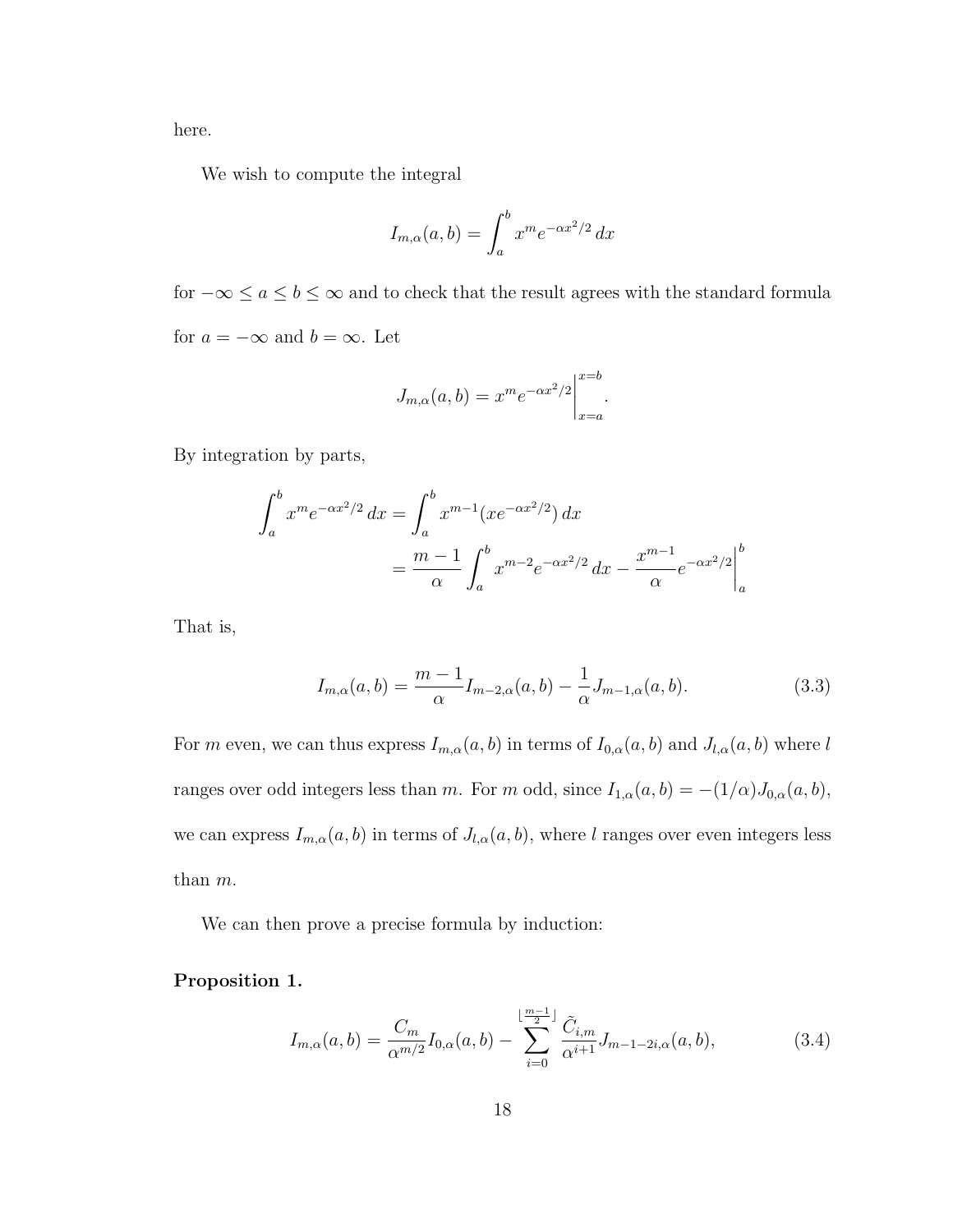here.

We wish to compute the integral

$$I_{m,\alpha}(a,b) = \int_a^b x^m e^{-\alpha x^2/2}\, dx$$

for $-\infty \leq a \leq b \leq \infty$ and to check that the result agrees with the standard formula for $a = -\infty$ and $b = \infty$. Let

$$J_{m,\alpha}(a,b) = x^m e^{-\alpha x^2/2}\Big|_{x=a}^{x=b}.$$

By integration by parts,

$$\begin{aligned}
\int_a^b x^m e^{-\alpha x^2/2}\, dx &= \int_a^b x^{m-1}(x e^{-\alpha x^2/2})\, dx \\
&= \frac{m-1}{\alpha}\int_a^b x^{m-2} e^{-\alpha x^2/2}\, dx - \frac{x^{m-1}}{\alpha} e^{-\alpha x^2/2}\Big|_a^b
\end{aligned}$$

That is,

$$I_{m,\alpha}(a,b) = \frac{m-1}{\alpha} I_{m-2,\alpha}(a,b) - \frac{1}{\alpha} J_{m-1,\alpha}(a,b). \tag{3.3}$$

For $m$ even, we can thus express $I_{m,\alpha}(a,b)$ in terms of $I_{0,\alpha}(a,b)$ and $J_{l,\alpha}(a,b)$ where $l$ ranges over odd integers less than $m$. For $m$ odd, since $I_{1,\alpha}(a,b) = -(1/\alpha)J_{0,\alpha}(a,b)$, we can express $I_{m,\alpha}(a,b)$ in terms of $J_{l,\alpha}(a,b)$, where $l$ ranges over even integers less than $m$.

We can then prove a precise formula by induction:

**Proposition 1.**

$$I_{m,\alpha}(a,b) = \frac{C_m}{\alpha^{m/2}} I_{0,\alpha}(a,b) - \sum_{i=0}^{\lfloor \frac{m-1}{2} \rfloor} \frac{\tilde{C}_{i,m}}{\alpha^{i+1}} J_{m-1-2i,\alpha}(a,b), \tag{3.4}$$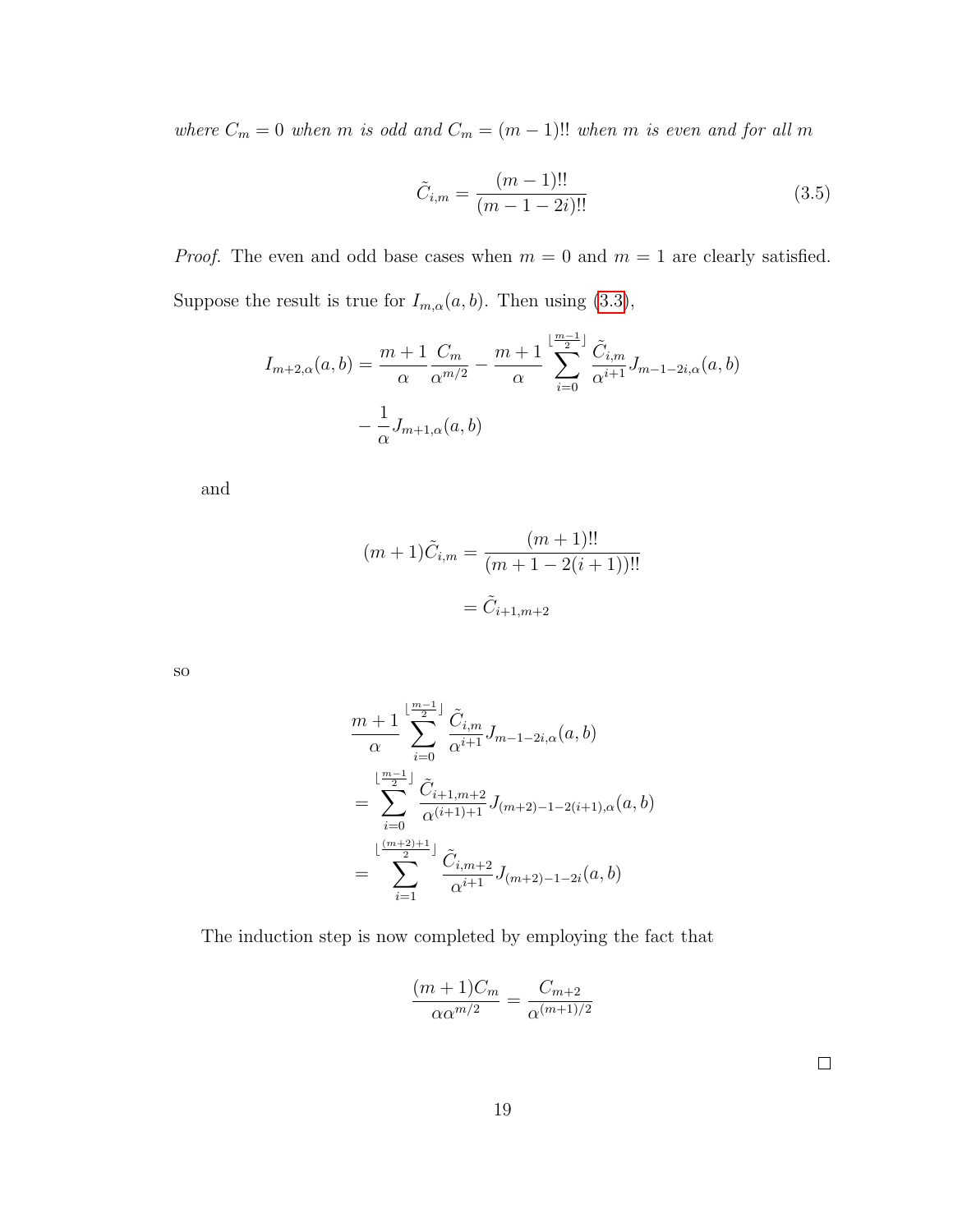*where $C_m = 0$ when $m$ is odd and $C_m = (m-1)!!$ when $m$ is even and for all $m$*

$$\tilde{C}_{i,m} = \frac{(m-1)!!}{(m-1-2i)!!} \tag{3.5}$$

*Proof.* The even and odd base cases when $m = 0$ and $m = 1$ are clearly satisfied. Suppose the result is true for $I_{m,\alpha}(a,b)$. Then using (3.3),

$$I_{m+2,\alpha}(a,b) = \frac{m+1}{\alpha}\frac{C_m}{\alpha^{m/2}} - \frac{m+1}{\alpha}\sum_{i=0}^{\lfloor\frac{m-1}{2}\rfloor}\frac{\tilde{C}_{i,m}}{\alpha^{i+1}}J_{m-1-2i,\alpha}(a,b)$$
$$-\frac{1}{\alpha}J_{m+1,\alpha}(a,b)$$

and

$$(m+1)\tilde{C}_{i,m} = \frac{(m+1)!!}{(m+1-2(i+1))!!}$$
$$= \tilde{C}_{i+1,m+2}$$

so

$$\frac{m+1}{\alpha}\sum_{i=0}^{\lfloor\frac{m-1}{2}\rfloor}\frac{\tilde{C}_{i,m}}{\alpha^{i+1}}J_{m-1-2i,\alpha}(a,b)$$
$$= \sum_{i=0}^{\lfloor\frac{m-1}{2}\rfloor}\frac{\tilde{C}_{i+1,m+2}}{\alpha^{(i+1)+1}}J_{(m+2)-1-2(i+1),\alpha}(a,b)$$
$$= \sum_{i=1}^{\lfloor\frac{(m+2)+1}{2}\rfloor}\frac{\tilde{C}_{i,m+2}}{\alpha^{i+1}}J_{(m+2)-1-2i}(a,b)$$

The induction step is now completed by employing the fact that

$$\frac{(m+1)C_m}{\alpha\alpha^{m/2}} = \frac{C_{m+2}}{\alpha^{(m+1)/2}}$$

□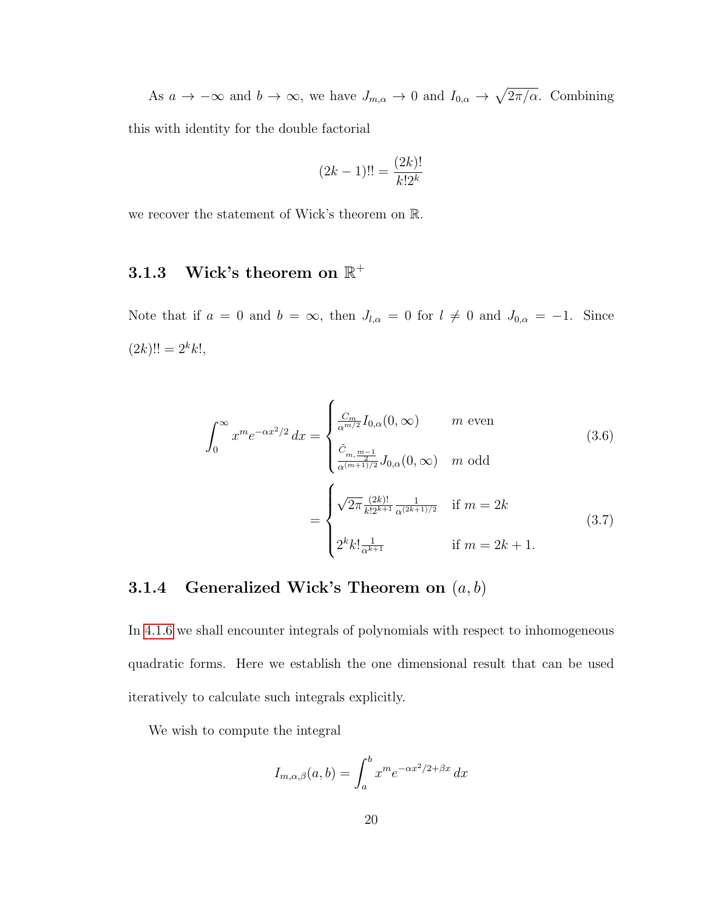As $a \to -\infty$ and $b \to \infty$, we have $J_{m,\alpha} \to 0$ and $I_{0,\alpha} \to \sqrt{2\pi/\alpha}$. Combining this with identity for the double factorial

$$(2k-1)!! = \frac{(2k)!}{k!2^k}$$

we recover the statement of Wick's theorem on $\mathbb{R}$.

### 3.1.3 Wick's theorem on $\mathbb{R}^+$

Note that if $a = 0$ and $b = \infty$, then $J_{l,\alpha} = 0$ for $l \neq 0$ and $J_{0,\alpha} = -1$. Since $(2k)!! = 2^k k!$,

$$\int_0^\infty x^m e^{-\alpha x^2/2}\,dx = \begin{cases} \frac{C_m}{\alpha^{m/2}} I_{0,\alpha}(0,\infty) & m \text{ even} \\ \frac{\tilde{C}_{m,\frac{m-1}{2}}}{\alpha^{(m+1)/2}} J_{0,\alpha}(0,\infty) & m \text{ odd} \end{cases} \tag{3.6}$$

$$= \begin{cases} \sqrt{2\pi}\frac{(2k)!}{k!2^{k+1}}\frac{1}{\alpha^{(2k+1)/2}} & \text{if } m = 2k \\ 2^k k! \frac{1}{\alpha^{k+1}} & \text{if } m = 2k+1. \end{cases} \tag{3.7}$$

### 3.1.4 Generalized Wick's Theorem on $(a, b)$

In 4.1.6 we shall encounter integrals of polynomials with respect to inhomogeneous quadratic forms. Here we establish the one dimensional result that can be used iteratively to calculate such integrals explicitly.

We wish to compute the integral

$$I_{m,\alpha,\beta}(a,b) = \int_a^b x^m e^{-\alpha x^2/2 + \beta x}\,dx$$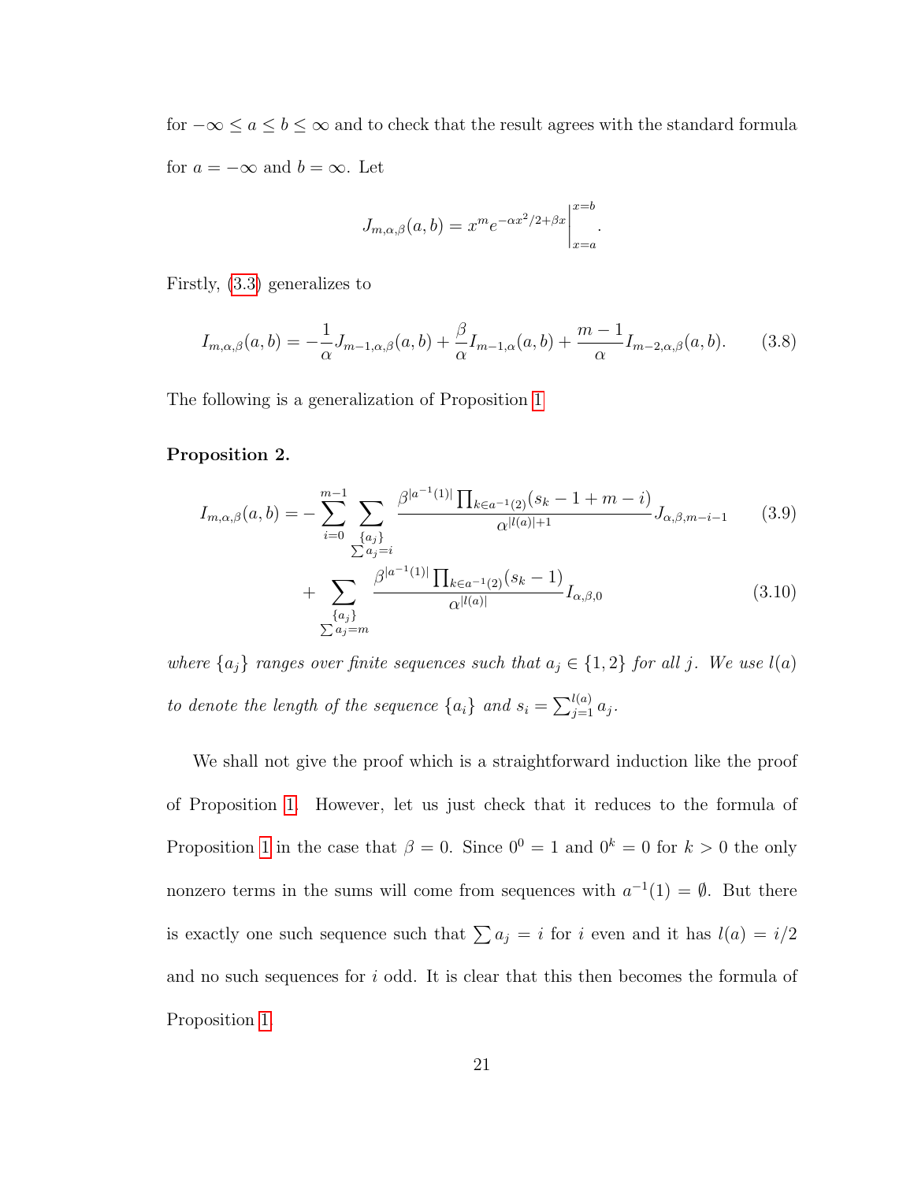for $-\infty \leq a \leq b \leq \infty$ and to check that the result agrees with the standard formula for $a = -\infty$ and $b = \infty$. Let

$$J_{m,\alpha,\beta}(a,b) = x^m e^{-\alpha x^2/2+\beta x}\Big|_{x=a}^{x=b}.$$

Firstly, (3.3) generalizes to

$$I_{m,\alpha,\beta}(a,b) = -\frac{1}{\alpha}J_{m-1,\alpha,\beta}(a,b) + \frac{\beta}{\alpha}I_{m-1,\alpha}(a,b) + \frac{m-1}{\alpha}I_{m-2,\alpha,\beta}(a,b). \tag{3.8}$$

The following is a generalization of Proposition 1

**Proposition 2.**

$$I_{m,\alpha,\beta}(a,b) = -\sum_{i=0}^{m-1}\sum_{\substack{\{a_j\}\\ \sum a_j = i}} \frac{\beta^{|a^{-1}(1)|}\prod_{k\in a^{-1}(2)}(s_k - 1 + m - i)}{\alpha^{|l(a)|+1}} J_{\alpha,\beta,m-i-1} \tag{3.9}$$

$$+ \sum_{\substack{\{a_j\}\\ \sum a_j = m}} \frac{\beta^{|a^{-1}(1)|}\prod_{k\in a^{-1}(2)}(s_k - 1)}{\alpha^{|l(a)|}} I_{\alpha,\beta,0} \tag{3.10}$$

*where $\{a_j\}$ ranges over finite sequences such that $a_j \in \{1,2\}$ for all $j$. We use $l(a)$ to denote the length of the sequence $\{a_i\}$ and $s_i = \sum_{j=1}^{l(a)} a_j$.*

We shall not give the proof which is a straightforward induction like the proof of Proposition 1. However, let us just check that it reduces to the formula of Proposition 1 in the case that $\beta = 0$. Since $0^0 = 1$ and $0^k = 0$ for $k > 0$ the only nonzero terms in the sums will come from sequences with $a^{-1}(1) = \emptyset$. But there is exactly one such sequence such that $\sum a_j = i$ for $i$ even and it has $l(a) = i/2$ and no such sequences for $i$ odd. It is clear that this then becomes the formula of Proposition 1.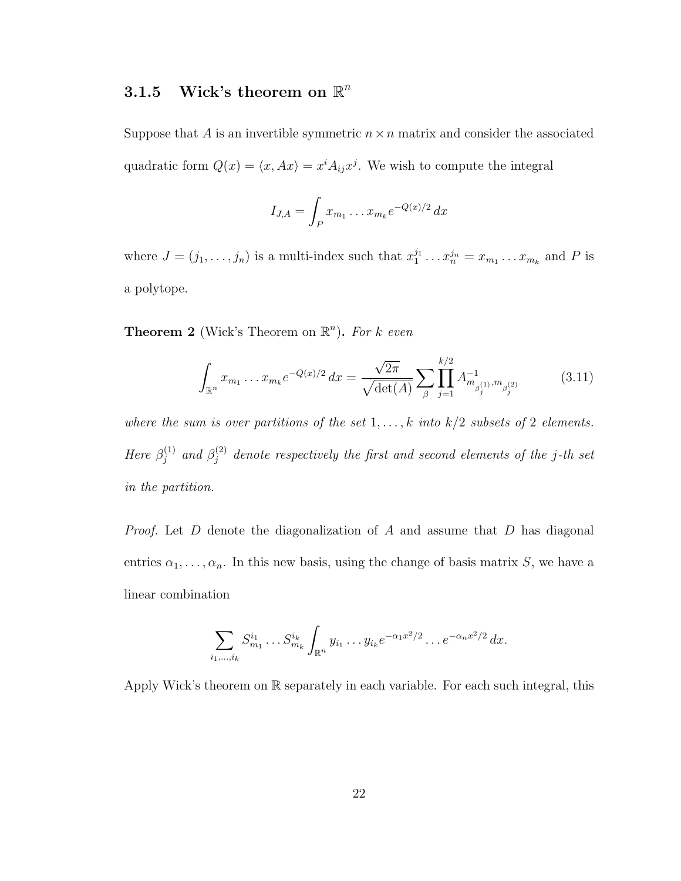### 3.1.5 Wick's theorem on $\mathbb{R}^n$

Suppose that $A$ is an invertible symmetric $n \times n$ matrix and consider the associated quadratic form $Q(x) = \langle x, Ax \rangle = x^i A_{ij} x^j$. We wish to compute the integral

$$I_{J,A} = \int_P x_{m_1} \dots x_{m_k} e^{-Q(x)/2} \, dx$$

where $J = (j_1, \dots, j_n)$ is a multi-index such that $x_1^{j_1} \dots x_n^{j_n} = x_{m_1} \dots x_{m_k}$ and $P$ is a polytope.

**Theorem 2** (Wick's Theorem on $\mathbb{R}^n$)**.** *For $k$ even*

$$\int_{\mathbb{R}^n} x_{m_1} \dots x_{m_k} e^{-Q(x)/2} \, dx = \frac{\sqrt{2\pi}}{\sqrt{\det(A)}} \sum_{\beta} \prod_{j=1}^{k/2} A^{-1}_{m_{\beta_j^{(1)}}, m_{\beta_j^{(2)}}} \tag{3.11}$$

*where the sum is over partitions of the set $1, \dots, k$ into $k/2$ subsets of $2$ elements. Here $\beta_j^{(1)}$ and $\beta_j^{(2)}$ denote respectively the first and second elements of the $j$-th set in the partition.*

*Proof.* Let $D$ denote the diagonalization of $A$ and assume that $D$ has diagonal entries $\alpha_1, \dots, \alpha_n$. In this new basis, using the change of basis matrix $S$, we have a linear combination

$$\sum_{i_1, \dots, i_k} S^{i_1}_{m_1} \dots S^{i_k}_{m_k} \int_{\mathbb{R}^n} y_{i_1} \dots y_{i_k} e^{-\alpha_1 x^2/2} \dots e^{-\alpha_n x^2/2} \, dx.$$

Apply Wick's theorem on $\mathbb{R}$ separately in each variable. For each such integral, this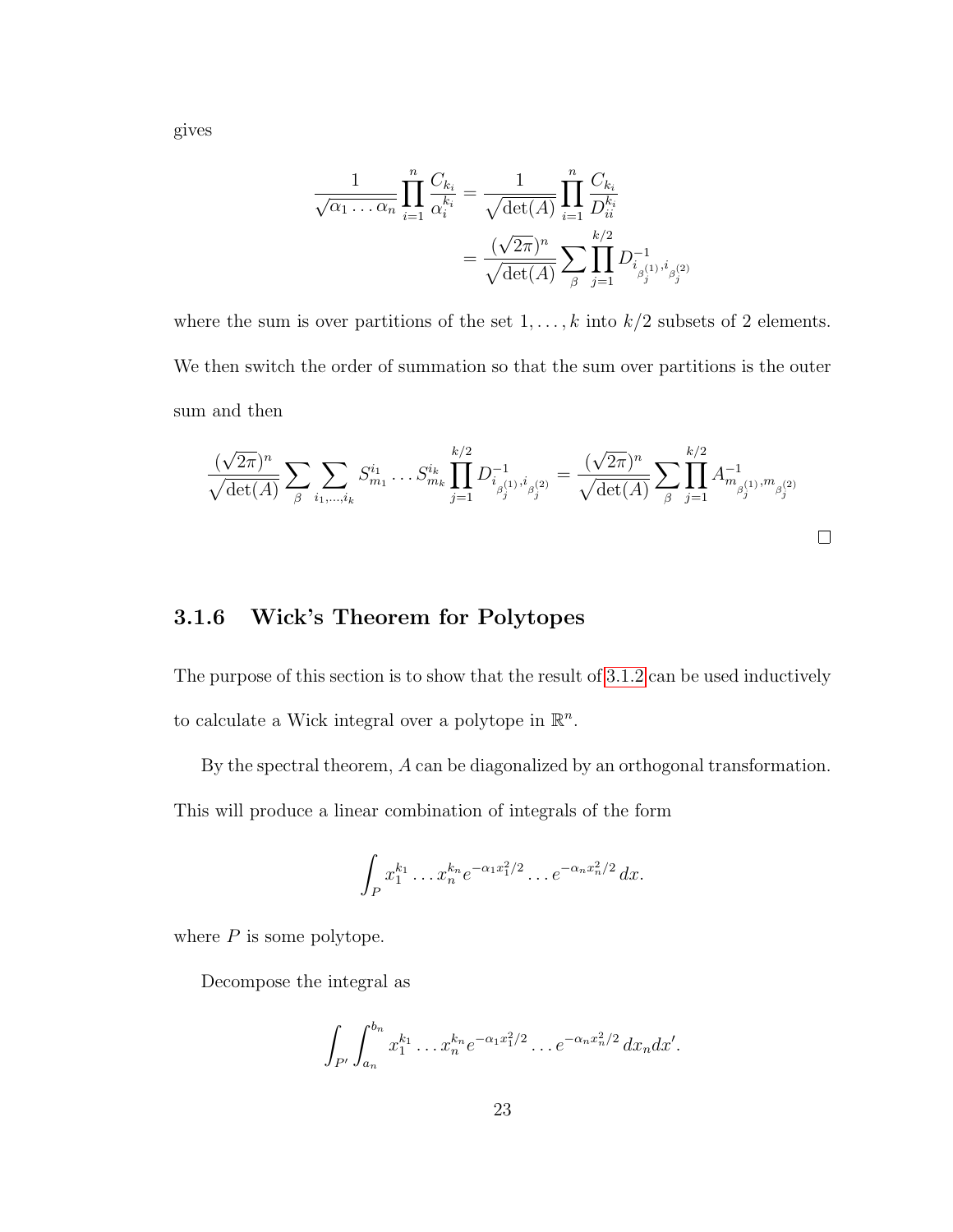gives

$$\frac{1}{\sqrt{\alpha_1 \dots \alpha_n}} \prod_{i=1}^{n} \frac{C_{k_i}}{\alpha_i^{k_i}} = \frac{1}{\sqrt{\det(A)}} \prod_{i=1}^{n} \frac{C_{k_i}}{D_{ii}^{k_i}}$$

$$= \frac{(\sqrt{2\pi})^n}{\sqrt{\det(A)}} \sum_{\beta} \prod_{j=1}^{k/2} D^{-1}_{i_{\beta_j^{(1)}}, i_{\beta_j^{(2)}}}$$

where the sum is over partitions of the set $1, \dots, k$ into $k/2$ subsets of 2 elements. We then switch the order of summation so that the sum over partitions is the outer sum and then

$$\frac{(\sqrt{2\pi})^n}{\sqrt{\det(A)}} \sum_{\beta} \sum_{i_1,\dots,i_k} S^{i_1}_{m_1} \dots S^{i_k}_{m_k} \prod_{j=1}^{k/2} D^{-1}_{i_{\beta_j^{(1)}}, i_{\beta_j^{(2)}}} = \frac{(\sqrt{2\pi})^n}{\sqrt{\det(A)}} \sum_{\beta} \prod_{j=1}^{k/2} A^{-1}_{m_{\beta_j^{(1)}}, m_{\beta_j^{(2)}}}$$

□

### 3.1.6 Wick's Theorem for Polytopes

The purpose of this section is to show that the result of 3.1.2 can be used inductively to calculate a Wick integral over a polytope in $\mathbb{R}^n$.

By the spectral theorem, $A$ can be diagonalized by an orthogonal transformation. This will produce a linear combination of integrals of the form

$$\int_P x_1^{k_1} \dots x_n^{k_n} e^{-\alpha_1 x_1^2/2} \dots e^{-\alpha_n x_n^2/2} \, dx.$$

where $P$ is some polytope.

Decompose the integral as

$$\int_{P'} \int_{a_n}^{b_n} x_1^{k_1} \dots x_n^{k_n} e^{-\alpha_1 x_1^2/2} \dots e^{-\alpha_n x_n^2/2} \, dx_n dx'.$$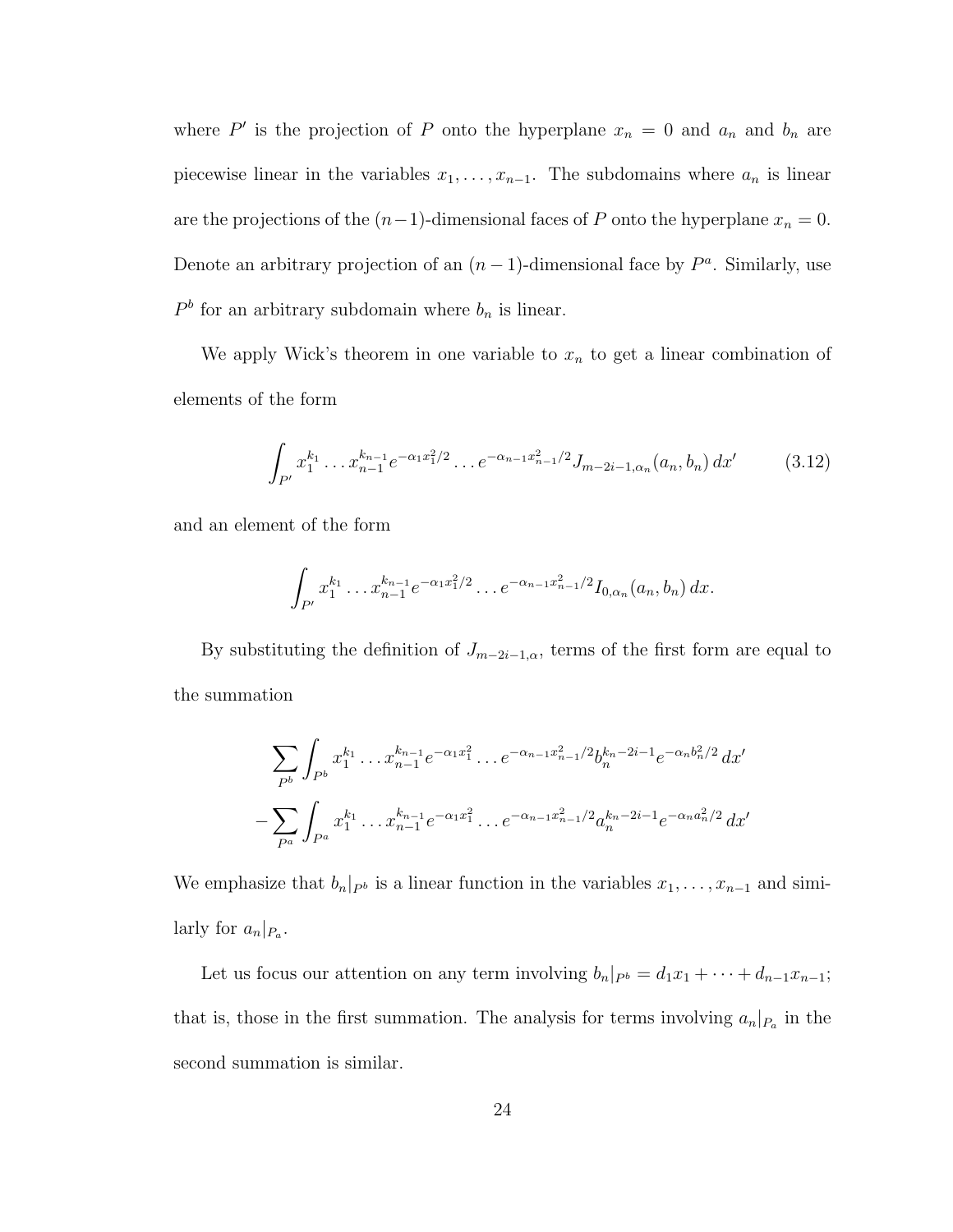where $P'$ is the projection of $P$ onto the hyperplane $x_n = 0$ and $a_n$ and $b_n$ are piecewise linear in the variables $x_1, \ldots, x_{n-1}$. The subdomains where $a_n$ is linear are the projections of the $(n-1)$-dimensional faces of $P$ onto the hyperplane $x_n = 0$. Denote an arbitrary projection of an $(n-1)$-dimensional face by $P^a$. Similarly, use $P^b$ for an arbitrary subdomain where $b_n$ is linear.

We apply Wick's theorem in one variable to $x_n$ to get a linear combination of elements of the form

$$\int_{P'} x_1^{k_1} \ldots x_{n-1}^{k_{n-1}} e^{-\alpha_1 x_1^2/2} \ldots e^{-\alpha_{n-1} x_{n-1}^2/2} J_{m-2i-1,\alpha_n}(a_n, b_n)\, dx' \tag{3.12}$$

and an element of the form

$$\int_{P'} x_1^{k_1} \ldots x_{n-1}^{k_{n-1}} e^{-\alpha_1 x_1^2/2} \ldots e^{-\alpha_{n-1} x_{n-1}^2/2} I_{0,\alpha_n}(a_n, b_n)\, dx.$$

By substituting the definition of $J_{m-2i-1,\alpha}$, terms of the first form are equal to the summation

$$\sum_{P^b} \int_{P^b} x_1^{k_1} \ldots x_{n-1}^{k_{n-1}} e^{-\alpha_1 x_1^2} \ldots e^{-\alpha_{n-1} x_{n-1}^2/2} b_n^{k_n-2i-1} e^{-\alpha_n b_n^2/2}\, dx'$$
$$-\sum_{P^a} \int_{P^a} x_1^{k_1} \ldots x_{n-1}^{k_{n-1}} e^{-\alpha_1 x_1^2} \ldots e^{-\alpha_{n-1} x_{n-1}^2/2} a_n^{k_n-2i-1} e^{-\alpha_n a_n^2/2}\, dx'$$

We emphasize that $b_n|_{P^b}$ is a linear function in the variables $x_1, \ldots, x_{n-1}$ and similarly for $a_n|_{P_a}$.

Let us focus our attention on any term involving $b_n|_{P^b} = d_1 x_1 + \cdots + d_{n-1} x_{n-1}$; that is, those in the first summation. The analysis for terms involving $a_n|_{P_a}$ in the second summation is similar.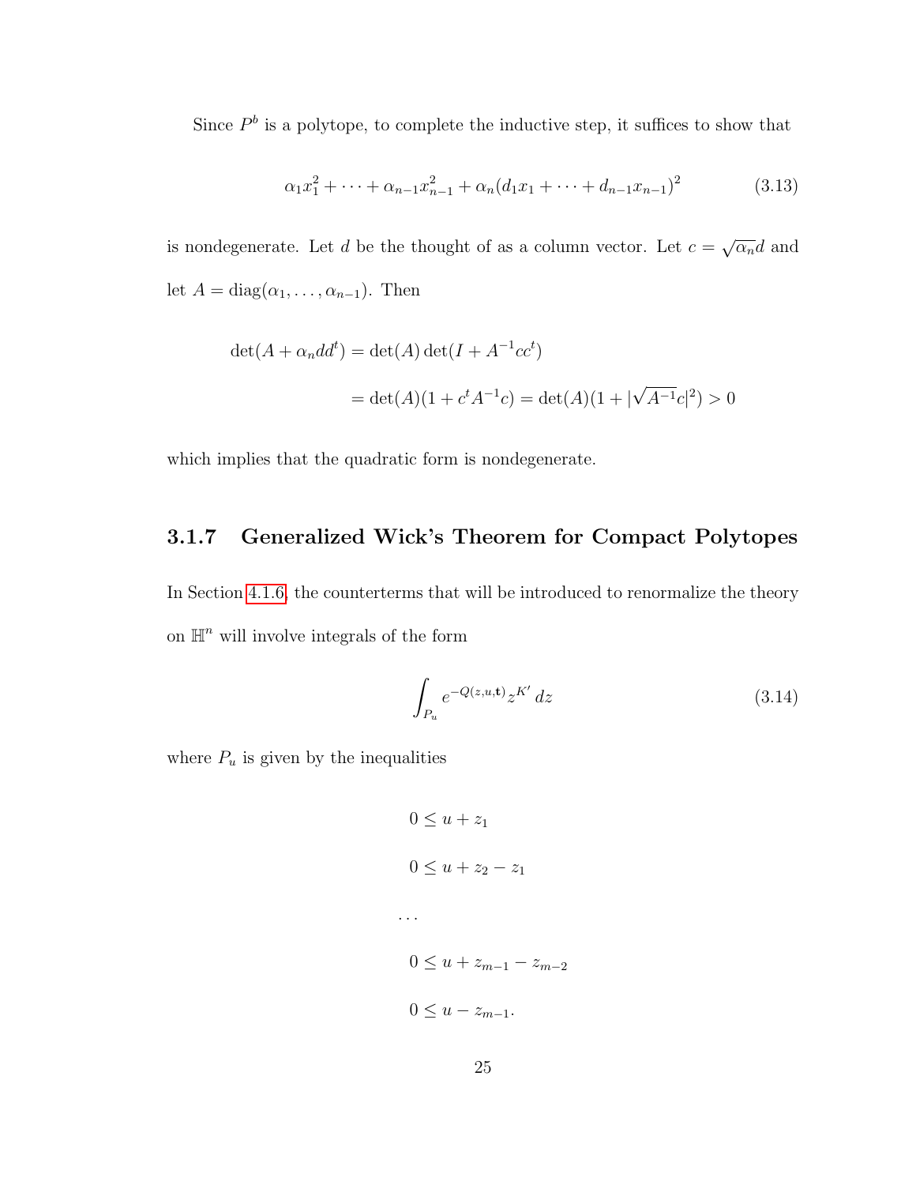Since $P^b$ is a polytope, to complete the inductive step, it suffices to show that

$$\alpha_1 x_1^2 + \cdots + \alpha_{n-1} x_{n-1}^2 + \alpha_n (d_1 x_1 + \cdots + d_{n-1} x_{n-1})^2 \tag{3.13}$$

is nondegenerate. Let $d$ be the thought of as a column vector. Let $c = \sqrt{\alpha_n} d$ and let $A = \operatorname{diag}(\alpha_1, \ldots, \alpha_{n-1})$. Then

$$\begin{aligned} \det(A + \alpha_n d d^t) &= \det(A) \det(I + A^{-1} c c^t) \\ &= \det(A)(1 + c^t A^{-1} c) = \det(A)(1 + |\sqrt{A^{-1}} c|^2) > 0 \end{aligned}$$

which implies that the quadratic form is nondegenerate.

### 3.1.7 Generalized Wick's Theorem for Compact Polytopes

In Section 4.1.6, the counterterms that will be introduced to renormalize the theory on $\mathbb{H}^n$ will involve integrals of the form

$$\int_{P_u} e^{-Q(z,u,\mathbf{t})} z^{K'} \, dz \tag{3.14}$$

where $P_u$ is given by the inequalities

$$\begin{aligned} &0 \le u + z_1 \\ &0 \le u + z_2 - z_1 \\ &\cdots \\ &0 \le u + z_{m-1} - z_{m-2} \\ &0 \le u - z_{m-1}. \end{aligned}$$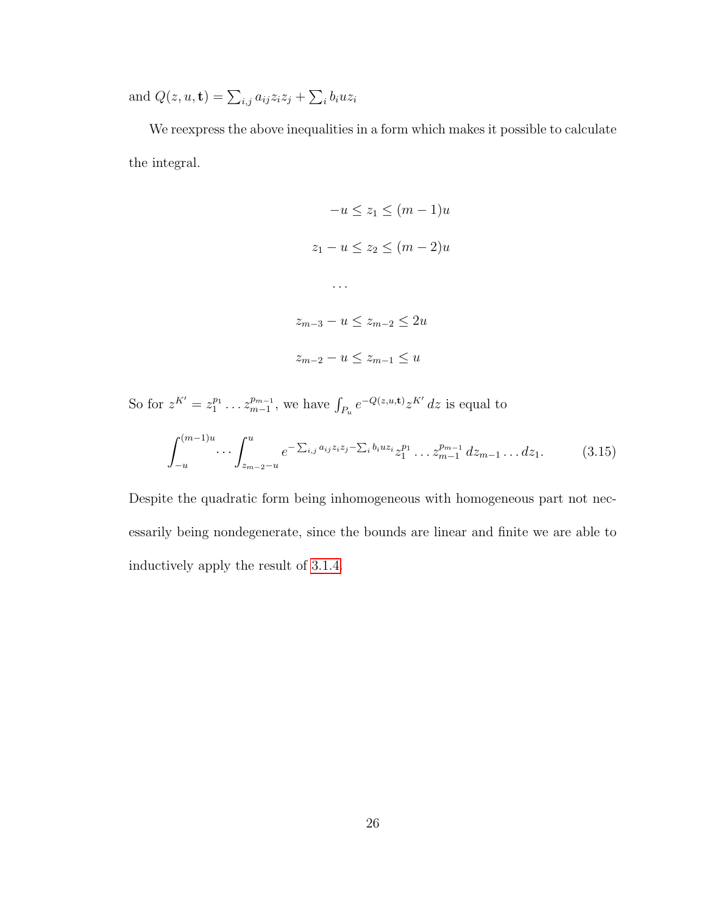and $Q(z, u, \mathbf{t}) = \sum_{i,j} a_{ij} z_i z_j + \sum_i b_i u z_i$

We reexpress the above inequalities in a form which makes it possible to calculate the integral.

$$-u \leq z_1 \leq (m-1)u$$

$$z_1 - u \leq z_2 \leq (m-2)u$$

$$\cdots$$

$$z_{m-3} - u \leq z_{m-2} \leq 2u$$

$$z_{m-2} - u \leq z_{m-1} \leq u$$

So for $z^{K'} = z_1^{p_1} \ldots z_{m-1}^{p_{m-1}}$, we have $\int_{P_u} e^{-Q(z,u,\mathbf{t})} z^{K'} \, dz$ is equal to

$$\int_{-u}^{(m-1)u} \cdots \int_{z_{m-2}-u}^{u} e^{-\sum_{i,j} a_{ij} z_i z_j - \sum_i b_i u z_i} z_1^{p_1} \ldots z_{m-1}^{p_{m-1}} \, dz_{m-1} \ldots dz_1. \tag{3.15}$$

Despite the quadratic form being inhomogeneous with homogeneous part not necessarily being nondegenerate, since the bounds are linear and finite we are able to inductively apply the result of 3.1.4.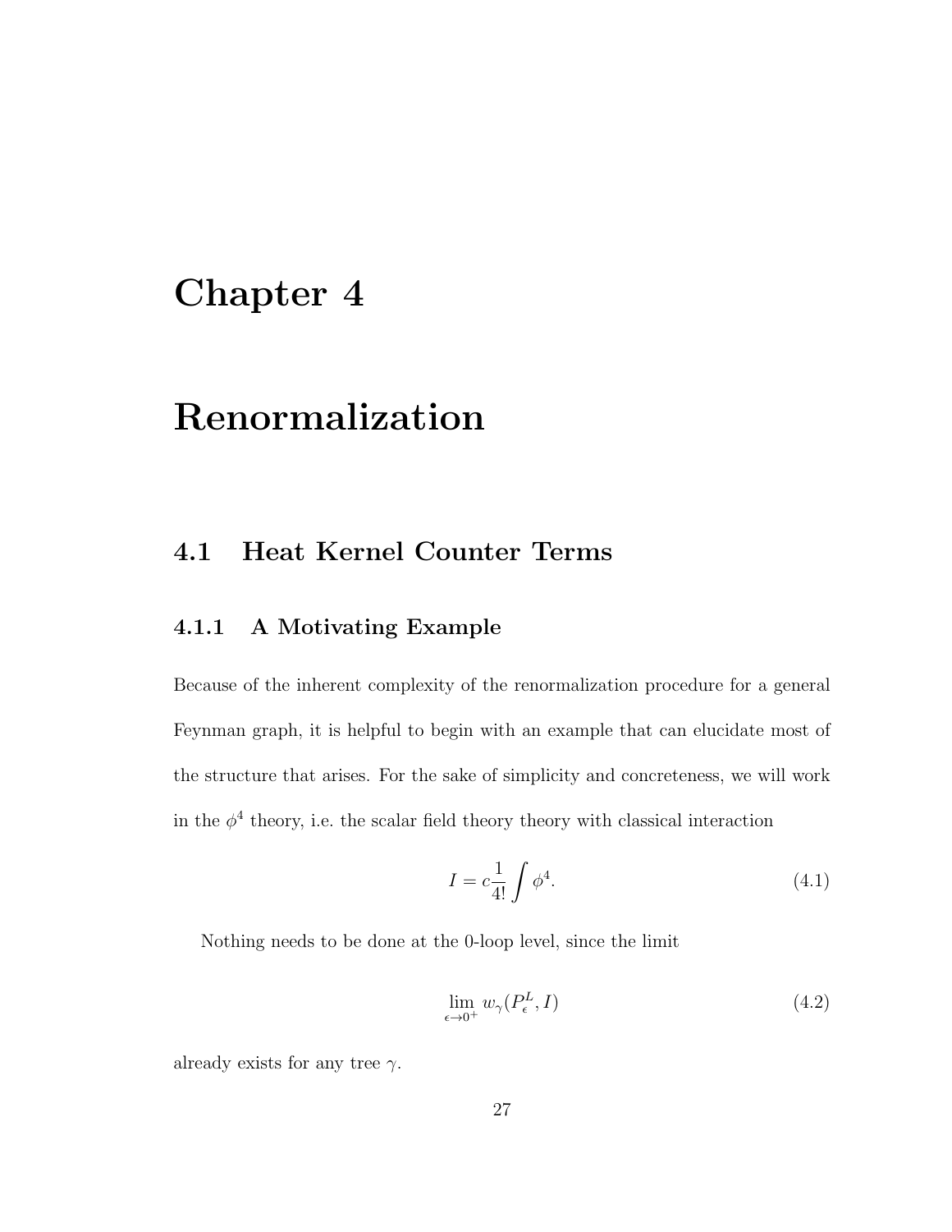# Chapter 4

# Renormalization

## 4.1 Heat Kernel Counter Terms

### 4.1.1 A Motivating Example

Because of the inherent complexity of the renormalization procedure for a general Feynman graph, it is helpful to begin with an example that can elucidate most of the structure that arises. For the sake of simplicity and concreteness, we will work in the $\phi^4$ theory, i.e. the scalar field theory theory with classical interaction

$$I = c\frac{1}{4!}\int \phi^4. \tag{4.1}$$

Nothing needs to be done at the 0-loop level, since the limit

$$\lim_{\epsilon \to 0^+} w_\gamma(P_\epsilon^L, I) \tag{4.2}$$

already exists for any tree $\gamma$.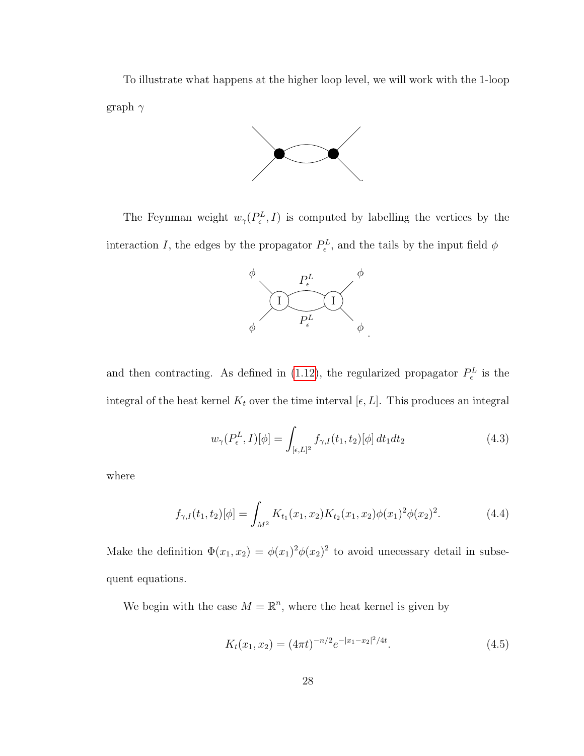To illustrate what happens at the higher loop level, we will work with the 1-loop graph $\gamma$

The Feynman weight $w_\gamma(P_\epsilon^L, I)$ is computed by labelling the vertices by the interaction $I$, the edges by the propagator $P_\epsilon^L$, and the tails by the input field $\phi$

and then contracting. As defined in (1.12), the regularized propagator $P_\epsilon^L$ is the integral of the heat kernel $K_t$ over the time interval $[\epsilon, L]$. This produces an integral

$$w_\gamma(P_\epsilon^L, I)[\phi] = \int_{[\epsilon,L]^2} f_{\gamma,I}(t_1,t_2)[\phi]\, dt_1 dt_2 \tag{4.3}$$

where

$$f_{\gamma,I}(t_1,t_2)[\phi] = \int_{M^2} K_{t_1}(x_1,x_2) K_{t_2}(x_1,x_2)\phi(x_1)^2\phi(x_2)^2. \tag{4.4}$$

Make the definition $\Phi(x_1,x_2) = \phi(x_1)^2\phi(x_2)^2$ to avoid unecessary detail in subsequent equations.

We begin with the case $M = \mathbb{R}^n$, where the heat kernel is given by

$$K_t(x_1,x_2) = (4\pi t)^{-n/2} e^{-|x_1-x_2|^2/4t}. \tag{4.5}$$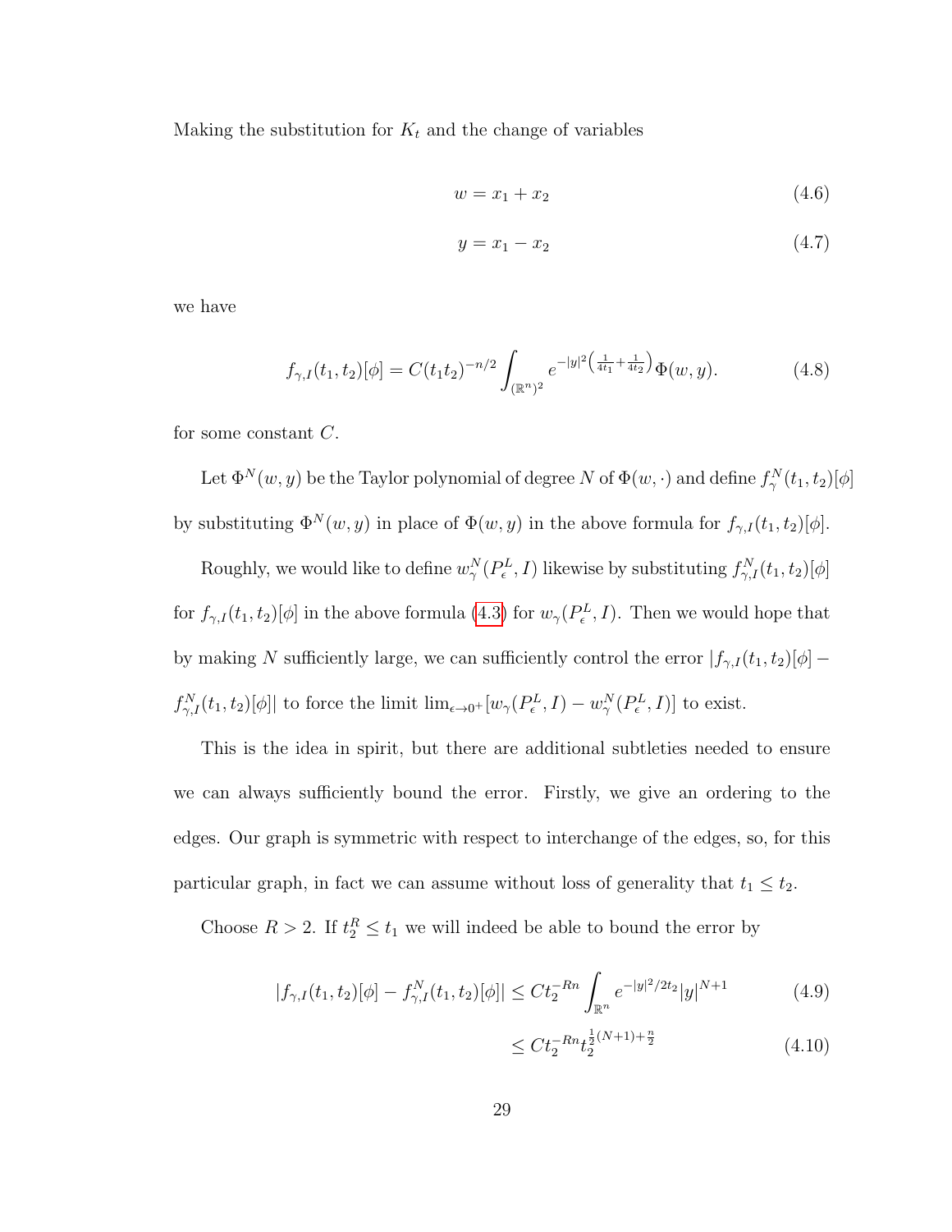Making the substitution for $K_t$ and the change of variables

$$w = x_1 + x_2 \tag{4.6}$$

$$y = x_1 - x_2 \tag{4.7}$$

we have

$$f_{\gamma,I}(t_1,t_2)[\phi] = C(t_1t_2)^{-n/2}\int_{(\mathbb{R}^n)^2} e^{-|y|^2\left(\frac{1}{4t_1}+\frac{1}{4t_2}\right)}\Phi(w,y). \tag{4.8}$$

for some constant $C$.

Let $\Phi^N(w,y)$ be the Taylor polynomial of degree $N$ of $\Phi(w,\cdot)$ and define $f^N_\gamma(t_1,t_2)[\phi]$ by substituting $\Phi^N(w,y)$ in place of $\Phi(w,y)$ in the above formula for $f_{\gamma,I}(t_1,t_2)[\phi]$.

Roughly, we would like to define $w^N_\gamma(P^L_\epsilon, I)$ likewise by substituting $f^N_{\gamma,I}(t_1,t_2)[\phi]$ for $f_{\gamma,I}(t_1,t_2)[\phi]$ in the above formula (4.3) for $w_\gamma(P^L_\epsilon, I)$. Then we would hope that by making $N$ sufficiently large, we can sufficiently control the error $|f_{\gamma,I}(t_1,t_2)[\phi] - f^N_{\gamma,I}(t_1,t_2)[\phi]|$ to force the limit $\lim_{\epsilon\to 0^+}[w_\gamma(P^L_\epsilon, I) - w^N_\gamma(P^L_\epsilon, I)]$ to exist.

This is the idea in spirit, but there are additional subtleties needed to ensure we can always sufficiently bound the error. Firstly, we give an ordering to the edges. Our graph is symmetric with respect to interchange of the edges, so, for this particular graph, in fact we can assume without loss of generality that $t_1 \le t_2$.

Choose $R > 2$. If $t_2^R \le t_1$ we will indeed be able to bound the error by

$$|f_{\gamma,I}(t_1,t_2)[\phi] - f^N_{\gamma,I}(t_1,t_2)[\phi]| \le Ct_2^{-Rn}\int_{\mathbb{R}^n} e^{-|y|^2/2t_2}|y|^{N+1} \tag{4.9}$$

$$\le Ct_2^{-Rn}t_2^{\frac{1}{2}(N+1)+\frac{n}{2}} \tag{4.10}$$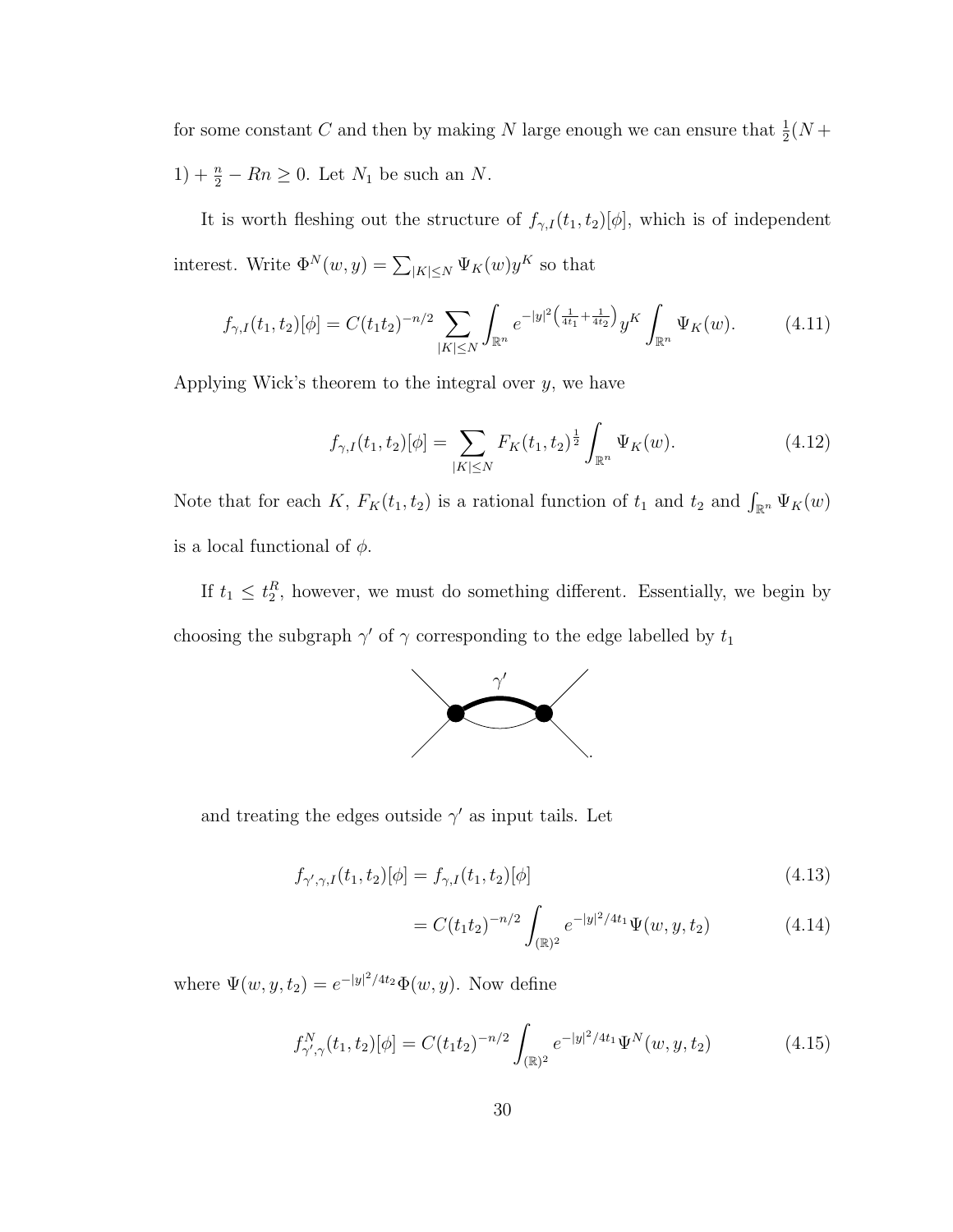for some constant $C$ and then by making $N$ large enough we can ensure that $\frac{1}{2}(N+1)+\frac{n}{2}-Rn\geq 0$. Let $N_1$ be such an $N$.

It is worth fleshing out the structure of $f_{\gamma,I}(t_1,t_2)[\phi]$, which is of independent interest. Write $\Phi^N(w,y)=\sum_{|K|\leq N}\Psi_K(w)y^K$ so that

$$f_{\gamma,I}(t_1,t_2)[\phi]=C(t_1t_2)^{-n/2}\sum_{|K|\leq N}\int_{\mathbb{R}^n}e^{-|y|^2\left(\frac{1}{4t_1}+\frac{1}{4t_2}\right)}y^K\int_{\mathbb{R}^n}\Psi_K(w). \tag{4.11}$$

Applying Wick's theorem to the integral over $y$, we have

$$f_{\gamma,I}(t_1,t_2)[\phi]=\sum_{|K|\leq N}F_K(t_1,t_2)^{\frac{1}{2}}\int_{\mathbb{R}^n}\Psi_K(w). \tag{4.12}$$

Note that for each $K$, $F_K(t_1,t_2)$ is a rational function of $t_1$ and $t_2$ and $\int_{\mathbb{R}^n}\Psi_K(w)$ is a local functional of $\phi$.

If $t_1\leq t_2^R$, however, we must do something different. Essentially, we begin by choosing the subgraph $\gamma'$ of $\gamma$ corresponding to the edge labelled by $t_1$

$\gamma'$

and treating the edges outside $\gamma'$ as input tails. Let

$$f_{\gamma',\gamma,I}(t_1,t_2)[\phi]=f_{\gamma,I}(t_1,t_2)[\phi] \tag{4.13}$$

$$=C(t_1t_2)^{-n/2}\int_{(\mathbb{R})^2}e^{-|y|^2/4t_1}\Psi(w,y,t_2) \tag{4.14}$$

where $\Psi(w,y,t_2)=e^{-|y|^2/4t_2}\Phi(w,y)$. Now define

$$f^N_{\gamma',\gamma}(t_1,t_2)[\phi]=C(t_1t_2)^{-n/2}\int_{(\mathbb{R})^2}e^{-|y|^2/4t_1}\Psi^N(w,y,t_2) \tag{4.15}$$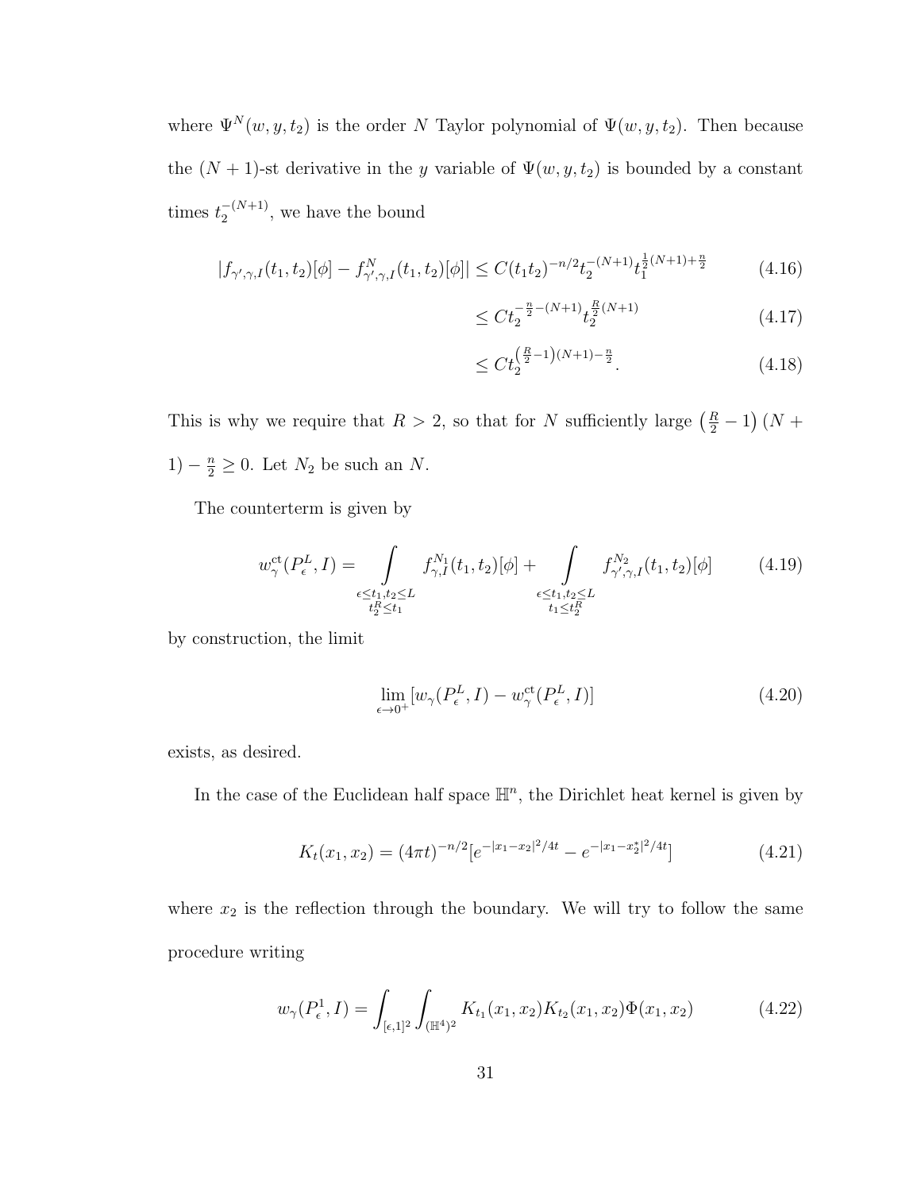where $\Psi^N(w, y, t_2)$ is the order $N$ Taylor polynomial of $\Psi(w, y, t_2)$. Then because the $(N+1)$-st derivative in the $y$ variable of $\Psi(w, y, t_2)$ is bounded by a constant times $t_2^{-(N+1)}$, we have the bound

$$|f_{\gamma',\gamma,I}(t_1,t_2)[\phi] - f^N_{\gamma',\gamma,I}(t_1,t_2)[\phi]| \leq C(t_1 t_2)^{-n/2} t_2^{-(N+1)} t_1^{\frac{1}{2}(N+1)+\frac{n}{2}} \tag{4.16}$$

$$\leq C t_2^{-\frac{n}{2}-(N+1)} t_2^{\frac{R}{2}(N+1)} \tag{4.17}$$

$$\leq C t_2^{\left(\frac{R}{2}-1\right)(N+1)-\frac{n}{2}}. \tag{4.18}$$

This is why we require that $R > 2$, so that for $N$ sufficiently large $\left(\frac{R}{2}-1\right)(N+1) - \frac{n}{2} \geq 0$. Let $N_2$ be such an $N$.

The counterterm is given by

$$w^{\text{ct}}_\gamma(P^L_\epsilon, I) = \int\limits_{\substack{\epsilon \leq t_1, t_2 \leq L \\ t_2^R \leq t_1}} f^{N_1}_{\gamma,I}(t_1,t_2)[\phi] + \int\limits_{\substack{\epsilon \leq t_1, t_2 \leq L \\ t_1 \leq t_2^R}} f^{N_2}_{\gamma',\gamma,I}(t_1,t_2)[\phi] \tag{4.19}$$

by construction, the limit

$$\lim_{\epsilon \to 0^+} [w_\gamma(P^L_\epsilon, I) - w^{\text{ct}}_\gamma(P^L_\epsilon, I)] \tag{4.20}$$

exists, as desired.

In the case of the Euclidean half space $\mathbb{H}^n$, the Dirichlet heat kernel is given by

$$K_t(x_1, x_2) = (4\pi t)^{-n/2}[e^{-|x_1-x_2|^2/4t} - e^{-|x_1-x_2^*|^2/4t}] \tag{4.21}$$

where $x_2$ is the reflection through the boundary. We will try to follow the same procedure writing

$$w_\gamma(P^1_\epsilon, I) = \int_{[\epsilon,1]^2} \int_{(\mathbb{H}^4)^2} K_{t_1}(x_1,x_2) K_{t_2}(x_1,x_2) \Phi(x_1,x_2) \tag{4.22}$$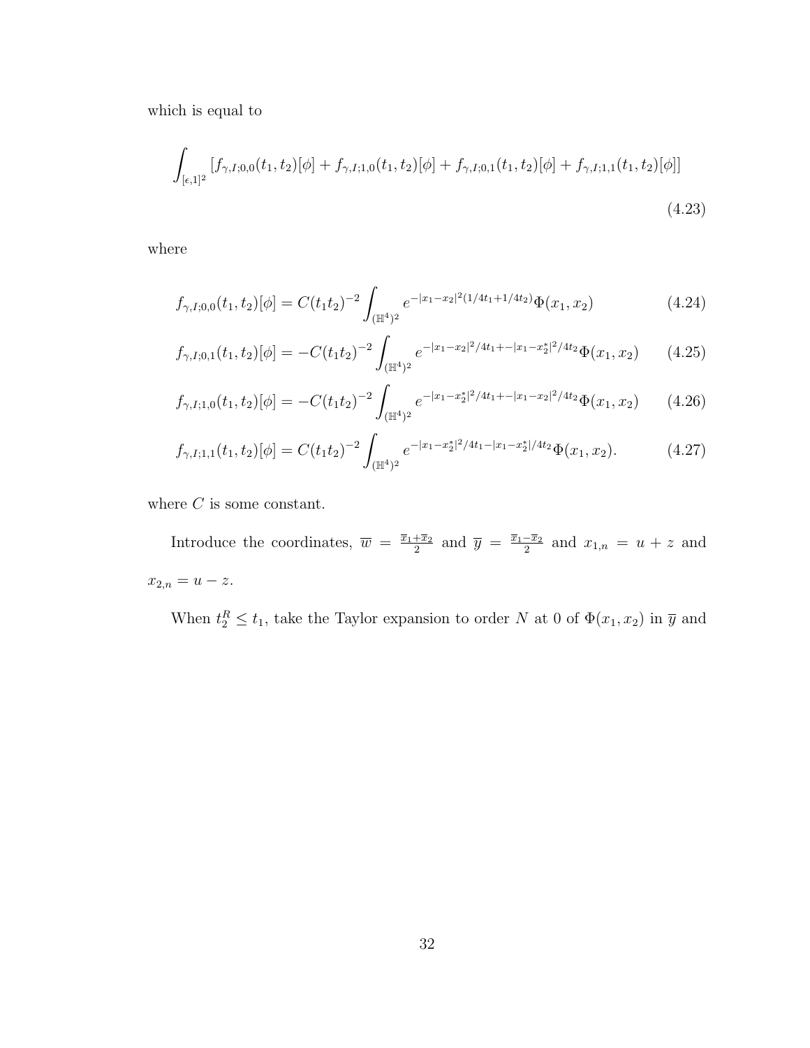which is equal to

$$\int_{[\epsilon,1]^2} [f_{\gamma,I;0,0}(t_1,t_2)[\phi] + f_{\gamma,I;1,0}(t_1,t_2)[\phi] + f_{\gamma,I;0,1}(t_1,t_2)[\phi] + f_{\gamma,I;1,1}(t_1,t_2)[\phi]] \tag{4.23}$$

where

$$f_{\gamma,I;0,0}(t_1,t_2)[\phi] = C(t_1t_2)^{-2}\int_{(\mathbb{H}^4)^2} e^{-|x_1-x_2|^2(1/4t_1+1/4t_2)}\Phi(x_1,x_2) \tag{4.24}$$

$$f_{\gamma,I;0,1}(t_1,t_2)[\phi] = -C(t_1t_2)^{-2}\int_{(\mathbb{H}^4)^2} e^{-|x_1-x_2|^2/4t_1+-|x_1-x_2^*|^2/4t_2}\Phi(x_1,x_2) \tag{4.25}$$

$$f_{\gamma,I;1,0}(t_1,t_2)[\phi] = -C(t_1t_2)^{-2}\int_{(\mathbb{H}^4)^2} e^{-|x_1-x_2^*|^2/4t_1+-|x_1-x_2|^2/4t_2}\Phi(x_1,x_2) \tag{4.26}$$

$$f_{\gamma,I;1,1}(t_1,t_2)[\phi] = C(t_1t_2)^{-2}\int_{(\mathbb{H}^4)^2} e^{-|x_1-x_2^*|^2/4t_1-|x_1-x_2^*|/4t_2}\Phi(x_1,x_2). \tag{4.27}$$

where $C$ is some constant.

Introduce the coordinates, $\overline{w} = \frac{\overline{x}_1+\overline{x}_2}{2}$ and $\overline{y} = \frac{\overline{x}_1-\overline{x}_2}{2}$ and $x_{1,n} = u+z$ and $x_{2,n} = u-z$.

When $t_2^R \leq t_1$, take the Taylor expansion to order $N$ at 0 of $\Phi(x_1,x_2)$ in $\overline{y}$ and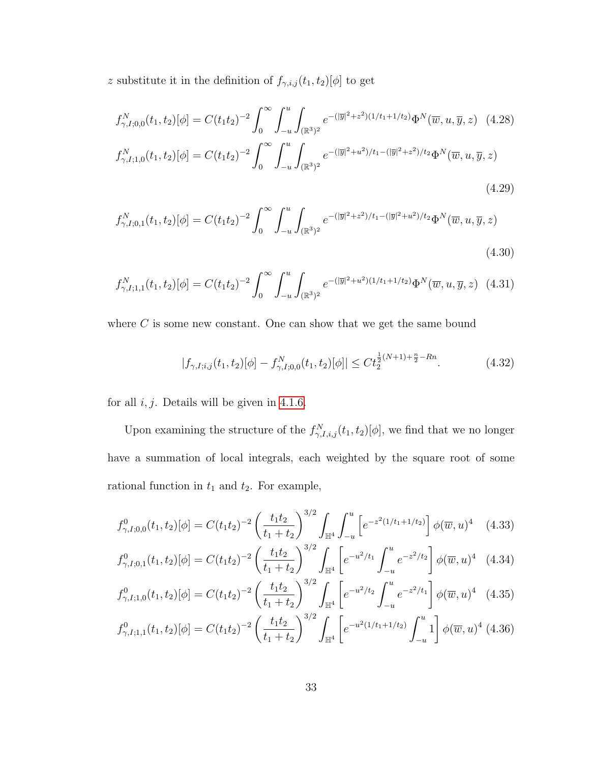$z$ substitute it in the definition of $f_{\gamma,i,j}(t_1,t_2)[\phi]$ to get

$$f^N_{\gamma,I;0,0}(t_1,t_2)[\phi] = C(t_1t_2)^{-2}\int_0^\infty \int_{-u}^{u}\int_{(\mathbb{R}^3)^2} e^{-(|\overline{y}|^2+z^2)(1/t_1+1/t_2)}\Phi^N(\overline{w},u,\overline{y},z) \quad (4.28)$$

$$f^N_{\gamma,I;1,0}(t_1,t_2)[\phi] = C(t_1t_2)^{-2}\int_0^\infty \int_{-u}^{u}\int_{(\mathbb{R}^3)^2} e^{-(|\overline{y}|^2+u^2)/t_1-(|\overline{y}|^2+z^2)/t_2}\Phi^N(\overline{w},u,\overline{y},z) \quad (4.29)$$

$$f^N_{\gamma,I;0,1}(t_1,t_2)[\phi] = C(t_1t_2)^{-2}\int_0^\infty \int_{-u}^{u}\int_{(\mathbb{R}^3)^2} e^{-(|\overline{y}|^2+z^2)/t_1-(|\overline{y}|^2+u^2)/t_2}\Phi^N(\overline{w},u,\overline{y},z) \quad (4.30)$$

$$f^N_{\gamma,I;1,1}(t_1,t_2)[\phi] = C(t_1t_2)^{-2}\int_0^\infty \int_{-u}^{u}\int_{(\mathbb{R}^3)^2} e^{-(|\overline{y}|^2+u^2)(1/t_1+1/t_2)}\Phi^N(\overline{w},u,\overline{y},z) \quad (4.31)$$

where $C$ is some new constant. One can show that we get the same bound

$$|f_{\gamma,I;i,j}(t_1,t_2)[\phi] - f^N_{\gamma,I;0,0}(t_1,t_2)[\phi]| \leq Ct_2^{\frac{1}{2}(N+1)+\frac{n}{2}-Rn}. \quad (4.32)$$

for all $i,j$. Details will be given in 4.1.6.

Upon examining the structure of the $f^N_{\gamma,I,i,j}(t_1,t_2)[\phi]$, we find that we no longer have a summation of local integrals, each weighted by the square root of some rational function in $t_1$ and $t_2$. For example,

$$f^0_{\gamma,I;0,0}(t_1,t_2)[\phi] = C(t_1t_2)^{-2}\left(\frac{t_1t_2}{t_1+t_2}\right)^{3/2}\int_{\mathbb{H}^4}\int_{-u}^{u}\left[e^{-z^2(1/t_1+1/t_2)}\right]\phi(\overline{w},u)^4 \quad (4.33)$$

$$f^0_{\gamma,I;0,1}(t_1,t_2)[\phi] = C(t_1t_2)^{-2}\left(\frac{t_1t_2}{t_1+t_2}\right)^{3/2}\int_{\mathbb{H}^4}\left[e^{-u^2/t_1}\int_{-u}^{u}e^{-z^2/t_2}\right]\phi(\overline{w},u)^4 \quad (4.34)$$

$$f^0_{\gamma,I;1,0}(t_1,t_2)[\phi] = C(t_1t_2)^{-2}\left(\frac{t_1t_2}{t_1+t_2}\right)^{3/2}\int_{\mathbb{H}^4}\left[e^{-u^2/t_2}\int_{-u}^{u}e^{-z^2/t_1}\right]\phi(\overline{w},u)^4 \quad (4.35)$$

$$f^0_{\gamma,I;1,1}(t_1,t_2)[\phi] = C(t_1t_2)^{-2}\left(\frac{t_1t_2}{t_1+t_2}\right)^{3/2}\int_{\mathbb{H}^4}\left[e^{-u^2(1/t_1+1/t_2)}\int_{-u}^{u}1\right]\phi(\overline{w},u)^4 \quad (4.36)$$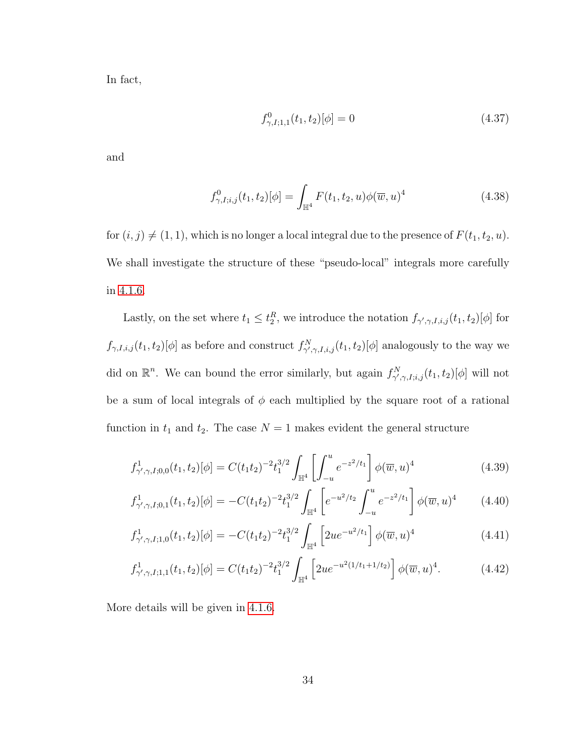In fact,

$$f^0_{\gamma,I;1,1}(t_1,t_2)[\phi] = 0 \tag{4.37}$$

and

$$f^0_{\gamma,I;i,j}(t_1,t_2)[\phi] = \int_{\mathbb{H}^4} F(t_1,t_2,u)\phi(\overline{w},u)^4 \tag{4.38}$$

for $(i,j) \neq (1,1)$, which is no longer a local integral due to the presence of $F(t_1,t_2,u)$. We shall investigate the structure of these "pseudo-local" integrals more carefully in 4.1.6.

Lastly, on the set where $t_1 \leq t_2^R$, we introduce the notation $f_{\gamma',\gamma,I,i,j}(t_1,t_2)[\phi]$ for $f_{\gamma,I,i,j}(t_1,t_2)[\phi]$ as before and construct $f^N_{\gamma',\gamma,I,i,j}(t_1,t_2)[\phi]$ analogously to the way we did on $\mathbb{R}^n$. We can bound the error similarly, but again $f^N_{\gamma',\gamma,I;i,j}(t_1,t_2)[\phi]$ will not be a sum of local integrals of $\phi$ each multiplied by the square root of a rational function in $t_1$ and $t_2$. The case $N=1$ makes evident the general structure

$$f^1_{\gamma',\gamma,I;0,0}(t_1,t_2)[\phi] = C(t_1t_2)^{-2}t_1^{3/2}\int_{\mathbb{H}^4}\left[\int_{-u}^{u} e^{-z^2/t_1}\right]\phi(\overline{w},u)^4 \tag{4.39}$$

$$f^1_{\gamma',\gamma,I;0,1}(t_1,t_2)[\phi] = -C(t_1t_2)^{-2}t_1^{3/2}\int_{\mathbb{H}^4}\left[e^{-u^2/t_2}\int_{-u}^{u} e^{-z^2/t_1}\right]\phi(\overline{w},u)^4 \tag{4.40}$$

$$f^1_{\gamma',\gamma,I;1,0}(t_1,t_2)[\phi] = -C(t_1t_2)^{-2}t_1^{3/2}\int_{\mathbb{H}^4}\left[2ue^{-u^2/t_1}\right]\phi(\overline{w},u)^4 \tag{4.41}$$

$$f^1_{\gamma',\gamma,I;1,1}(t_1,t_2)[\phi] = C(t_1t_2)^{-2}t_1^{3/2}\int_{\mathbb{H}^4}\left[2ue^{-u^2(1/t_1+1/t_2)}\right]\phi(\overline{w},u)^4. \tag{4.42}$$

More details will be given in 4.1.6.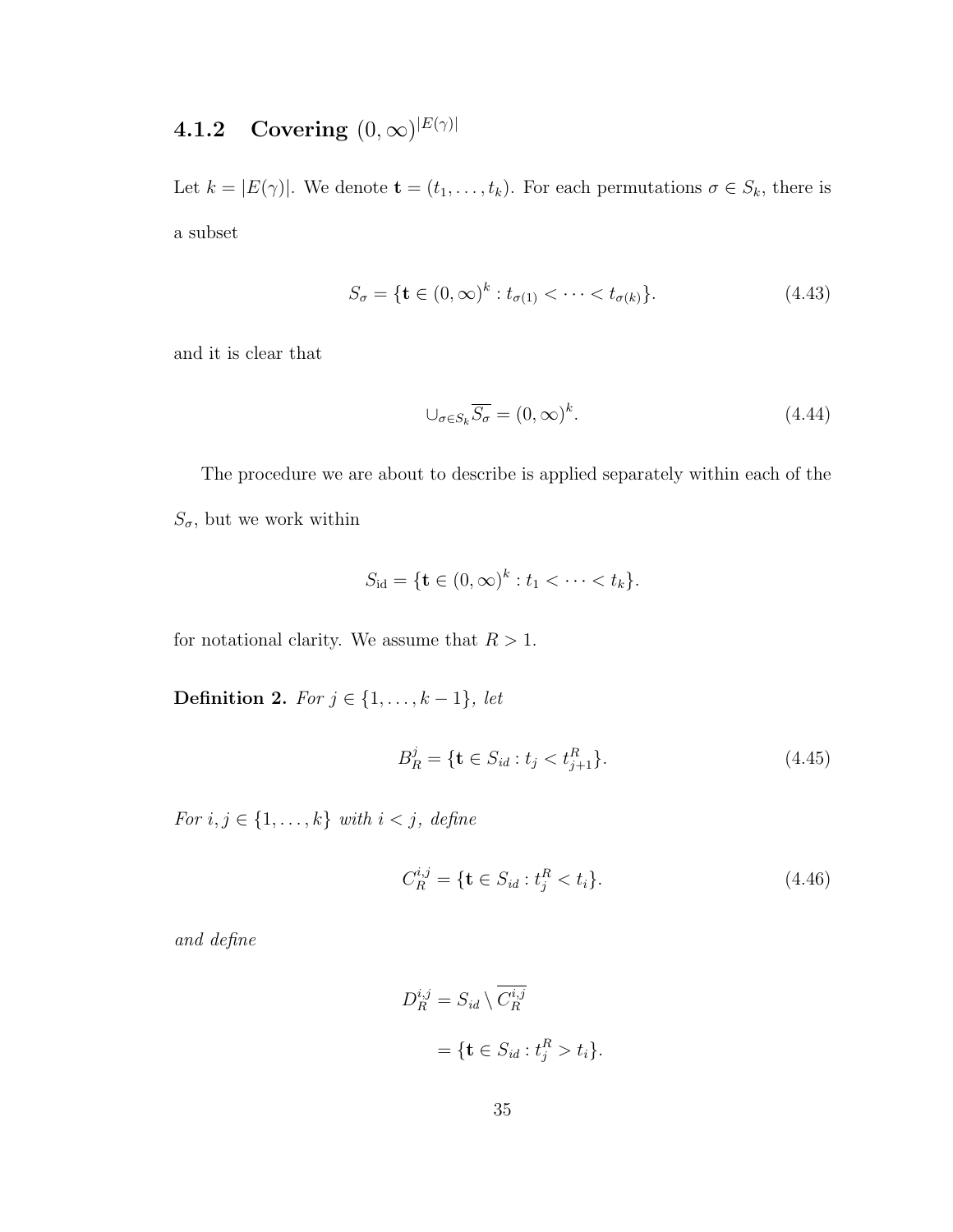### 4.1.2 Covering $(0, \infty)^{|E(\gamma)|}$

Let $k = |E(\gamma)|$. We denote $\mathbf{t} = (t_1, \ldots, t_k)$. For each permutations $\sigma \in S_k$, there is a subset

$$S_\sigma = \{\mathbf{t} \in (0, \infty)^k : t_{\sigma(1)} < \cdots < t_{\sigma(k)}\}. \tag{4.43}$$

and it is clear that

$$\cup_{\sigma \in S_k} \overline{S_\sigma} = (0, \infty)^k. \tag{4.44}$$

The procedure we are about to describe is applied separately within each of the $S_\sigma$, but we work within

$$S_{\text{id}} = \{\mathbf{t} \in (0, \infty)^k : t_1 < \cdots < t_k\}.$$

for notational clarity. We assume that $R > 1$.

**Definition 2.** *For $j \in \{1, \ldots, k-1\}$, let*

$$B_R^j = \{\mathbf{t} \in S_{id} : t_j < t_{j+1}^R\}. \tag{4.45}$$

*For $i, j \in \{1, \ldots, k\}$ with $i < j$, define*

$$C_R^{i,j} = \{\mathbf{t} \in S_{id} : t_j^R < t_i\}. \tag{4.46}$$

*and define*

$$\begin{aligned} D_R^{i,j} &= S_{id} \setminus \overline{C_R^{i,j}} \\ &= \{\mathbf{t} \in S_{id} : t_j^R > t_i\}. \end{aligned}$$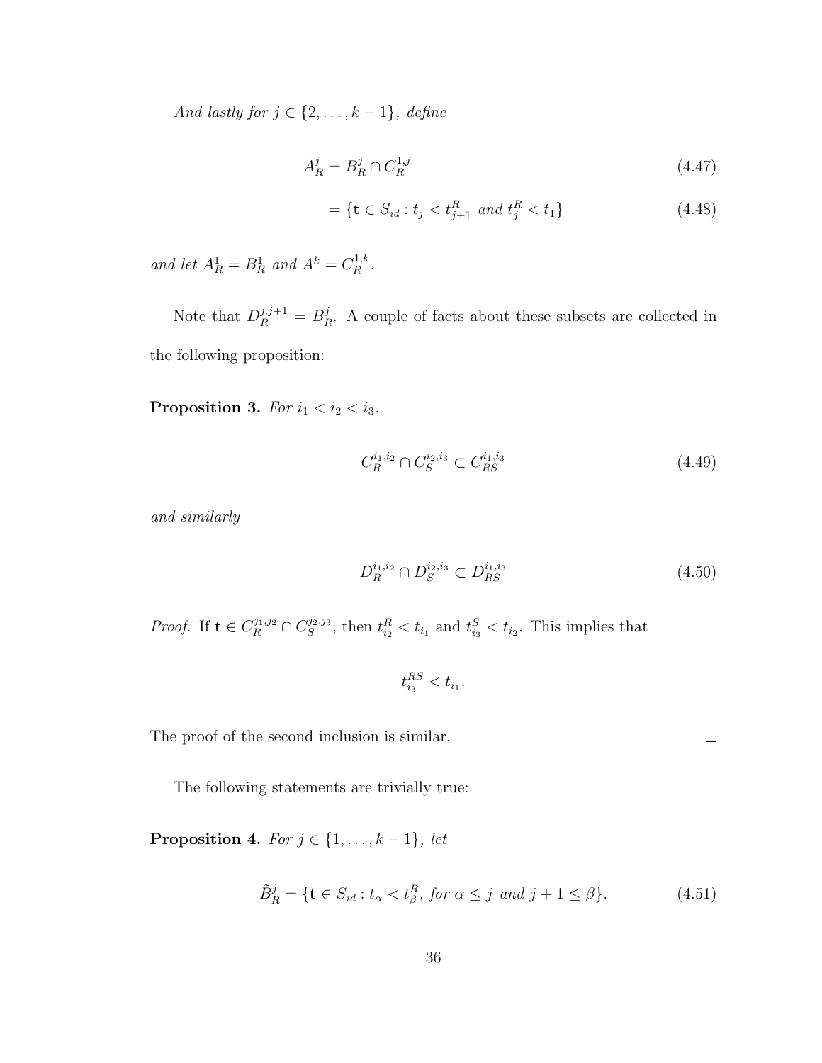*And lastly for $j \in \{2, \ldots, k-1\}$, define*

$$A_R^j = B_R^j \cap C_R^{1,j} \tag{4.47}$$

$$= \{\mathbf{t} \in S_{id} : t_j < t_{j+1}^R \text{ and } t_j^R < t_1\} \tag{4.48}$$

*and let $A_R^1 = B_R^1$ and $A^k = C_R^{1,k}$.*

Note that $D_R^{j,j+1} = B_R^j$. A couple of facts about these subsets are collected in the following proposition:

**Proposition 3.** *For $i_1 < i_2 < i_3$.*

$$C_R^{i_1,i_2} \cap C_S^{i_2,i_3} \subset C_{RS}^{i_1,i_3} \tag{4.49}$$

*and similarly*

$$D_R^{i_1,i_2} \cap D_S^{i_2,i_3} \subset D_{RS}^{i_1,i_3} \tag{4.50}$$

*Proof.* If $\mathbf{t} \in C_R^{j_1,j_2} \cap C_S^{j_2,j_3}$, then $t_{i_2}^R < t_{i_1}$ and $t_{i_3}^S < t_{i_2}$. This implies that

$$t_{i_3}^{RS} < t_{i_1}.$$

The proof of the second inclusion is similar. □

The following statements are trivially true:

**Proposition 4.** *For $j \in \{1, \ldots, k-1\}$, let*

$$\tilde{B}_R^j = \{\mathbf{t} \in S_{id} : t_\alpha < t_\beta^R, \text{ for } \alpha \leq j \text{ and } j+1 \leq \beta\}. \tag{4.51}$$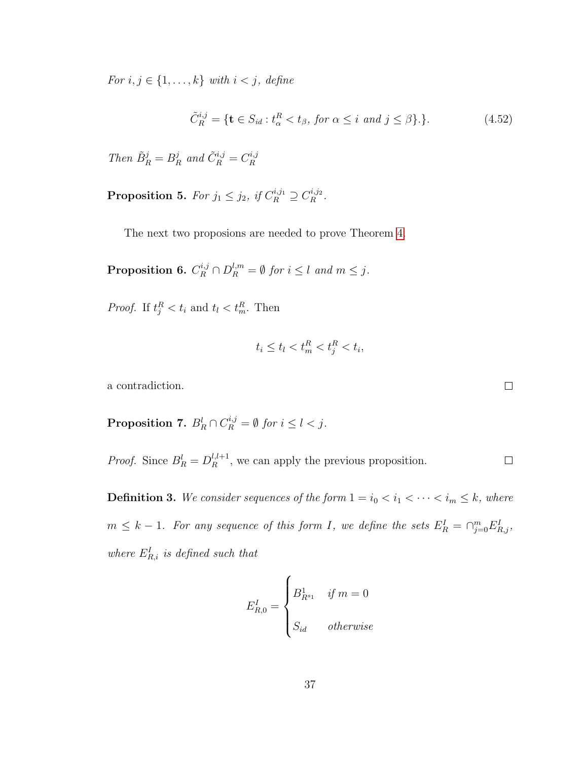*For $i, j \in \{1, \ldots, k\}$ with $i < j$, define*

$$\tilde{C}_R^{i,j} = \{\mathbf{t} \in S_{id} : t_\alpha^R < t_\beta, \text{ for } \alpha \leq i \text{ and } j \leq \beta\}.\}. \tag{4.52}$$

*Then $\tilde{B}_R^j = B_R^j$ and $\tilde{C}_R^{i,j} = C_R^{i,j}$*

**Proposition 5.** *For $j_1 \leq j_2$, if $C_R^{i,j_1} \supseteq C_R^{i,j_2}$.*

The next two proposions are needed to prove Theorem 4.

**Proposition 6.** *$C_R^{i,j} \cap D_R^{l,m} = \emptyset$ for $i \leq l$ and $m \leq j$.*

*Proof.* If $t_j^R < t_i$ and $t_l < t_m^R$. Then

$$t_i \leq t_l < t_m^R < t_j^R < t_i,$$

a contradiction. □

**Proposition 7.** *$B_R^l \cap C_R^{i,j} = \emptyset$ for $i \leq l < j$.*

*Proof.* Since $B_R^l = D_R^{l,l+1}$, we can apply the previous proposition. □

**Definition 3.** *We consider sequences of the form $1 = i_0 < i_1 < \cdots < i_m \leq k$, where $m \leq k-1$. For any sequence of this form $I$, we define the sets $E_R^I = \cap_{j=0}^m E_{R,j}^I$, where $E_{R,i}^I$ is defined such that*

$$E_{R,0}^I = \begin{cases} B_{R^{s_1}}^1 & \text{if } m = 0 \\ S_{id} & \text{otherwise} \end{cases}$$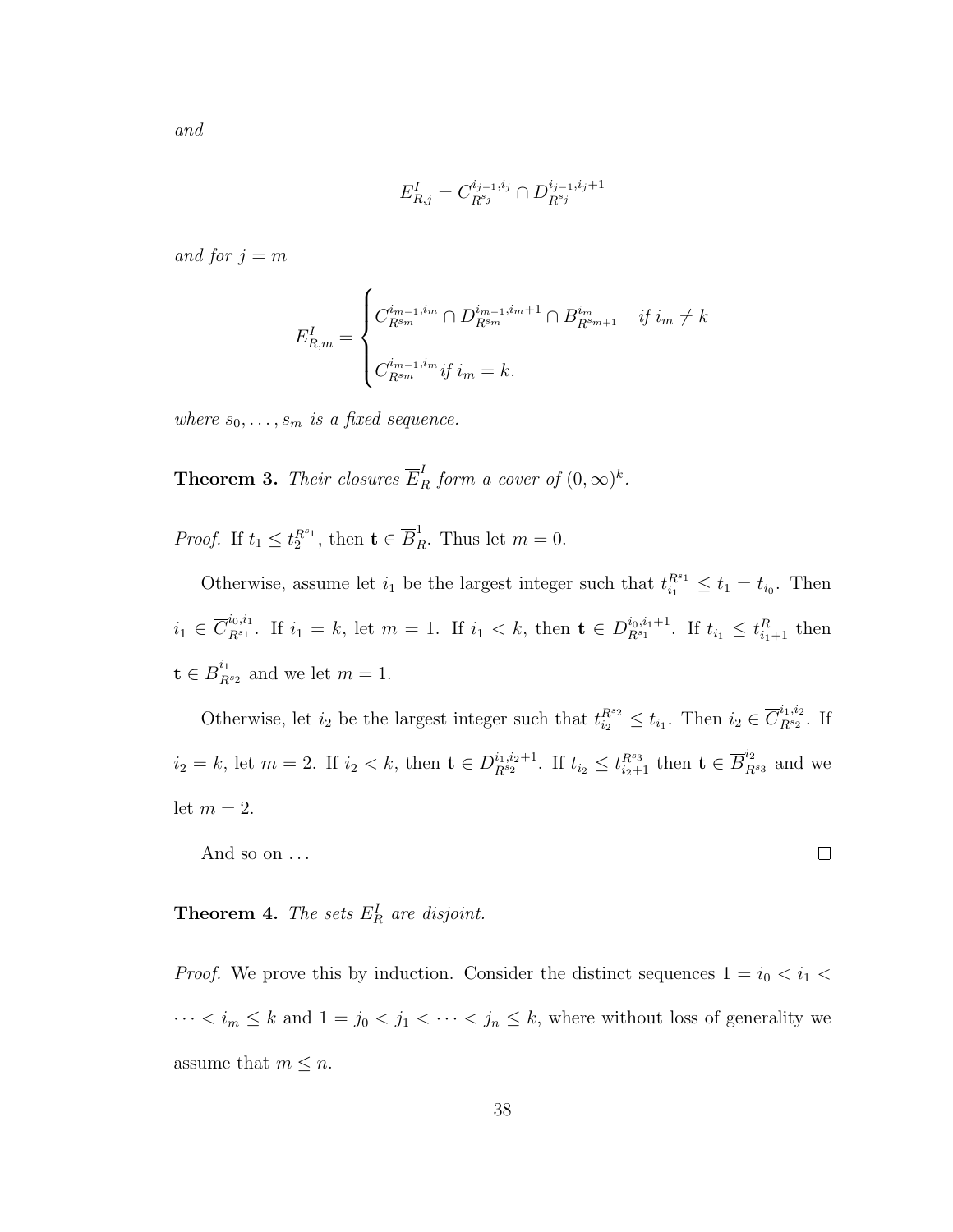*and*

$$E^I_{R,j} = C^{i_{j-1},i_j}_{R^{s_j}} \cap D^{i_{j-1},i_j+1}_{R^{s_j}}$$

*and for* $j = m$

$$E^I_{R,m} = \begin{cases} C^{i_{m-1},i_m}_{R^{s_m}} \cap D^{i_{m-1},i_m+1}_{R^{s_m}} \cap B^{i_m}_{R^{s_{m+1}}} \quad \textit{if } i_m \neq k \\ \\ C^{i_{m-1},i_m}_{R^{s_m}} \textit{if } i_m = k. \end{cases}$$

*where* $s_0, \ldots, s_m$ *is a fixed sequence.*

**Theorem 3.** *Their closures* $\overline{E}^I_R$ *form a cover of* $(0, \infty)^k$.

*Proof.* If $t_1 \leq t_2^{R^{s_1}}$, then $\mathbf{t} \in \overline{B}^1_R$. Thus let $m = 0$.

Otherwise, assume let $i_1$ be the largest integer such that $t_{i_1}^{R^{s_1}} \leq t_1 = t_{i_0}$. Then $i_1 \in \overline{C}^{i_0,i_1}_{R^{s_1}}$. If $i_1 = k$, let $m = 1$. If $i_1 < k$, then $\mathbf{t} \in D^{i_0,i_1+1}_{R^{s_1}}$. If $t_{i_1} \leq t^R_{i_1+1}$ then $\mathbf{t} \in \overline{B}^{i_1}_{R^{s_2}}$ and we let $m = 1$.

Otherwise, let $i_2$ be the largest integer such that $t_{i_2}^{R^{s_2}} \leq t_{i_1}$. Then $i_2 \in \overline{C}^{i_1,i_2}_{R^{s_2}}$. If $i_2 = k$, let $m = 2$. If $i_2 < k$, then $\mathbf{t} \in D^{i_1,i_2+1}_{R^{s_2}}$. If $t_{i_2} \leq t^{R^{s_3}}_{i_2+1}$ then $\mathbf{t} \in \overline{B}^{i_2}_{R^{s_3}}$ and we let $m = 2$.

And so on ... □

**Theorem 4.** *The sets* $E^I_R$ *are disjoint.*

*Proof.* We prove this by induction. Consider the distinct sequences $1 = i_0 < i_1 < \cdots < i_m \leq k$ and $1 = j_0 < j_1 < \cdots < j_n \leq k$, where without loss of generality we assume that $m \leq n$.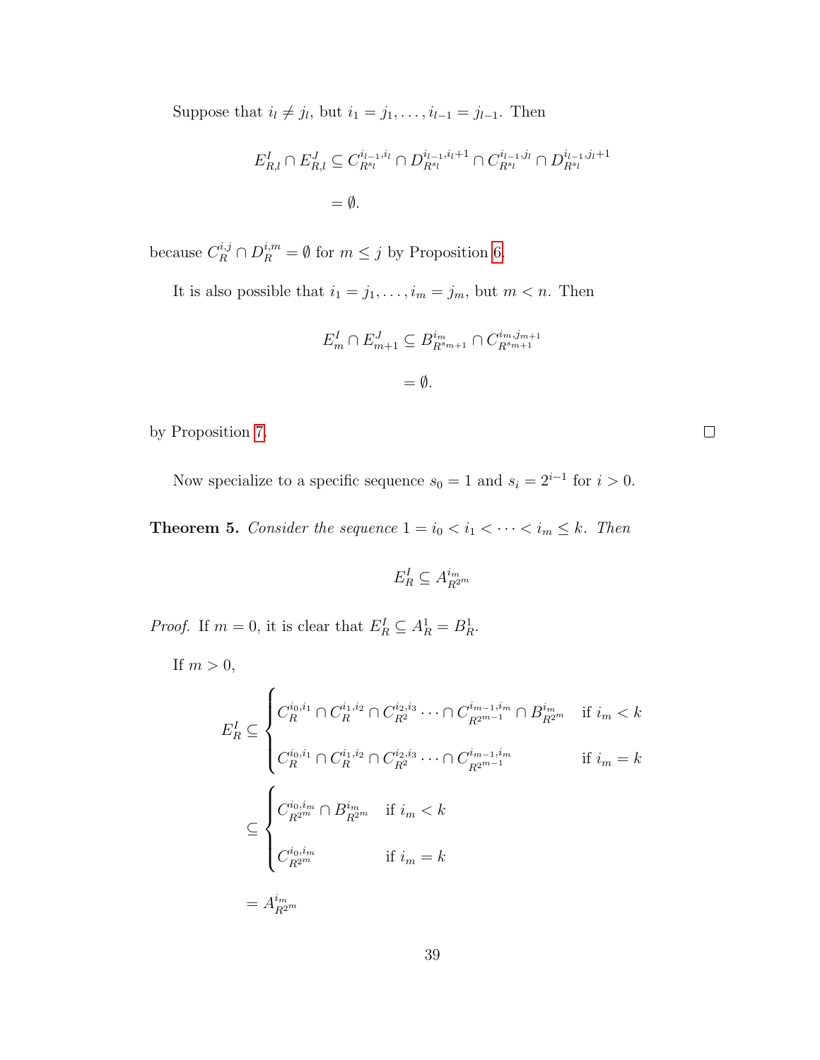Suppose that $i_l \neq j_l$, but $i_1 = j_1, \ldots, i_{l-1} = j_{l-1}$. Then

$$
\begin{aligned}
E^I_{R,l} \cap E^J_{R,l} &\subseteq C^{i_{l-1},i_l}_{R^{s_l}} \cap D^{i_{l-1},i_l+1}_{R^{s_l}} \cap C^{i_{l-1},j_l}_{R^{s_l}} \cap D^{i_{l-1},j_l+1}_{R^{s_l}} \\
&= \emptyset.
\end{aligned}
$$

because $C^{i,j}_R \cap D^{i,m}_R = \emptyset$ for $m \leq j$ by Proposition 6.

It is also possible that $i_1 = j_1, \ldots, i_m = j_m$, but $m < n$. Then

$$
\begin{aligned}
E^I_m \cap E^J_{m+1} &\subseteq B^{i_m}_{R^{s_{m+1}}} \cap C^{i_m,j_{m+1}}_{R^{s_{m+1}}} \\
&= \emptyset.
\end{aligned}
$$

by Proposition 7. □

Now specialize to a specific sequence $s_0 = 1$ and $s_i = 2^{i-1}$ for $i > 0$.

**Theorem 5.** *Consider the sequence $1 = i_0 < i_1 < \cdots < i_m \leq k$. Then*

$$
E^I_R \subseteq A^{i_m}_{R^{2^m}}
$$

*Proof.* If $m = 0$, it is clear that $E^I_R \subseteq A^1_R = B^1_R$.

If $m > 0$,

$$
\begin{aligned}
E^I_R &\subseteq \begin{cases} C^{i_0,i_1}_R \cap C^{i_1,i_2}_R \cap C^{i_2,i_3}_{R^2} \cdots \cap C^{i_{m-1},i_m}_{R^{2^{m-1}}} \cap B^{i_m}_{R^{2^m}} & \text{if } i_m < k \\ C^{i_0,i_1}_R \cap C^{i_1,i_2}_R \cap C^{i_2,i_3}_{R^2} \cdots \cap C^{i_{m-1},i_m}_{R^{2^{m-1}}} & \text{if } i_m = k \end{cases} \\
&\subseteq \begin{cases} C^{i_0,i_m}_{R^{2^m}} \cap B^{i_m}_{R^{2^m}} & \text{if } i_m < k \\ C^{i_0,i_m}_{R^{2^m}} & \text{if } i_m = k \end{cases} \\
&= A^{i_m}_{R^{2^m}}
\end{aligned}
$$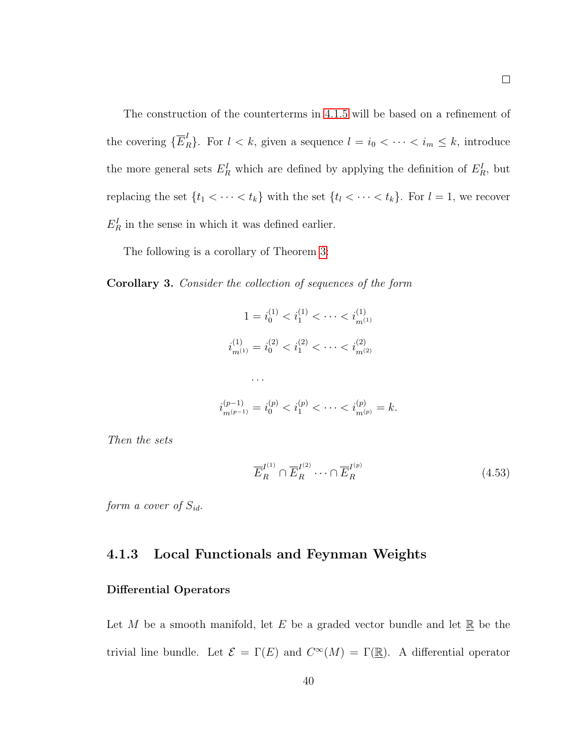□

The construction of the counterterms in 4.1.5 will be based on a refinement of the covering $\{\overline{E}_R^I\}$. For $l < k$, given a sequence $l = i_0 < \cdots < i_m \leq k$, introduce the more general sets $E_R^I$ which are defined by applying the definition of $E_R^I$, but replacing the set $\{t_1 < \cdots < t_k\}$ with the set $\{t_l < \cdots < t_k\}$. For $l = 1$, we recover $E_R^I$ in the sense in which it was defined earlier.

The following is a corollary of Theorem 3:

**Corollary 3.** *Consider the collection of sequences of the form*

$$1 = i_0^{(1)} < i_1^{(1)} < \cdots < i_{m^{(1)}}^{(1)}$$

$$i_{m^{(1)}}^{(1)} = i_0^{(2)} < i_1^{(2)} < \cdots < i_{m^{(2)}}^{(2)}$$

$$\cdots$$

$$i_{m^{(p-1)}}^{(p-1)} = i_0^{(p)} < i_1^{(p)} < \cdots < i_{m^{(p)}}^{(p)} = k.$$

*Then the sets*

$$\overline{E}_R^{I^{(1)}} \cap \overline{E}_R^{I^{(2)}} \cdots \cap \overline{E}_R^{I^{(p)}} \tag{4.53}$$

*form a cover of $S_{id}$.*

### 4.1.3 Local Functionals and Feynman Weights

#### Differential Operators

Let $M$ be a smooth manifold, let $E$ be a graded vector bundle and let $\underline{\mathbb{R}}$ be the trivial line bundle. Let $\mathcal{E} = \Gamma(E)$ and $C^\infty(M) = \Gamma(\underline{\mathbb{R}})$. A differential operator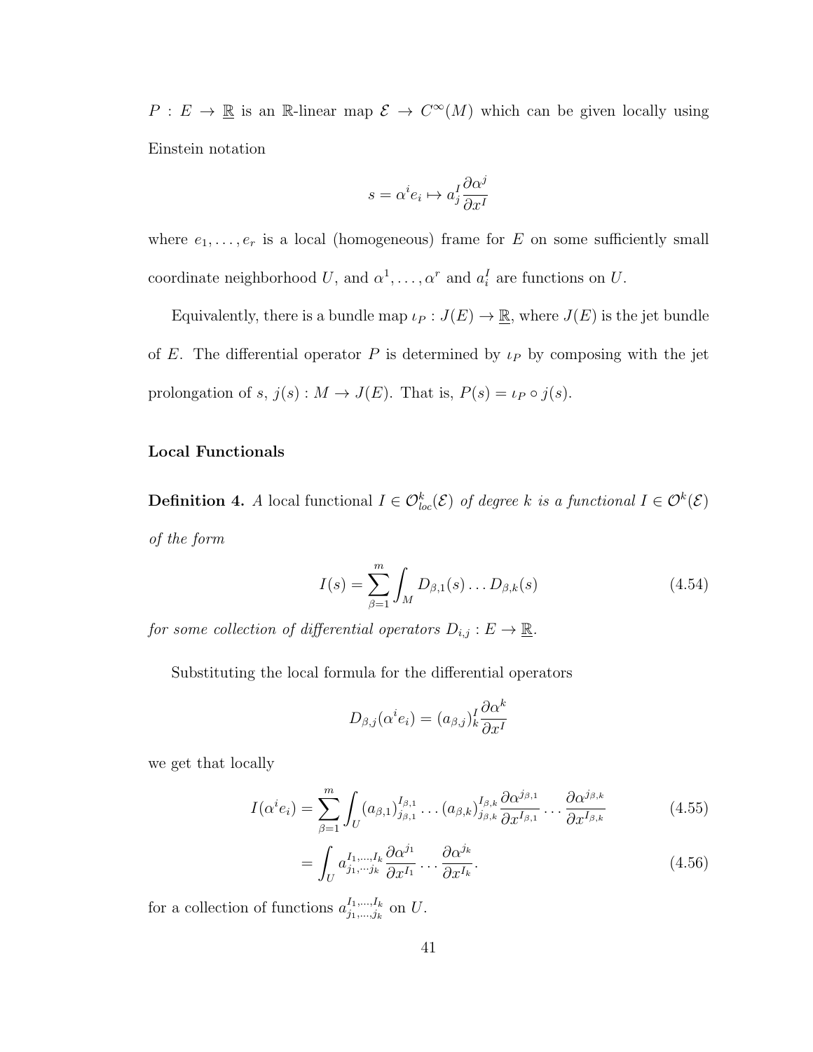$P : E \to \underline{\mathbb{R}}$ is an $\mathbb{R}$-linear map $\mathcal{E} \to C^\infty(M)$ which can be given locally using Einstein notation

$$s = \alpha^i e_i \mapsto a^I_j \frac{\partial \alpha^j}{\partial x^I}$$

where $e_1, \ldots, e_r$ is a local (homogeneous) frame for $E$ on some sufficiently small coordinate neighborhood $U$, and $\alpha^1, \ldots, \alpha^r$ and $a^I_i$ are functions on $U$.

Equivalently, there is a bundle map $\iota_P : J(E) \to \underline{\mathbb{R}}$, where $J(E)$ is the jet bundle of $E$. The differential operator $P$ is determined by $\iota_P$ by composing with the jet prolongation of $s$, $j(s) : M \to J(E)$. That is, $P(s) = \iota_P \circ j(s)$.

### Local Functionals

**Definition 4.** *A* local functional $I \in \mathcal{O}^k_{loc}(\mathcal{E})$ *of degree $k$ is a functional* $I \in \mathcal{O}^k(\mathcal{E})$ *of the form*

$$I(s) = \sum_{\beta=1}^{m} \int_M D_{\beta,1}(s) \ldots D_{\beta,k}(s) \tag{4.54}$$

*for some collection of differential operators* $D_{i,j} : E \to \underline{\mathbb{R}}$.

Substituting the local formula for the differential operators

$$D_{\beta,j}(\alpha^i e_i) = (a_{\beta,j})^I_k \frac{\partial \alpha^k}{\partial x^I}$$

we get that locally

$$I(\alpha^i e_i) = \sum_{\beta=1}^{m} \int_U (a_{\beta,1})^{I_{\beta,1}}_{j_{\beta,1}} \ldots (a_{\beta,k})^{I_{\beta,k}}_{j_{\beta,k}} \frac{\partial \alpha^{j_{\beta,1}}}{\partial x^{I_{\beta,1}}} \ldots \frac{\partial \alpha^{j_{\beta,k}}}{\partial x^{I_{\beta,k}}} \tag{4.55}$$

$$= \int_U a^{I_1,\ldots,I_k}_{j_1,\ldots j_k} \frac{\partial \alpha^{j_1}}{\partial x^{I_1}} \ldots \frac{\partial \alpha^{j_k}}{\partial x^{I_k}}. \tag{4.56}$$

for a collection of functions $a^{I_1,\ldots,I_k}_{j_1,\ldots,j_k}$ on $U$.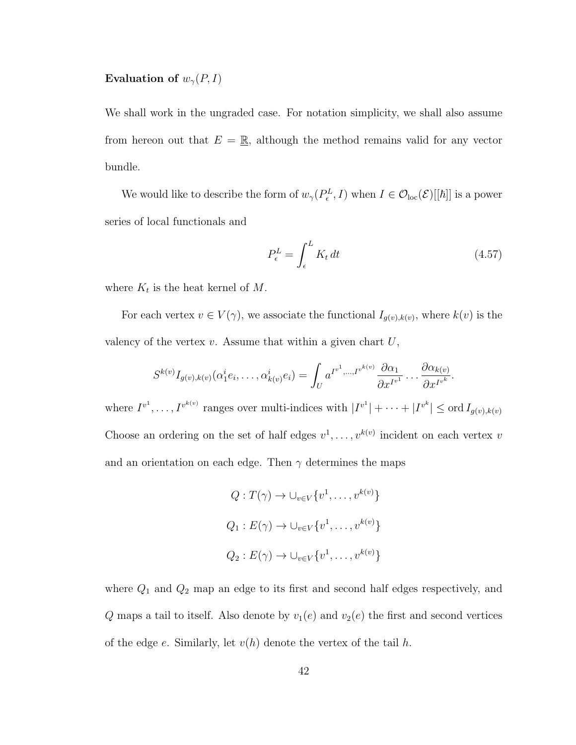**Evaluation of $w_\gamma(P, I)$**

We shall work in the ungraded case. For notation simplicity, we shall also assume from hereon out that $E = \underline{\mathbb{R}}$, although the method remains valid for any vector bundle.

We would like to describe the form of $w_\gamma(P^L_\epsilon, I)$ when $I \in \mathcal{O}_{\text{loc}}(\mathcal{E})[[\hbar]]$ is a power series of local functionals and

$$P^L_\epsilon = \int_\epsilon^L K_t \, dt \tag{4.57}$$

where $K_t$ is the heat kernel of $M$.

For each vertex $v \in V(\gamma)$, we associate the functional $I_{g(v),k(v)}$, where $k(v)$ is the valency of the vertex $v$. Assume that within a given chart $U$,

$$S^{k(v)} I_{g(v),k(v)}(\alpha^i_1 e_i, \ldots, \alpha^i_{k(v)} e_i) = \int_U a^{I^{v^1}, \ldots, I^{v^{k(v)}}} \frac{\partial \alpha_1}{\partial x^{I^{v^1}}} \cdots \frac{\partial \alpha_{k(v)}}{\partial x^{I^{v^k}}}.$$

where $I^{v^1}, \ldots, I^{v^{k(v)}}$ ranges over multi-indices with $|I^{v^1}| + \cdots + |I^{v^k}| \leq \text{ord}\, I_{g(v),k(v)}$

Choose an ordering on the set of half edges $v^1, \ldots, v^{k(v)}$ incident on each vertex $v$ and an orientation on each edge. Then $\gamma$ determines the maps

$$Q : T(\gamma) \to \cup_{v \in V} \{v^1, \ldots, v^{k(v)}\}$$

$$Q_1 : E(\gamma) \to \cup_{v \in V} \{v^1, \ldots, v^{k(v)}\}$$

$$Q_2 : E(\gamma) \to \cup_{v \in V} \{v^1, \ldots, v^{k(v)}\}$$

where $Q_1$ and $Q_2$ map an edge to its first and second half edges respectively, and $Q$ maps a tail to itself. Also denote by $v_1(e)$ and $v_2(e)$ the first and second vertices of the edge $e$. Similarly, let $v(h)$ denote the vertex of the tail $h$.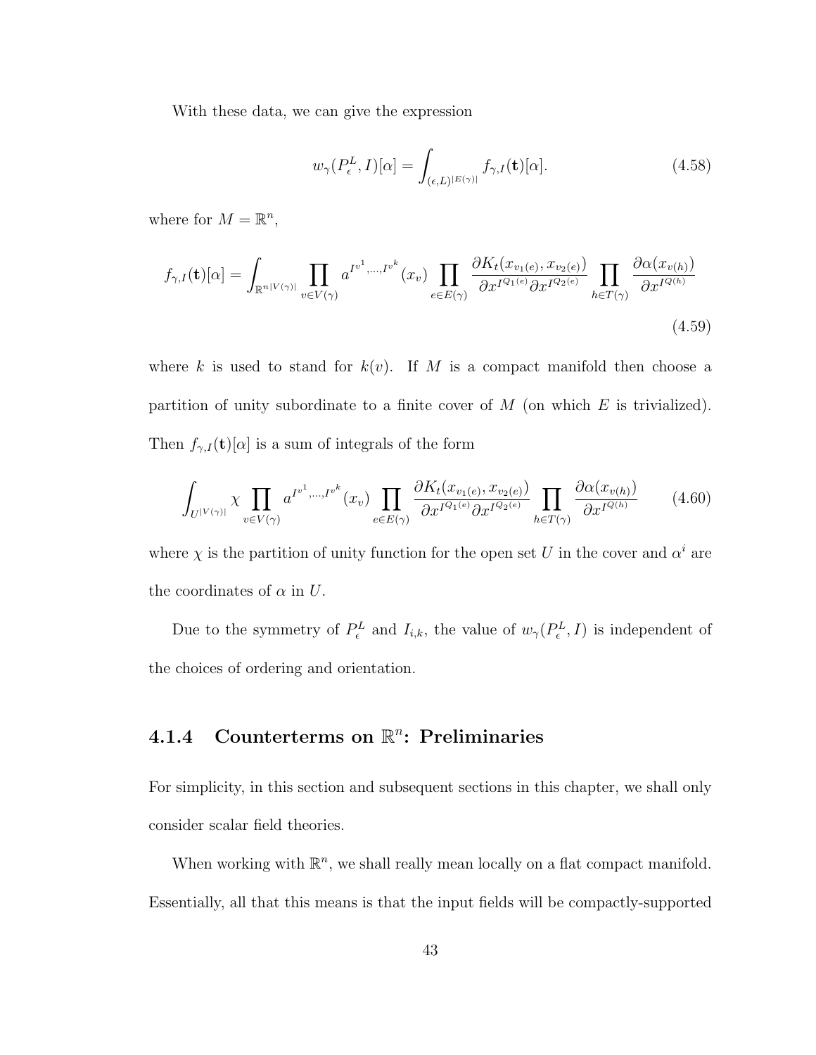With these data, we can give the expression

$$w_\gamma(P_\epsilon^L, I)[\alpha] = \int_{(\epsilon,L)^{|E(\gamma)|}} f_{\gamma,I}(\mathbf{t})[\alpha]. \tag{4.58}$$

where for $M = \mathbb{R}^n$,

$$f_{\gamma,I}(\mathbf{t})[\alpha] = \int_{\mathbb{R}^{n|V(\gamma)|}} \prod_{v \in V(\gamma)} a^{I^{v^1},\ldots,I^{v^k}}(x_v) \prod_{e \in E(\gamma)} \frac{\partial K_t(x_{v_1(e)}, x_{v_2(e)})}{\partial x^{I^{Q_1(e)}} \partial x^{I^{Q_2(e)}}} \prod_{h \in T(\gamma)} \frac{\partial \alpha(x_{v(h)})}{\partial x^{I^{Q(h)}}} \tag{4.59}$$

where $k$ is used to stand for $k(v)$. If $M$ is a compact manifold then choose a partition of unity subordinate to a finite cover of $M$ (on which $E$ is trivialized). Then $f_{\gamma,I}(\mathbf{t})[\alpha]$ is a sum of integrals of the form

$$\int_{U^{|V(\gamma)|}} \chi \prod_{v \in V(\gamma)} a^{I^{v^1},\ldots,I^{v^k}}(x_v) \prod_{e \in E(\gamma)} \frac{\partial K_t(x_{v_1(e)}, x_{v_2(e)})}{\partial x^{I^{Q_1(e)}} \partial x^{I^{Q_2(e)}}} \prod_{h \in T(\gamma)} \frac{\partial \alpha(x_{v(h)})}{\partial x^{I^{Q(h)}}} \tag{4.60}$$

where $\chi$ is the partition of unity function for the open set $U$ in the cover and $\alpha^i$ are the coordinates of $\alpha$ in $U$.

Due to the symmetry of $P_\epsilon^L$ and $I_{i,k}$, the value of $w_\gamma(P_\epsilon^L, I)$ is independent of the choices of ordering and orientation.

### 4.1.4 Counterterms on $\mathbb{R}^n$: Preliminaries

For simplicity, in this section and subsequent sections in this chapter, we shall only consider scalar field theories.

When working with $\mathbb{R}^n$, we shall really mean locally on a flat compact manifold. Essentially, all that this means is that the input fields will be compactly-supported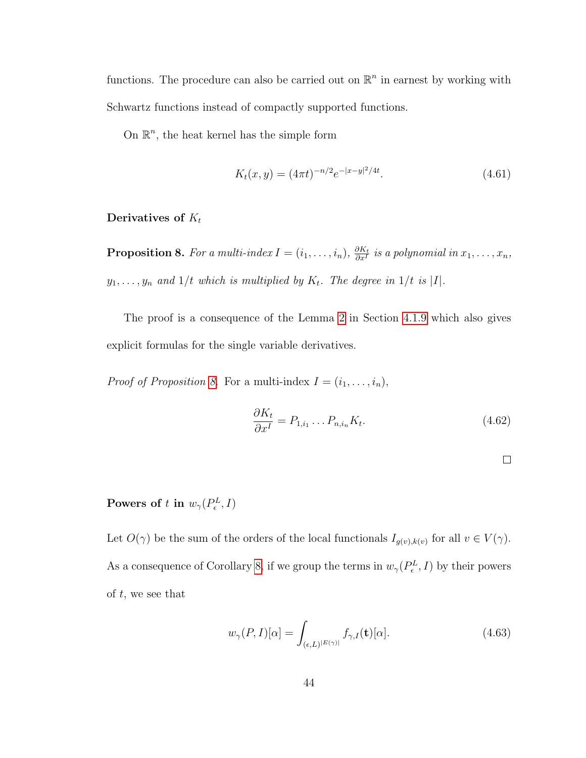functions. The procedure can also be carried out on $\mathbb{R}^n$ in earnest by working with Schwartz functions instead of compactly supported functions.

On $\mathbb{R}^n$, the heat kernel has the simple form

$$K_t(x, y) = (4\pi t)^{-n/2} e^{-|x-y|^2/4t}. \tag{4.61}$$

**Derivatives of $K_t$**

**Proposition 8.** *For a multi-index $I = (i_1, \ldots, i_n)$, $\frac{\partial K_t}{\partial x^I}$ is a polynomial in $x_1, \ldots, x_n$, $y_1, \ldots, y_n$ and $1/t$ which is multiplied by $K_t$. The degree in $1/t$ is $|I|$.*

The proof is a consequence of the Lemma 2 in Section 4.1.9 which also gives explicit formulas for the single variable derivatives.

*Proof of Proposition 8.* For a multi-index $I = (i_1, \ldots, i_n)$,

$$\frac{\partial K_t}{\partial x^I} = P_{1,i_1} \ldots P_{n,i_n} K_t. \tag{4.62}$$

□

**Powers of $t$ in $w_\gamma(P_\epsilon^L, I)$**

Let $O(\gamma)$ be the sum of the orders of the local functionals $I_{g(v),k(v)}$ for all $v \in V(\gamma)$. As a consequence of Corollary 8, if we group the terms in $w_\gamma(P_\epsilon^L, I)$ by their powers of $t$, we see that

$$w_\gamma(P, I)[\alpha] = \int_{(\epsilon,L)^{|E(\gamma)|}} f_{\gamma,I}(\mathbf{t})[\alpha]. \tag{4.63}$$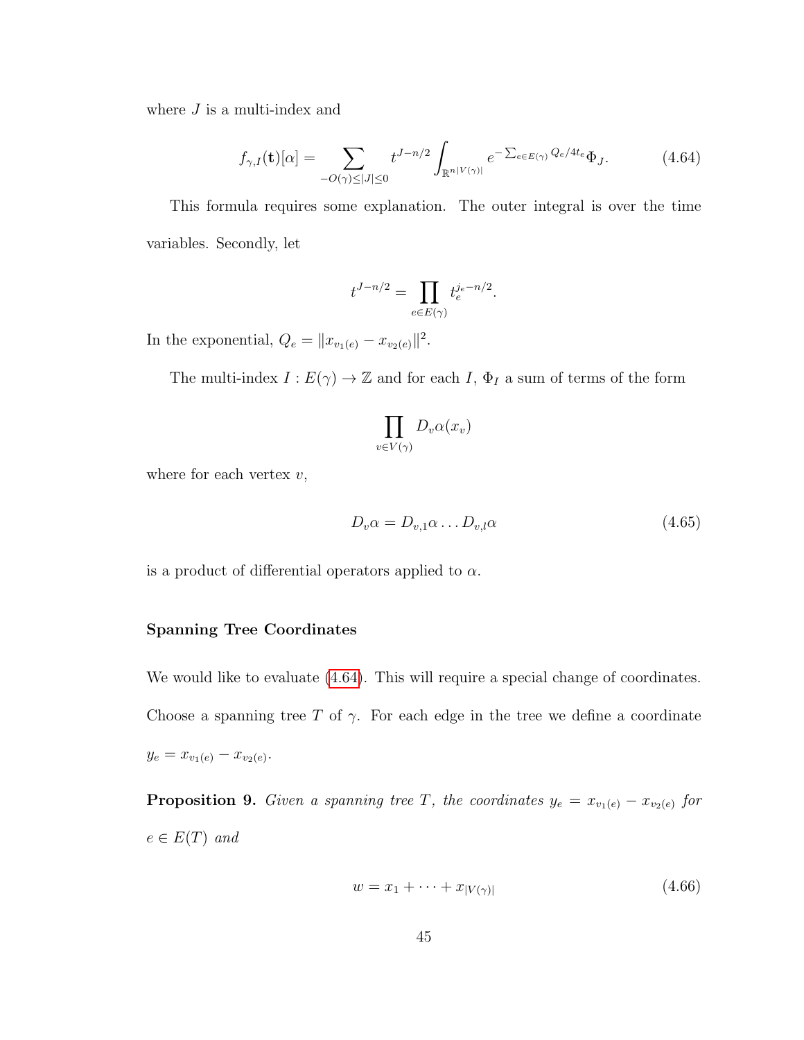where $J$ is a multi-index and

$$f_{\gamma,I}(\mathbf{t})[\alpha] = \sum_{-O(\gamma)\leq |J| \leq 0} t^{J-n/2} \int_{\mathbb{R}^{n|V(\gamma)|}} e^{-\sum_{e\in E(\gamma)} Q_e/4t_e} \Phi_J. \tag{4.64}$$

This formula requires some explanation. The outer integral is over the time variables. Secondly, let

$$t^{J-n/2} = \prod_{e\in E(\gamma)} t_e^{j_e - n/2}.$$

In the exponential, $Q_e = \|x_{v_1(e)} - x_{v_2(e)}\|^2$.

The multi-index $I : E(\gamma) \to \mathbb{Z}$ and for each $I$, $\Phi_I$ a sum of terms of the form

$$\prod_{v\in V(\gamma)} D_v\alpha(x_v)$$

where for each vertex $v$,

$$D_v\alpha = D_{v,1}\alpha \ldots D_{v,l}\alpha \tag{4.65}$$

is a product of differential operators applied to $\alpha$.

### Spanning Tree Coordinates

We would like to evaluate (4.64). This will require a special change of coordinates. Choose a spanning tree $T$ of $\gamma$. For each edge in the tree we define a coordinate $y_e = x_{v_1(e)} - x_{v_2(e)}$.

**Proposition 9.** *Given a spanning tree $T$, the coordinates $y_e = x_{v_1(e)} - x_{v_2(e)}$ for $e \in E(T)$ and*

$$w = x_1 + \cdots + x_{|V(\gamma)|} \tag{4.66}$$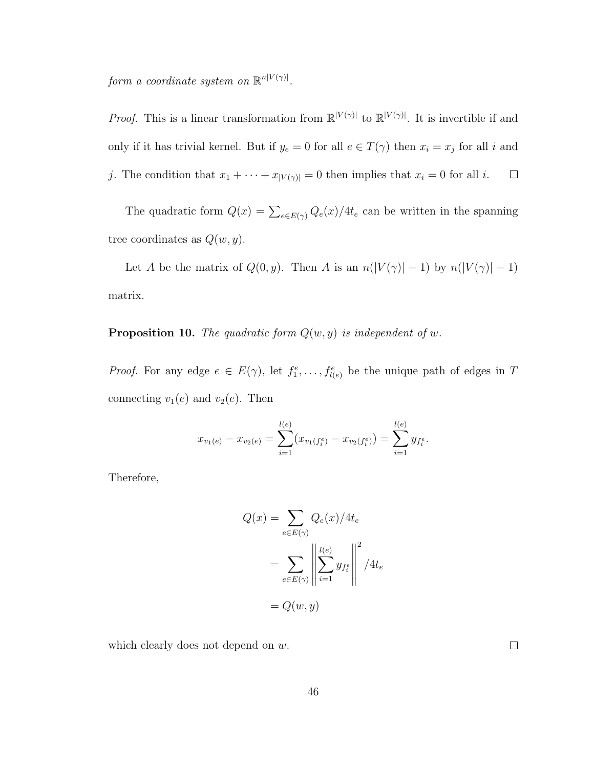*form a coordinate system on* $\mathbb{R}^{n|V(\gamma)|}$.

*Proof.* This is a linear transformation from $\mathbb{R}^{|V(\gamma)|}$ to $\mathbb{R}^{|V(\gamma)|}$. It is invertible if and only if it has trivial kernel. But if $y_e = 0$ for all $e \in T(\gamma)$ then $x_i = x_j$ for all $i$ and $j$. The condition that $x_1 + \cdots + x_{|V(\gamma)|} = 0$ then implies that $x_i = 0$ for all $i$. $\square$

The quadratic form $Q(x) = \sum_{e \in E(\gamma)} Q_e(x)/4t_e$ can be written in the spanning tree coordinates as $Q(w, y)$.

Let $A$ be the matrix of $Q(0, y)$. Then $A$ is an $n(|V(\gamma)| - 1)$ by $n(|V(\gamma)| - 1)$ matrix.

**Proposition 10.** *The quadratic form $Q(w, y)$ is independent of $w$.*

*Proof.* For any edge $e \in E(\gamma)$, let $f_1^e, \ldots, f_{l(e)}^e$ be the unique path of edges in $T$ connecting $v_1(e)$ and $v_2(e)$. Then

$$x_{v_1(e)} - x_{v_2(e)} = \sum_{i=1}^{l(e)} (x_{v_1(f_i^e)} - x_{v_2(f_i^e)}) = \sum_{i=1}^{l(e)} y_{f_i^e}.$$

Therefore,

$$\begin{aligned}
Q(x) &= \sum_{e \in E(\gamma)} Q_e(x)/4t_e \\
&= \sum_{e \in E(\gamma)} \left\| \sum_{i=1}^{l(e)} y_{f_i^e} \right\|^2 /4t_e \\
&= Q(w, y)
\end{aligned}$$

which clearly does not depend on $w$. $\square$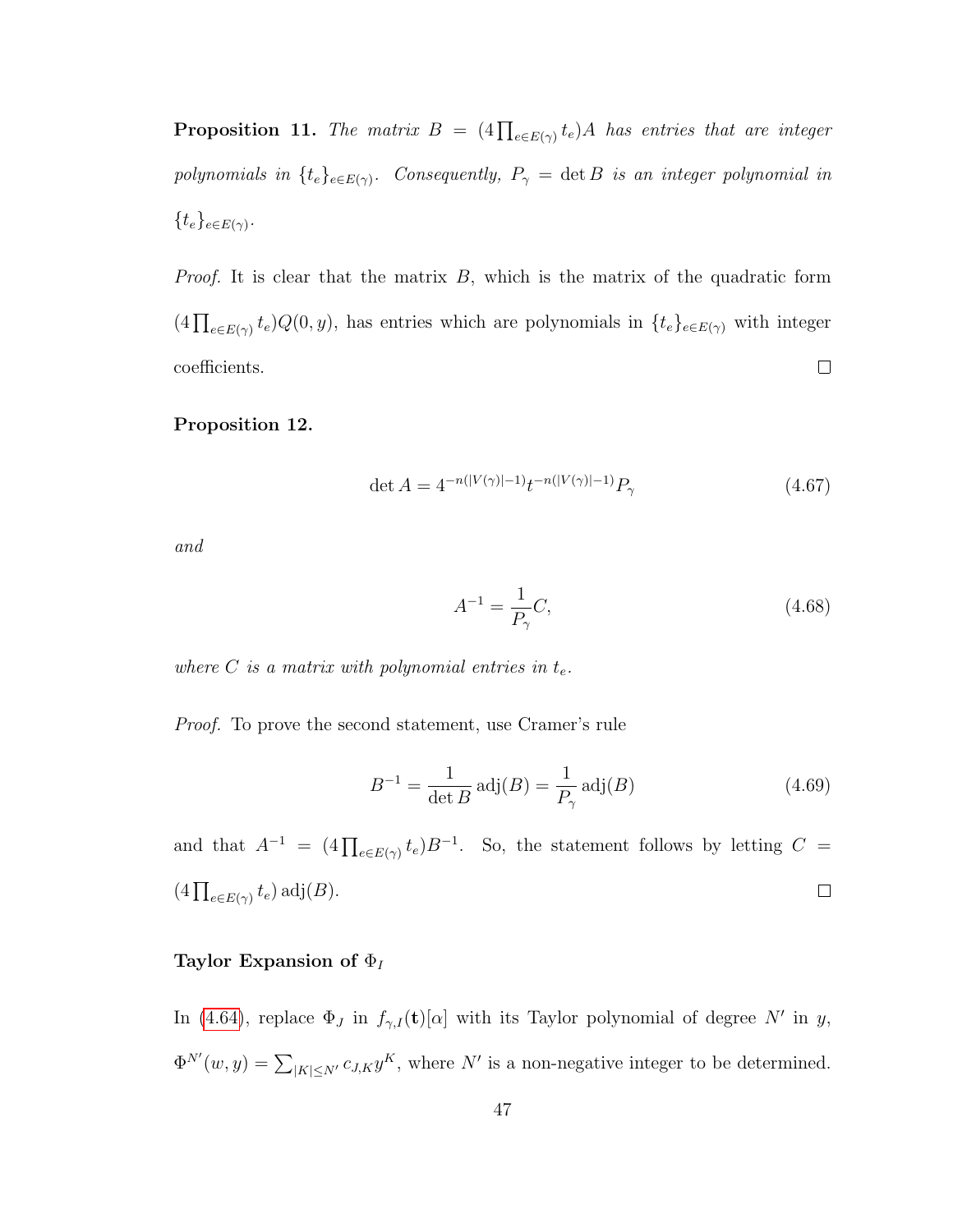**Proposition 11.** *The matrix $B = (4\prod_{e\in E(\gamma)} t_e)A$ has entries that are integer polynomials in $\{t_e\}_{e\in E(\gamma)}$. Consequently, $P_\gamma = \det B$ is an integer polynomial in $\{t_e\}_{e\in E(\gamma)}$.*

*Proof.* It is clear that the matrix $B$, which is the matrix of the quadratic form $(4\prod_{e\in E(\gamma)} t_e)Q(0, y)$, has entries which are polynomials in $\{t_e\}_{e\in E(\gamma)}$ with integer coefficients. $\square$

**Proposition 12.**

$$\det A = 4^{-n(|V(\gamma)|-1)} t^{-n(|V(\gamma)|-1)} P_\gamma \tag{4.67}$$

*and*

$$A^{-1} = \frac{1}{P_\gamma} C, \tag{4.68}$$

*where $C$ is a matrix with polynomial entries in $t_e$.*

*Proof.* To prove the second statement, use Cramer's rule

$$B^{-1} = \frac{1}{\det B} \operatorname{adj}(B) = \frac{1}{P_\gamma} \operatorname{adj}(B) \tag{4.69}$$

and that $A^{-1} = (4\prod_{e\in E(\gamma)} t_e)B^{-1}$. So, the statement follows by letting $C = (4\prod_{e\in E(\gamma)} t_e)\operatorname{adj}(B)$. $\square$

### Taylor Expansion of $\Phi_I$

In (4.64), replace $\Phi_J$ in $f_{\gamma,I}(\mathbf{t})[\alpha]$ with its Taylor polynomial of degree $N'$ in $y$, $\Phi^{N'}(w, y) = \sum_{|K|\leq N'} c_{J,K} y^K$, where $N'$ is a non-negative integer to be determined.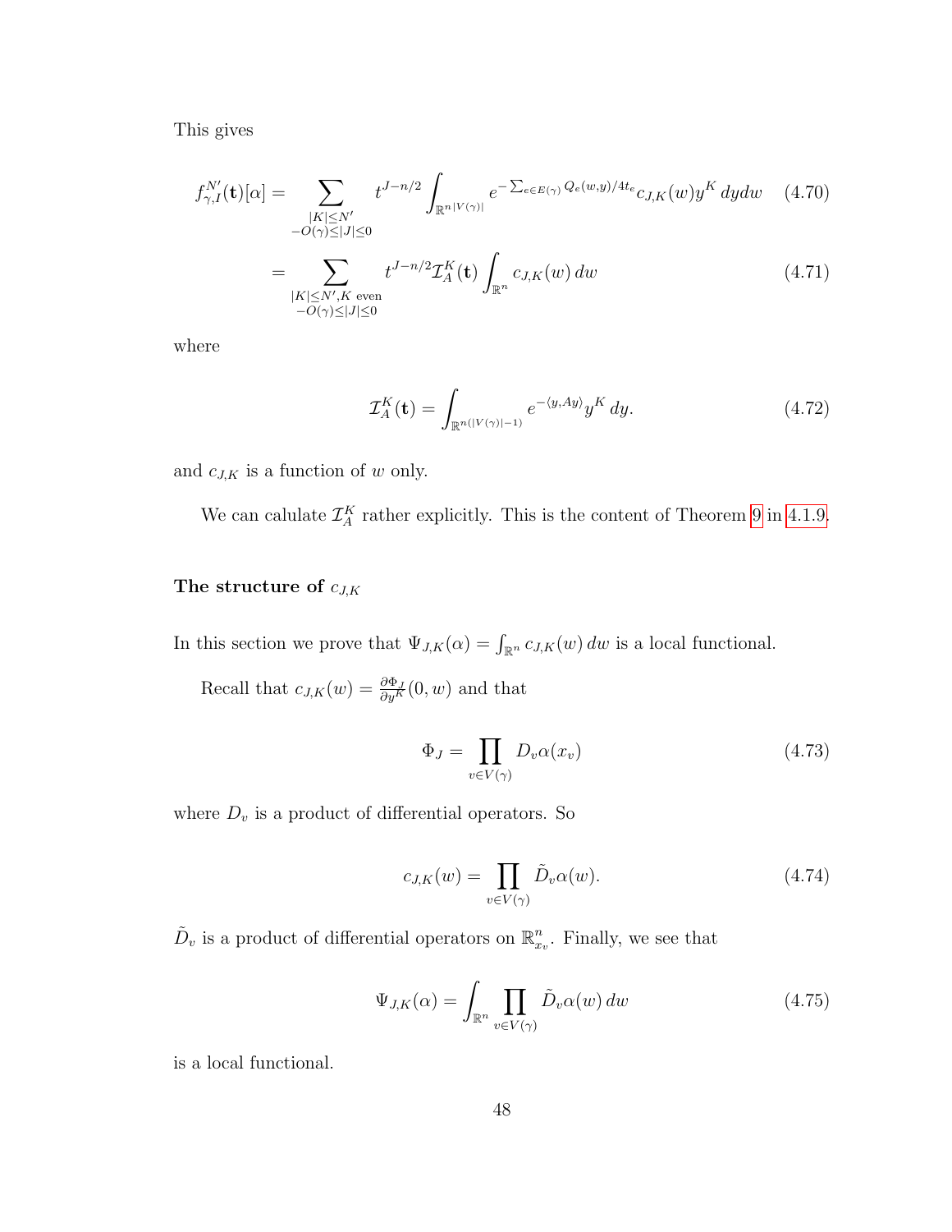This gives

$$f^{N'}_{\gamma,I}(\mathbf{t})[\alpha] = \sum_{\substack{|K|\leq N' \\ -O(\gamma)\leq |J| \leq 0}} t^{J-n/2} \int_{\mathbb{R}^{n|V(\gamma)|}} e^{-\sum_{e\in E(\gamma)} Q_e(w,y)/4t_e} c_{J,K}(w) y^K \, dy dw \tag{4.70}$$

$$= \sum_{\substack{|K|\leq N', K \text{ even} \\ -O(\gamma)\leq |J| \leq 0}} t^{J-n/2} \mathcal{I}^K_A(\mathbf{t}) \int_{\mathbb{R}^n} c_{J,K}(w)\, dw \tag{4.71}$$

where

$$\mathcal{I}^K_A(\mathbf{t}) = \int_{\mathbb{R}^{n(|V(\gamma)|-1)}} e^{-\langle y, Ay\rangle} y^K \, dy. \tag{4.72}$$

and $c_{J,K}$ is a function of $w$ only.

We can calulate $\mathcal{I}^K_A$ rather explicitly. This is the content of Theorem 9 in 4.1.9.

#### The structure of $c_{J,K}$

In this section we prove that $\Psi_{J,K}(\alpha) = \int_{\mathbb{R}^n} c_{J,K}(w)\, dw$ is a local functional.

Recall that $c_{J,K}(w) = \frac{\partial \Phi_J}{\partial y^K}(0, w)$ and that

$$\Phi_J = \prod_{v\in V(\gamma)} D_v \alpha(x_v) \tag{4.73}$$

where $D_v$ is a product of differential operators. So

$$c_{J,K}(w) = \prod_{v\in V(\gamma)} \tilde{D}_v \alpha(w). \tag{4.74}$$

$\tilde{D}_v$ is a product of differential operators on $\mathbb{R}^n_{x_v}$. Finally, we see that

$$\Psi_{J,K}(\alpha) = \int_{\mathbb{R}^n} \prod_{v\in V(\gamma)} \tilde{D}_v \alpha(w)\, dw \tag{4.75}$$

is a local functional.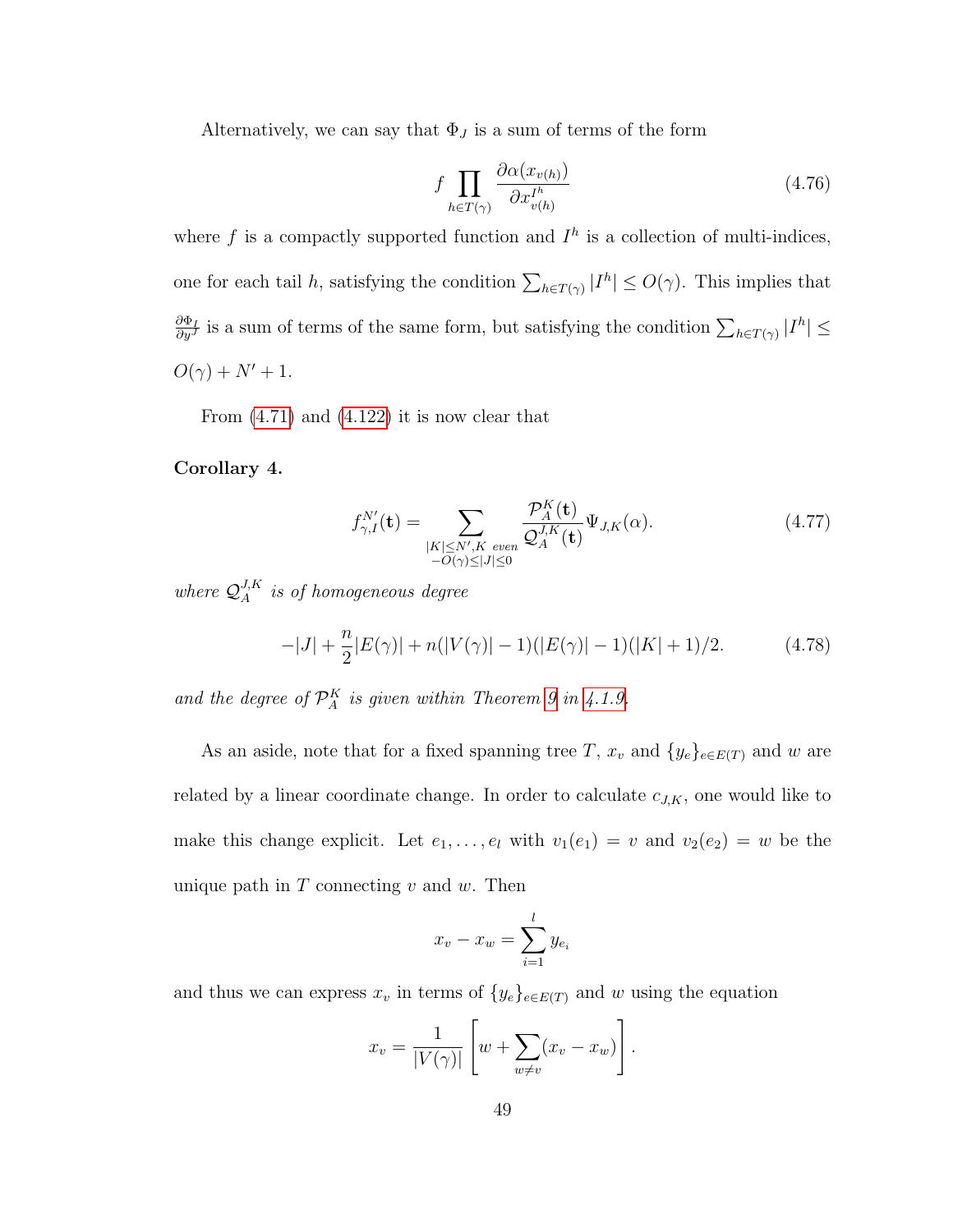Alternatively, we can say that $\Phi_J$ is a sum of terms of the form

$$f \prod_{h \in T(\gamma)} \frac{\partial \alpha(x_{v(h)})}{\partial x_{v(h)}^{I^h}} \tag{4.76}$$

where $f$ is a compactly supported function and $I^h$ is a collection of multi-indices, one for each tail $h$, satisfying the condition $\sum_{h \in T(\gamma)} |I^h| \leq O(\gamma)$. This implies that $\frac{\partial \Phi_I}{\partial y^J}$ is a sum of terms of the same form, but satisfying the condition $\sum_{h \in T(\gamma)} |I^h| \leq O(\gamma) + N' + 1$.

From (4.71) and (4.122) it is now clear that

**Corollary 4.**

$$f_{\gamma, I}^{N'}(\mathbf{t}) = \sum_{\substack{|K| \leq N', K \text{ even} \\ -O(\gamma) \leq |J| \leq 0}} \frac{\mathcal{P}_A^K(\mathbf{t})}{\mathcal{Q}_A^{J,K}(\mathbf{t})} \Psi_{J,K}(\alpha). \tag{4.77}$$

*where $\mathcal{Q}_A^{J,K}$ is of homogeneous degree*

$$-|J| + \frac{n}{2}|E(\gamma)| + n(|V(\gamma)| - 1)(|E(\gamma)| - 1)(|K| + 1)/2. \tag{4.78}$$

*and the degree of $\mathcal{P}_A^K$ is given within Theorem 9 in 4.1.9.*

As an aside, note that for a fixed spanning tree $T$, $x_v$ and $\{y_e\}_{e \in E(T)}$ and $w$ are related by a linear coordinate change. In order to calculate $c_{J,K}$, one would like to make this change explicit. Let $e_1, \ldots, e_l$ with $v_1(e_1) = v$ and $v_2(e_2) = w$ be the unique path in $T$ connecting $v$ and $w$. Then

$$x_v - x_w = \sum_{i=1}^{l} y_{e_i}$$

and thus we can express $x_v$ in terms of $\{y_e\}_{e \in E(T)}$ and $w$ using the equation

$$x_v = \frac{1}{|V(\gamma)|} \left[ w + \sum_{w \neq v} (x_v - x_w) \right].$$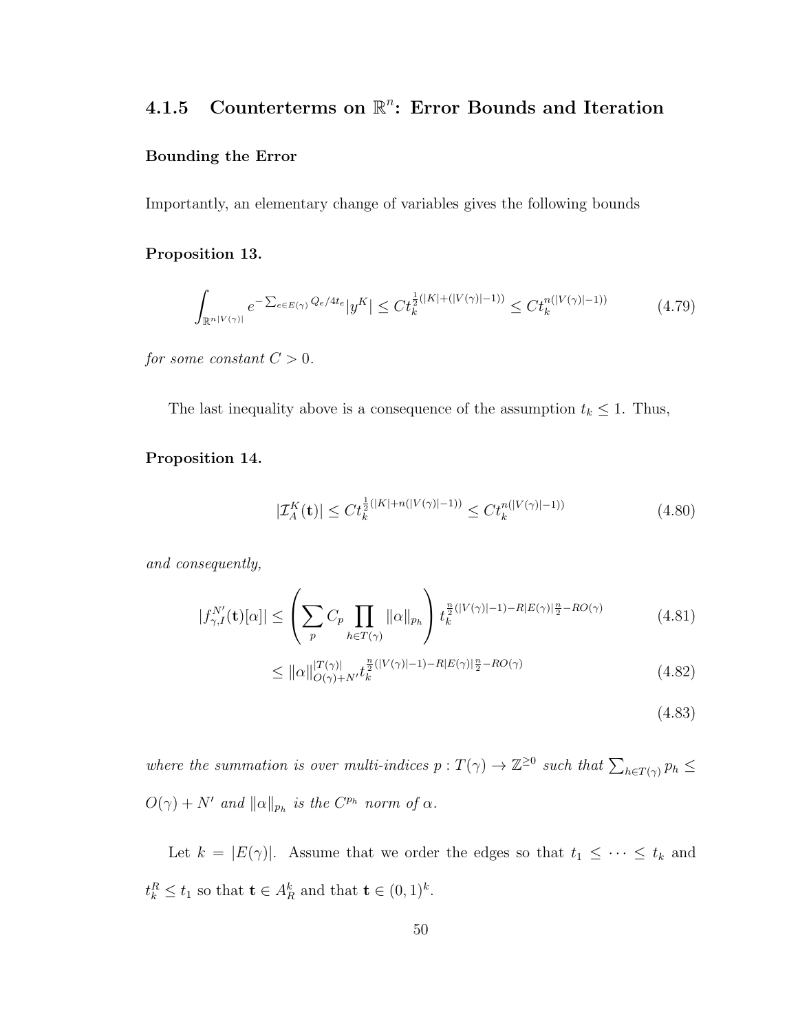### 4.1.5 Counterterms on $\mathbb{R}^n$: Error Bounds and Iteration

#### Bounding the Error

Importantly, an elementary change of variables gives the following bounds

**Proposition 13.**

$$\int_{\mathbb{R}^{n|V(\gamma)|}} e^{-\sum_{e \in E(\gamma)} Q_e/4t_e} |y^K| \leq C t_k^{\frac{1}{2}(|K|+(|V(\gamma)|-1))} \leq C t_k^{n(|V(\gamma)|-1))} \tag{4.79}$$

*for some constant $C > 0$.*

The last inequality above is a consequence of the assumption $t_k \leq 1$. Thus,

**Proposition 14.**

$$|\mathcal{I}_A^K(\mathbf{t})| \leq C t_k^{\frac{1}{2}(|K|+n(|V(\gamma)|-1))} \leq C t_k^{n(|V(\gamma)|-1))} \tag{4.80}$$

*and consequently,*

$$|f_{\gamma,I}^{N'}(\mathbf{t})[\alpha]| \leq \left( \sum_p C_p \prod_{h \in T(\gamma)} \|\alpha\|_{p_h} \right) t_k^{\frac{n}{2}(|V(\gamma)|-1)-R|E(\gamma)|\frac{n}{2}-RO(\gamma)} \tag{4.81}$$

$$\leq \|\alpha\|_{O(\gamma)+N'}^{|T(\gamma)|} t_k^{\frac{n}{2}(|V(\gamma)|-1)-R|E(\gamma)|\frac{n}{2}-RO(\gamma)} \tag{4.82}$$

$$\tag{4.83}$$

*where the summation is over multi-indices $p : T(\gamma) \to \mathbb{Z}^{\geq 0}$ such that $\sum_{h \in T(\gamma)} p_h \leq O(\gamma) + N'$ and $\|\alpha\|_{p_h}$ is the $C^{p_h}$ norm of $\alpha$.*

Let $k = |E(\gamma)|$. Assume that we order the edges so that $t_1 \leq \cdots \leq t_k$ and $t_k^R \leq t_1$ so that $\mathbf{t} \in A_R^k$ and that $\mathbf{t} \in (0,1)^k$.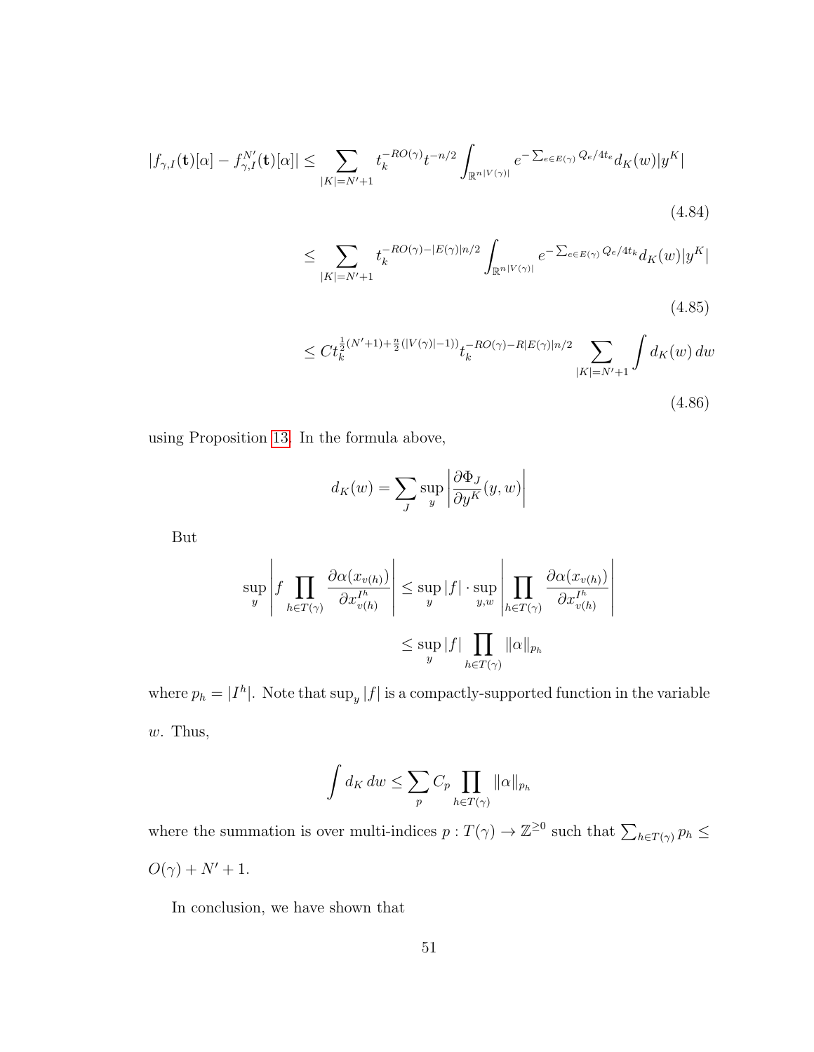$$|f_{\gamma,I}(\mathbf{t})[\alpha] - f^{N'}_{\gamma,I}(\mathbf{t})[\alpha]| \leq \sum_{|K|=N'+1} t_k^{-RO(\gamma)} t^{-n/2} \int_{\mathbb{R}^{n|V(\gamma)|}} e^{-\sum_{e\in E(\gamma)} Q_e/4t_e} d_K(w) |y^K| \tag{4.84}$$

$$\leq \sum_{|K|=N'+1} t_k^{-RO(\gamma)-|E(\gamma)|n/2} \int_{\mathbb{R}^{n|V(\gamma)|}} e^{-\sum_{e\in E(\gamma)} Q_e/4t_k} d_K(w) |y^K| \tag{4.85}$$

$$\leq C t_k^{\frac{1}{2}(N'+1)+\frac{n}{2}(|V(\gamma)|-1))} t_k^{-RO(\gamma)-R|E(\gamma)|n/2} \sum_{|K|=N'+1} \int d_K(w)\, dw \tag{4.86}$$

using Proposition 13. In the formula above,

$$d_K(w) = \sum_J \sup_y \left| \frac{\partial \Phi_J}{\partial y^K}(y,w) \right|$$

But

$$\sup_y \left| f \prod_{h\in T(\gamma)} \frac{\partial \alpha(x_{v(h)})}{\partial x_{v(h)}^{I^h}} \right| \leq \sup_y |f| \cdot \sup_{y,w} \left| \prod_{h\in T(\gamma)} \frac{\partial \alpha(x_{v(h)})}{\partial x_{v(h)}^{I^h}} \right|$$

$$\leq \sup_y |f| \prod_{h\in T(\gamma)} \|\alpha\|_{p_h}$$

where $p_h = |I^h|$. Note that $\sup_y |f|$ is a compactly-supported function in the variable $w$. Thus,

$$\int d_K\, dw \leq \sum_p C_p \prod_{h\in T(\gamma)} \|\alpha\|_{p_h}$$

where the summation is over multi-indices $p : T(\gamma) \to \mathbb{Z}^{\geq 0}$ such that $\sum_{h\in T(\gamma)} p_h \leq O(\gamma) + N' + 1$.

In conclusion, we have shown that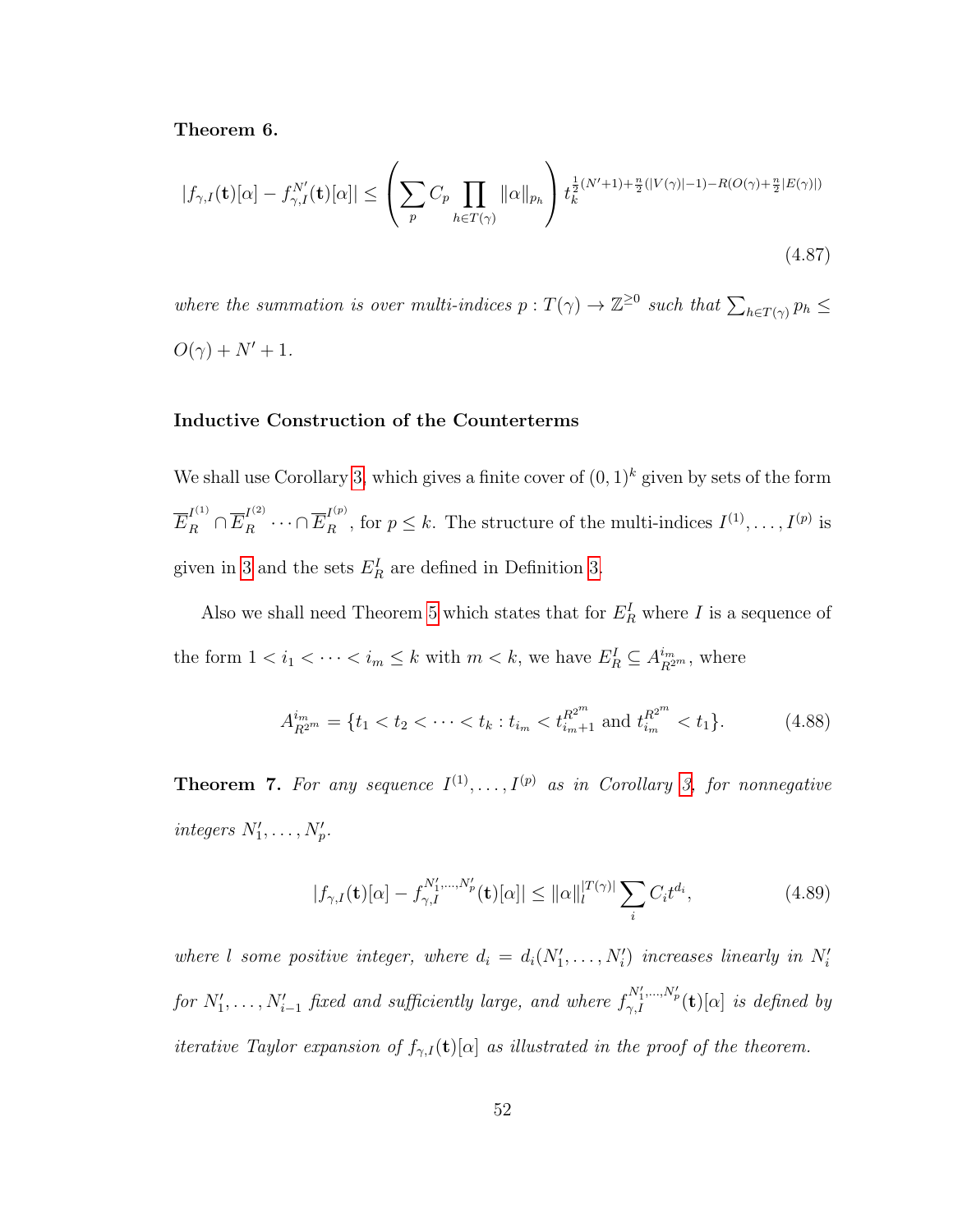**Theorem 6.**

$$|f_{\gamma,I}(\mathbf{t})[\alpha] - f^{N'}_{\gamma,I}(\mathbf{t})[\alpha]| \leq \left( \sum_{p} C_p \prod_{h \in T(\gamma)} \|\alpha\|_{p_h} \right) t_k^{\frac{1}{2}(N'+1) + \frac{n}{2}(|V(\gamma)|-1) - R(O(\gamma) + \frac{n}{2}|E(\gamma)|)} \tag{4.87}$$

*where the summation is over multi-indices $p : T(\gamma) \to \mathbb{Z}^{\geq 0}$ such that $\sum_{h \in T(\gamma)} p_h \leq O(\gamma) + N' + 1$.*

### Inductive Construction of the Counterterms

We shall use Corollary 3, which gives a finite cover of $(0,1)^k$ given by sets of the form $\overline{E}_R^{I^{(1)}} \cap \overline{E}_R^{I^{(2)}} \cdots \cap \overline{E}_R^{I^{(p)}}$, for $p \leq k$. The structure of the multi-indices $I^{(1)}, \ldots, I^{(p)}$ is given in 3 and the sets $E_R^I$ are defined in Definition 3.

Also we shall need Theorem 5 which states that for $E_R^I$ where $I$ is a sequence of the form $1 < i_1 < \cdots < i_m \leq k$ with $m < k$, we have $E_R^I \subseteq A^{i_m}_{R^{2^m}}$, where

$$A^{i_m}_{R^{2^m}} = \{t_1 < t_2 < \cdots < t_k : t_{i_m} < t_{i_m+1}^{R^{2^m}} \text{ and } t_{i_m}^{R^{2^m}} < t_1\}. \tag{4.88}$$

**Theorem 7.** *For any sequence $I^{(1)}, \ldots, I^{(p)}$ as in Corollary 3, for nonnegative integers $N'_1, \ldots, N'_p$.*

$$|f_{\gamma,I}(\mathbf{t})[\alpha] - f^{N'_1,\ldots,N'_p}_{\gamma,I}(\mathbf{t})[\alpha]| \leq \|\alpha\|_l^{|T(\gamma)|} \sum_i C_i t^{d_i}, \tag{4.89}$$

*where $l$ some positive integer, where $d_i = d_i(N'_1, \ldots, N'_i)$ increases linearly in $N'_i$ for $N'_1, \ldots, N'_{i-1}$ fixed and sufficiently large, and where $f^{N'_1,\ldots,N'_p}_{\gamma,I}(\mathbf{t})[\alpha]$ is defined by iterative Taylor expansion of $f_{\gamma,I}(\mathbf{t})[\alpha]$ as illustrated in the proof of the theorem.*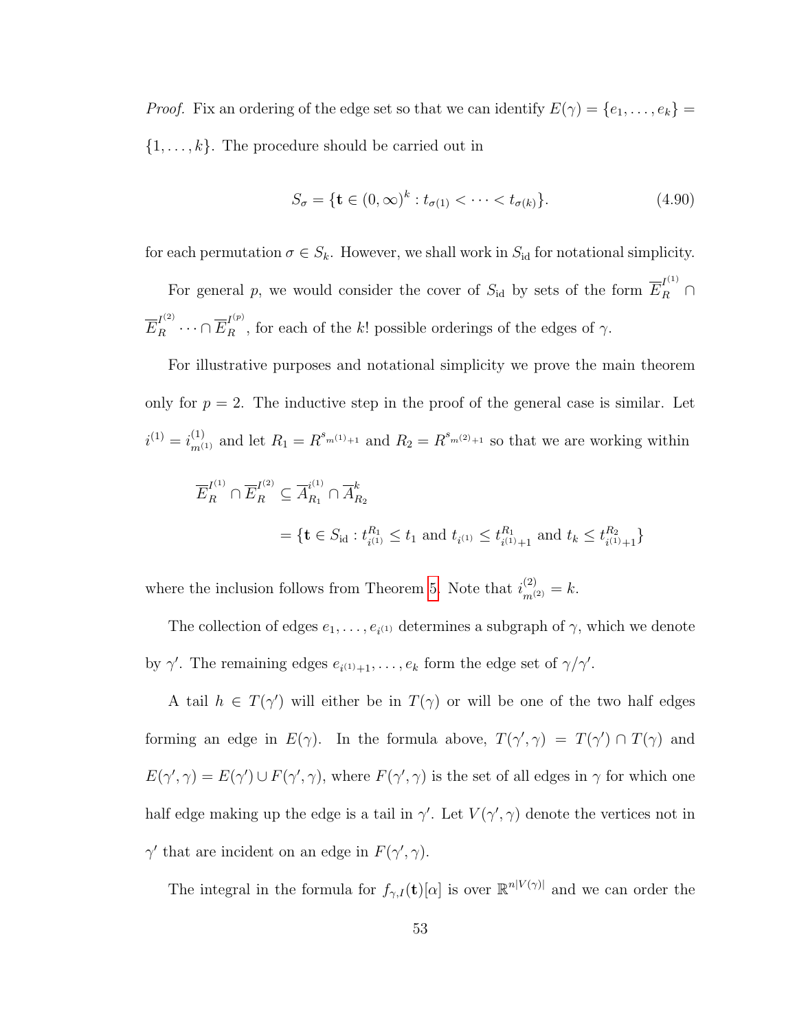*Proof.* Fix an ordering of the edge set so that we can identify $E(\gamma) = \{e_1, \ldots, e_k\} = \{1, \ldots, k\}$. The procedure should be carried out in

$$S_\sigma = \{\mathbf{t} \in (0, \infty)^k : t_{\sigma(1)} < \cdots < t_{\sigma(k)}\}. \tag{4.90}$$

for each permutation $\sigma \in S_k$. However, we shall work in $S_{\text{id}}$ for notational simplicity.

For general $p$, we would consider the cover of $S_{\text{id}}$ by sets of the form $\overline{E}_R^{I^{(1)}} \cap \overline{E}_R^{I^{(2)}} \cdots \cap \overline{E}_R^{I^{(p)}}$, for each of the $k!$ possible orderings of the edges of $\gamma$.

For illustrative purposes and notational simplicity we prove the main theorem only for $p = 2$. The inductive step in the proof of the general case is similar. Let $i^{(1)} = i^{(1)}_{m^{(1)}}$ and let $R_1 = R^{s_{m^{(1)}+1}}$ and $R_2 = R^{s_{m^{(2)}+1}}$ so that we are working within

$$\begin{aligned}
\overline{E}_R^{I^{(1)}} \cap \overline{E}_R^{I^{(2)}} &\subseteq \overline{A}_{R_1}^{i^{(1)}} \cap \overline{A}_{R_2}^{k} \\
&= \{\mathbf{t} \in S_{\text{id}} : t^{R_1}_{i^{(1)}} \leq t_1 \text{ and } t_{i^{(1)}} \leq t^{R_1}_{i^{(1)}+1} \text{ and } t_k \leq t^{R_2}_{i^{(1)}+1}\}
\end{aligned}$$

where the inclusion follows from Theorem 5. Note that $i^{(2)}_{m^{(2)}} = k$.

The collection of edges $e_1, \ldots, e_{i^{(1)}}$ determines a subgraph of $\gamma$, which we denote by $\gamma'$. The remaining edges $e_{i^{(1)}+1}, \ldots, e_k$ form the edge set of $\gamma/\gamma'$.

A tail $h \in T(\gamma')$ will either be in $T(\gamma)$ or will be one of the two half edges forming an edge in $E(\gamma)$. In the formula above, $T(\gamma', \gamma) = T(\gamma') \cap T(\gamma)$ and $E(\gamma', \gamma) = E(\gamma') \cup F(\gamma', \gamma)$, where $F(\gamma', \gamma)$ is the set of all edges in $\gamma$ for which one half edge making up the edge is a tail in $\gamma'$. Let $V(\gamma', \gamma)$ denote the vertices not in $\gamma'$ that are incident on an edge in $F(\gamma', \gamma)$.

The integral in the formula for $f_{\gamma,I}(\mathbf{t})[\alpha]$ is over $\mathbb{R}^{n|V(\gamma)|}$ and we can order the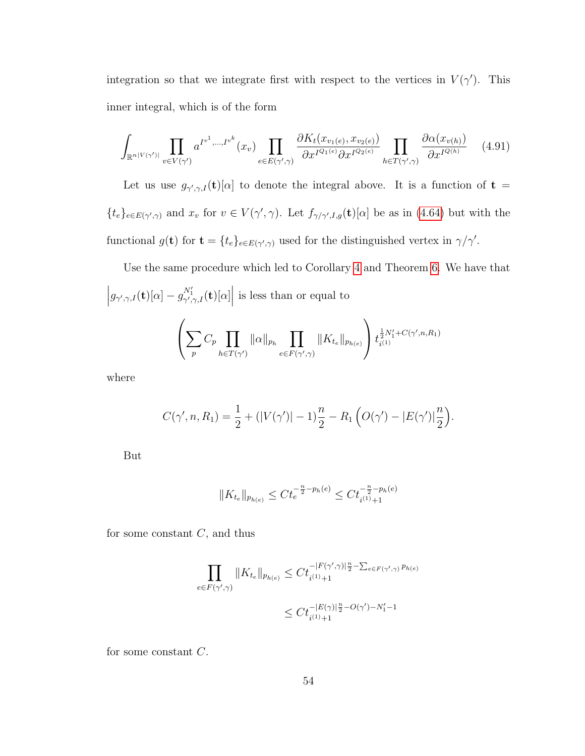integration so that we integrate first with respect to the vertices in $V(\gamma')$. This inner integral, which is of the form

$$\int_{\mathbb{R}^{n|V(\gamma')|}} \prod_{v\in V(\gamma')} a^{I^{v^1},\ldots,I^{v^k}}(x_v) \prod_{e\in E(\gamma',\gamma)} \frac{\partial K_t(x_{v_1(e)}, x_{v_2(e)})}{\partial x^{I^{Q_1(e)}} \partial x^{I^{Q_2(e)}}} \prod_{h\in T(\gamma',\gamma)} \frac{\partial \alpha(x_{v(h)})}{\partial x^{I^{Q(h)}}} \tag{4.91}$$

Let us use $g_{\gamma',\gamma,I}(\mathbf{t})[\alpha]$ to denote the integral above. It is a function of $\mathbf{t} = \{t_e\}_{e\in E(\gamma',\gamma)}$ and $x_v$ for $v \in V(\gamma',\gamma)$. Let $f_{\gamma/\gamma',I,g}(\mathbf{t})[\alpha]$ be as in (4.64) but with the functional $g(\mathbf{t})$ for $\mathbf{t} = \{t_e\}_{e\in E(\gamma',\gamma)}$ used for the distinguished vertex in $\gamma/\gamma'$.

Use the same procedure which led to Corollary 4 and Theorem 6. We have that $\left| g_{\gamma',\gamma,I}(\mathbf{t})[\alpha] - g^{N_1'}_{\gamma',\gamma,I}(\mathbf{t})[\alpha] \right|$ is less than or equal to

$$\left( \sum_p C_p \prod_{h\in T(\gamma')} \|\alpha\|_{p_h} \prod_{e\in F(\gamma',\gamma)} \|K_{t_e}\|_{p_{h(e)}} \right) t_{i^{(1)}}^{\frac{1}{2}N_1' + C(\gamma',n,R_1)}$$

where

$$C(\gamma', n, R_1) = \frac{1}{2} + (|V(\gamma')| - 1)\frac{n}{2} - R_1\left(O(\gamma') - |E(\gamma')|\frac{n}{2}\right).$$

But

$$\|K_{t_e}\|_{p_{h(e)}} \leq C t_e^{-\frac{n}{2} - p_h(e)} \leq C t_{i^{(1)}+1}^{-\frac{n}{2} - p_h(e)}$$

for some constant $C$, and thus

$$\prod_{e\in F(\gamma',\gamma)} \|K_{t_e}\|_{p_{h(e)}} \leq C t_{i^{(1)}+1}^{-|F(\gamma',\gamma)|\frac{n}{2} - \sum_{e\in F(\gamma',\gamma)} p_{h(e)}}$$

$$\leq C t_{i^{(1)}+1}^{-|E(\gamma)|\frac{n}{2} - O(\gamma') - N_1' - 1}$$

for some constant $C$.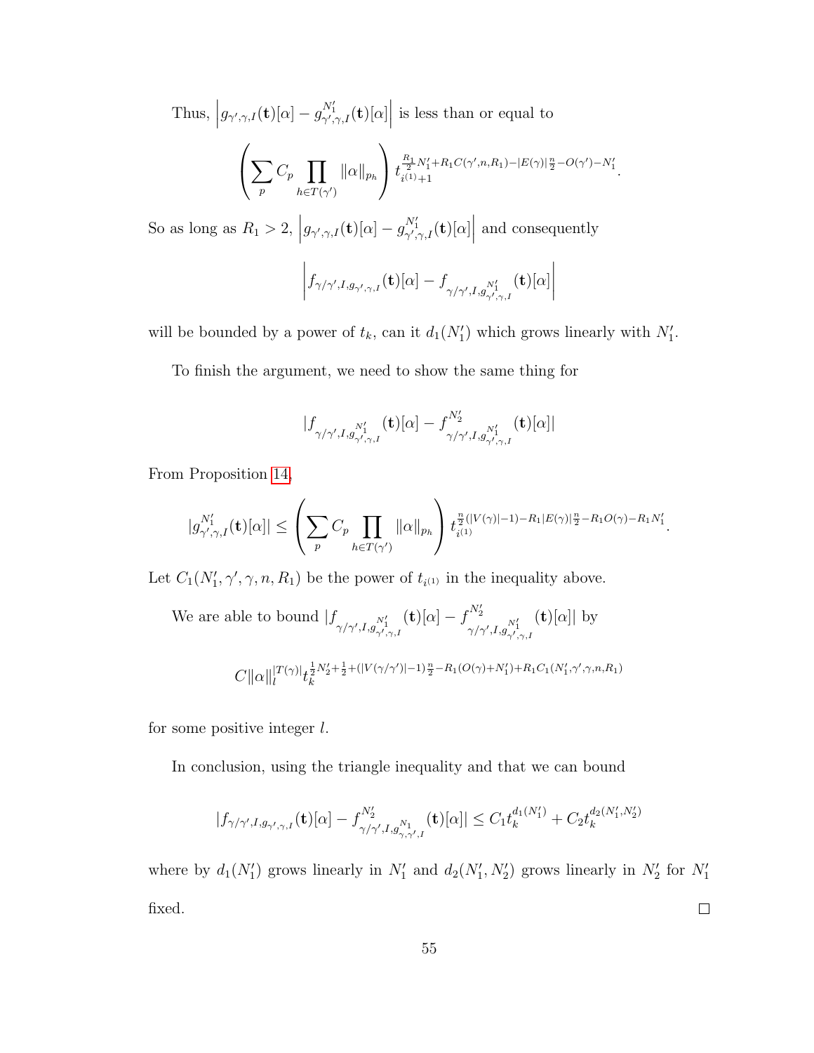Thus, $\left|g_{\gamma',\gamma,I}(\mathbf{t})[\alpha] - g^{N_1'}_{\gamma',\gamma,I}(\mathbf{t})[\alpha]\right|$ is less than or equal to

$$\left(\sum_p C_p \prod_{h\in T(\gamma')} \|\alpha\|_{p_h}\right) t_{i^{(1)}+1}^{\frac{R_1}{2}N_1'+R_1C(\gamma',n,R_1)-|E(\gamma)|\frac{n}{2}-O(\gamma')-N_1'}.$$

So as long as $R_1 > 2$, $\left|g_{\gamma',\gamma,I}(\mathbf{t})[\alpha] - g^{N_1'}_{\gamma',\gamma,I}(\mathbf{t})[\alpha]\right|$ and consequently

$$\left|f_{\gamma/\gamma',I,g_{\gamma',\gamma,I}}(\mathbf{t})[\alpha] - f_{\gamma/\gamma',I,g^{N_1'}_{\gamma',\gamma,I}}(\mathbf{t})[\alpha]\right|$$

will be bounded by a power of $t_k$, can it $d_1(N_1')$ which grows linearly with $N_1'$.

To finish the argument, we need to show the same thing for

$$|f_{\gamma/\gamma',I,g^{N_1'}_{\gamma',\gamma,I}}(\mathbf{t})[\alpha] - f^{N_2'}_{\gamma/\gamma',I,g^{N_1'}_{\gamma',\gamma,I}}(\mathbf{t})[\alpha]|$$

From Proposition 14,

$$|g^{N_1'}_{\gamma',\gamma,I}(\mathbf{t})[\alpha]| \leq \left(\sum_p C_p \prod_{h\in T(\gamma')} \|\alpha\|_{p_h}\right) t_{i^{(1)}}^{\frac{n}{2}(|V(\gamma)|-1)-R_1|E(\gamma)|\frac{n}{2}-R_1O(\gamma)-R_1N_1'}.$$

Let $C_1(N_1',\gamma',\gamma,n,R_1)$ be the power of $t_{i^{(1)}}$ in the inequality above.

We are able to bound $|f_{\gamma/\gamma',I,g^{N_1'}_{\gamma',\gamma,I}}(\mathbf{t})[\alpha] - f^{N_2'}_{\gamma/\gamma',I,g^{N_1'}_{\gamma',\gamma,I}}(\mathbf{t})[\alpha]|$ by

$$C\|\alpha\|_l^{|T(\gamma)|} t_k^{\frac{1}{2}N_2'+\frac{1}{2}+(|V(\gamma/\gamma')|-1)\frac{n}{2}-R_1(O(\gamma)+N_1')+R_1C_1(N_1',\gamma',\gamma,n,R_1)}$$

for some positive integer $l$.

In conclusion, using the triangle inequality and that we can bound

$$|f_{\gamma/\gamma',I,g_{\gamma',\gamma,I}}(\mathbf{t})[\alpha] - f^{N_2'}_{\gamma/\gamma',I,g^{N_1}_{\gamma,\gamma',I}}(\mathbf{t})[\alpha]| \leq C_1 t_k^{d_1(N_1')} + C_2 t_k^{d_2(N_1',N_2')}$$

where by $d_1(N_1')$ grows linearly in $N_1'$ and $d_2(N_1',N_2')$ grows linearly in $N_2'$ for $N_1'$ fixed. $\square$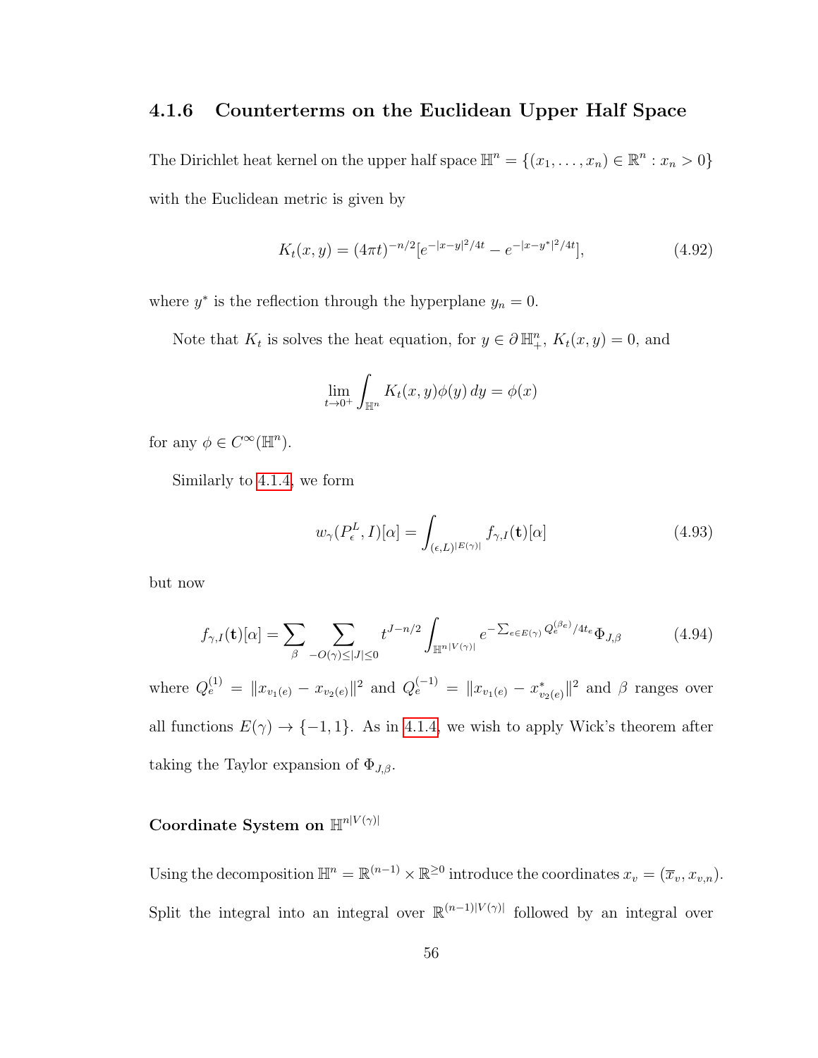### 4.1.6 Counterterms on the Euclidean Upper Half Space

The Dirichlet heat kernel on the upper half space $\mathbb{H}^n = \{(x_1, \ldots, x_n) \in \mathbb{R}^n : x_n > 0\}$ with the Euclidean metric is given by

$$K_t(x, y) = (4\pi t)^{-n/2}[e^{-|x-y|^2/4t} - e^{-|x-y^*|^2/4t}], \tag{4.92}$$

where $y^*$ is the reflection through the hyperplane $y_n = 0$.

Note that $K_t$ is solves the heat equation, for $y \in \partial\, \mathbb{H}^n_+$, $K_t(x, y) = 0$, and

$$\lim_{t \to 0^+} \int_{\mathbb{H}^n} K_t(x, y)\phi(y)\, dy = \phi(x)$$

for any $\phi \in C^\infty(\mathbb{H}^n)$.

Similarly to 4.1.4, we form

$$w_\gamma(P^L_\epsilon, I)[\alpha] = \int_{(\epsilon,L)^{|E(\gamma)|}} f_{\gamma,I}(\mathbf{t})[\alpha] \tag{4.93}$$

but now

$$f_{\gamma,I}(\mathbf{t})[\alpha] = \sum_\beta \sum_{-O(\gamma) \le |J| \le 0} t^{J-n/2} \int_{\mathbb{H}^{n|V(\gamma)|}} e^{-\sum_{e \in E(\gamma)} Q_e^{(\beta_e)}/4t_e} \Phi_{J,\beta} \tag{4.94}$$

where $Q_e^{(1)} = \|x_{v_1(e)} - x_{v_2(e)}\|^2$ and $Q_e^{(-1)} = \|x_{v_1(e)} - x^*_{v_2(e)}\|^2$ and $\beta$ ranges over all functions $E(\gamma) \to \{-1, 1\}$. As in 4.1.4, we wish to apply Wick's theorem after taking the Taylor expansion of $\Phi_{J,\beta}$.

#### Coordinate System on $\mathbb{H}^{n|V(\gamma)|}$

Using the decomposition $\mathbb{H}^n = \mathbb{R}^{(n-1)} \times \mathbb{R}^{\ge 0}$ introduce the coordinates $x_v = (\overline{x}_v, x_{v,n})$. Split the integral into an integral over $\mathbb{R}^{(n-1)|V(\gamma)|}$ followed by an integral over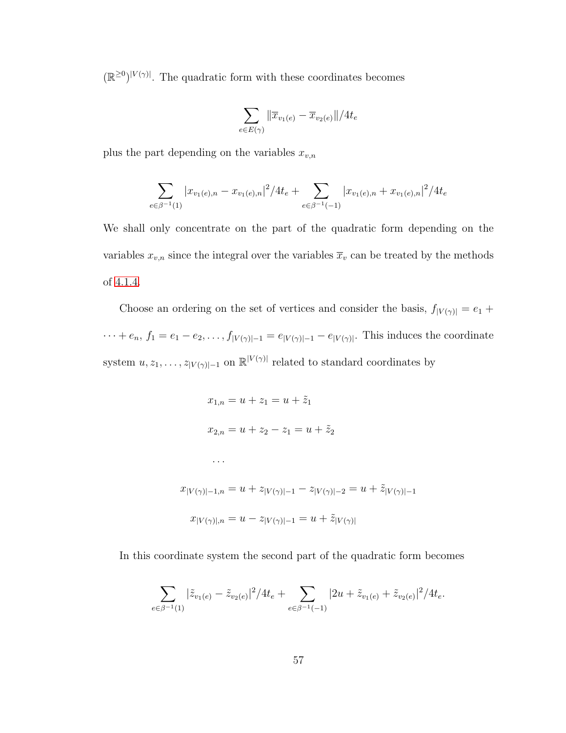$(\mathbb{R}^{\geq 0})^{|V(\gamma)|}$. The quadratic form with these coordinates becomes

$$\sum_{e \in E(\gamma)} \|\overline{x}_{v_1(e)} - \overline{x}_{v_2(e)}\|/4t_e$$

plus the part depending on the variables $x_{v,n}$

$$\sum_{e \in \beta^{-1}(1)} |x_{v_1(e),n} - x_{v_1(e),n}|^2/4t_e + \sum_{e \in \beta^{-1}(-1)} |x_{v_1(e),n} + x_{v_1(e),n}|^2/4t_e$$

We shall only concentrate on the part of the quadratic form depending on the variables $x_{v,n}$ since the integral over the variables $\overline{x}_v$ can be treated by the methods of 4.1.4.

Choose an ordering on the set of vertices and consider the basis, $f_{|V(\gamma)|} = e_1 + \cdots + e_n$, $f_1 = e_1 - e_2, \ldots, f_{|V(\gamma)|-1} = e_{|V(\gamma)|-1} - e_{|V(\gamma)|}$. This induces the coordinate system $u, z_1, \ldots, z_{|V(\gamma)|-1}$ on $\mathbb{R}^{|V(\gamma)|}$ related to standard coordinates by

$$x_{1,n} = u + z_1 = u + \tilde{z}_1$$

$$x_{2,n} = u + z_2 - z_1 = u + \tilde{z}_2$$

$$\ldots$$

$$x_{|V(\gamma)|-1,n} = u + z_{|V(\gamma)|-1} - z_{|V(\gamma)|-2} = u + \tilde{z}_{|V(\gamma)|-1}$$

$$x_{|V(\gamma)|,n} = u - z_{|V(\gamma)|-1} = u + \tilde{z}_{|V(\gamma)|}$$

In this coordinate system the second part of the quadratic form becomes

$$\sum_{e \in \beta^{-1}(1)} |\tilde{z}_{v_1(e)} - \tilde{z}_{v_2(e)}|^2/4t_e + \sum_{e \in \beta^{-1}(-1)} |2u + \tilde{z}_{v_1(e)} + \tilde{z}_{v_2(e)}|^2/4t_e.$$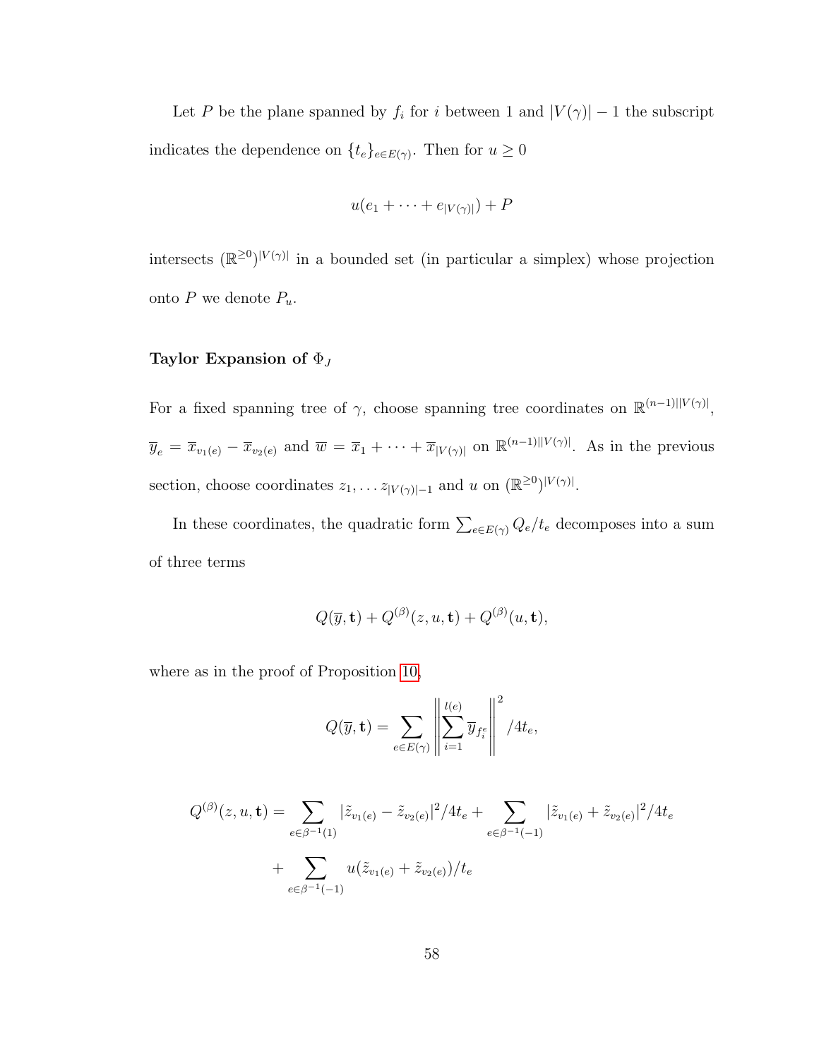Let $P$ be the plane spanned by $f_i$ for $i$ between 1 and $|V(\gamma)| - 1$ the subscript indicates the dependence on $\{t_e\}_{e \in E(\gamma)}$. Then for $u \geq 0$

$$u(e_1 + \cdots + e_{|V(\gamma)|}) + P$$

intersects $(\mathbb{R}^{\geq 0})^{|V(\gamma)|}$ in a bounded set (in particular a simplex) whose projection onto $P$ we denote $P_u$.

### Taylor Expansion of $\Phi_J$

For a fixed spanning tree of $\gamma$, choose spanning tree coordinates on $\mathbb{R}^{(n-1)||V(\gamma)|}$, $\overline{y}_e = \overline{x}_{v_1(e)} - \overline{x}_{v_2(e)}$ and $\overline{w} = \overline{x}_1 + \cdots + \overline{x}_{|V(\gamma)|}$ on $\mathbb{R}^{(n-1)||V(\gamma)|}$. As in the previous section, choose coordinates $z_1, \ldots z_{|V(\gamma)|-1}$ and $u$ on $(\mathbb{R}^{\geq 0})^{|V(\gamma)|}$.

In these coordinates, the quadratic form $\sum_{e \in E(\gamma)} Q_e / t_e$ decomposes into a sum of three terms

$$Q(\overline{y}, \mathbf{t}) + Q^{(\beta)}(z, u, \mathbf{t}) + Q^{(\beta)}(u, \mathbf{t}),$$

where as in the proof of Proposition 10,

$$Q(\overline{y}, \mathbf{t}) = \sum_{e \in E(\gamma)} \left\| \sum_{i=1}^{l(e)} \overline{y}_{f_i^e} \right\|^2 / 4t_e,$$

$$Q^{(\beta)}(z, u, \mathbf{t}) = \sum_{e \in \beta^{-1}(1)} |\tilde{z}_{v_1(e)} - \tilde{z}_{v_2(e)}|^2 / 4t_e + \sum_{e \in \beta^{-1}(-1)} |\tilde{z}_{v_1(e)} + \tilde{z}_{v_2(e)}|^2 / 4t_e$$
$$+ \sum_{e \in \beta^{-1}(-1)} u(\tilde{z}_{v_1(e)} + \tilde{z}_{v_2(e)}) / t_e$$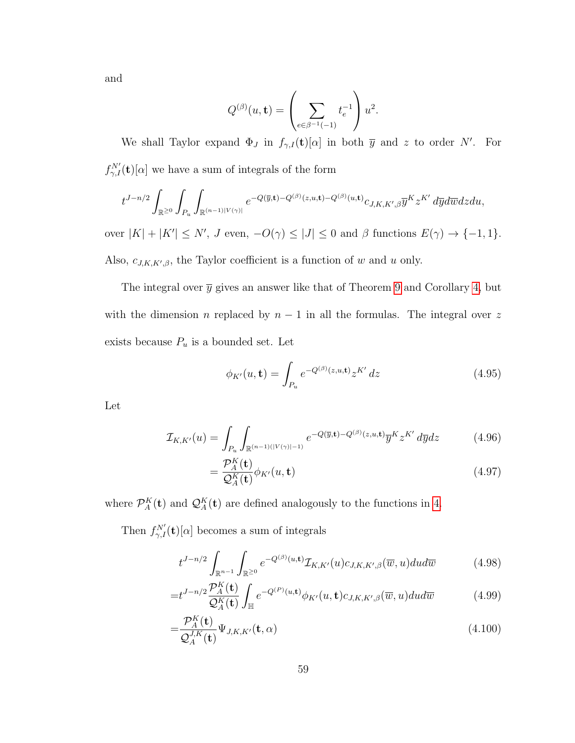and

$$Q^{(\beta)}(u, \mathbf{t}) = \left( \sum_{e \in \beta^{-1}(-1)} t_e^{-1} \right) u^2.$$

We shall Taylor expand $\Phi_J$ in $f_{\gamma,I}(\mathbf{t})[\alpha]$ in both $\overline{y}$ and $z$ to order $N'$. For $f_{\gamma,I}^{N'}(\mathbf{t})[\alpha]$ we have a sum of integrals of the form

$$t^{J-n/2} \int_{\mathbb{R}^{\geq 0}} \int_{P_u} \int_{\mathbb{R}^{(n-1)|V(\gamma)|}} e^{-Q(\overline{y}, \mathbf{t}) - Q^{(\beta)}(z,u,\mathbf{t}) - Q^{(\beta)}(u,\mathbf{t})} c_{J,K,K',\beta} \overline{y}^K z^{K'} \, d\overline{y} d\overline{w} dz du,$$

over $|K| + |K'| \leq N'$, $J$ even, $-O(\gamma) \leq |J| \leq 0$ and $\beta$ functions $E(\gamma) \to \{-1, 1\}$. Also, $c_{J,K,K',\beta}$, the Taylor coefficient is a function of $w$ and $u$ only.

The integral over $\overline{y}$ gives an answer like that of Theorem 9 and Corollary 4, but with the dimension $n$ replaced by $n-1$ in all the formulas. The integral over $z$ exists because $P_u$ is a bounded set. Let

$$\phi_{K'}(u, \mathbf{t}) = \int_{P_u} e^{-Q^{(\beta)}(z,u,\mathbf{t})} z^{K'} \, dz \tag{4.95}$$

Let

$$\begin{aligned}
\mathcal{I}_{K,K'}(u) &= \int_{P_u} \int_{\mathbb{R}^{(n-1)(|V(\gamma)|-1)}} e^{-Q(\overline{y}, \mathbf{t}) - Q^{(\beta)}(z,u,\mathbf{t})} \overline{y}^K z^{K'} \, d\overline{y} dz &(4.96)\\
&= \frac{\mathcal{P}_A^K(\mathbf{t})}{\mathcal{Q}_A^K(\mathbf{t})} \phi_{K'}(u, \mathbf{t}) &(4.97)
\end{aligned}$$

where $\mathcal{P}_A^K(\mathbf{t})$ and $\mathcal{Q}_A^K(\mathbf{t})$ are defined analogously to the functions in 4.

Then $f_{\gamma,I}^{N'}(\mathbf{t})[\alpha]$ becomes a sum of integrals

$$\begin{aligned}
& t^{J-n/2} \int_{\mathbb{R}^{n-1}} \int_{\mathbb{R}^{\geq 0}} e^{-Q^{(\beta)}(u,\mathbf{t})} \mathcal{I}_{K,K'}(u) c_{J,K,K',\beta}(\overline{w}, u) du d\overline{w} &(4.98)\\
=& t^{J-n/2} \frac{\mathcal{P}_A^K(\mathbf{t})}{\mathcal{Q}_A^K(\mathbf{t})} \int_{\mathbb{H}} e^{-Q^{(P)}(u,\mathbf{t})} \phi_{K'}(u, \mathbf{t}) c_{J,K,K',\beta}(\overline{w}, u) du d\overline{w} &(4.99)\\
=& \frac{\mathcal{P}_A^K(\mathbf{t})}{\mathcal{Q}_A^{J,K}(\mathbf{t})} \Psi_{J,K,K'}(\mathbf{t}, \alpha) &(4.100)
\end{aligned}$$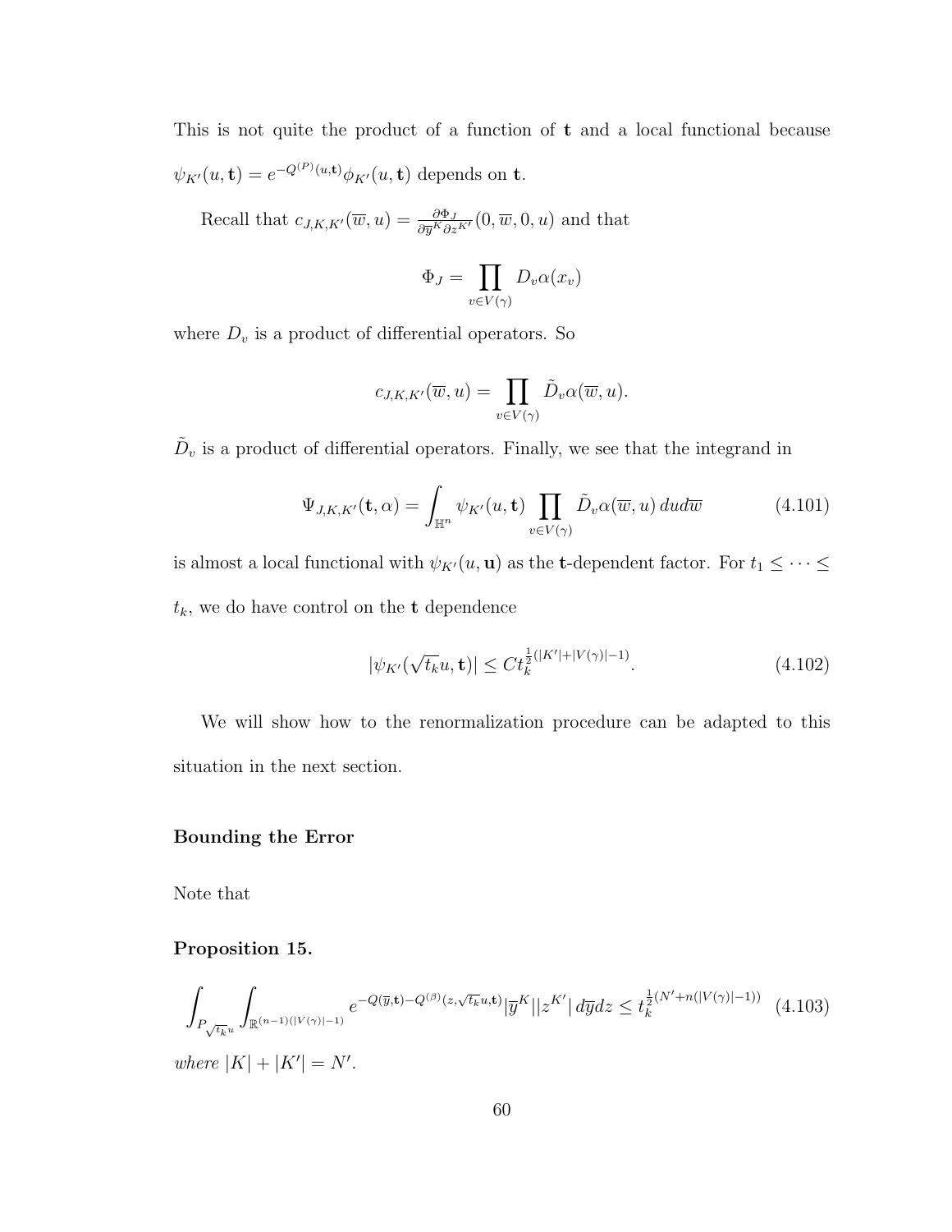This is not quite the product of a function of $\mathbf{t}$ and a local functional because $\psi_{K'}(u, \mathbf{t}) = e^{-Q^{(P)}(u,\mathbf{t})}\phi_{K'}(u, \mathbf{t})$ depends on $\mathbf{t}$.

Recall that $c_{J,K,K'}(\overline{w}, u) = \frac{\partial \Phi_J}{\partial \overline{y}^K \partial z^{K'}}(0, \overline{w}, 0, u)$ and that

$$\Phi_J = \prod_{v \in V(\gamma)} D_v \alpha(x_v)$$

where $D_v$ is a product of differential operators. So

$$c_{J,K,K'}(\overline{w}, u) = \prod_{v \in V(\gamma)} \tilde{D}_v \alpha(\overline{w}, u).$$

$\tilde{D}_v$ is a product of differential operators. Finally, we see that the integrand in

$$\Psi_{J,K,K'}(\mathbf{t}, \alpha) = \int_{\mathbb{H}^n} \psi_{K'}(u, \mathbf{t}) \prod_{v \in V(\gamma)} \tilde{D}_v \alpha(\overline{w}, u)\, du d\overline{w} \tag{4.101}$$

is almost a local functional with $\psi_{K'}(u, \mathbf{u})$ as the $\mathbf{t}$-dependent factor. For $t_1 \leq \cdots \leq t_k$, we do have control on the $\mathbf{t}$ dependence

$$|\psi_{K'}(\sqrt{t_k}u, \mathbf{t})| \leq C t_k^{\frac{1}{2}(|K'|+|V(\gamma)|-1)}. \tag{4.102}$$

We will show how to the renormalization procedure can be adapted to this situation in the next section.

**Bounding the Error**

Note that

**Proposition 15.**

$$\int_{P_{\sqrt{t_k}u}} \int_{\mathbb{R}^{(n-1)(|V(\gamma)|-1)}} e^{-Q(\overline{y}, \mathbf{t}) - Q^{(\beta)}(z, \sqrt{t_k}u, \mathbf{t})} |\overline{y}^K||z^{K'}|\, d\overline{y} dz \leq t_k^{\frac{1}{2}(N'+n(|V(\gamma)|-1))} \tag{4.103}$$

*where* $|K| + |K'| = N'$.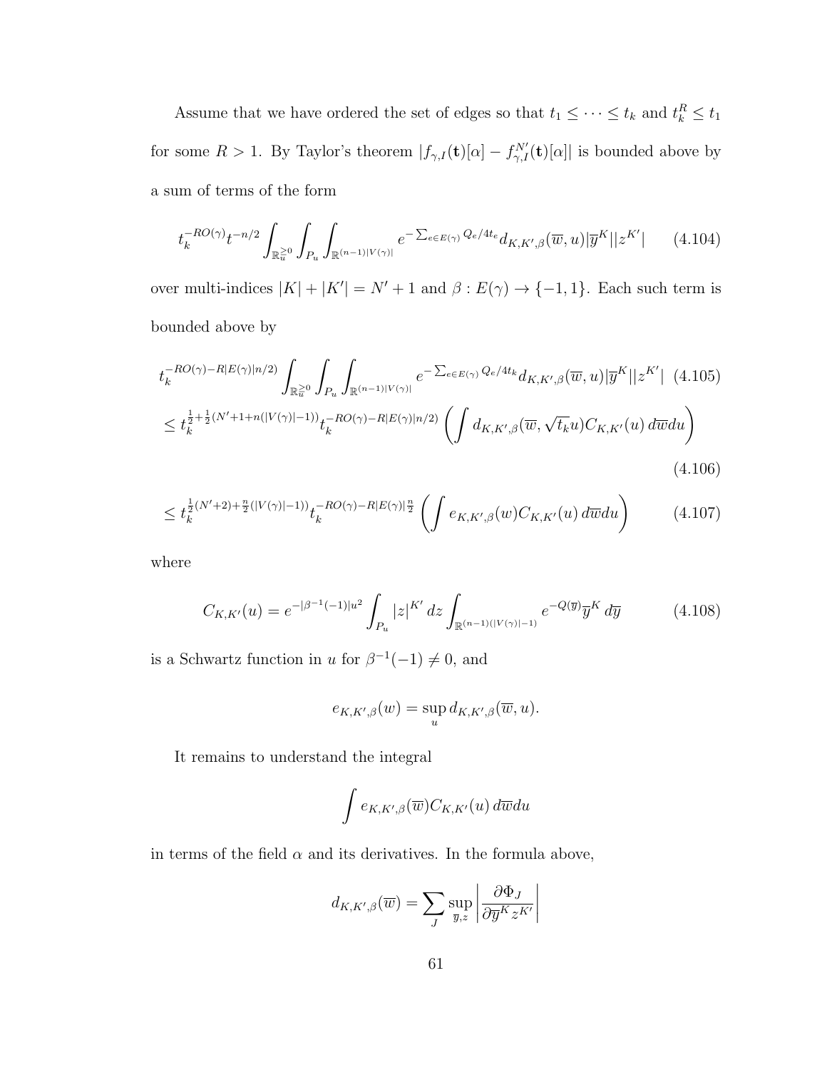Assume that we have ordered the set of edges so that $t_1 \leq \cdots \leq t_k$ and $t_k^R \leq t_1$ for some $R > 1$. By Taylor's theorem $|f_{\gamma,I}(\mathbf{t})[\alpha] - f_{\gamma,I}^{N'}(\mathbf{t})[\alpha]|$ is bounded above by a sum of terms of the form

$$t_k^{-RO(\gamma)} t^{-n/2} \int_{\mathbb{R}_{\overline{u}}^{\geq 0}} \int_{P_u} \int_{\mathbb{R}^{(n-1)|V(\gamma)|}} e^{-\sum_{e \in E(\gamma)} Q_e/4t_e} d_{K,K',\beta}(\overline{w}, u) |\overline{y}^K| |z^{K'}| \tag{4.104}$$

over multi-indices $|K| + |K'| = N' + 1$ and $\beta : E(\gamma) \to \{-1, 1\}$. Each such term is bounded above by

$$t_k^{-RO(\gamma) - R|E(\gamma)|n/2)} \int_{\mathbb{R}_{\overline{u}}^{\geq 0}} \int_{P_u} \int_{\mathbb{R}^{(n-1)|V(\gamma)|}} e^{-\sum_{e \in E(\gamma)} Q_e/4t_k} d_{K,K',\beta}(\overline{w}, u) |\overline{y}^K| |z^{K'}| \tag{4.105}$$

$$\leq t_k^{\frac{1}{2} + \frac{1}{2}(N'+1+n(|V(\gamma)|-1))} t_k^{-RO(\gamma) - R|E(\gamma)|n/2)} \left( \int d_{K,K',\beta}(\overline{w}, \sqrt{t_k} u) C_{K,K'}(u) \, d\overline{w} du \right) \tag{4.106}$$

$$\leq t_k^{\frac{1}{2}(N'+2) + \frac{n}{2}(|V(\gamma)|-1))} t_k^{-RO(\gamma) - R|E(\gamma)|\frac{n}{2}} \left( \int e_{K,K',\beta}(w) C_{K,K'}(u) \, d\overline{w} du \right) \tag{4.107}$$

where

$$C_{K,K'}(u) = e^{-|\beta^{-1}(-1)|u^2} \int_{P_u} |z|^{K'} \, dz \int_{\mathbb{R}^{(n-1)(|V(\gamma)|-1)}} e^{-Q(\overline{y})} \overline{y}^K \, d\overline{y} \tag{4.108}$$

is a Schwartz function in $u$ for $\beta^{-1}(-1) \neq 0$, and

$$e_{K,K',\beta}(w) = \sup_u d_{K,K',\beta}(\overline{w}, u).$$

It remains to understand the integral

$$\int e_{K,K',\beta}(\overline{w}) C_{K,K'}(u) \, d\overline{w} du$$

in terms of the field $\alpha$ and its derivatives. In the formula above,

$$d_{K,K',\beta}(\overline{w}) = \sum_J \sup_{\overline{y}, z} \left| \frac{\partial \Phi_J}{\partial \overline{y}^K z^{K'}} \right|$$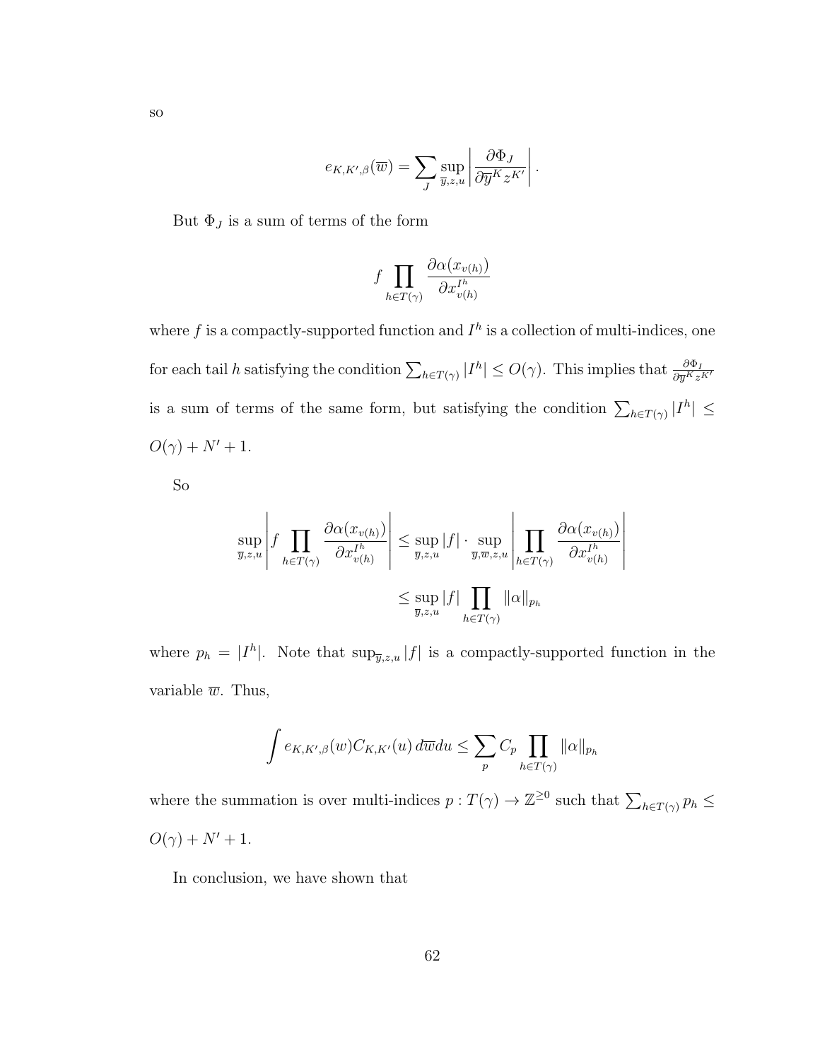so

$$e_{K,K',\beta}(\overline{w}) = \sum_J \sup_{\overline{y},z,u} \left| \frac{\partial \Phi_J}{\partial \overline{y}^K z^{K'}} \right| .$$

But $\Phi_J$ is a sum of terms of the form

$$f \prod_{h \in T(\gamma)} \frac{\partial \alpha(x_{v(h)})}{\partial x_{v(h)}^{I^h}}$$

where $f$ is a compactly-supported function and $I^h$ is a collection of multi-indices, one for each tail $h$ satisfying the condition $\sum_{h \in T(\gamma)} |I^h| \leq O(\gamma)$. This implies that $\frac{\partial \Phi_I}{\partial \overline{y}^K z^{K'}}$ is a sum of terms of the same form, but satisfying the condition $\sum_{h \in T(\gamma)} |I^h| \leq O(\gamma) + N' + 1$.

So

$$\sup_{\overline{y},z,u} \left| f \prod_{h \in T(\gamma)} \frac{\partial \alpha(x_{v(h)})}{\partial x_{v(h)}^{I^h}} \right| \leq \sup_{\overline{y},z,u} |f| \cdot \sup_{\overline{y},\overline{w},z,u} \left| \prod_{h \in T(\gamma)} \frac{\partial \alpha(x_{v(h)})}{\partial x_{v(h)}^{I^h}} \right|$$

$$\leq \sup_{\overline{y},z,u} |f| \prod_{h \in T(\gamma)} \|\alpha\|_{p_h}$$

where $p_h = |I^h|$. Note that $\sup_{\overline{y},z,u} |f|$ is a compactly-supported function in the variable $\overline{w}$. Thus,

$$\int e_{K,K',\beta}(w) C_{K,K'}(u) \, d\overline{w} du \leq \sum_p C_p \prod_{h \in T(\gamma)} \|\alpha\|_{p_h}$$

where the summation is over multi-indices $p : T(\gamma) \to \mathbb{Z}^{\geq 0}$ such that $\sum_{h \in T(\gamma)} p_h \leq O(\gamma) + N' + 1$.

In conclusion, we have shown that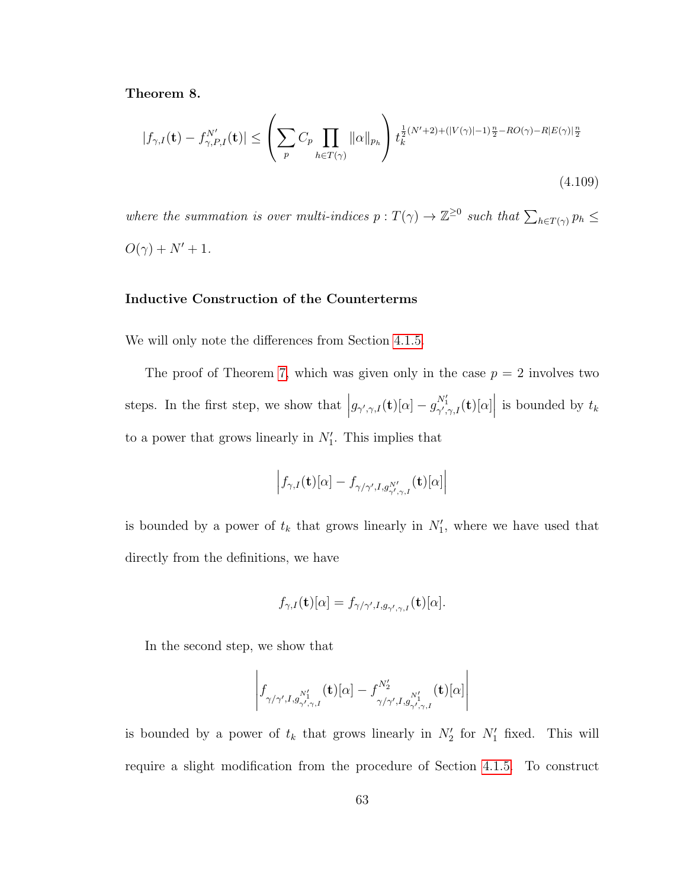**Theorem 8.**

$$|f_{\gamma,I}(\mathbf{t}) - f^{N'}_{\gamma,P,I}(\mathbf{t})| \leq \left( \sum_p C_p \prod_{h \in T(\gamma)} \|\alpha\|_{p_h} \right) t_k^{\frac{1}{2}(N'+2)+(|V(\gamma)|-1)\frac{n}{2} - RO(\gamma) - R|E(\gamma)|\frac{n}{2}} \tag{4.109}$$

*where the summation is over multi-indices $p : T(\gamma) \to \mathbb{Z}^{\geq 0}$ such that $\sum_{h \in T(\gamma)} p_h \leq O(\gamma) + N' + 1$.*

#### Inductive Construction of the Counterterms

We will only note the differences from Section 4.1.5.

The proof of Theorem 7, which was given only in the case $p = 2$ involves two steps. In the first step, we show that $\left| g_{\gamma',\gamma,I}(\mathbf{t})[\alpha] - g^{N'_1}_{\gamma',\gamma,I}(\mathbf{t})[\alpha] \right|$ is bounded by $t_k$ to a power that grows linearly in $N'_1$. This implies that

$$\left| f_{\gamma,I}(\mathbf{t})[\alpha] - f_{\gamma/\gamma',I,g^{N'}_{\gamma',\gamma,I}}(\mathbf{t})[\alpha] \right|$$

is bounded by a power of $t_k$ that grows linearly in $N'_1$, where we have used that directly from the definitions, we have

$$f_{\gamma,I}(\mathbf{t})[\alpha] = f_{\gamma/\gamma',I,g_{\gamma',\gamma,I}}(\mathbf{t})[\alpha].$$

In the second step, we show that

$$\left| f_{\gamma/\gamma',I,g^{N'_1}_{\gamma',\gamma,I}}(\mathbf{t})[\alpha] - f^{N'_2}_{\gamma/\gamma',I,g^{N'_1}_{\gamma',\gamma,I}}(\mathbf{t})[\alpha] \right|$$

is bounded by a power of $t_k$ that grows linearly in $N'_2$ for $N'_1$ fixed. This will require a slight modification from the procedure of Section 4.1.5. To construct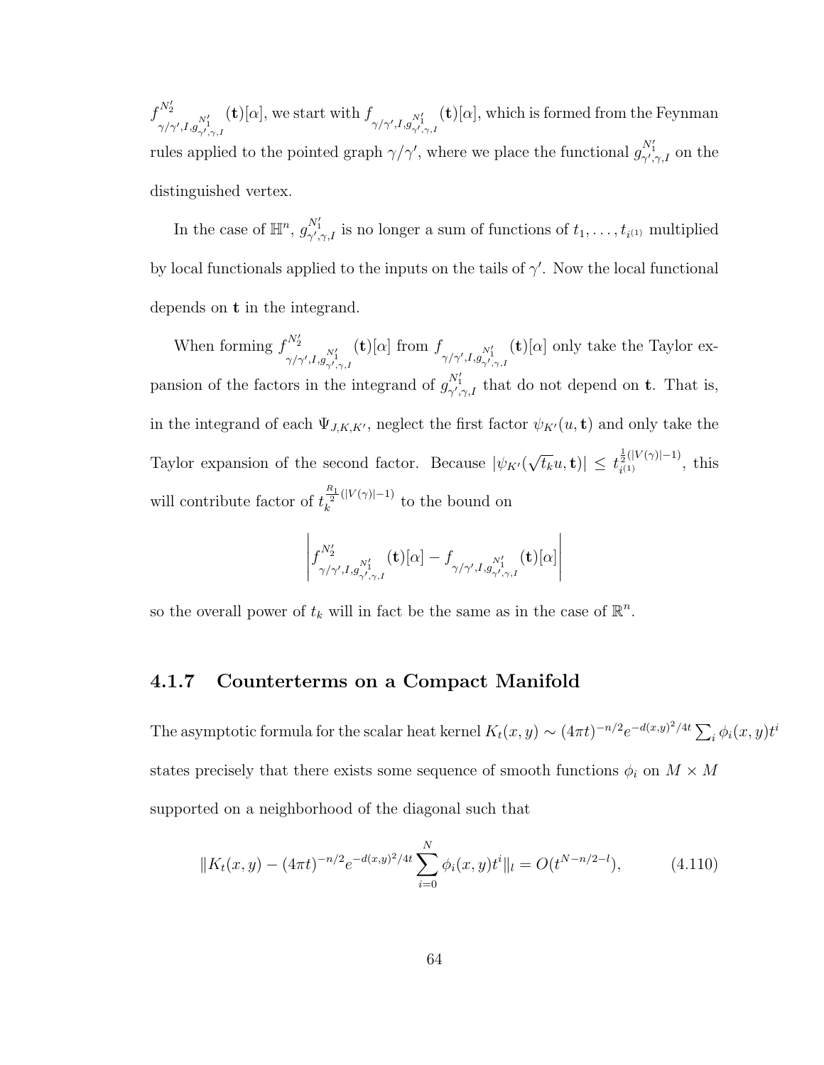$f^{N_2'}_{\gamma/\gamma', I, g^{N_1'}_{\gamma',\gamma,I}}(\mathbf{t})[\alpha]$, we start with $f_{\gamma/\gamma', I, g^{N_1'}_{\gamma',\gamma,I}}(\mathbf{t})[\alpha]$, which is formed from the Feynman rules applied to the pointed graph $\gamma/\gamma'$, where we place the functional $g^{N_1'}_{\gamma',\gamma,I}$ on the distinguished vertex.

In the case of $\mathbb{H}^n$, $g^{N_1'}_{\gamma',\gamma,I}$ is no longer a sum of functions of $t_1, \ldots, t_{i^{(1)}}$ multiplied by local functionals applied to the inputs on the tails of $\gamma'$. Now the local functional depends on $\mathbf{t}$ in the integrand.

When forming $f^{N_2'}_{\gamma/\gamma', I, g^{N_1'}_{\gamma',\gamma,I}}(\mathbf{t})[\alpha]$ from $f_{\gamma/\gamma', I, g^{N_1'}_{\gamma',\gamma,I}}(\mathbf{t})[\alpha]$ only take the Taylor expansion of the factors in the integrand of $g^{N_1'}_{\gamma',\gamma,I}$ that do not depend on $\mathbf{t}$. That is, in the integrand of each $\Psi_{J,K,K'}$, neglect the first factor $\psi_{K'}(u, \mathbf{t})$ and only take the Taylor expansion of the second factor. Because $|\psi_{K'}(\sqrt{t_k}u, \mathbf{t})| \leq t_{i^{(1)}}^{\frac{1}{2}(|V(\gamma)|-1)}$, this will contribute factor of $t_k^{\frac{R_1}{2}(|V(\gamma)|-1)}$ to the bound on

$$\left| f^{N_2'}_{\gamma/\gamma', I, g^{N_1'}_{\gamma',\gamma,I}}(\mathbf{t})[\alpha] - f_{\gamma/\gamma', I, g^{N_1'}_{\gamma',\gamma,I}}(\mathbf{t})[\alpha] \right|$$

so the overall power of $t_k$ will in fact be the same as in the case of $\mathbb{R}^n$.

### 4.1.7 Counterterms on a Compact Manifold

The asymptotic formula for the scalar heat kernel $K_t(x,y) \sim (4\pi t)^{-n/2} e^{-d(x,y)^2/4t} \sum_i \phi_i(x,y) t^i$ states precisely that there exists some sequence of smooth functions $\phi_i$ on $M \times M$ supported on a neighborhood of the diagonal such that

$$\|K_t(x,y) - (4\pi t)^{-n/2} e^{-d(x,y)^2/4t} \sum_{i=0}^{N} \phi_i(x,y) t^i \|_l = O(t^{N-n/2-l}), \tag{4.110}$$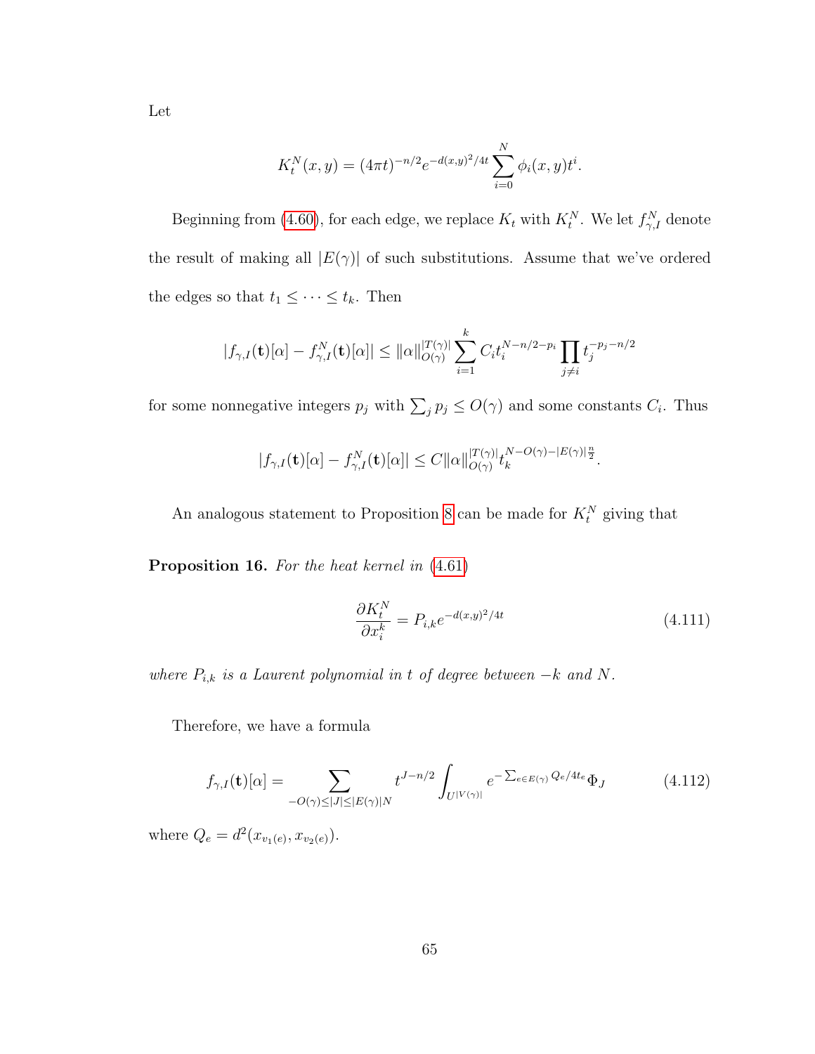Let

$$K_t^N(x,y) = (4\pi t)^{-n/2} e^{-d(x,y)^2/4t} \sum_{i=0}^{N} \phi_i(x,y) t^i.$$

Beginning from (4.60), for each edge, we replace $K_t$ with $K_t^N$. We let $f_{\gamma,I}^N$ denote the result of making all $|E(\gamma)|$ of such substitutions. Assume that we've ordered the edges so that $t_1 \leq \cdots \leq t_k$. Then

$$|f_{\gamma,I}(\mathbf{t})[\alpha] - f_{\gamma,I}^N(\mathbf{t})[\alpha]| \leq \|\alpha\|_{O(\gamma)}^{|T(\gamma)|} \sum_{i=1}^{k} C_i t_i^{N-n/2-p_i} \prod_{j \neq i} t_j^{-p_j - n/2}$$

for some nonnegative integers $p_j$ with $\sum_j p_j \leq O(\gamma)$ and some constants $C_i$. Thus

$$|f_{\gamma,I}(\mathbf{t})[\alpha] - f_{\gamma,I}^N(\mathbf{t})[\alpha]| \leq C \|\alpha\|_{O(\gamma)}^{|T(\gamma)|} t_k^{N - O(\gamma) - |E(\gamma)| \frac{n}{2}}.$$

An analogous statement to Proposition 8 can be made for $K_t^N$ giving that

**Proposition 16.** *For the heat kernel in* (4.61)

$$\frac{\partial K_t^N}{\partial x_i^k} = P_{i,k} e^{-d(x,y)^2/4t} \tag{4.111}$$

*where $P_{i,k}$ is a Laurent polynomial in $t$ of degree between $-k$ and $N$.*

Therefore, we have a formula

$$f_{\gamma,I}(\mathbf{t})[\alpha] = \sum_{-O(\gamma) \leq |J| \leq |E(\gamma)| N} t^{J - n/2} \int_{U^{|V(\gamma)|}} e^{-\sum_{e \in E(\gamma)} Q_e / 4t_e} \Phi_J \tag{4.112}$$

where $Q_e = d^2(x_{v_1(e)}, x_{v_2(e)})$.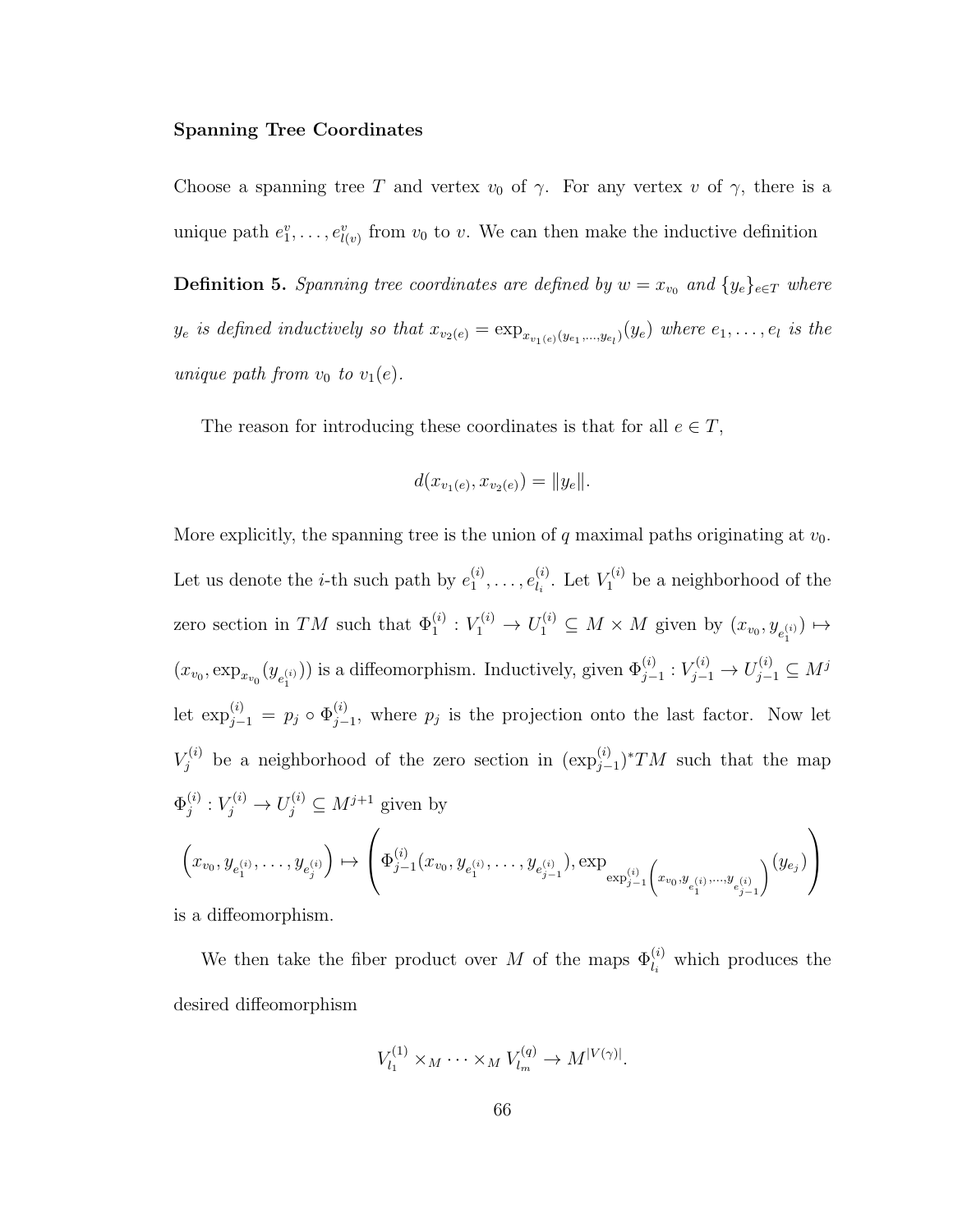**Spanning Tree Coordinates**

Choose a spanning tree $T$ and vertex $v_0$ of $\gamma$. For any vertex $v$ of $\gamma$, there is a unique path $e_1^v, \ldots, e_{l(v)}^v$ from $v_0$ to $v$. We can then make the inductive definition

**Definition 5.** *Spanning tree coordinates are defined by $w = x_{v_0}$ and $\{y_e\}_{e \in T}$ where $y_e$ is defined inductively so that $x_{v_2(e)} = \exp_{x_{v_1(e)}(y_{e_1}, \ldots, y_{e_l})}(y_e)$ where $e_1, \ldots, e_l$ is the unique path from $v_0$ to $v_1(e)$.*

The reason for introducing these coordinates is that for all $e \in T$,

$$d(x_{v_1(e)}, x_{v_2(e)}) = \|y_e\|.$$

More explicitly, the spanning tree is the union of $q$ maximal paths originating at $v_0$. Let us denote the $i$-th such path by $e_1^{(i)}, \ldots, e_{l_i}^{(i)}$. Let $V_1^{(i)}$ be a neighborhood of the zero section in $TM$ such that $\Phi_1^{(i)} : V_1^{(i)} \to U_1^{(i)} \subseteq M \times M$ given by $(x_{v_0}, y_{e_1^{(i)}}) \mapsto (x_{v_0}, \exp_{x_{v_0}}(y_{e_1^{(i)}}))$ is a diffeomorphism. Inductively, given $\Phi_{j-1}^{(i)} : V_{j-1}^{(i)} \to U_{j-1}^{(i)} \subseteq M^j$ let $\exp_{j-1}^{(i)} = p_j \circ \Phi_{j-1}^{(i)}$, where $p_j$ is the projection onto the last factor. Now let $V_j^{(i)}$ be a neighborhood of the zero section in $(\exp_{j-1}^{(i)})^* TM$ such that the map $\Phi_j^{(i)} : V_j^{(i)} \to U_j^{(i)} \subseteq M^{j+1}$ given by

$$\left(x_{v_0}, y_{e_1^{(i)}}, \ldots, y_{e_j^{(i)}}\right) \mapsto \left(\Phi_{j-1}^{(i)}(x_{v_0}, y_{e_1^{(i)}}, \ldots, y_{e_{j-1}^{(i)}}), \exp_{\exp_{j-1}^{(i)}\left(x_{v_0}, y_{e_1^{(i)}}, \ldots, y_{e_{j-1}^{(i)}}\right)}(y_{e_j})\right)$$

is a diffeomorphism.

We then take the fiber product over $M$ of the maps $\Phi_{l_i}^{(i)}$ which produces the desired diffeomorphism

$$V_{l_1}^{(1)} \times_M \cdots \times_M V_{l_m}^{(q)} \to M^{|V(\gamma)|}.$$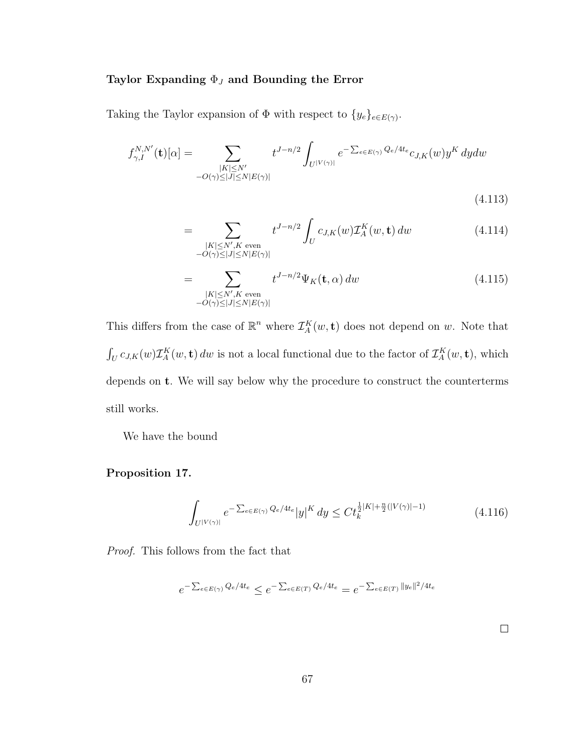**Taylor Expanding $\Phi_J$ and Bounding the Error**

Taking the Taylor expansion of $\Phi$ with respect to $\{y_e\}_{e \in E(\gamma)}$.

$$f_{\gamma,I}^{N,N'}(\mathbf{t})[\alpha] = \sum_{\substack{|K| \leq N' \\ -O(\gamma) \leq |J| \leq N|E(\gamma)|}} t^{J-n/2} \int_{U^{|V(\gamma)|}} e^{-\sum_{e \in E(\gamma)} Q_e/4t_e} c_{J,K}(w) y^K \, dy dw \tag{4.113}$$

$$= \sum_{\substack{|K| \leq N', K \text{ even} \\ -O(\gamma) \leq |J| \leq N|E(\gamma)|}} t^{J-n/2} \int_U c_{J,K}(w) \mathcal{I}_A^K(w, \mathbf{t}) \, dw \tag{4.114}$$

$$= \sum_{\substack{|K| \leq N', K \text{ even} \\ -O(\gamma) \leq |J| \leq N|E(\gamma)|}} t^{J-n/2} \Psi_K(\mathbf{t}, \alpha) \, dw \tag{4.115}$$

This differs from the case of $\mathbb{R}^n$ where $\mathcal{I}_A^K(w, \mathbf{t})$ does not depend on $w$. Note that $\int_U c_{J,K}(w) \mathcal{I}_A^K(w, \mathbf{t}) \, dw$ is not a local functional due to the factor of $\mathcal{I}_A^K(w, \mathbf{t})$, which depends on $\mathbf{t}$. We will say below why the procedure to construct the counterterms still works.

We have the bound

**Proposition 17.**

$$\int_{U^{|V(\gamma)|}} e^{-\sum_{e \in E(\gamma)} Q_e/4t_e} |y|^K \, dy \leq C t_k^{\frac{1}{2}|K| + \frac{n}{2}(|V(\gamma)|-1)} \tag{4.116}$$

*Proof.* This follows from the fact that

$$e^{-\sum_{e \in E(\gamma)} Q_e/4t_e} \leq e^{-\sum_{e \in E(T)} Q_e/4t_e} = e^{-\sum_{e \in E(T)} \|y_e\|^2/4t_e}$$

□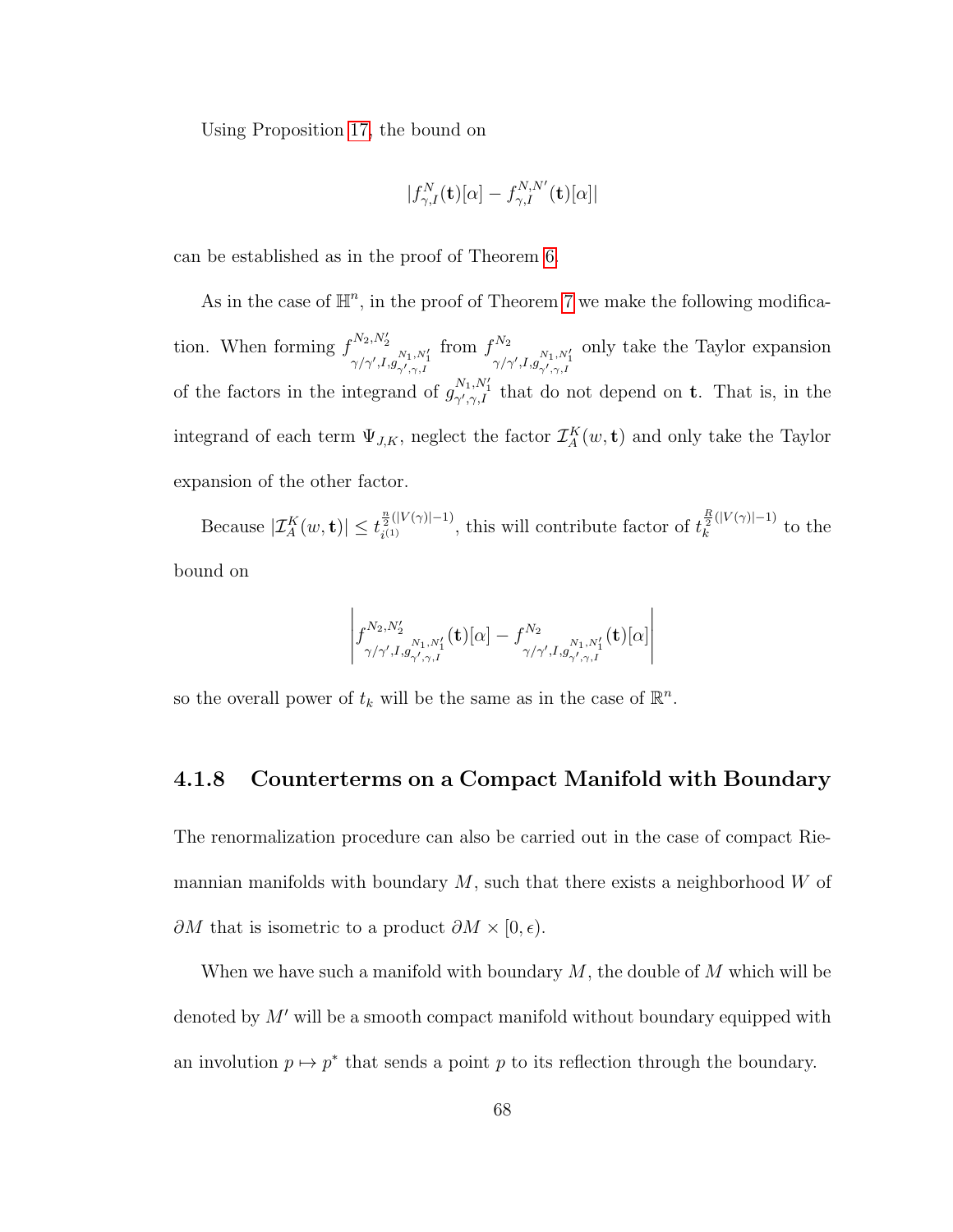Using Proposition 17, the bound on

$$|f^N_{\gamma,I}(\mathbf{t})[\alpha] - f^{N,N'}_{\gamma,I}(\mathbf{t})[\alpha]|$$

can be established as in the proof of Theorem 6.

As in the case of $\mathbb{H}^n$, in the proof of Theorem 7 we make the following modification. When forming $f^{N_2,N_2'}_{\gamma/\gamma',I,g^{N_1,N_1'}_{\gamma',\gamma,I}}$ from $f^{N_2}_{\gamma/\gamma',I,g^{N_1,N_1'}_{\gamma',\gamma,I}}$ only take the Taylor expansion of the factors in the integrand of $g^{N_1,N_1'}_{\gamma',\gamma,I}$ that do not depend on $\mathbf{t}$. That is, in the integrand of each term $\Psi_{J,K}$, neglect the factor $\mathcal{I}^K_A(w,\mathbf{t})$ and only take the Taylor expansion of the other factor.

Because $|\mathcal{I}^K_A(w,\mathbf{t})| \leq t_{i^{(1)}}^{\frac{n}{2}(|V(\gamma)|-1)}$, this will contribute factor of $t_k^{\frac{R}{2}(|V(\gamma)|-1)}$ to the bound on

$$\left| f^{N_2,N_2'}_{\gamma/\gamma',I,g^{N_1,N_1'}_{\gamma',\gamma,I}}(\mathbf{t})[\alpha] - f^{N_2}_{\gamma/\gamma',I,g^{N_1,N_1'}_{\gamma',\gamma,I}}(\mathbf{t})[\alpha] \right|$$

so the overall power of $t_k$ will be the same as in the case of $\mathbb{R}^n$.

### 4.1.8 Counterterms on a Compact Manifold with Boundary

The renormalization procedure can also be carried out in the case of compact Riemannian manifolds with boundary $M$, such that there exists a neighborhood $W$ of $\partial M$ that is isometric to a product $\partial M \times [0, \epsilon)$.

When we have such a manifold with boundary $M$, the double of $M$ which will be denoted by $M'$ will be a smooth compact manifold without boundary equipped with an involution $p \mapsto p^*$ that sends a point $p$ to its reflection through the boundary.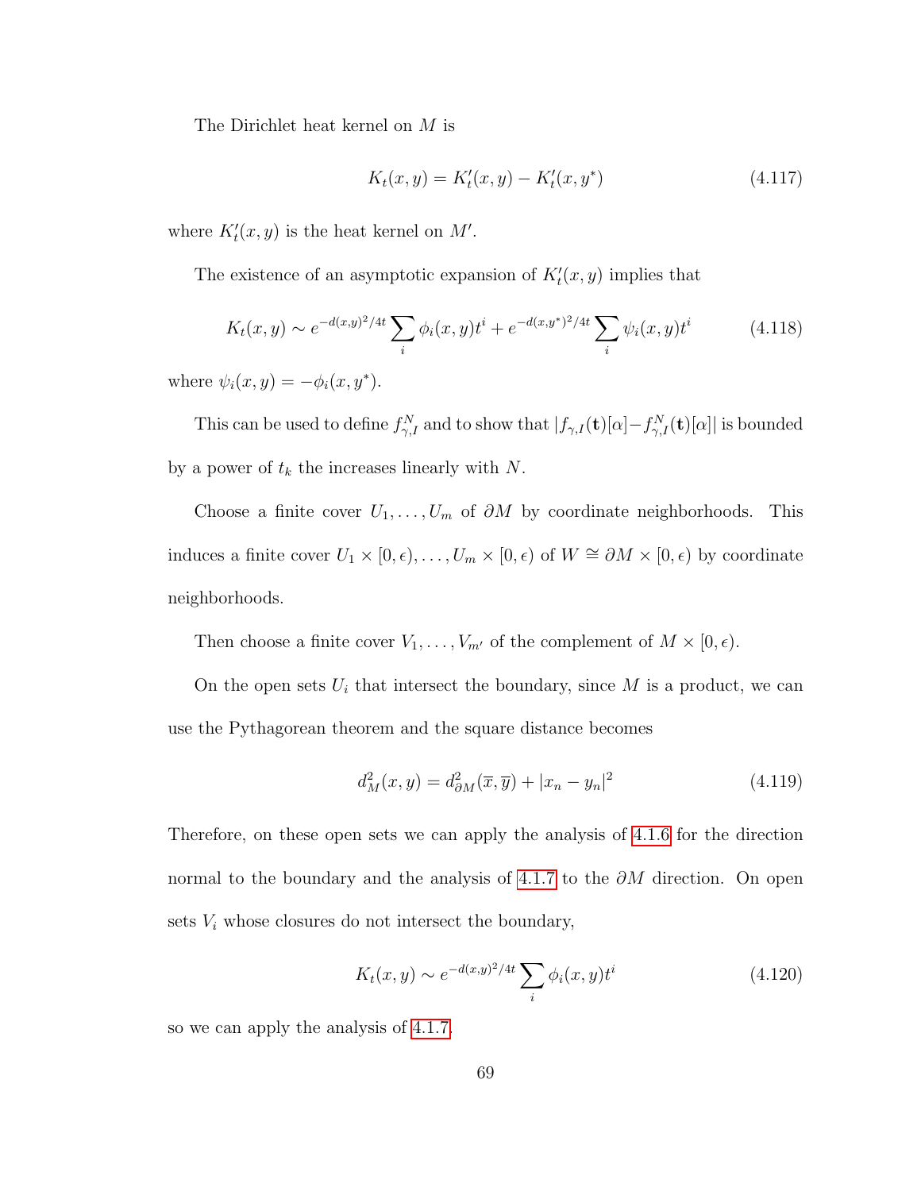The Dirichlet heat kernel on $M$ is

$$K_t(x, y) = K'_t(x, y) - K'_t(x, y^*) \tag{4.117}$$

where $K'_t(x, y)$ is the heat kernel on $M'$.

The existence of an asymptotic expansion of $K'_t(x, y)$ implies that

$$K_t(x, y) \sim e^{-d(x,y)^2/4t} \sum_i \phi_i(x, y)t^i + e^{-d(x,y^*)^2/4t} \sum_i \psi_i(x, y)t^i \tag{4.118}$$

where $\psi_i(x, y) = -\phi_i(x, y^*)$.

This can be used to define $f^N_{\gamma,I}$ and to show that $|f_{\gamma,I}(\mathbf{t})[\alpha] - f^N_{\gamma,I}(\mathbf{t})[\alpha]|$ is bounded by a power of $t_k$ the increases linearly with $N$.

Choose a finite cover $U_1, \ldots, U_m$ of $\partial M$ by coordinate neighborhoods. This induces a finite cover $U_1 \times [0, \epsilon), \ldots, U_m \times [0, \epsilon)$ of $W \cong \partial M \times [0, \epsilon)$ by coordinate neighborhoods.

Then choose a finite cover $V_1, \ldots, V_{m'}$ of the complement of $M \times [0, \epsilon)$.

On the open sets $U_i$ that intersect the boundary, since $M$ is a product, we can use the Pythagorean theorem and the square distance becomes

$$d^2_M(x, y) = d^2_{\partial M}(\overline{x}, \overline{y}) + |x_n - y_n|^2 \tag{4.119}$$

Therefore, on these open sets we can apply the analysis of 4.1.6 for the direction normal to the boundary and the analysis of 4.1.7 to the $\partial M$ direction. On open sets $V_i$ whose closures do not intersect the boundary,

$$K_t(x, y) \sim e^{-d(x,y)^2/4t} \sum_i \phi_i(x, y)t^i \tag{4.120}$$

so we can apply the analysis of 4.1.7.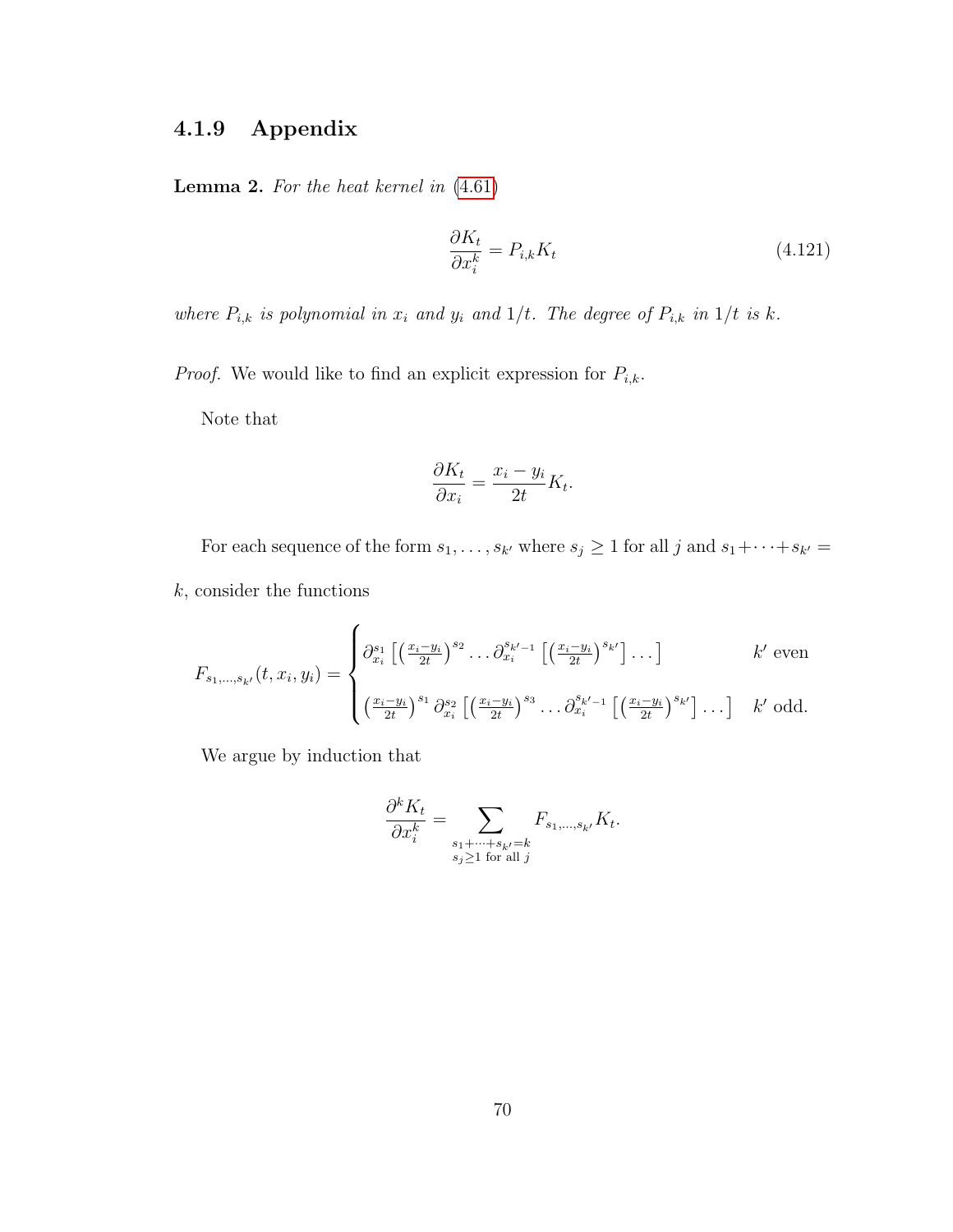### 4.1.9 Appendix

**Lemma 2.** *For the heat kernel in* (4.61)

$$\frac{\partial K_t}{\partial x_i^k} = P_{i,k} K_t \tag{4.121}$$

*where $P_{i,k}$ is polynomial in $x_i$ and $y_i$ and $1/t$. The degree of $P_{i,k}$ in $1/t$ is $k$.*

*Proof.* We would like to find an explicit expression for $P_{i,k}$.

Note that

$$\frac{\partial K_t}{\partial x_i} = \frac{x_i - y_i}{2t} K_t.$$

For each sequence of the form $s_1, \ldots, s_{k'}$ where $s_j \geq 1$ for all $j$ and $s_1 + \cdots + s_{k'} = k$, consider the functions

$$F_{s_1,\ldots,s_{k'}}(t, x_i, y_i) = \begin{cases} \partial_{x_i}^{s_1} \left[ \left(\frac{x_i - y_i}{2t}\right)^{s_2} \ldots \partial_{x_i}^{s_{k'-1}} \left[ \left(\frac{x_i - y_i}{2t}\right)^{s_{k'}} \right] \ldots \right] & k' \text{ even} \\ \left(\frac{x_i - y_i}{2t}\right)^{s_1} \partial_{x_i}^{s_2} \left[ \left(\frac{x_i - y_i}{2t}\right)^{s_3} \ldots \partial_{x_i}^{s_{k'-1}} \left[ \left(\frac{x_i - y_i}{2t}\right)^{s_{k'}} \right] \ldots \right] & k' \text{ odd.} \end{cases}$$

We argue by induction that

$$\frac{\partial^k K_t}{\partial x_i^k} = \sum_{\substack{s_1 + \cdots + s_{k'} = k \\ s_j \geq 1 \text{ for all } j}} F_{s_1,\ldots,s_{k'}} K_t.$$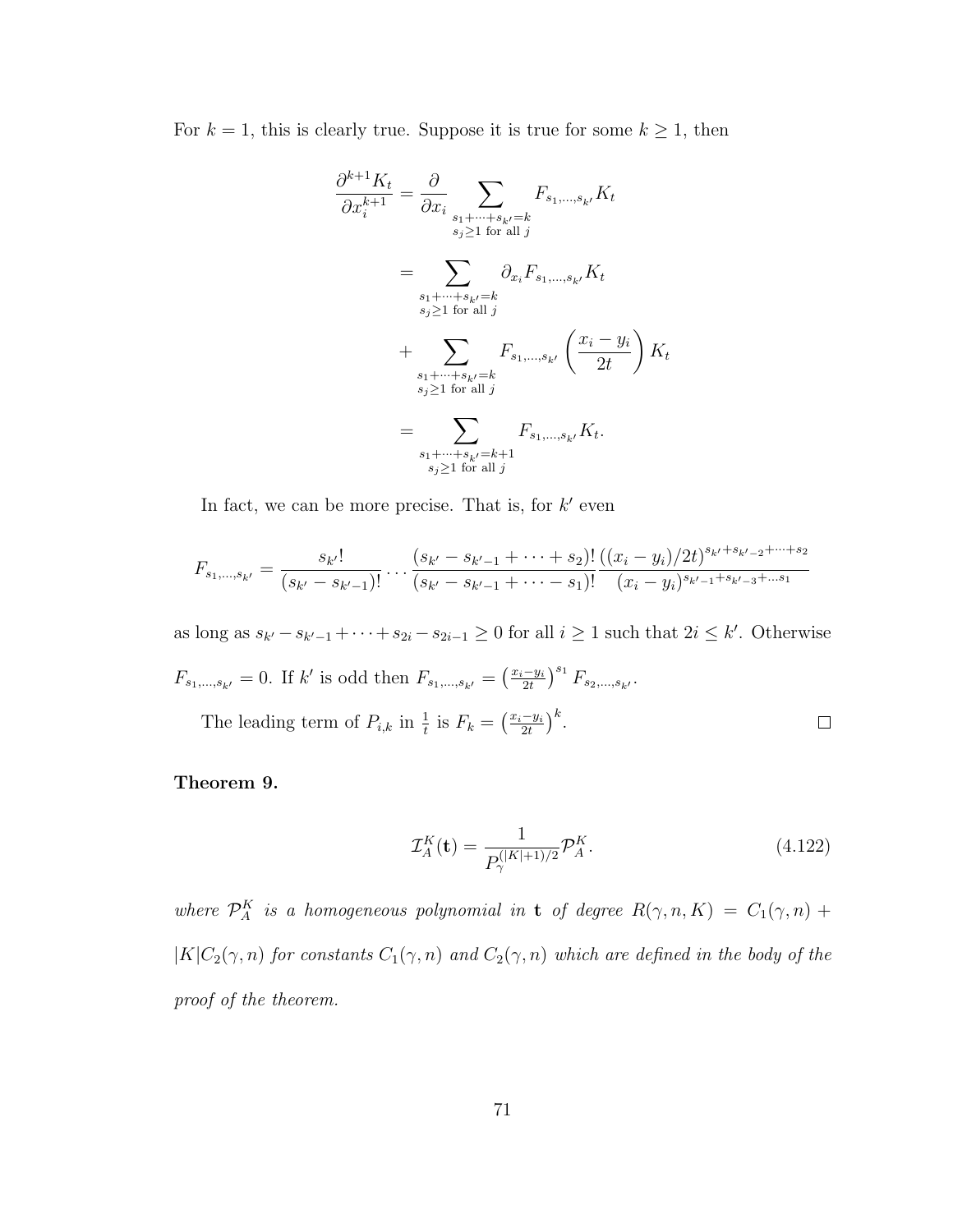For $k = 1$, this is clearly true. Suppose it is true for some $k \geq 1$, then

$$
\begin{aligned}
\frac{\partial^{k+1} K_t}{\partial x_i^{k+1}} &= \frac{\partial}{\partial x_i} \sum_{\substack{s_1+\cdots+s_{k'}=k \\ s_j \geq 1 \text{ for all } j}} F_{s_1,\ldots,s_{k'}} K_t \\
&= \sum_{\substack{s_1+\cdots+s_{k'}=k \\ s_j \geq 1 \text{ for all } j}} \partial_{x_i} F_{s_1,\ldots,s_{k'}} K_t \\
&+ \sum_{\substack{s_1+\cdots+s_{k'}=k \\ s_j \geq 1 \text{ for all } j}} F_{s_1,\ldots,s_{k'}} \left( \frac{x_i - y_i}{2t} \right) K_t \\
&= \sum_{\substack{s_1+\cdots+s_{k'}=k+1 \\ s_j \geq 1 \text{ for all } j}} F_{s_1,\ldots,s_{k'}} K_t.
\end{aligned}
$$

In fact, we can be more precise. That is, for $k'$ even

$$
F_{s_1,\ldots,s_{k'}} = \frac{s_{k'}!}{(s_{k'} - s_{k'-1})!} \cdots \frac{(s_{k'} - s_{k'-1} + \cdots + s_2)!}{(s_{k'} - s_{k'-1} + \cdots - s_1)!} \frac{((x_i - y_i)/2t)^{s_{k'} + s_{k'-2} + \cdots + s_2}}{(x_i - y_i)^{s_{k'-1} + s_{k'-3} + \ldots s_1}}
$$

as long as $s_{k'} - s_{k'-1} + \cdots + s_{2i} - s_{2i-1} \geq 0$ for all $i \geq 1$ such that $2i \leq k'$. Otherwise $F_{s_1,\ldots,s_{k'}} = 0$. If $k'$ is odd then $F_{s_1,\ldots,s_{k'}} = \left(\frac{x_i - y_i}{2t}\right)^{s_1} F_{s_2,\ldots,s_{k'}}$.

The leading term of $P_{i,k}$ in $\frac{1}{t}$ is $F_k = \left(\frac{x_i - y_i}{2t}\right)^k$. $\square$

**Theorem 9.**

$$
\mathcal{I}_A^K(\mathbf{t}) = \frac{1}{P_\gamma^{(|K|+1)/2}} \mathcal{P}_A^K. \tag{4.122}
$$

*where $\mathcal{P}_A^K$ is a homogeneous polynomial in $\mathbf{t}$ of degree $R(\gamma, n, K) = C_1(\gamma, n) + |K| C_2(\gamma, n)$ for constants $C_1(\gamma, n)$ and $C_2(\gamma, n)$ which are defined in the body of the proof of the theorem.*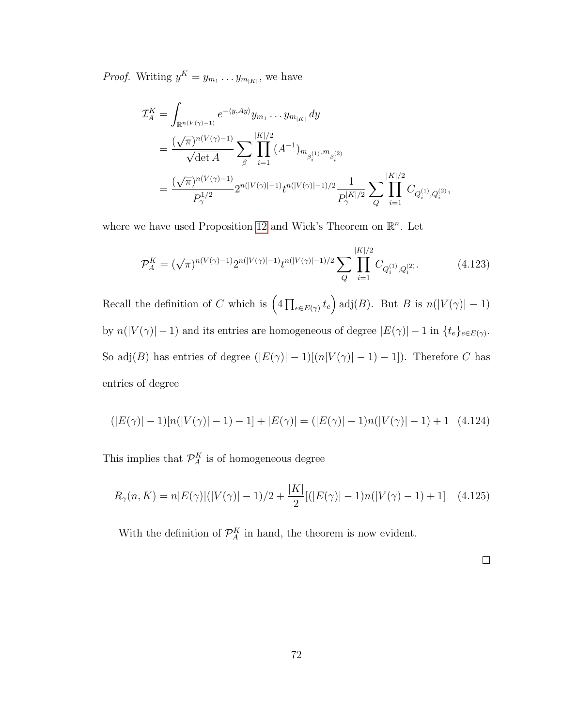*Proof.* Writing $y^K = y_{m_1} \dots y_{m_{|K|}}$, we have

$$
\begin{aligned}
\mathcal{I}_A^K &= \int_{\mathbb{R}^{n(V(\gamma)-1)}} e^{-\langle y, Ay \rangle} y_{m_1} \dots y_{m_{|K|}} \, dy \\
&= \frac{(\sqrt{\pi})^{n(V(\gamma)-1)}}{\sqrt{\det A}} \sum_{\beta} \prod_{i=1}^{|K|/2} (A^{-1})_{m_{\beta_i^{(1)}}, m_{\beta_i^{(2)}}} \\
&= \frac{(\sqrt{\pi})^{n(V(\gamma)-1)}}{P_\gamma^{1/2}} 2^{n(|V(\gamma)|-1)} t^{n(|V(\gamma)|-1)/2} \frac{1}{P_\gamma^{|K|/2}} \sum_{Q} \prod_{i=1}^{|K|/2} C_{Q_i^{(1)}, Q_i^{(2)}},
\end{aligned}
$$

where we have used Proposition 12 and Wick's Theorem on $\mathbb{R}^n$. Let

$$
\mathcal{P}_A^K = (\sqrt{\pi})^{n(V(\gamma)-1)} 2^{n(|V(\gamma)|-1)} t^{n(|V(\gamma)|-1)/2} \sum_{Q} \prod_{i=1}^{|K|/2} C_{Q_i^{(1)}, Q_i^{(2)}}. \tag{4.123}
$$

Recall the definition of $C$ which is $\left(4 \prod_{e \in E(\gamma)} t_e\right) \operatorname{adj}(B)$. But $B$ is $n(|V(\gamma)| - 1)$ by $n(|V(\gamma)| - 1)$ and its entries are homogeneous of degree $|E(\gamma)| - 1$ in $\{t_e\}_{e \in E(\gamma)}$. So $\operatorname{adj}(B)$ has entries of degree $(|E(\gamma)| - 1)[(n|V(\gamma)| - 1) - 1])$. Therefore $C$ has entries of degree

$$
(|E(\gamma)| - 1)[n(|V(\gamma)| - 1) - 1] + |E(\gamma)| = (|E(\gamma)| - 1)n(|V(\gamma)| - 1) + 1 \tag{4.124}
$$

This implies that $\mathcal{P}_A^K$ is of homogeneous degree

$$
R_\gamma(n, K) = n|E(\gamma)|(|V(\gamma)| - 1)/2 + \frac{|K|}{2}[(|E(\gamma)| - 1)n(|V(\gamma) - 1) + 1] \tag{4.125}
$$

With the definition of $\mathcal{P}_A^K$ in hand, the theorem is now evident.

□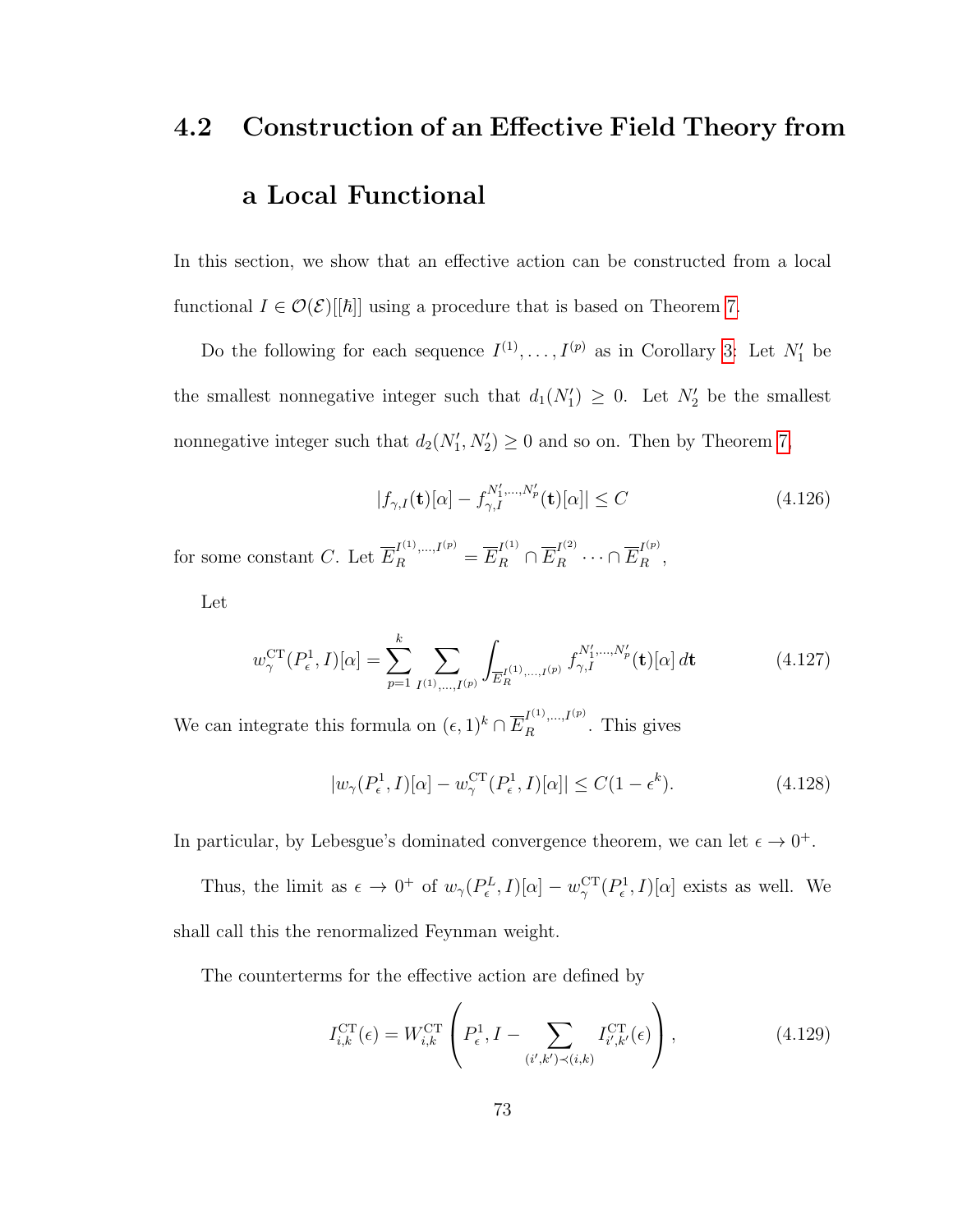## 4.2 Construction of an Effective Field Theory from a Local Functional

In this section, we show that an effective action can be constructed from a local functional $I \in \mathcal{O}(\mathcal{E})[[\hbar]]$ using a procedure that is based on Theorem 7.

Do the following for each sequence $I^{(1)}, \ldots, I^{(p)}$ as in Corollary 3: Let $N_1'$ be the smallest nonnegative integer such that $d_1(N_1') \geq 0$. Let $N_2'$ be the smallest nonnegative integer such that $d_2(N_1', N_2') \geq 0$ and so on. Then by Theorem 7,

$$|f_{\gamma,I}(\mathbf{t})[\alpha] - f_{\gamma,I}^{N_1',\ldots,N_p'}(\mathbf{t})[\alpha]| \leq C \tag{4.126}$$

for some constant $C$. Let $\overline{E}_R^{I^{(1)},\ldots,I^{(p)}} = \overline{E}_R^{I^{(1)}} \cap \overline{E}_R^{I^{(2)}} \cdots \cap \overline{E}_R^{I^{(p)}}$,

Let

$$w_\gamma^{\mathrm{CT}}(P_\epsilon^1, I)[\alpha] = \sum_{p=1}^{k} \sum_{I^{(1)},\ldots,I^{(p)}} \int_{\overline{E}_R^{I^{(1)},\ldots,I^{(p)}}} f_{\gamma,I}^{N_1',\ldots,N_p'}(\mathbf{t})[\alpha]\, d\mathbf{t} \tag{4.127}$$

We can integrate this formula on $(\epsilon, 1)^k \cap \overline{E}_R^{I^{(1)},\ldots,I^{(p)}}$. This gives

$$|w_\gamma(P_\epsilon^1, I)[\alpha] - w_\gamma^{\mathrm{CT}}(P_\epsilon^1, I)[\alpha]| \leq C(1 - \epsilon^k). \tag{4.128}$$

In particular, by Lebesgue's dominated convergence theorem, we can let $\epsilon \to 0^+$.

Thus, the limit as $\epsilon \to 0^+$ of $w_\gamma(P_\epsilon^L, I)[\alpha] - w_\gamma^{\mathrm{CT}}(P_\epsilon^1, I)[\alpha]$ exists as well. We shall call this the renormalized Feynman weight.

The counterterms for the effective action are defined by

$$I_{i,k}^{\mathrm{CT}}(\epsilon) = W_{i,k}^{\mathrm{CT}}\left(P_\epsilon^1, I - \sum_{(i',k') \prec (i,k)} I_{i',k'}^{\mathrm{CT}}(\epsilon)\right), \tag{4.129}$$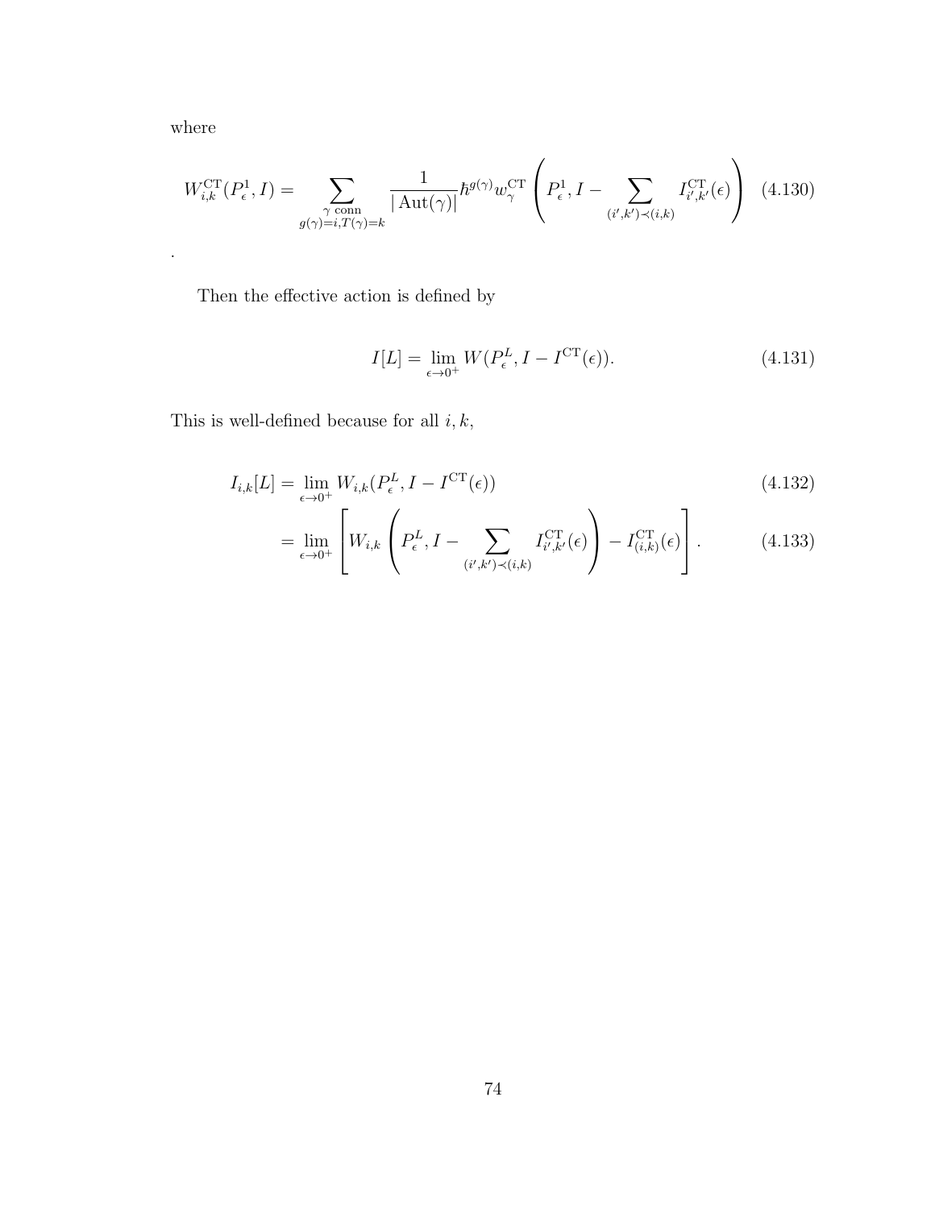where

$$W_{i,k}^{\mathrm{CT}}(P_\epsilon^1, I) = \sum_{\substack{\gamma \text{ conn} \\ g(\gamma)=i, T(\gamma)=k}} \frac{1}{|\operatorname{Aut}(\gamma)|} \hbar^{g(\gamma)} w_\gamma^{\mathrm{CT}} \left( P_\epsilon^1, I - \sum_{(i',k') \prec (i,k)} I_{i',k'}^{\mathrm{CT}}(\epsilon) \right) \tag{4.130}$$

.

Then the effective action is defined by

$$I[L] = \lim_{\epsilon \to 0^+} W(P_\epsilon^L, I - I^{\mathrm{CT}}(\epsilon)). \tag{4.131}$$

This is well-defined because for all $i, k$,

$$\begin{aligned} I_{i,k}[L] &= \lim_{\epsilon \to 0^+} W_{i,k}(P_\epsilon^L, I - I^{\mathrm{CT}}(\epsilon)) && (4.132) \\ &= \lim_{\epsilon \to 0^+} \left[ W_{i,k} \left( P_\epsilon^L, I - \sum_{(i',k') \prec (i,k)} I_{i',k'}^{\mathrm{CT}}(\epsilon) \right) - I_{(i,k)}^{\mathrm{CT}}(\epsilon) \right]. && (4.133) \end{aligned}$$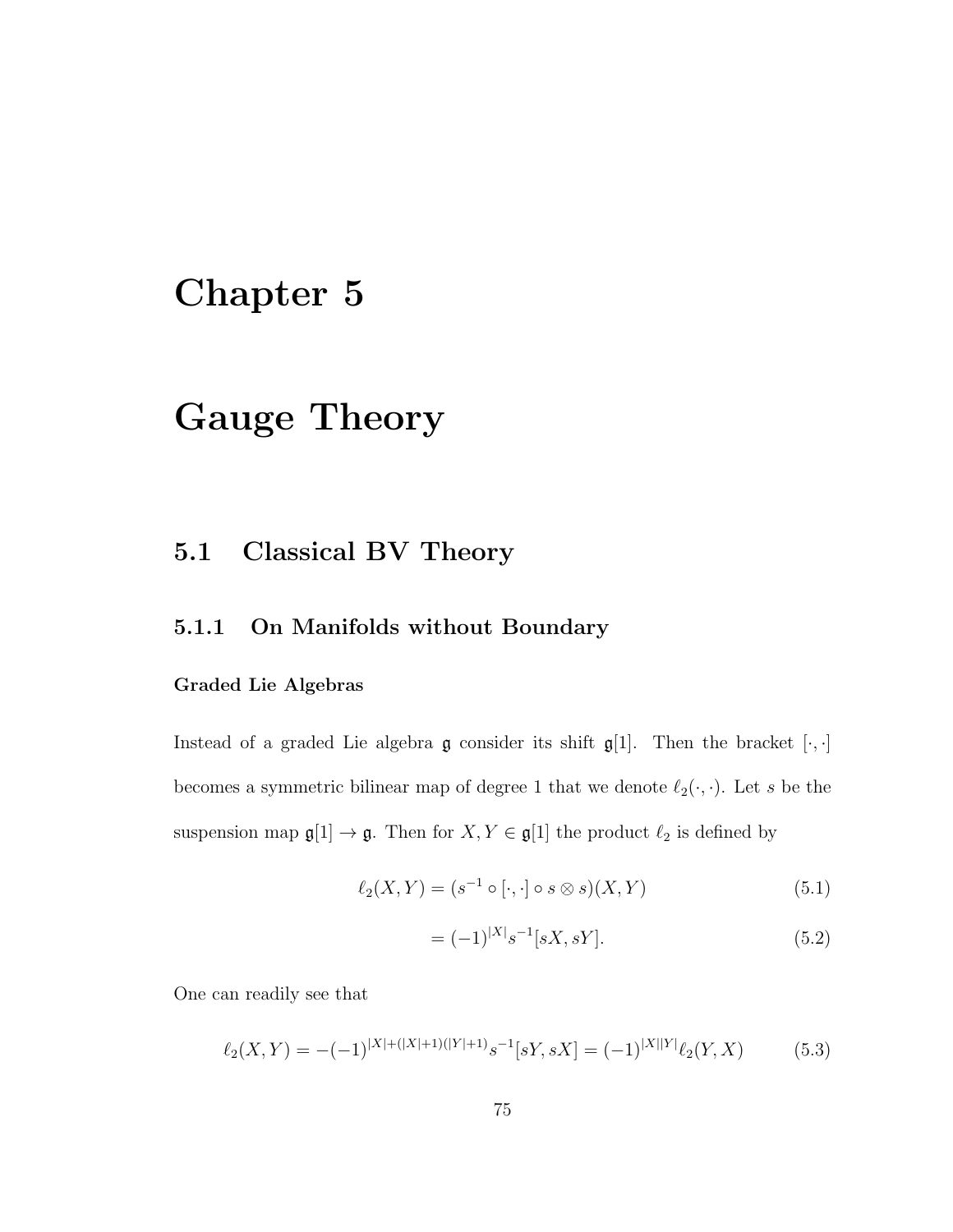# Chapter 5

# Gauge Theory

## 5.1 Classical BV Theory

### 5.1.1 On Manifolds without Boundary

#### Graded Lie Algebras

Instead of a graded Lie algebra $\mathfrak{g}$ consider its shift $\mathfrak{g}[1]$. Then the bracket $[\cdot, \cdot]$ becomes a symmetric bilinear map of degree 1 that we denote $\ell_2(\cdot, \cdot)$. Let $s$ be the suspension map $\mathfrak{g}[1] \to \mathfrak{g}$. Then for $X, Y \in \mathfrak{g}[1]$ the product $\ell_2$ is defined by

$$\ell_2(X, Y) = (s^{-1} \circ [\cdot, \cdot] \circ s \otimes s)(X, Y) \tag{5.1}$$

$$= (-1)^{|X|} s^{-1}[sX, sY]. \tag{5.2}$$

One can readily see that

$$\ell_2(X, Y) = -(-1)^{|X|+(|X|+1)(|Y|+1)} s^{-1}[sY, sX] = (-1)^{|X||Y|} \ell_2(Y, X) \tag{5.3}$$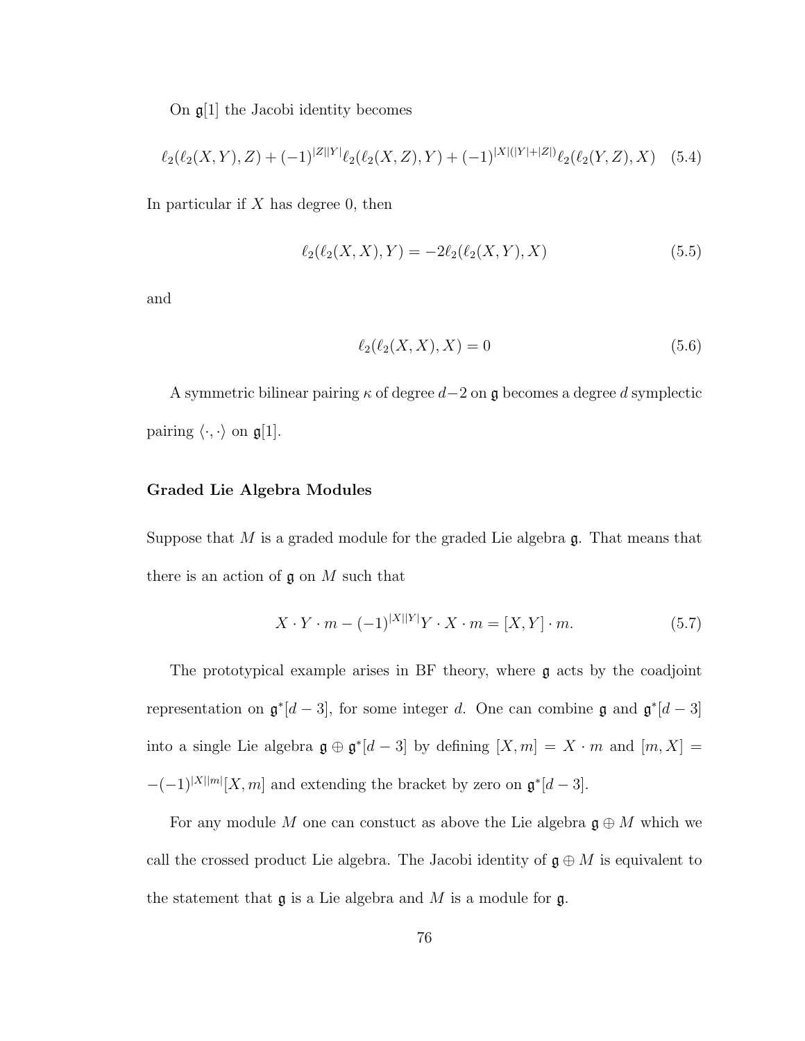On $\mathfrak{g}[1]$ the Jacobi identity becomes

$$\ell_2(\ell_2(X,Y),Z) + (-1)^{|Z||Y|}\ell_2(\ell_2(X,Z),Y) + (-1)^{|X|(|Y|+|Z|)}\ell_2(\ell_2(Y,Z),X) \quad (5.4)$$

In particular if $X$ has degree 0, then

$$\ell_2(\ell_2(X,X),Y) = -2\ell_2(\ell_2(X,Y),X) \quad (5.5)$$

and

$$\ell_2(\ell_2(X,X),X) = 0 \quad (5.6)$$

A symmetric bilinear pairing $\kappa$ of degree $d-2$ on $\mathfrak{g}$ becomes a degree $d$ symplectic pairing $\langle\cdot,\cdot\rangle$ on $\mathfrak{g}[1]$.

### Graded Lie Algebra Modules

Suppose that $M$ is a graded module for the graded Lie algebra $\mathfrak{g}$. That means that there is an action of $\mathfrak{g}$ on $M$ such that

$$X \cdot Y \cdot m - (-1)^{|X||Y|} Y \cdot X \cdot m = [X,Y] \cdot m. \quad (5.7)$$

The prototypical example arises in BF theory, where $\mathfrak{g}$ acts by the coadjoint representation on $\mathfrak{g}^*[d-3]$, for some integer $d$. One can combine $\mathfrak{g}$ and $\mathfrak{g}^*[d-3]$ into a single Lie algebra $\mathfrak{g} \oplus \mathfrak{g}^*[d-3]$ by defining $[X,m] = X \cdot m$ and $[m,X] = -(-1)^{|X||m|}[X,m]$ and extending the bracket by zero on $\mathfrak{g}^*[d-3]$.

For any module $M$ one can constuct as above the Lie algebra $\mathfrak{g} \oplus M$ which we call the crossed product Lie algebra. The Jacobi identity of $\mathfrak{g} \oplus M$ is equivalent to the statement that $\mathfrak{g}$ is a Lie algebra and $M$ is a module for $\mathfrak{g}$.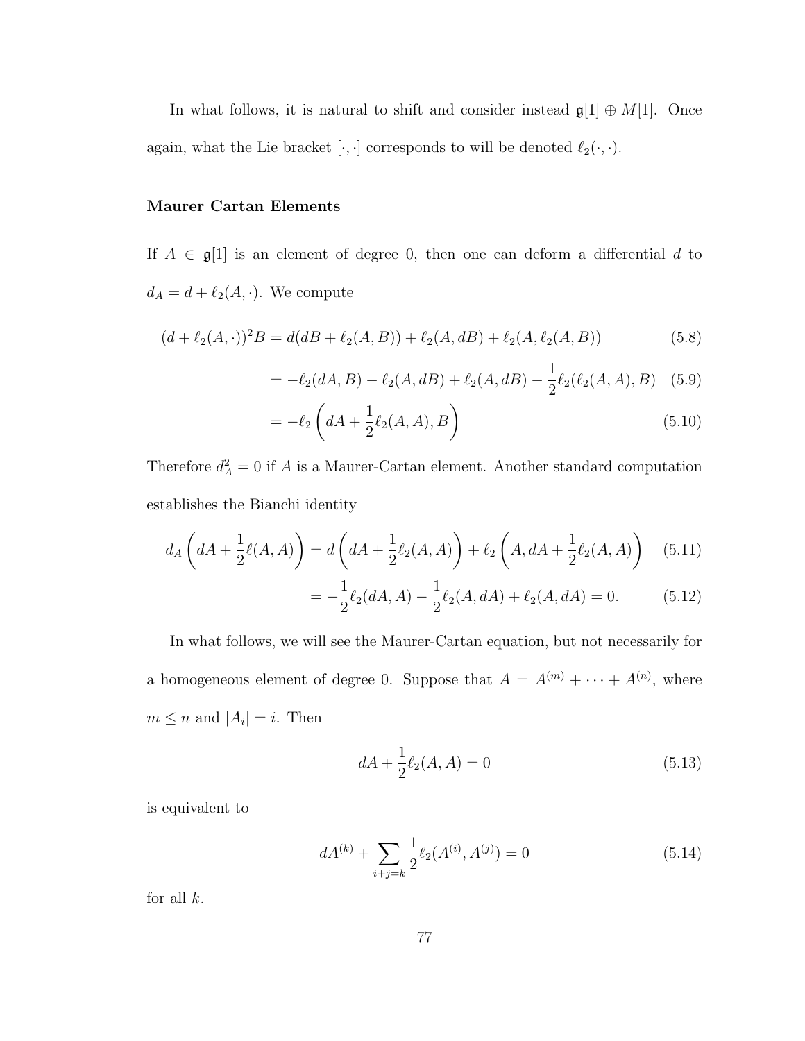In what follows, it is natural to shift and consider instead $\mathfrak{g}[1] \oplus M[1]$. Once again, what the Lie bracket $[\cdot,\cdot]$ corresponds to will be denoted $\ell_2(\cdot,\cdot)$.

**Maurer Cartan Elements**

If $A \in \mathfrak{g}[1]$ is an element of degree 0, then one can deform a differential $d$ to $d_A = d + \ell_2(A,\cdot)$. We compute

$$
\begin{aligned}
(d + \ell_2(A,\cdot))^2 B &= d(dB + \ell_2(A,B)) + \ell_2(A, dB) + \ell_2(A, \ell_2(A,B)) && (5.8)\\
&= -\ell_2(dA, B) - \ell_2(A, dB) + \ell_2(A, dB) - \frac{1}{2}\ell_2(\ell_2(A,A), B) && (5.9)\\
&= -\ell_2\left(dA + \frac{1}{2}\ell_2(A,A), B\right) && (5.10)
\end{aligned}
$$

Therefore $d_A^2 = 0$ if $A$ is a Maurer-Cartan element. Another standard computation establishes the Bianchi identity

$$
\begin{aligned}
d_A\left(dA + \frac{1}{2}\ell(A,A)\right) &= d\left(dA + \frac{1}{2}\ell_2(A,A)\right) + \ell_2\left(A, dA + \frac{1}{2}\ell_2(A,A)\right) && (5.11)\\
&= -\frac{1}{2}\ell_2(dA, A) - \frac{1}{2}\ell_2(A, dA) + \ell_2(A, dA) = 0. && (5.12)
\end{aligned}
$$

In what follows, we will see the Maurer-Cartan equation, but not necessarily for a homogeneous element of degree 0. Suppose that $A = A^{(m)} + \cdots + A^{(n)}$, where $m \leq n$ and $|A_i| = i$. Then

$$
dA + \frac{1}{2}\ell_2(A,A) = 0 \tag{5.13}
$$

is equivalent to

$$
dA^{(k)} + \sum_{i+j=k} \frac{1}{2}\ell_2(A^{(i)}, A^{(j)}) = 0 \tag{5.14}
$$

for all $k$.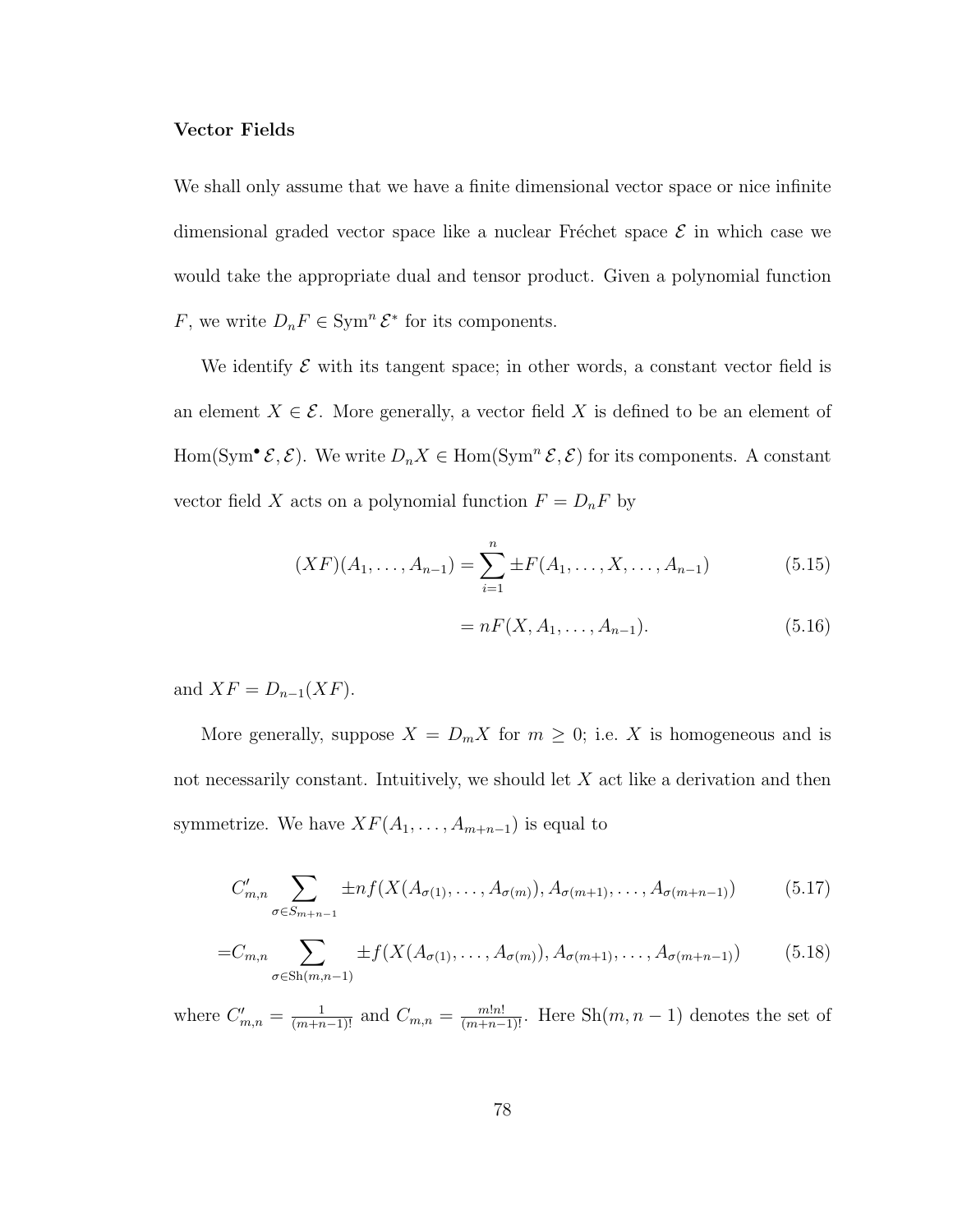**Vector Fields**

We shall only assume that we have a finite dimensional vector space or nice infinite dimensional graded vector space like a nuclear Fréchet space $\mathcal{E}$ in which case we would take the appropriate dual and tensor product. Given a polynomial function $F$, we write $D_n F \in \operatorname{Sym}^n \mathcal{E}^*$ for its components.

We identify $\mathcal{E}$ with its tangent space; in other words, a constant vector field is an element $X \in \mathcal{E}$. More generally, a vector field $X$ is defined to be an element of $\operatorname{Hom}(\operatorname{Sym}^\bullet \mathcal{E}, \mathcal{E})$. We write $D_n X \in \operatorname{Hom}(\operatorname{Sym}^n \mathcal{E}, \mathcal{E})$ for its components. A constant vector field $X$ acts on a polynomial function $F = D_n F$ by

$$(XF)(A_1, \ldots, A_{n-1}) = \sum_{i=1}^{n} \pm F(A_1, \ldots, X, \ldots, A_{n-1}) \tag{5.15}$$

$$= nF(X, A_1, \ldots, A_{n-1}). \tag{5.16}$$

and $XF = D_{n-1}(XF)$.

More generally, suppose $X = D_m X$ for $m \geq 0$; i.e. $X$ is homogeneous and is not necessarily constant. Intuitively, we should let $X$ act like a derivation and then symmetrize. We have $XF(A_1, \ldots, A_{m+n-1})$ is equal to

$$C'_{m,n} \sum_{\sigma \in S_{m+n-1}} \pm nf(X(A_{\sigma(1)}, \ldots, A_{\sigma(m)}), A_{\sigma(m+1)}, \ldots, A_{\sigma(m+n-1)}) \tag{5.17}$$

$$= C_{m,n} \sum_{\sigma \in \operatorname{Sh}(m,n-1)} \pm f(X(A_{\sigma(1)}, \ldots, A_{\sigma(m)}), A_{\sigma(m+1)}, \ldots, A_{\sigma(m+n-1)}) \tag{5.18}$$

where $C'_{m,n} = \frac{1}{(m+n-1)!}$ and $C_{m,n} = \frac{m!n!}{(m+n-1)!}$. Here $\operatorname{Sh}(m, n-1)$ denotes the set of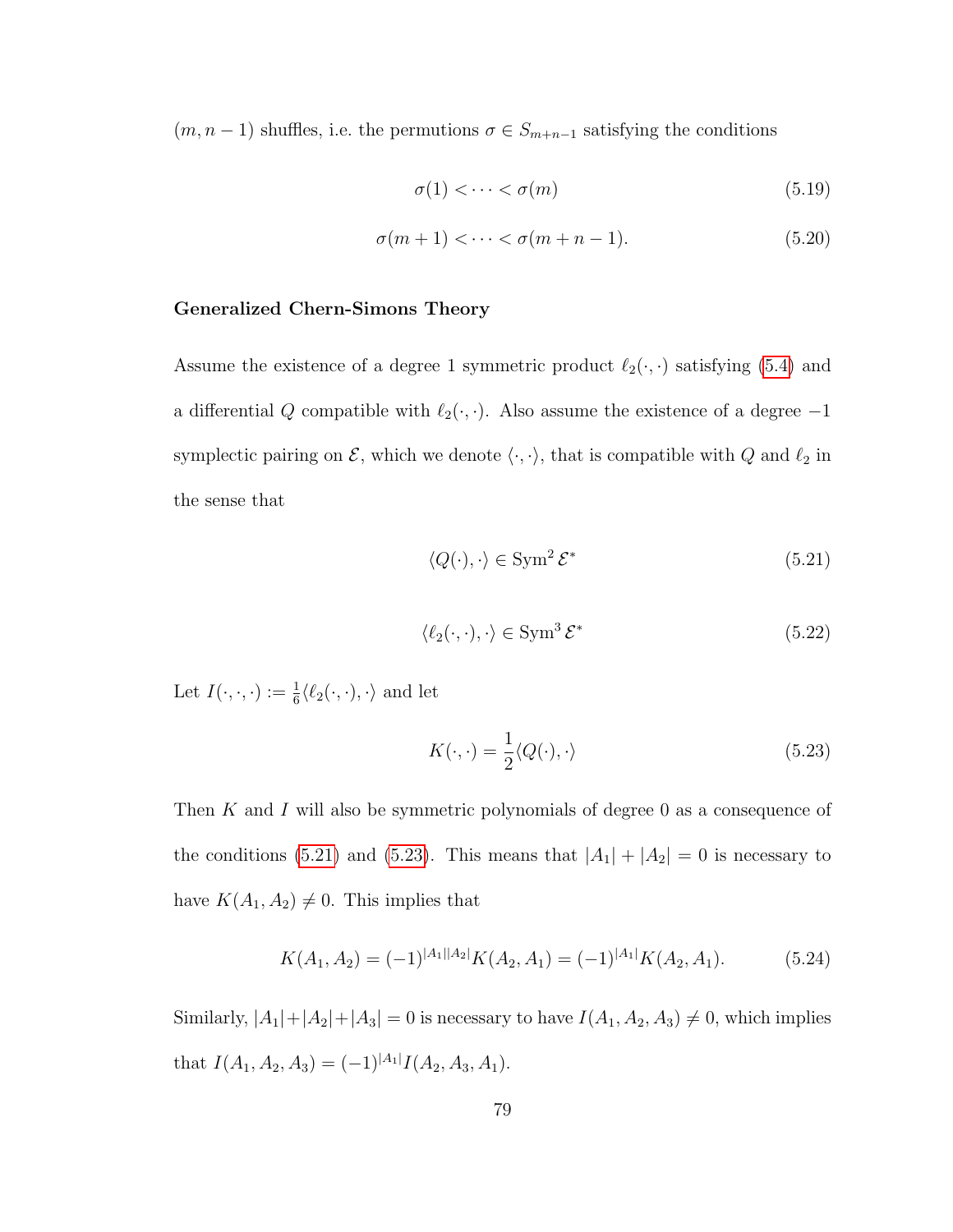$(m, n-1)$ shuffles, i.e. the permutions $\sigma \in S_{m+n-1}$ satisfying the conditions

$$\sigma(1) < \cdots < \sigma(m) \tag{5.19}$$

$$\sigma(m+1) < \cdots < \sigma(m+n-1). \tag{5.20}$$

**Generalized Chern-Simons Theory**

Assume the existence of a degree 1 symmetric product $\ell_2(\cdot,\cdot)$ satisfying (5.4) and a differential $Q$ compatible with $\ell_2(\cdot,\cdot)$. Also assume the existence of a degree $-1$ symplectic pairing on $\mathcal{E}$, which we denote $\langle\cdot,\cdot\rangle$, that is compatible with $Q$ and $\ell_2$ in the sense that

$$\langle Q(\cdot), \cdot\rangle \in \operatorname{Sym}^2 \mathcal{E}^* \tag{5.21}$$

$$\langle \ell_2(\cdot,\cdot), \cdot\rangle \in \operatorname{Sym}^3 \mathcal{E}^* \tag{5.22}$$

Let $I(\cdot,\cdot,\cdot) := \frac{1}{6}\langle \ell_2(\cdot,\cdot),\cdot\rangle$ and let

$$K(\cdot,\cdot) = \frac{1}{2}\langle Q(\cdot),\cdot\rangle \tag{5.23}$$

Then $K$ and $I$ will also be symmetric polynomials of degree 0 as a consequence of the conditions (5.21) and (5.23). This means that $|A_1| + |A_2| = 0$ is necessary to have $K(A_1, A_2) \neq 0$. This implies that

$$K(A_1, A_2) = (-1)^{|A_1||A_2|} K(A_2, A_1) = (-1)^{|A_1|} K(A_2, A_1). \tag{5.24}$$

Similarly, $|A_1|+|A_2|+|A_3| = 0$ is necessary to have $I(A_1, A_2, A_3) \neq 0$, which implies that $I(A_1, A_2, A_3) = (-1)^{|A_1|} I(A_2, A_3, A_1)$.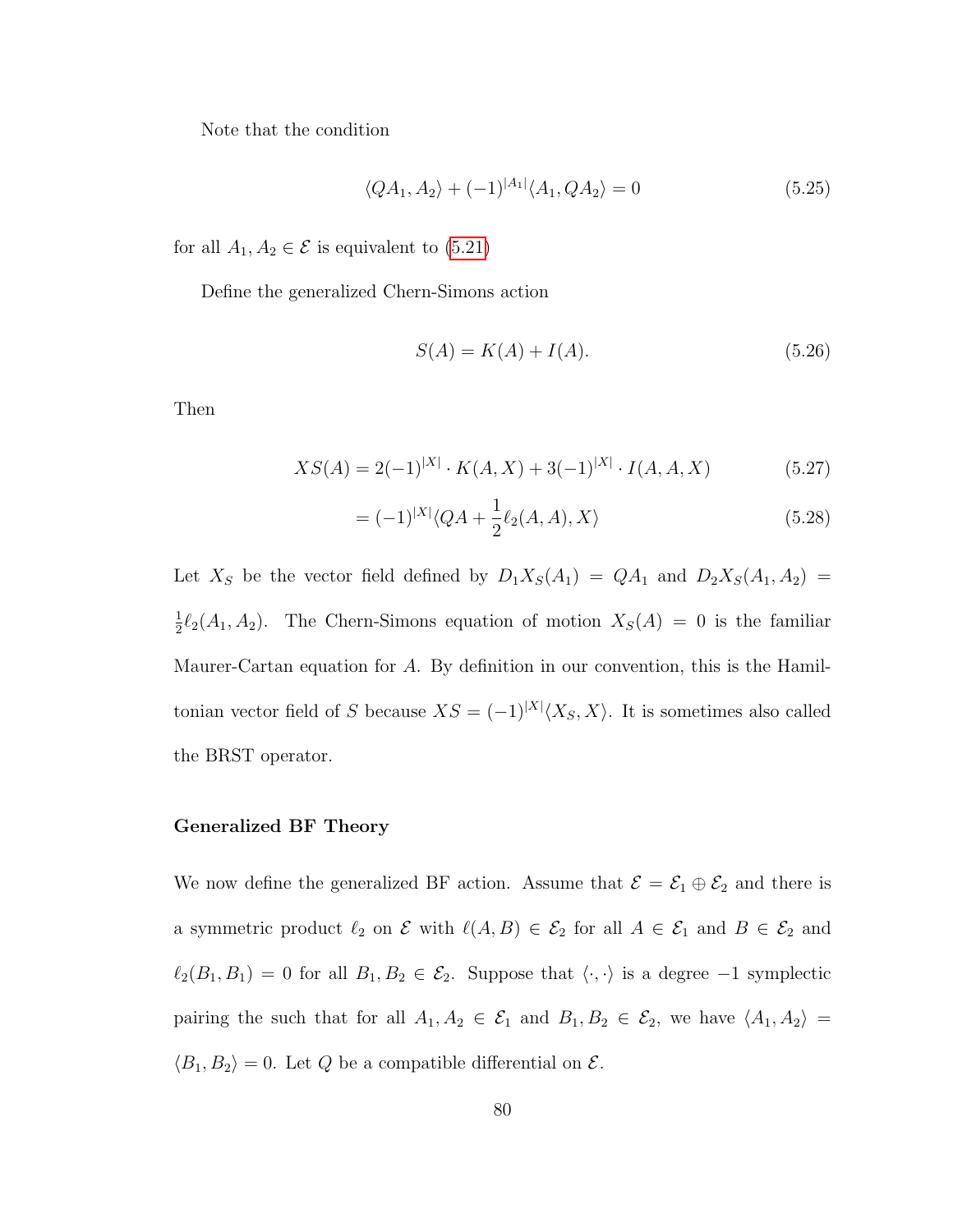Note that the condition

$$\langle QA_1, A_2 \rangle + (-1)^{|A_1|} \langle A_1, QA_2 \rangle = 0 \tag{5.25}$$

for all $A_1, A_2 \in \mathcal{E}$ is equivalent to (5.21)

Define the generalized Chern-Simons action

$$S(A) = K(A) + I(A). \tag{5.26}$$

Then

$$XS(A) = 2(-1)^{|X|} \cdot K(A, X) + 3(-1)^{|X|} \cdot I(A, A, X) \tag{5.27}$$

$$= (-1)^{|X|} \langle QA + \frac{1}{2}\ell_2(A, A), X \rangle \tag{5.28}$$

Let $X_S$ be the vector field defined by $D_1 X_S(A_1) = QA_1$ and $D_2 X_S(A_1, A_2) = \frac{1}{2}\ell_2(A_1, A_2)$. The Chern-Simons equation of motion $X_S(A) = 0$ is the familiar Maurer-Cartan equation for $A$. By definition in our convention, this is the Hamiltonian vector field of $S$ because $XS = (-1)^{|X|}\langle X_S, X \rangle$. It is sometimes also called the BRST operator.

### Generalized BF Theory

We now define the generalized BF action. Assume that $\mathcal{E} = \mathcal{E}_1 \oplus \mathcal{E}_2$ and there is a symmetric product $\ell_2$ on $\mathcal{E}$ with $\ell(A, B) \in \mathcal{E}_2$ for all $A \in \mathcal{E}_1$ and $B \in \mathcal{E}_2$ and $\ell_2(B_1, B_1) = 0$ for all $B_1, B_2 \in \mathcal{E}_2$. Suppose that $\langle \cdot, \cdot \rangle$ is a degree $-1$ symplectic pairing the such that for all $A_1, A_2 \in \mathcal{E}_1$ and $B_1, B_2 \in \mathcal{E}_2$, we have $\langle A_1, A_2 \rangle = \langle B_1, B_2 \rangle = 0$. Let $Q$ be a compatible differential on $\mathcal{E}$.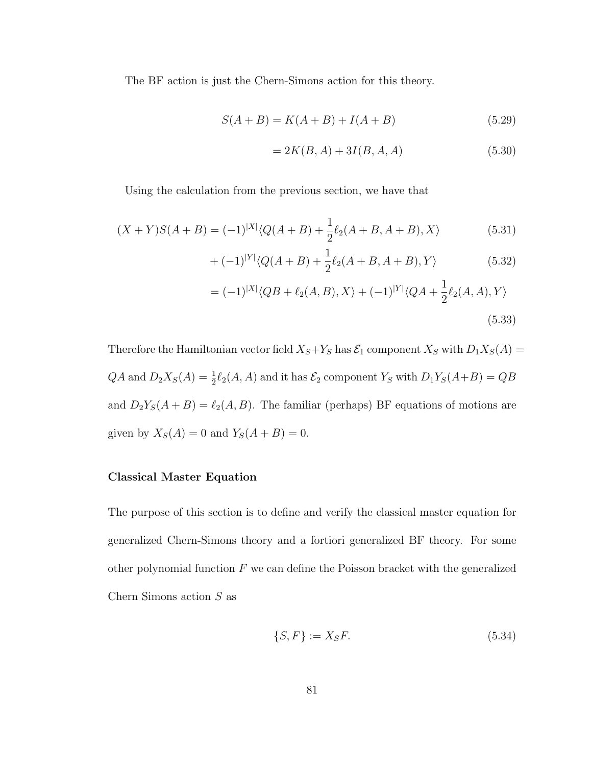The BF action is just the Chern-Simons action for this theory.

$$S(A+B) = K(A+B) + I(A+B) \tag{5.29}$$

$$= 2K(B,A) + 3I(B,A,A) \tag{5.30}$$

Using the calculation from the previous section, we have that

$$(X+Y)S(A+B) = (-1)^{|X|}\langle Q(A+B) + \frac{1}{2}\ell_2(A+B,A+B), X\rangle \tag{5.31}$$

$$+ (-1)^{|Y|}\langle Q(A+B) + \frac{1}{2}\ell_2(A+B,A+B), Y\rangle \tag{5.32}$$

$$= (-1)^{|X|}\langle QB + \ell_2(A,B), X\rangle + (-1)^{|Y|}\langle QA + \frac{1}{2}\ell_2(A,A), Y\rangle \tag{5.33}$$

Therefore the Hamiltonian vector field $X_S + Y_S$ has $\mathcal{E}_1$ component $X_S$ with $D_1X_S(A) = QA$ and $D_2X_S(A) = \frac{1}{2}\ell_2(A,A)$ and it has $\mathcal{E}_2$ component $Y_S$ with $D_1Y_S(A+B) = QB$ and $D_2Y_S(A+B) = \ell_2(A,B)$. The familiar (perhaps) BF equations of motions are given by $X_S(A) = 0$ and $Y_S(A+B) = 0$.

**Classical Master Equation**

The purpose of this section is to define and verify the classical master equation for generalized Chern-Simons theory and a fortiori generalized BF theory. For some other polynomial function $F$ we can define the Poisson bracket with the generalized Chern Simons action $S$ as

$$\{S, F\} := X_S F. \tag{5.34}$$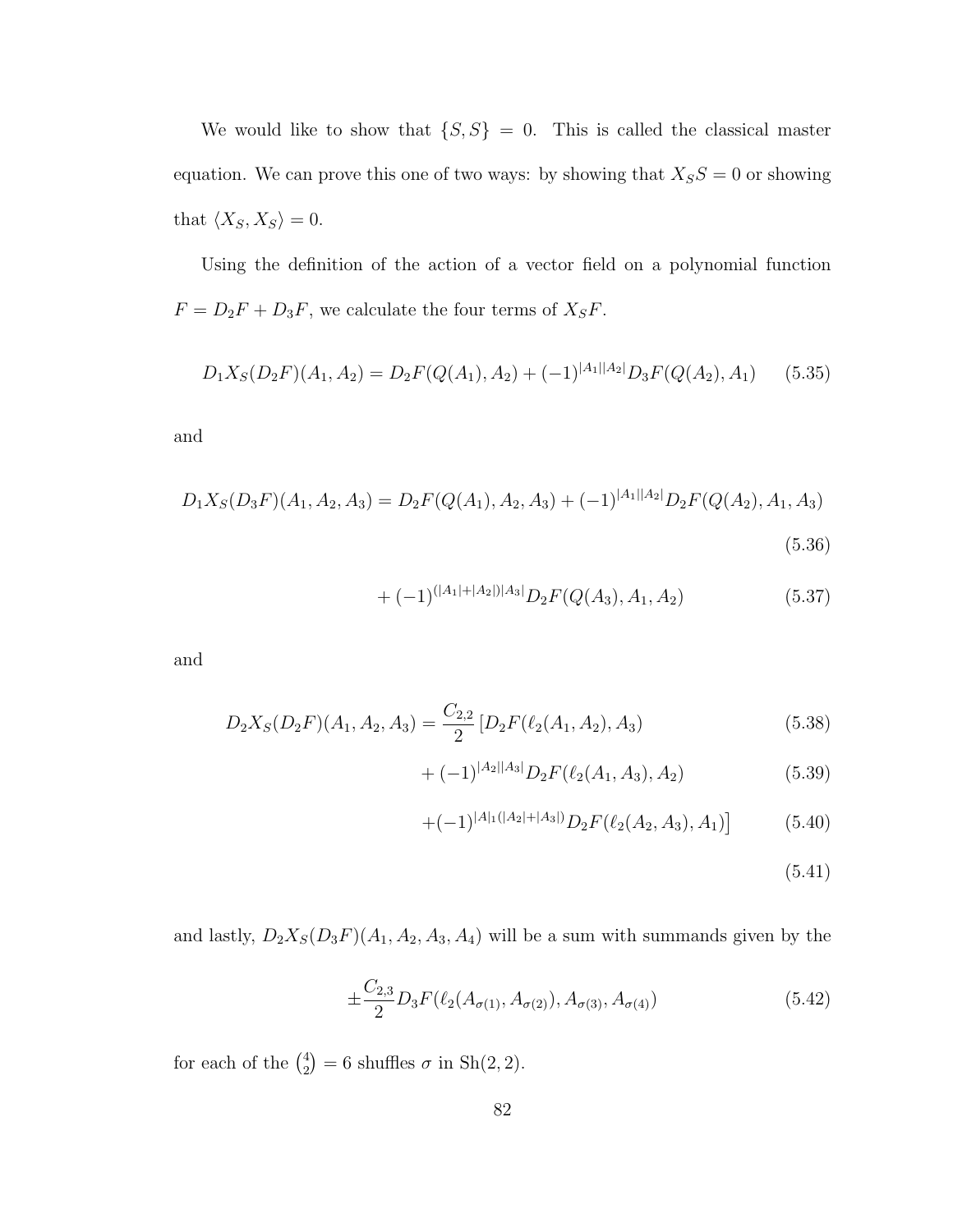We would like to show that $\{S, S\} = 0$. This is called the classical master equation. We can prove this one of two ways: by showing that $X_S S = 0$ or showing that $\langle X_S, X_S \rangle = 0$.

Using the definition of the action of a vector field on a polynomial function $F = D_2 F + D_3 F$, we calculate the four terms of $X_S F$.

$$D_1 X_S(D_2 F)(A_1, A_2) = D_2 F(Q(A_1), A_2) + (-1)^{|A_1||A_2|} D_3 F(Q(A_2), A_1) \tag{5.35}$$

and

$$D_1 X_S(D_3 F)(A_1, A_2, A_3) = D_2 F(Q(A_1), A_2, A_3) + (-1)^{|A_1||A_2|} D_2 F(Q(A_2), A_1, A_3) \tag{5.36}$$

$$+ (-1)^{(|A_1|+|A_2|)|A_3|} D_2 F(Q(A_3), A_1, A_2) \tag{5.37}$$

and

$$D_2 X_S(D_2 F)(A_1, A_2, A_3) = \frac{C_{2,2}}{2} \left[ D_2 F(\ell_2(A_1, A_2), A_3) \right. \tag{5.38}$$

$$+ (-1)^{|A_2||A_3|} D_2 F(\ell_2(A_1, A_3), A_2) \tag{5.39}$$

$$\left. + (-1)^{|A|_1(|A_2|+|A_3|)} D_2 F(\ell_2(A_2, A_3), A_1) \right] \tag{5.40}$$

$$\tag{5.41}$$

and lastly, $D_2 X_S(D_3 F)(A_1, A_2, A_3, A_4)$ will be a sum with summands given by the

$$\pm \frac{C_{2,3}}{2} D_3 F(\ell_2(A_{\sigma(1)}, A_{\sigma(2)}), A_{\sigma(3)}, A_{\sigma(4)}) \tag{5.42}$$

for each of the $\binom{4}{2} = 6$ shuffles $\sigma$ in $\mathrm{Sh}(2, 2)$.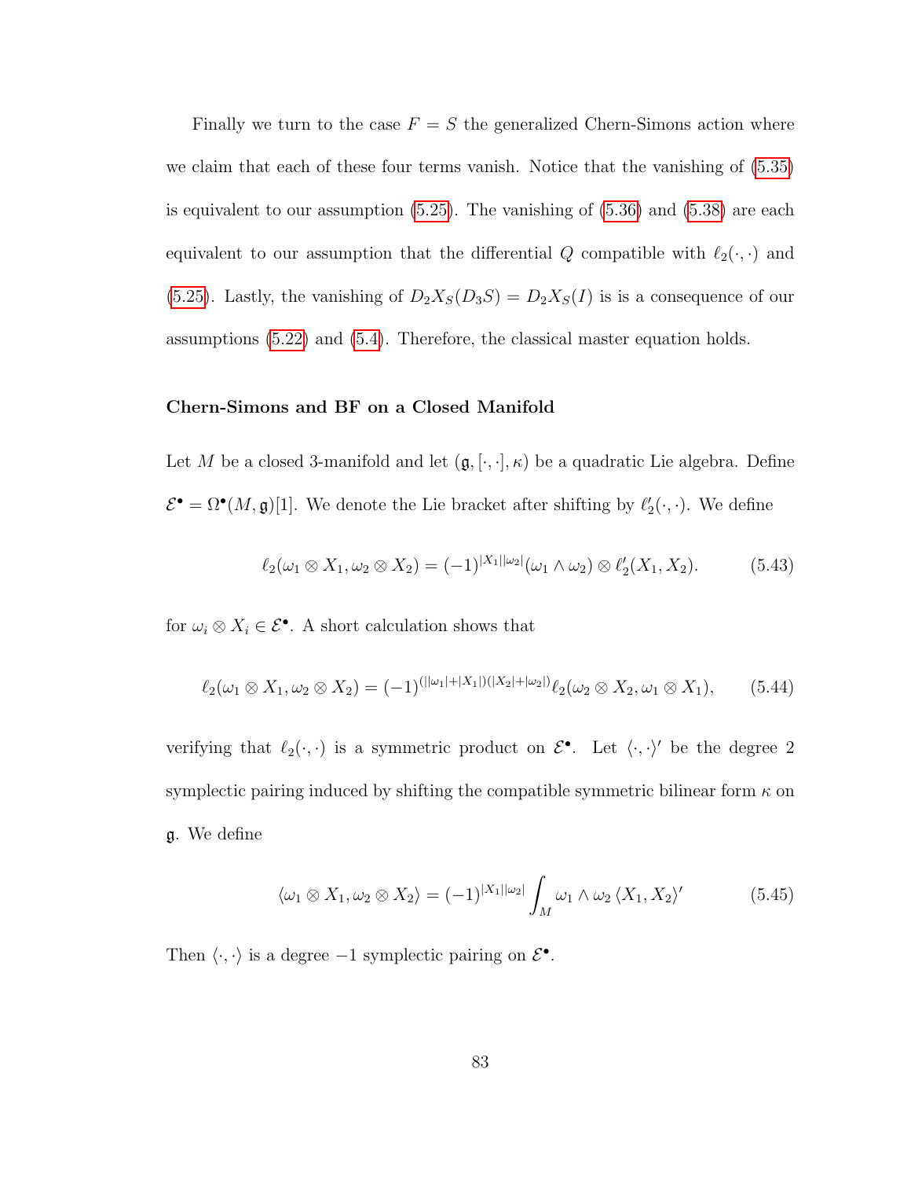Finally we turn to the case $F = S$ the generalized Chern-Simons action where we claim that each of these four terms vanish. Notice that the vanishing of (5.35) is equivalent to our assumption (5.25). The vanishing of (5.36) and (5.38) are each equivalent to our assumption that the differential $Q$ compatible with $\ell_2(\cdot,\cdot)$ and (5.25). Lastly, the vanishing of $D_2 X_S(D_3 S) = D_2 X_S(I)$ is is a consequence of our assumptions (5.22) and (5.4). Therefore, the classical master equation holds.

### Chern-Simons and BF on a Closed Manifold

Let $M$ be a closed 3-manifold and let $(\mathfrak{g}, [\cdot,\cdot], \kappa)$ be a quadratic Lie algebra. Define $\mathcal{E}^\bullet = \Omega^\bullet(M,\mathfrak{g})[1]$. We denote the Lie bracket after shifting by $\ell_2'(\cdot,\cdot)$. We define

$$\ell_2(\omega_1 \otimes X_1, \omega_2 \otimes X_2) = (-1)^{|X_1||\omega_2|}(\omega_1 \wedge \omega_2) \otimes \ell_2'(X_1, X_2). \tag{5.43}$$

for $\omega_i \otimes X_i \in \mathcal{E}^\bullet$. A short calculation shows that

$$\ell_2(\omega_1 \otimes X_1, \omega_2 \otimes X_2) = (-1)^{(||\omega_1|+|X_1|)(|X_2|+|\omega_2|)}\ell_2(\omega_2 \otimes X_2, \omega_1 \otimes X_1), \tag{5.44}$$

verifying that $\ell_2(\cdot,\cdot)$ is a symmetric product on $\mathcal{E}^\bullet$. Let $\langle\cdot,\cdot\rangle'$ be the degree 2 symplectic pairing induced by shifting the compatible symmetric bilinear form $\kappa$ on $\mathfrak{g}$. We define

$$\langle \omega_1 \otimes X_1, \omega_2 \otimes X_2\rangle = (-1)^{|X_1||\omega_2|}\int_M \omega_1 \wedge \omega_2 \, \langle X_1, X_2\rangle' \tag{5.45}$$

Then $\langle\cdot,\cdot\rangle$ is a degree $-1$ symplectic pairing on $\mathcal{E}^\bullet$.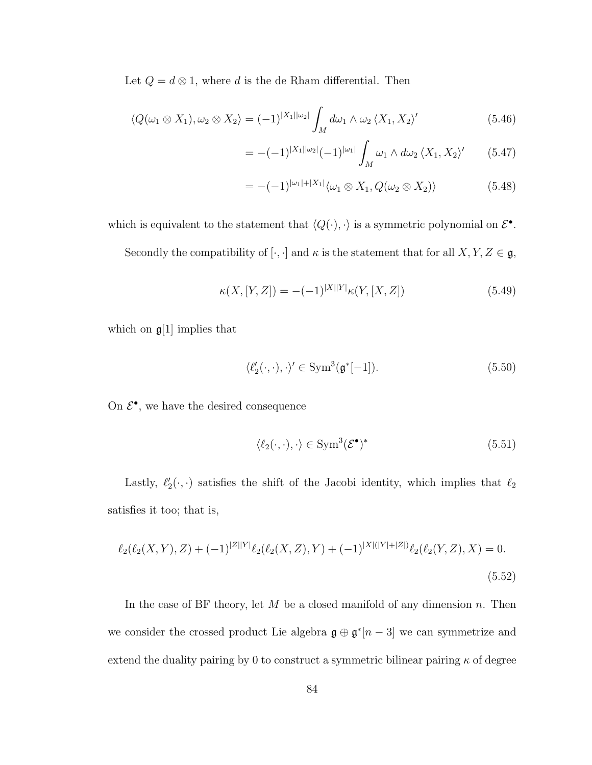Let $Q = d \otimes 1$, where $d$ is the de Rham differential. Then

$$
\begin{aligned}
\langle Q(\omega_1 \otimes X_1), \omega_2 \otimes X_2 \rangle &= (-1)^{|X_1||\omega_2|} \int_M d\omega_1 \wedge \omega_2 \, \langle X_1, X_2 \rangle' && (5.46) \\
&= -(-1)^{|X_1||\omega_2|}(-1)^{|\omega_1|} \int_M \omega_1 \wedge d\omega_2 \, \langle X_1, X_2 \rangle' && (5.47) \\
&= -(-1)^{|\omega_1|+|X_1|} \langle \omega_1 \otimes X_1, Q(\omega_2 \otimes X_2) \rangle && (5.48)
\end{aligned}
$$

which is equivalent to the statement that $\langle Q(\cdot), \cdot \rangle$ is a symmetric polynomial on $\mathcal{E}^\bullet$.

Secondly the compatibility of $[\cdot, \cdot]$ and $\kappa$ is the statement that for all $X, Y, Z \in \mathfrak{g}$,

$$
\kappa(X, [Y, Z]) = -(-1)^{|X||Y|} \kappa(Y, [X, Z]) \tag{5.49}
$$

which on $\mathfrak{g}[1]$ implies that

$$
\langle \ell_2'(\cdot, \cdot), \cdot \rangle' \in \mathrm{Sym}^3(\mathfrak{g}^*[-1]). \tag{5.50}
$$

On $\mathcal{E}^\bullet$, we have the desired consequence

$$
\langle \ell_2(\cdot, \cdot), \cdot \rangle \in \mathrm{Sym}^3(\mathcal{E}^\bullet)^* \tag{5.51}
$$

Lastly, $\ell_2'(\cdot, \cdot)$ satisfies the shift of the Jacobi identity, which implies that $\ell_2$ satisfies it too; that is,

$$
\ell_2(\ell_2(X, Y), Z) + (-1)^{|Z||Y|} \ell_2(\ell_2(X, Z), Y) + (-1)^{|X|(|Y|+|Z|)} \ell_2(\ell_2(Y, Z), X) = 0. \tag{5.52}
$$

In the case of BF theory, let $M$ be a closed manifold of any dimension $n$. Then we consider the crossed product Lie algebra $\mathfrak{g} \oplus \mathfrak{g}^*[n-3]$ we can symmetrize and extend the duality pairing by 0 to construct a symmetric bilinear pairing $\kappa$ of degree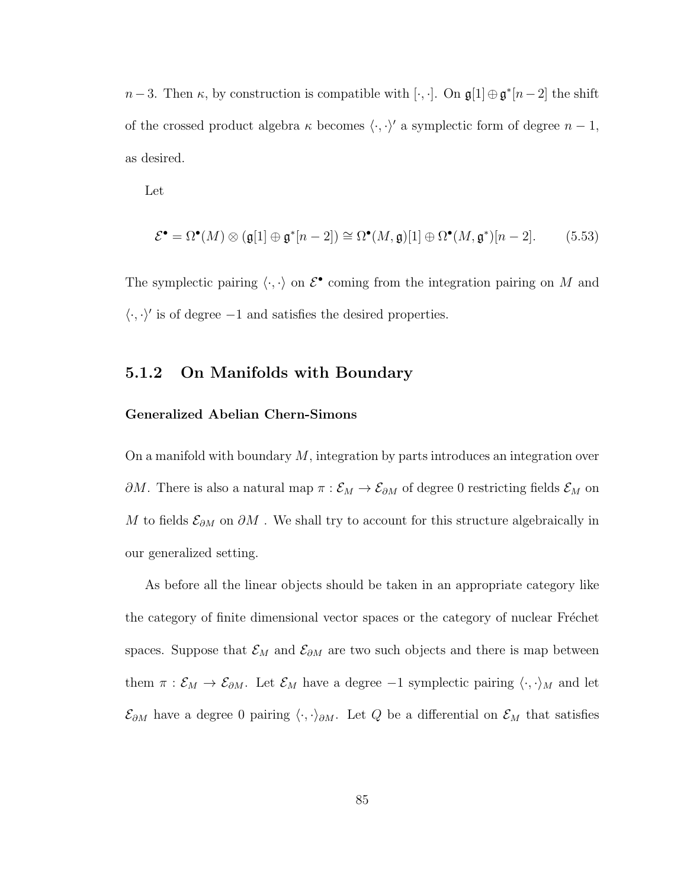$n-3$. Then $\kappa$, by construction is compatible with $[\cdot,\cdot]$. On $\mathfrak{g}[1]\oplus\mathfrak{g}^*[n-2]$ the shift of the crossed product algebra $\kappa$ becomes $\langle\cdot,\cdot\rangle'$ a symplectic form of degree $n-1$, as desired.

Let

$$\mathcal{E}^\bullet = \Omega^\bullet(M)\otimes(\mathfrak{g}[1]\oplus\mathfrak{g}^*[n-2]) \cong \Omega^\bullet(M,\mathfrak{g})[1]\oplus\Omega^\bullet(M,\mathfrak{g}^*)[n-2]. \tag{5.53}$$

The symplectic pairing $\langle\cdot,\cdot\rangle$ on $\mathcal{E}^\bullet$ coming from the integration pairing on $M$ and $\langle\cdot,\cdot\rangle'$ is of degree $-1$ and satisfies the desired properties.

### 5.1.2 On Manifolds with Boundary

**Generalized Abelian Chern-Simons**

On a manifold with boundary $M$, integration by parts introduces an integration over $\partial M$. There is also a natural map $\pi : \mathcal{E}_M \to \mathcal{E}_{\partial M}$ of degree 0 restricting fields $\mathcal{E}_M$ on $M$ to fields $\mathcal{E}_{\partial M}$ on $\partial M$ . We shall try to account for this structure algebraically in our generalized setting.

As before all the linear objects should be taken in an appropriate category like the category of finite dimensional vector spaces or the category of nuclear Fréchet spaces. Suppose that $\mathcal{E}_M$ and $\mathcal{E}_{\partial M}$ are two such objects and there is map between them $\pi : \mathcal{E}_M \to \mathcal{E}_{\partial M}$. Let $\mathcal{E}_M$ have a degree $-1$ symplectic pairing $\langle\cdot,\cdot\rangle_M$ and let $\mathcal{E}_{\partial M}$ have a degree 0 pairing $\langle\cdot,\cdot\rangle_{\partial M}$. Let $Q$ be a differential on $\mathcal{E}_M$ that satisfies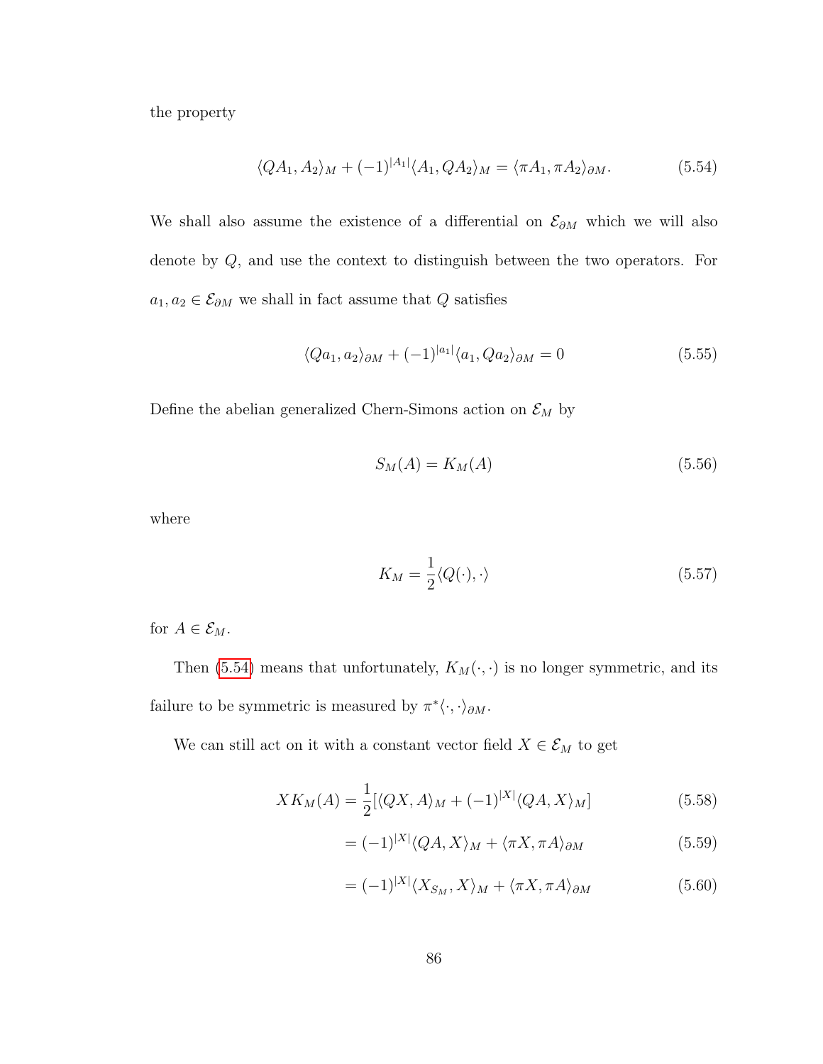the property

$$\langle QA_1, A_2\rangle_M + (-1)^{|A_1|}\langle A_1, QA_2\rangle_M = \langle \pi A_1, \pi A_2\rangle_{\partial M}. \tag{5.54}$$

We shall also assume the existence of a differential on $\mathcal{E}_{\partial M}$ which we will also denote by $Q$, and use the context to distinguish between the two operators. For $a_1, a_2 \in \mathcal{E}_{\partial M}$ we shall in fact assume that $Q$ satisfies

$$\langle Qa_1, a_2\rangle_{\partial M} + (-1)^{|a_1|}\langle a_1, Qa_2\rangle_{\partial M} = 0 \tag{5.55}$$

Define the abelian generalized Chern-Simons action on $\mathcal{E}_M$ by

$$S_M(A) = K_M(A) \tag{5.56}$$

where

$$K_M = \frac{1}{2}\langle Q(\cdot), \cdot\rangle \tag{5.57}$$

for $A \in \mathcal{E}_M$.

Then (5.54) means that unfortunately, $K_M(\cdot,\cdot)$ is no longer symmetric, and its failure to be symmetric is measured by $\pi^*\langle\cdot,\cdot\rangle_{\partial M}$.

We can still act on it with a constant vector field $X \in \mathcal{E}_M$ to get

$$XK_M(A) = \frac{1}{2}[\langle QX, A\rangle_M + (-1)^{|X|}\langle QA, X\rangle_M] \tag{5.58}$$

$$= (-1)^{|X|}\langle QA, X\rangle_M + \langle \pi X, \pi A\rangle_{\partial M} \tag{5.59}$$

$$= (-1)^{|X|}\langle X_{S_M}, X\rangle_M + \langle \pi X, \pi A\rangle_{\partial M} \tag{5.60}$$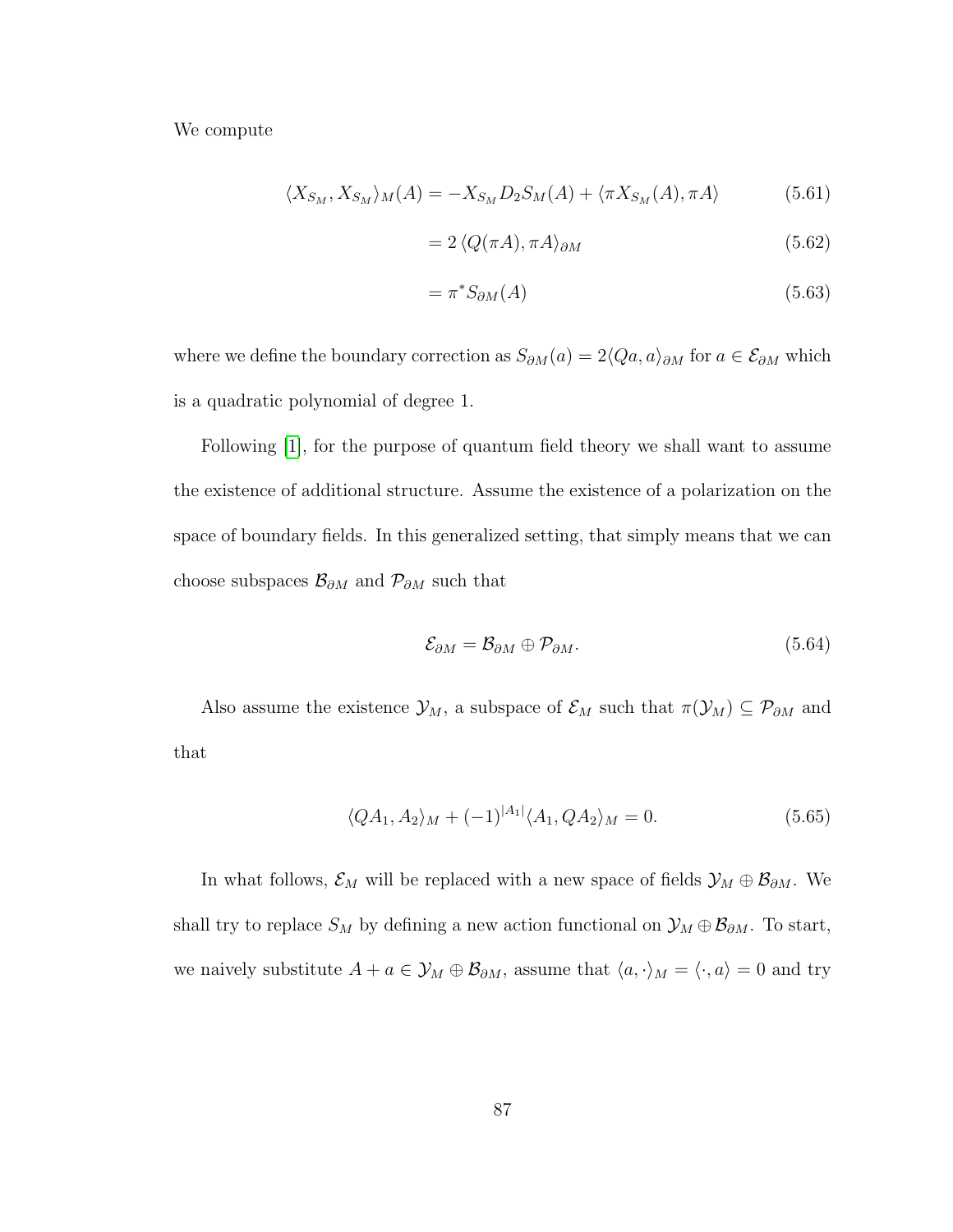We compute

$$\langle X_{S_M}, X_{S_M}\rangle_M(A) = -X_{S_M} D_2 S_M(A) + \langle \pi X_{S_M}(A), \pi A\rangle \tag{5.61}$$

$$= 2\,\langle Q(\pi A), \pi A\rangle_{\partial M} \tag{5.62}$$

$$= \pi^* S_{\partial M}(A) \tag{5.63}$$

where we define the boundary correction as $S_{\partial M}(a) = 2\langle Qa, a\rangle_{\partial M}$ for $a \in \mathcal{E}_{\partial M}$ which is a quadratic polynomial of degree 1.

Following [1], for the purpose of quantum field theory we shall want to assume the existence of additional structure. Assume the existence of a polarization on the space of boundary fields. In this generalized setting, that simply means that we can choose subspaces $\mathcal{B}_{\partial M}$ and $\mathcal{P}_{\partial M}$ such that

$$\mathcal{E}_{\partial M} = \mathcal{B}_{\partial M} \oplus \mathcal{P}_{\partial M}. \tag{5.64}$$

Also assume the existence $\mathcal{Y}_M$, a subspace of $\mathcal{E}_M$ such that $\pi(\mathcal{Y}_M) \subseteq \mathcal{P}_{\partial M}$ and that

$$\langle QA_1, A_2\rangle_M + (-1)^{|A_1|}\langle A_1, QA_2\rangle_M = 0. \tag{5.65}$$

In what follows, $\mathcal{E}_M$ will be replaced with a new space of fields $\mathcal{Y}_M \oplus \mathcal{B}_{\partial M}$. We shall try to replace $S_M$ by defining a new action functional on $\mathcal{Y}_M \oplus \mathcal{B}_{\partial M}$. To start, we naively substitute $A + a \in \mathcal{Y}_M \oplus \mathcal{B}_{\partial M}$, assume that $\langle a, \cdot\rangle_M = \langle \cdot, a\rangle = 0$ and try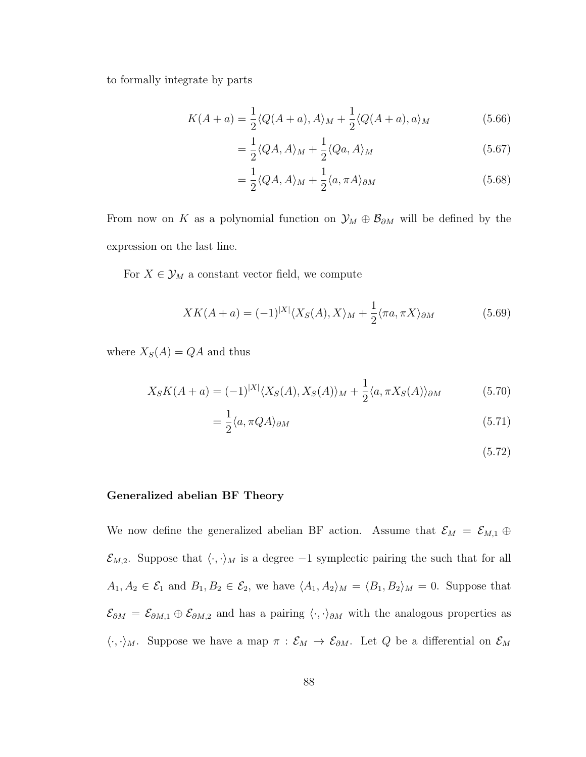to formally integrate by parts

$$K(A+a) = \frac{1}{2}\langle Q(A+a), A\rangle_M + \frac{1}{2}\langle Q(A+a), a\rangle_M \tag{5.66}$$

$$= \frac{1}{2}\langle QA, A\rangle_M + \frac{1}{2}\langle Qa, A\rangle_M \tag{5.67}$$

$$= \frac{1}{2}\langle QA, A\rangle_M + \frac{1}{2}\langle a, \pi A\rangle_{\partial M} \tag{5.68}$$

From now on $K$ as a polynomial function on $\mathcal{Y}_M \oplus \mathcal{B}_{\partial M}$ will be defined by the expression on the last line.

For $X \in \mathcal{Y}_M$ a constant vector field, we compute

$$XK(A+a) = (-1)^{|X|}\langle X_S(A), X\rangle_M + \frac{1}{2}\langle \pi a, \pi X\rangle_{\partial M} \tag{5.69}$$

where $X_S(A) = QA$ and thus

$$X_S K(A+a) = (-1)^{|X|}\langle X_S(A), X_S(A)\rangle_M + \frac{1}{2}\langle a, \pi X_S(A)\rangle_{\partial M} \tag{5.70}$$

$$= \frac{1}{2}\langle a, \pi QA\rangle_{\partial M} \tag{5.71}$$

$$\tag{5.72}$$

**Generalized abelian BF Theory**

We now define the generalized abelian BF action. Assume that $\mathcal{E}_M = \mathcal{E}_{M,1} \oplus \mathcal{E}_{M,2}$. Suppose that $\langle\cdot,\cdot\rangle_M$ is a degree $-1$ symplectic pairing the such that for all $A_1, A_2 \in \mathcal{E}_1$ and $B_1, B_2 \in \mathcal{E}_2$, we have $\langle A_1, A_2\rangle_M = \langle B_1, B_2\rangle_M = 0$. Suppose that $\mathcal{E}_{\partial M} = \mathcal{E}_{\partial M,1} \oplus \mathcal{E}_{\partial M,2}$ and has a pairing $\langle\cdot,\cdot\rangle_{\partial M}$ with the analogous properties as $\langle\cdot,\cdot\rangle_M$. Suppose we have a map $\pi : \mathcal{E}_M \to \mathcal{E}_{\partial M}$. Let $Q$ be a differential on $\mathcal{E}_M$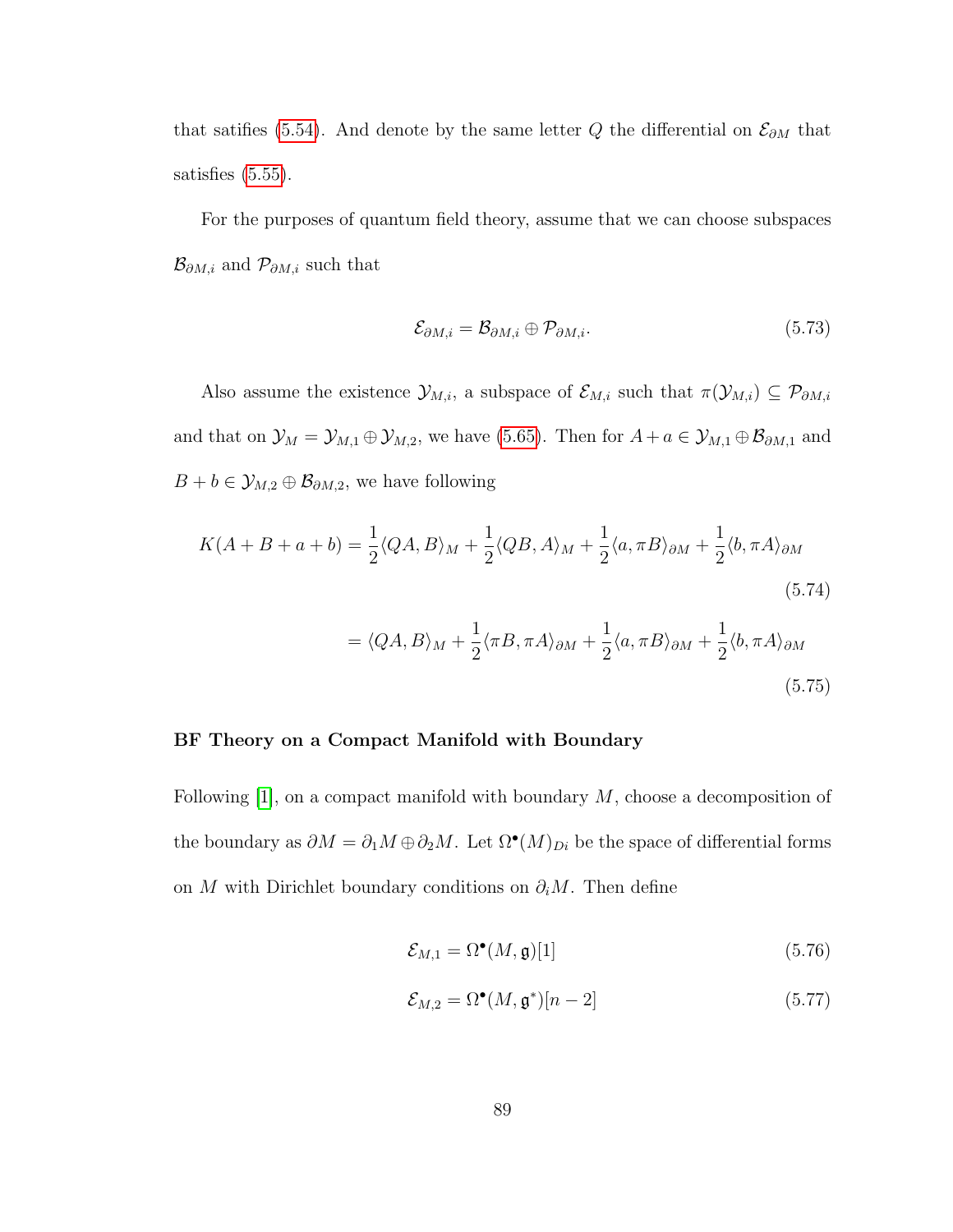that satifies (5.54). And denote by the same letter $Q$ the differential on $\mathcal{E}_{\partial M}$ that satisfies (5.55).

For the purposes of quantum field theory, assume that we can choose subspaces $\mathcal{B}_{\partial M,i}$ and $\mathcal{P}_{\partial M,i}$ such that

$$\mathcal{E}_{\partial M,i} = \mathcal{B}_{\partial M,i} \oplus \mathcal{P}_{\partial M,i}. \tag{5.73}$$

Also assume the existence $\mathcal{Y}_{M,i}$, a subspace of $\mathcal{E}_{M,i}$ such that $\pi(\mathcal{Y}_{M,i}) \subseteq \mathcal{P}_{\partial M,i}$ and that on $\mathcal{Y}_M = \mathcal{Y}_{M,1} \oplus \mathcal{Y}_{M,2}$, we have (5.65). Then for $A + a \in \mathcal{Y}_{M,1} \oplus \mathcal{B}_{\partial M,1}$ and $B + b \in \mathcal{Y}_{M,2} \oplus \mathcal{B}_{\partial M,2}$, we have following

$$K(A+B+a+b) = \frac{1}{2}\langle QA, B\rangle_M + \frac{1}{2}\langle QB, A\rangle_M + \frac{1}{2}\langle a, \pi B\rangle_{\partial M} + \frac{1}{2}\langle b, \pi A\rangle_{\partial M} \tag{5.74}$$

$$= \langle QA, B\rangle_M + \frac{1}{2}\langle \pi B, \pi A\rangle_{\partial M} + \frac{1}{2}\langle a, \pi B\rangle_{\partial M} + \frac{1}{2}\langle b, \pi A\rangle_{\partial M} \tag{5.75}$$

**BF Theory on a Compact Manifold with Boundary**

Following [1], on a compact manifold with boundary $M$, choose a decomposition of the boundary as $\partial M = \partial_1 M \oplus \partial_2 M$. Let $\Omega^\bullet(M)_{Di}$ be the space of differential forms on $M$ with Dirichlet boundary conditions on $\partial_i M$. Then define

$$\mathcal{E}_{M,1} = \Omega^\bullet(M, \mathfrak{g})[1] \tag{5.76}$$

$$\mathcal{E}_{M,2} = \Omega^\bullet(M, \mathfrak{g}^*)[n-2] \tag{5.77}$$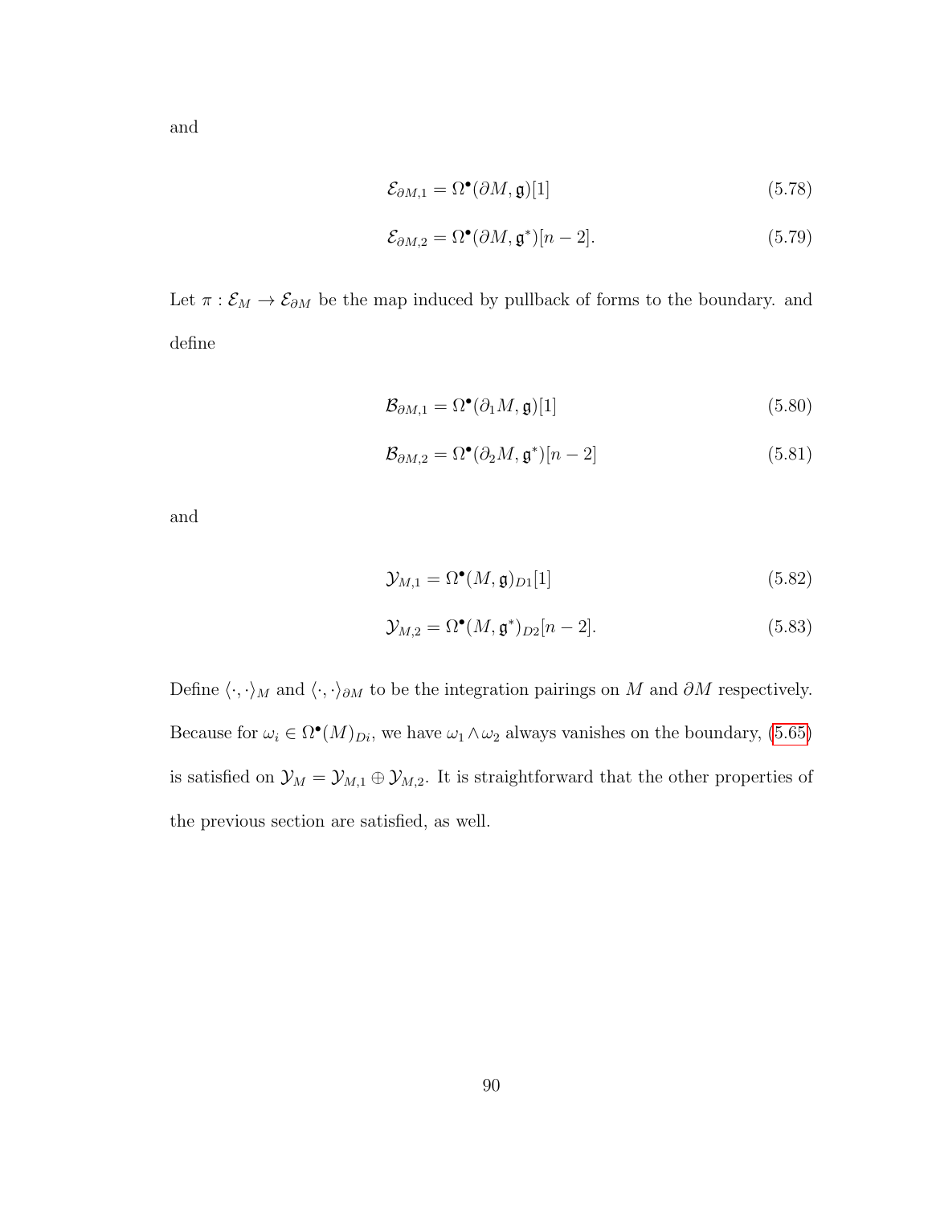and

$$\mathcal{E}_{\partial M,1} = \Omega^\bullet(\partial M, \mathfrak{g})[1] \tag{5.78}$$

$$\mathcal{E}_{\partial M,2} = \Omega^\bullet(\partial M, \mathfrak{g}^*)[n-2]. \tag{5.79}$$

Let $\pi : \mathcal{E}_M \to \mathcal{E}_{\partial M}$ be the map induced by pullback of forms to the boundary. and define

$$\mathcal{B}_{\partial M,1} = \Omega^\bullet(\partial_1 M, \mathfrak{g})[1] \tag{5.80}$$

$$\mathcal{B}_{\partial M,2} = \Omega^\bullet(\partial_2 M, \mathfrak{g}^*)[n-2] \tag{5.81}$$

and

$$\mathcal{Y}_{M,1} = \Omega^\bullet(M, \mathfrak{g})_{D1}[1] \tag{5.82}$$

$$\mathcal{Y}_{M,2} = \Omega^\bullet(M, \mathfrak{g}^*)_{D2}[n-2]. \tag{5.83}$$

Define $\langle \cdot, \cdot \rangle_M$ and $\langle \cdot, \cdot \rangle_{\partial M}$ to be the integration pairings on $M$ and $\partial M$ respectively. Because for $\omega_i \in \Omega^\bullet(M)_{Di}$, we have $\omega_1 \wedge \omega_2$ always vanishes on the boundary, (5.65) is satisfied on $\mathcal{Y}_M = \mathcal{Y}_{M,1} \oplus \mathcal{Y}_{M,2}$. It is straightforward that the other properties of the previous section are satisfied, as well.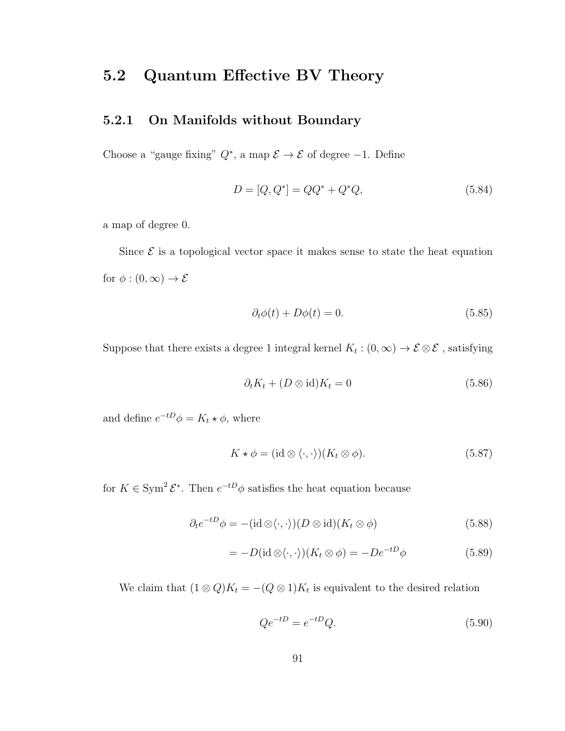## 5.2 Quantum Effective BV Theory

### 5.2.1 On Manifolds without Boundary

Choose a "gauge fixing" $Q^*$, a map $\mathcal{E} \to \mathcal{E}$ of degree $-1$. Define

$$D = [Q, Q^*] = QQ^* + Q^*Q, \tag{5.84}$$

a map of degree 0.

Since $\mathcal{E}$ is a topological vector space it makes sense to state the heat equation for $\phi : (0, \infty) \to \mathcal{E}$

$$\partial_t \phi(t) + D\phi(t) = 0. \tag{5.85}$$

Suppose that there exists a degree 1 integral kernel $K_t : (0, \infty) \to \mathcal{E} \otimes \mathcal{E}$ , satisfying

$$\partial_t K_t + (D \otimes \mathrm{id})K_t = 0 \tag{5.86}$$

and define $e^{-tD}\phi = K_t \star \phi$, where

$$K \star \phi = (\mathrm{id} \otimes \langle \cdot, \cdot \rangle)(K_t \otimes \phi). \tag{5.87}$$

for $K \in \mathrm{Sym}^2 \mathcal{E}^*$. Then $e^{-tD}\phi$ satisfies the heat equation because

$$\partial_t e^{-tD}\phi = -(\mathrm{id} \otimes \langle \cdot, \cdot \rangle)(D \otimes \mathrm{id})(K_t \otimes \phi) \tag{5.88}$$

$$= -D(\mathrm{id} \otimes \langle \cdot, \cdot \rangle)(K_t \otimes \phi) = -De^{-tD}\phi \tag{5.89}$$

We claim that $(1 \otimes Q)K_t = -(Q \otimes 1)K_t$ is equivalent to the desired relation

$$Qe^{-tD} = e^{-tD}Q. \tag{5.90}$$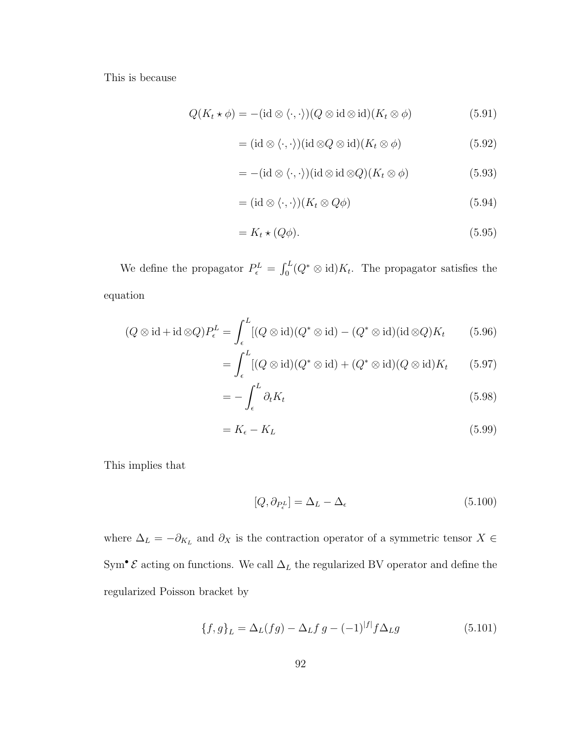This is because

$$Q(K_t \star \phi) = -(\mathrm{id} \otimes \langle \cdot, \cdot \rangle)(Q \otimes \mathrm{id} \otimes \mathrm{id})(K_t \otimes \phi) \tag{5.91}$$

$$= (\mathrm{id} \otimes \langle \cdot, \cdot \rangle)(\mathrm{id} \otimes Q \otimes \mathrm{id})(K_t \otimes \phi) \tag{5.92}$$

$$= -(\mathrm{id} \otimes \langle \cdot, \cdot \rangle)(\mathrm{id} \otimes \mathrm{id} \otimes Q)(K_t \otimes \phi) \tag{5.93}$$

$$= (\mathrm{id} \otimes \langle \cdot, \cdot \rangle)(K_t \otimes Q\phi) \tag{5.94}$$

$$= K_t \star (Q\phi). \tag{5.95}$$

We define the propagator $P_\epsilon^L = \int_0^L (Q^* \otimes \mathrm{id}) K_t$. The propagator satisfies the equation

$$(Q \otimes \mathrm{id} + \mathrm{id} \otimes Q) P_\epsilon^L = \int_\epsilon^L [(Q \otimes \mathrm{id})(Q^* \otimes \mathrm{id}) - (Q^* \otimes \mathrm{id})(\mathrm{id} \otimes Q) K_t \tag{5.96}$$

$$= \int_\epsilon^L [(Q \otimes \mathrm{id})(Q^* \otimes \mathrm{id}) + (Q^* \otimes \mathrm{id})(Q \otimes \mathrm{id}) K_t \tag{5.97}$$

$$= -\int_\epsilon^L \partial_t K_t \tag{5.98}$$

$$= K_\epsilon - K_L \tag{5.99}$$

This implies that

$$[Q, \partial_{P_\epsilon^L}] = \Delta_L - \Delta_\epsilon \tag{5.100}$$

where $\Delta_L = -\partial_{K_L}$ and $\partial_X$ is the contraction operator of a symmetric tensor $X \in \mathrm{Sym}^\bullet \mathcal{E}$ acting on functions. We call $\Delta_L$ the regularized BV operator and define the regularized Poisson bracket by

$$\{f, g\}_L = \Delta_L(fg) - \Delta_L f\, g - (-1)^{|f|} f \Delta_L g \tag{5.101}$$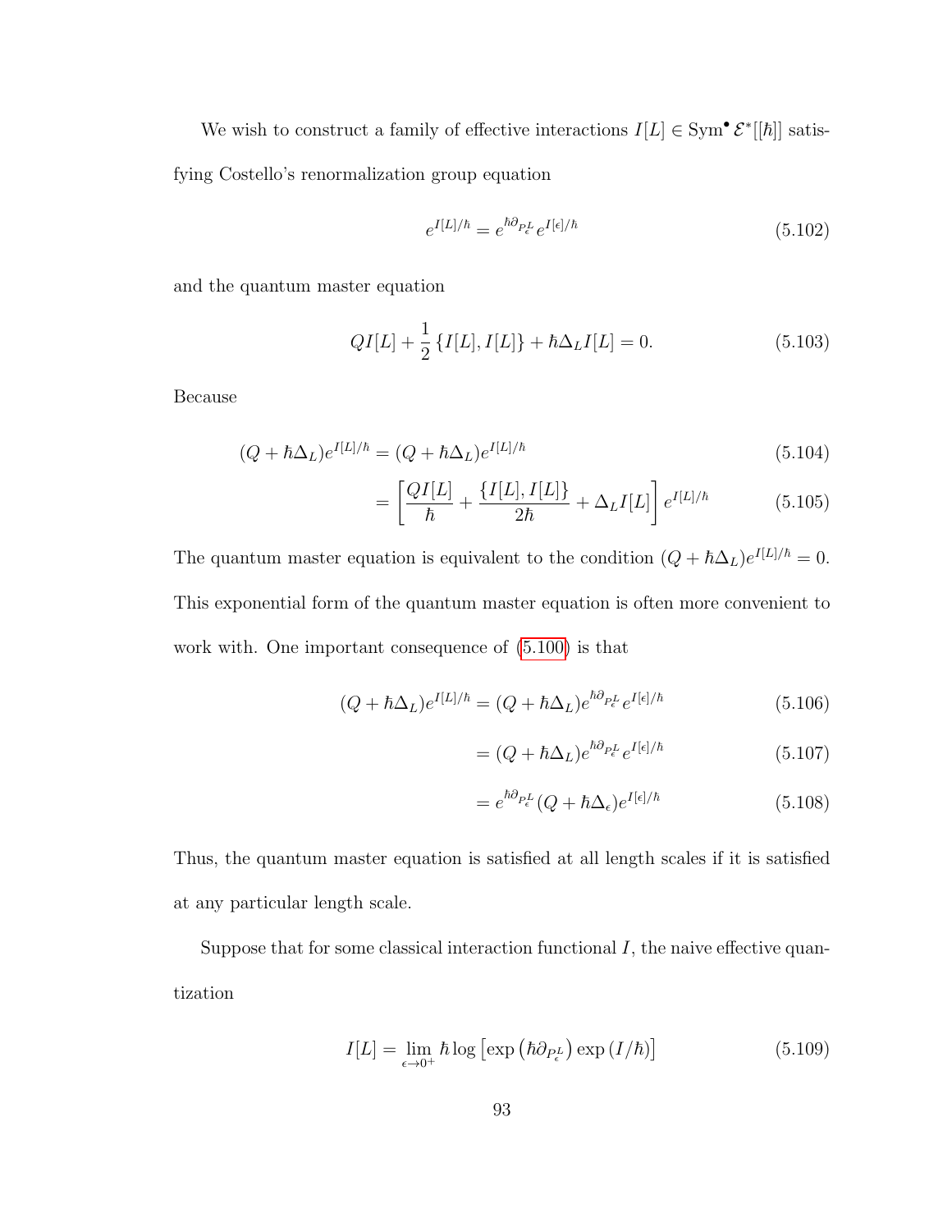We wish to construct a family of effective interactions $I[L] \in \mathrm{Sym}^\bullet \mathcal{E}^*[[\hbar]]$ satisfying Costello's renormalization group equation

$$e^{I[L]/\hbar} = e^{\hbar \partial_{P_\epsilon^L}} e^{I[\epsilon]/\hbar} \tag{5.102}$$

and the quantum master equation

$$QI[L] + \frac{1}{2}\{I[L], I[L]\} + \hbar \Delta_L I[L] = 0. \tag{5.103}$$

Because

$$(Q + \hbar\Delta_L) e^{I[L]/\hbar} = (Q + \hbar\Delta_L) e^{I[L]/\hbar} \tag{5.104}$$

$$= \left[\frac{QI[L]}{\hbar} + \frac{\{I[L], I[L]\}}{2\hbar} + \Delta_L I[L]\right] e^{I[L]/\hbar} \tag{5.105}$$

The quantum master equation is equivalent to the condition $(Q + \hbar\Delta_L)e^{I[L]/\hbar} = 0$. This exponential form of the quantum master equation is often more convenient to work with. One important consequence of (5.100) is that

$$(Q + \hbar\Delta_L) e^{I[L]/\hbar} = (Q + \hbar\Delta_L) e^{\hbar \partial_{P_\epsilon^L}} e^{I[\epsilon]/\hbar} \tag{5.106}$$

$$= (Q + \hbar\Delta_L) e^{\hbar \partial_{P_\epsilon^L}} e^{I[\epsilon]/\hbar} \tag{5.107}$$

$$= e^{\hbar \partial_{P_\epsilon^L}} (Q + \hbar\Delta_\epsilon) e^{I[\epsilon]/\hbar} \tag{5.108}$$

Thus, the quantum master equation is satisfied at all length scales if it is satisfied at any particular length scale.

Suppose that for some classical interaction functional $I$, the naive effective quantization

$$I[L] = \lim_{\epsilon \to 0^+} \hbar \log\left[\exp\left(\hbar \partial_{P_\epsilon^L}\right) \exp\left(I/\hbar\right)\right] \tag{5.109}$$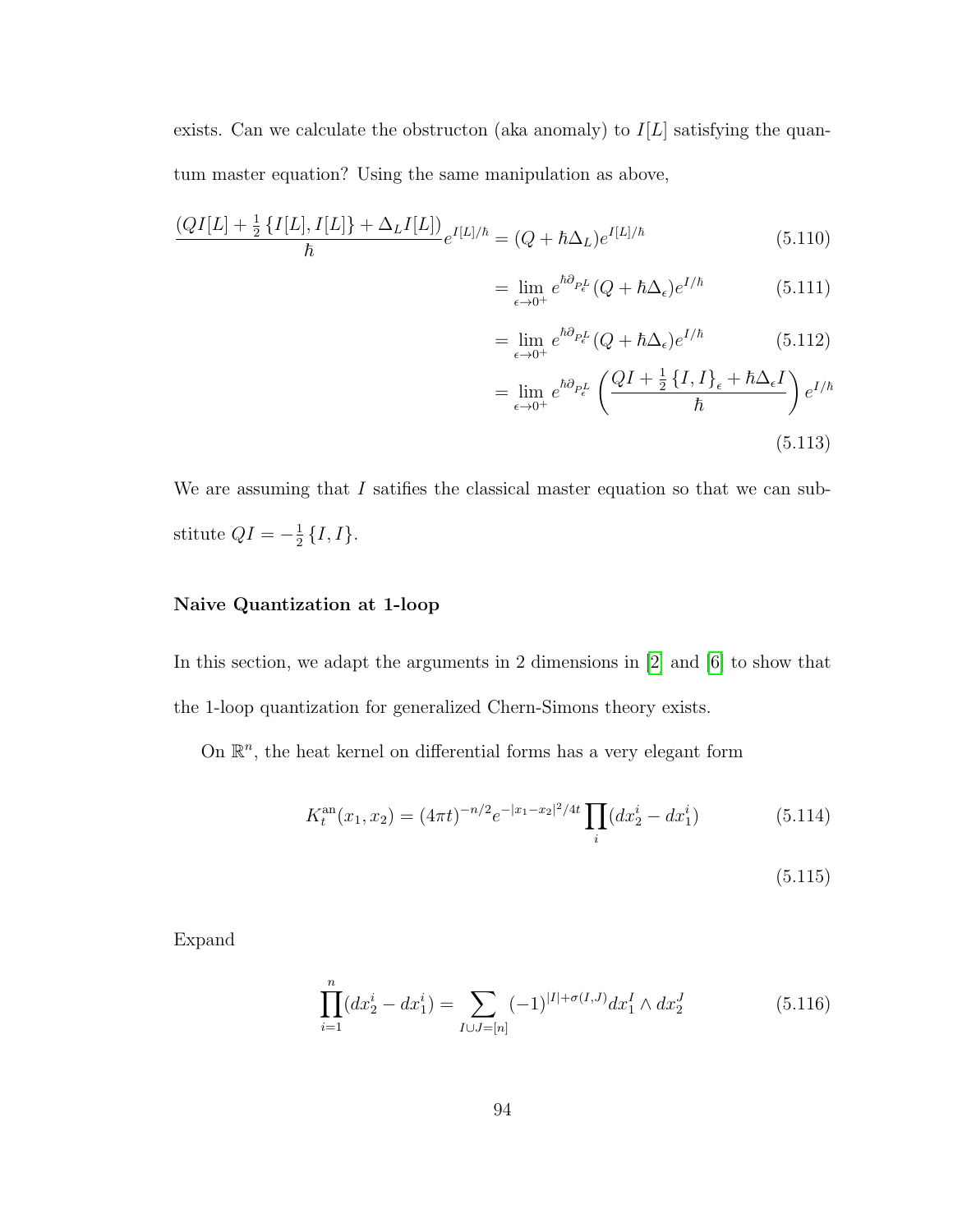exists. Can we calculate the obstructon (aka anomaly) to $I[L]$ satisfying the quantum master equation? Using the same manipulation as above,

$$\frac{(QI[L] + \frac{1}{2}\{I[L], I[L]\} + \Delta_L I[L])}{\hbar} e^{I[L]/\hbar} = (Q + \hbar\Delta_L)e^{I[L]/\hbar} \tag{5.110}$$

$$= \lim_{\epsilon \to 0^+} e^{\hbar \partial_{P_\epsilon^L}} (Q + \hbar\Delta_\epsilon) e^{I/\hbar} \tag{5.111}$$

$$= \lim_{\epsilon \to 0^+} e^{\hbar \partial_{P_\epsilon^L}} (Q + \hbar\Delta_\epsilon) e^{I/\hbar} \tag{5.112}$$

$$= \lim_{\epsilon \to 0^+} e^{\hbar \partial_{P_\epsilon^L}} \left( \frac{QI + \frac{1}{2}\{I, I\}_\epsilon + \hbar\Delta_\epsilon I}{\hbar} \right) e^{I/\hbar} \tag{5.113}$$

We are assuming that $I$ satifies the classical master equation so that we can substitute $QI = -\frac{1}{2}\{I, I\}$.

**Naive Quantization at 1-loop**

In this section, we adapt the arguments in 2 dimensions in [2] and [6] to show that the 1-loop quantization for generalized Chern-Simons theory exists.

On $\mathbb{R}^n$, the heat kernel on differential forms has a very elegant form

$$K_t^{\text{an}}(x_1, x_2) = (4\pi t)^{-n/2} e^{-|x_1 - x_2|^2/4t} \prod_i (dx_2^i - dx_1^i) \tag{5.114}$$

$$\tag{5.115}$$

Expand

$$\prod_{i=1}^n (dx_2^i - dx_1^i) = \sum_{I \cup J = [n]} (-1)^{|I| + \sigma(I,J)} dx_1^I \wedge dx_2^J \tag{5.116}$$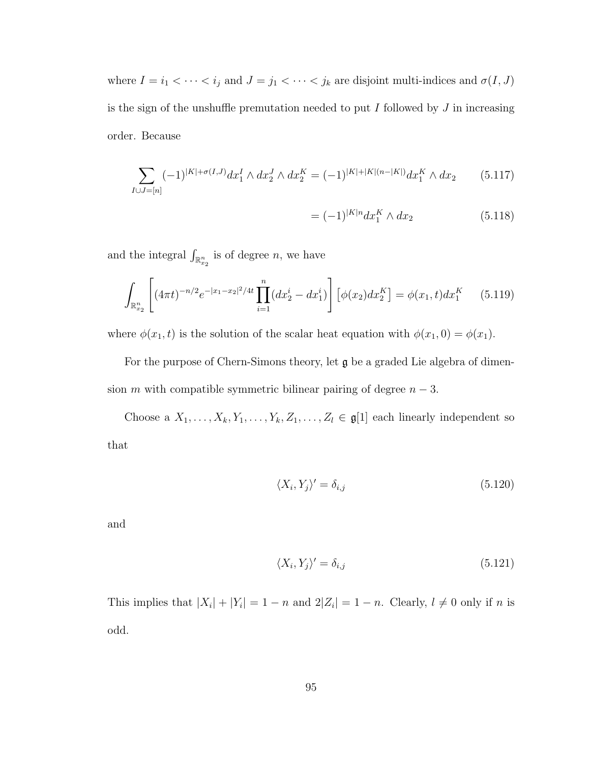where $I = i_1 < \cdots < i_j$ and $J = j_1 < \cdots < j_k$ are disjoint multi-indices and $\sigma(I, J)$ is the sign of the unshuffle premutation needed to put $I$ followed by $J$ in increasing order. Because

$$\sum_{I \cup J = [n]} (-1)^{|K| + \sigma(I,J)} dx_1^I \wedge dx_2^J \wedge dx_2^K = (-1)^{|K| + |K|(n - |K|)} dx_1^K \wedge dx_2 \tag{5.117}$$

$$= (-1)^{|K|n} dx_1^K \wedge dx_2 \tag{5.118}$$

and the integral $\int_{\mathbb{R}^n_{x_2}}$ is of degree $n$, we have

$$\int_{\mathbb{R}^n_{x_2}} \left[ (4\pi t)^{-n/2} e^{-|x_1 - x_2|^2/4t} \prod_{i=1}^{n} (dx_2^i - dx_1^i) \right] \left[ \phi(x_2) dx_2^K \right] = \phi(x_1, t) dx_1^K \tag{5.119}$$

where $\phi(x_1, t)$ is the solution of the scalar heat equation with $\phi(x_1, 0) = \phi(x_1)$.

For the purpose of Chern-Simons theory, let $\mathfrak{g}$ be a graded Lie algebra of dimension $m$ with compatible symmetric bilinear pairing of degree $n - 3$.

Choose a $X_1, \ldots, X_k, Y_1, \ldots, Y_k, Z_1, \ldots, Z_l \in \mathfrak{g}[1]$ each linearly independent so that

$$\langle X_i, Y_j \rangle' = \delta_{i,j} \tag{5.120}$$

and

$$\langle X_i, Y_j \rangle' = \delta_{i,j} \tag{5.121}$$

This implies that $|X_i| + |Y_i| = 1 - n$ and $2|Z_i| = 1 - n$. Clearly, $l \neq 0$ only if $n$ is odd.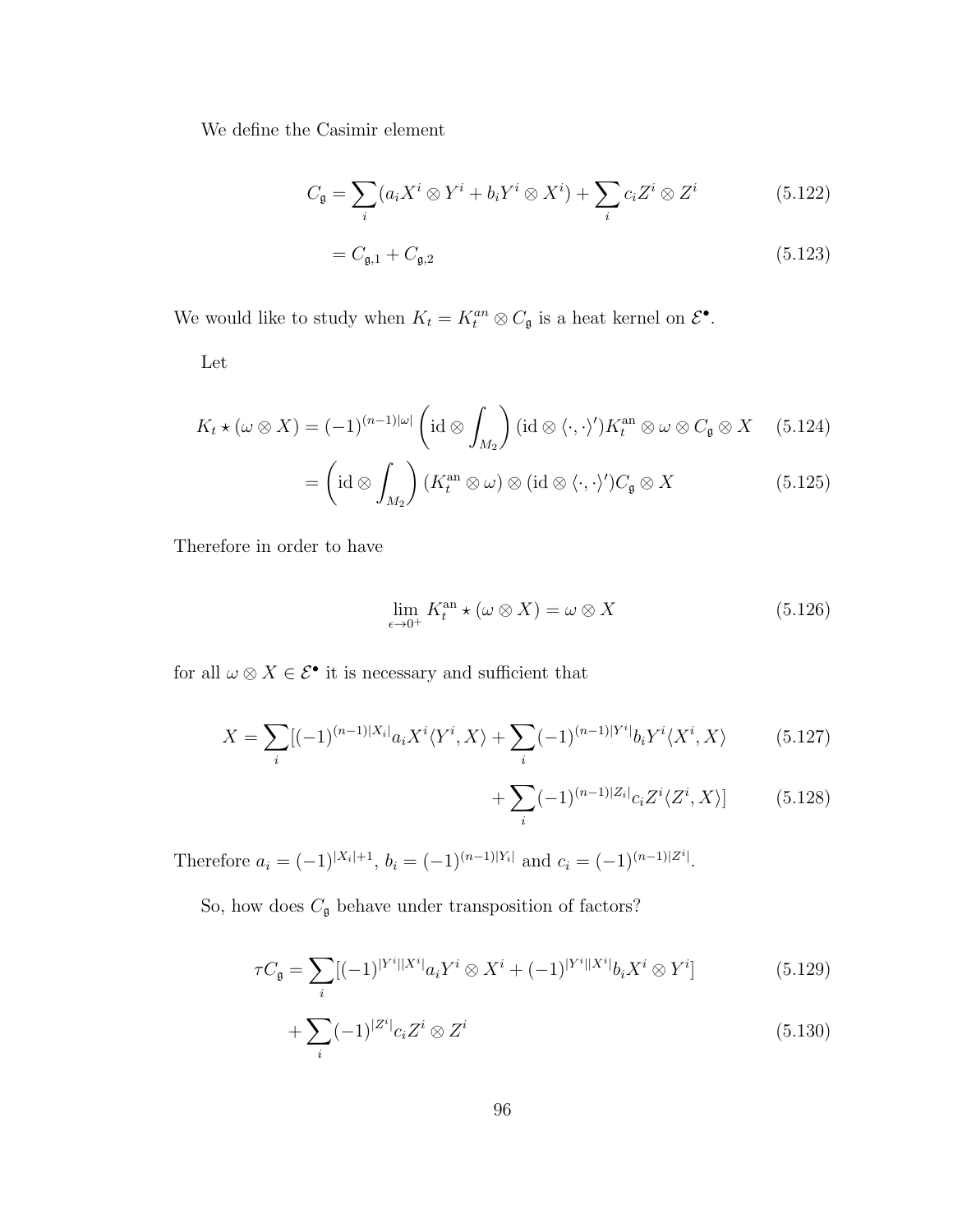We define the Casimir element

$$C_{\mathfrak{g}} = \sum_i (a_i X^i \otimes Y^i + b_i Y^i \otimes X^i) + \sum_i c_i Z^i \otimes Z^i \tag{5.122}$$

$$= C_{\mathfrak{g},1} + C_{\mathfrak{g},2} \tag{5.123}$$

We would like to study when $K_t = K_t^{an} \otimes C_{\mathfrak{g}}$ is a heat kernel on $\mathcal{E}^\bullet$.

Let

$$K_t \star (\omega \otimes X) = (-1)^{(n-1)|\omega|} \left( \mathrm{id} \otimes \int_{M_2} \right) (\mathrm{id} \otimes \langle \cdot, \cdot \rangle') K_t^{\mathrm{an}} \otimes \omega \otimes C_{\mathfrak{g}} \otimes X \tag{5.124}$$

$$= \left( \mathrm{id} \otimes \int_{M_2} \right) (K_t^{\mathrm{an}} \otimes \omega) \otimes (\mathrm{id} \otimes \langle \cdot, \cdot \rangle') C_{\mathfrak{g}} \otimes X \tag{5.125}$$

Therefore in order to have

$$\lim_{\epsilon \to 0^+} K_t^{\mathrm{an}} \star (\omega \otimes X) = \omega \otimes X \tag{5.126}$$

for all $\omega \otimes X \in \mathcal{E}^\bullet$ it is necessary and sufficient that

$$X = \sum_i [(-1)^{(n-1)|X_i|} a_i X^i \langle Y^i, X \rangle + \sum_i (-1)^{(n-1)|Y^i|} b_i Y^i \langle X^i, X \rangle \tag{5.127}$$

$$+ \sum_i (-1)^{(n-1)|Z_i|} c_i Z^i \langle Z^i, X \rangle] \tag{5.128}$$

Therefore $a_i = (-1)^{|X_i|+1}$, $b_i = (-1)^{(n-1)|Y_i|}$ and $c_i = (-1)^{(n-1)|Z^i|}$.

So, how does $C_{\mathfrak{g}}$ behave under transposition of factors?

$$\tau C_{\mathfrak{g}} = \sum_i [(-1)^{|Y^i||X^i|} a_i Y^i \otimes X^i + (-1)^{|Y^i||X^i|} b_i X^i \otimes Y^i] \tag{5.129}$$

$$+ \sum_i (-1)^{|Z^i|} c_i Z^i \otimes Z^i \tag{5.130}$$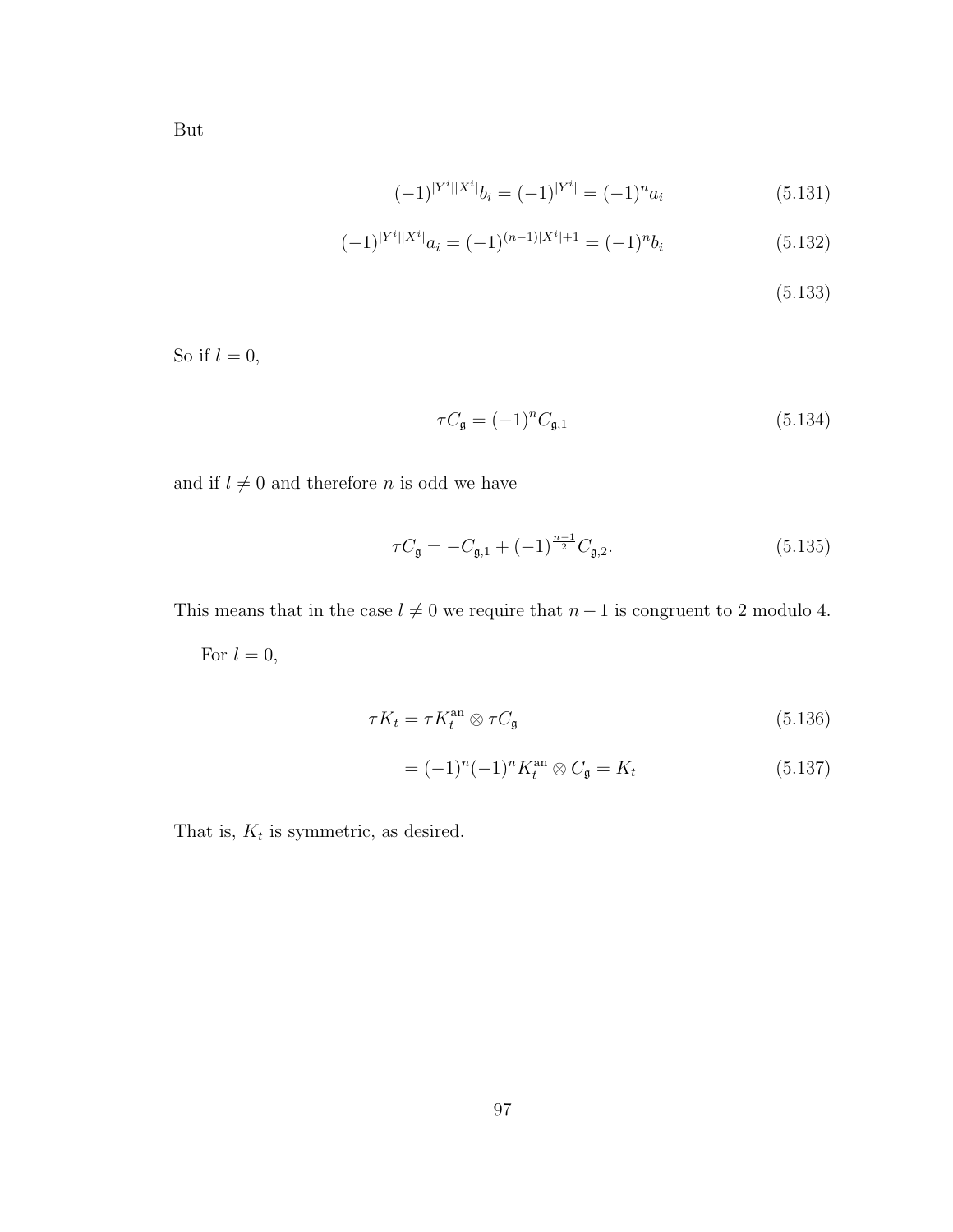But

$$(-1)^{|Y^i||X^i|}b_i = (-1)^{|Y^i|} = (-1)^n a_i \tag{5.131}$$

$$(-1)^{|Y^i||X^i|}a_i = (-1)^{(n-1)|X^i|+1} = (-1)^n b_i \tag{5.132}$$

$$\tag{5.133}$$

So if $l = 0$,

$$\tau C_{\mathfrak{g}} = (-1)^n C_{\mathfrak{g},1} \tag{5.134}$$

and if $l \neq 0$ and therefore $n$ is odd we have

$$\tau C_{\mathfrak{g}} = -C_{\mathfrak{g},1} + (-1)^{\frac{n-1}{2}} C_{\mathfrak{g},2}. \tag{5.135}$$

This means that in the case $l \neq 0$ we require that $n-1$ is congruent to 2 modulo 4.

For $l = 0$,

$$\tau K_t = \tau K_t^{\text{an}} \otimes \tau C_{\mathfrak{g}} \tag{5.136}$$

$$= (-1)^n (-1)^n K_t^{\text{an}} \otimes C_{\mathfrak{g}} = K_t \tag{5.137}$$

That is, $K_t$ is symmetric, as desired.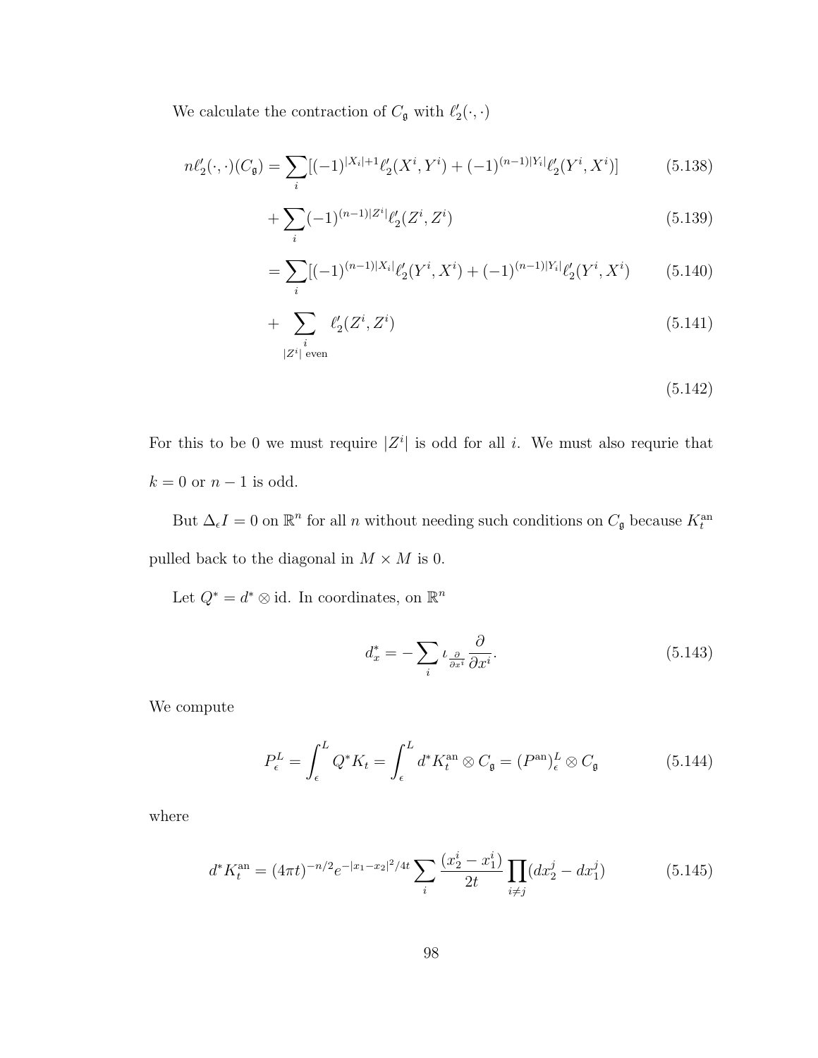We calculate the contraction of $C_{\mathfrak{g}}$ with $\ell_2'(\cdot,\cdot)$

$$n\ell_2'(\cdot,\cdot)(C_{\mathfrak{g}}) = \sum_i [(-1)^{|X_i|+1}\ell_2'(X^i,Y^i) + (-1)^{(n-1)|Y_i|}\ell_2'(Y^i,X^i)] \tag{5.138}$$

$$+\sum_i (-1)^{(n-1)|Z^i|}\ell_2'(Z^i,Z^i) \tag{5.139}$$

$$= \sum_i [(-1)^{(n-1)|X_i|}\ell_2'(Y^i,X^i) + (-1)^{(n-1)|Y_i|}\ell_2'(Y^i,X^i) \tag{5.140}$$

$$+ \sum_{\substack{i \\ |Z^i| \text{ even}}} \ell_2'(Z^i,Z^i) \tag{5.141}$$

$$\tag{5.142}$$

For this to be 0 we must require $|Z^i|$ is odd for all $i$. We must also requrie that $k = 0$ or $n-1$ is odd.

But $\Delta_\epsilon I = 0$ on $\mathbb{R}^n$ for all $n$ without needing such conditions on $C_{\mathfrak{g}}$ because $K_t^{\text{an}}$ pulled back to the diagonal in $M \times M$ is 0.

Let $Q^* = d^* \otimes \text{id}$. In coordinates, on $\mathbb{R}^n$

$$d_x^* = -\sum_i \iota_{\frac{\partial}{\partial x^i}} \frac{\partial}{\partial x^i}. \tag{5.143}$$

We compute

$$P_\epsilon^L = \int_\epsilon^L Q^* K_t = \int_\epsilon^L d^* K_t^{\text{an}} \otimes C_{\mathfrak{g}} = (P^{\text{an}})_\epsilon^L \otimes C_{\mathfrak{g}} \tag{5.144}$$

where

$$d^* K_t^{\text{an}} = (4\pi t)^{-n/2} e^{-|x_1-x_2|^2/4t} \sum_i \frac{(x_2^i - x_1^i)}{2t} \prod_{i \neq j} (dx_2^j - dx_1^j) \tag{5.145}$$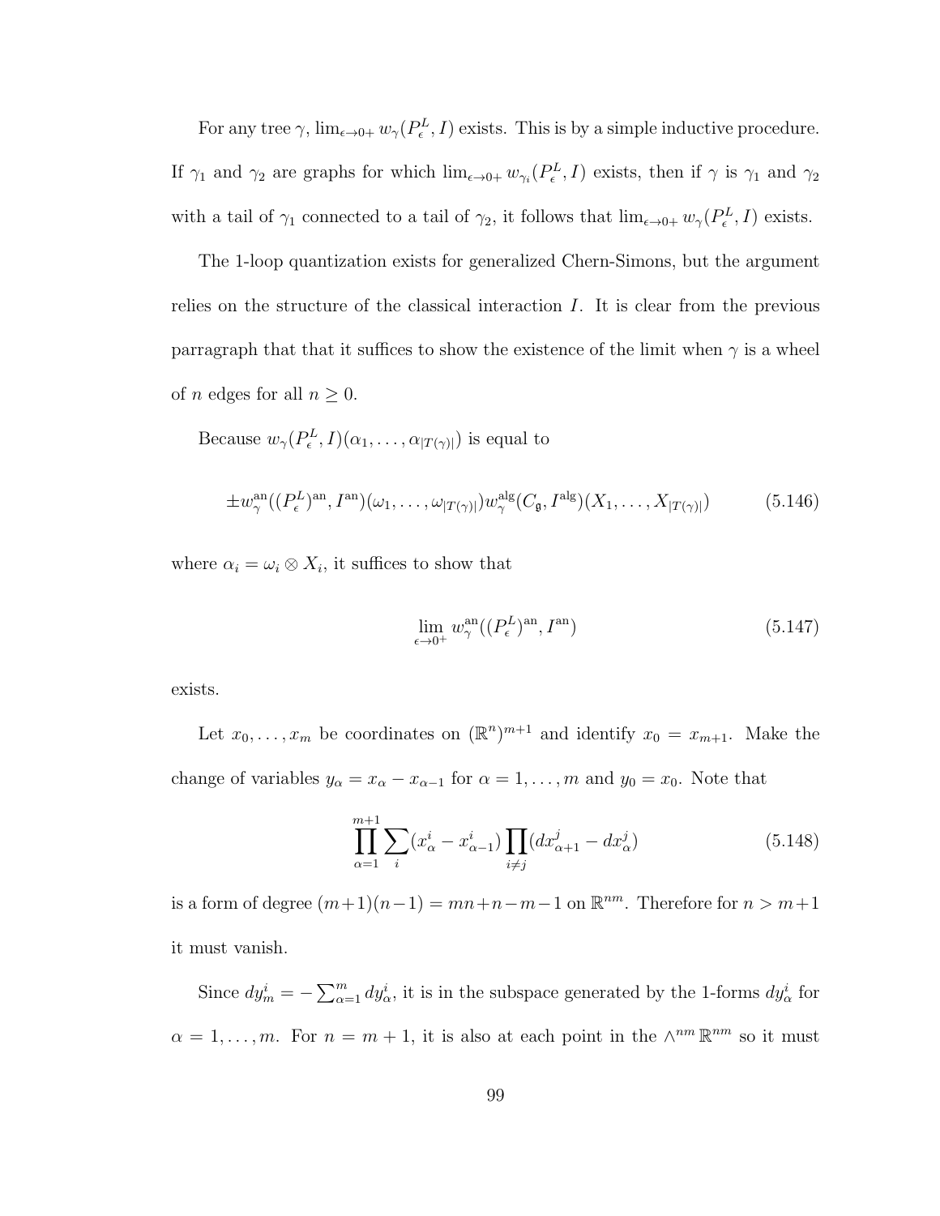For any tree $\gamma$, $\lim_{\epsilon\to 0+} w_\gamma(P^L_\epsilon, I)$ exists. This is by a simple inductive procedure. If $\gamma_1$ and $\gamma_2$ are graphs for which $\lim_{\epsilon\to 0+} w_{\gamma_i}(P^L_\epsilon, I)$ exists, then if $\gamma$ is $\gamma_1$ and $\gamma_2$ with a tail of $\gamma_1$ connected to a tail of $\gamma_2$, it follows that $\lim_{\epsilon\to 0+} w_\gamma(P^L_\epsilon, I)$ exists.

The 1-loop quantization exists for generalized Chern-Simons, but the argument relies on the structure of the classical interaction $I$. It is clear from the previous parragraph that that it suffices to show the existence of the limit when $\gamma$ is a wheel of $n$ edges for all $n \geq 0$.

Because $w_\gamma(P^L_\epsilon, I)(\alpha_1, \ldots, \alpha_{|T(\gamma)|})$ is equal to

$$\pm w^{\text{an}}_\gamma((P^L_\epsilon)^{\text{an}}, I^{\text{an}})(\omega_1, \ldots, \omega_{|T(\gamma)|}) w^{\text{alg}}_\gamma(C_{\mathfrak{g}}, I^{\text{alg}})(X_1, \ldots, X_{|T(\gamma)|}) \tag{5.146}$$

where $\alpha_i = \omega_i \otimes X_i$, it suffices to show that

$$\lim_{\epsilon\to 0^+} w^{\text{an}}_\gamma((P^L_\epsilon)^{\text{an}}, I^{\text{an}}) \tag{5.147}$$

exists.

Let $x_0, \ldots, x_m$ be coordinates on $(\mathbb{R}^n)^{m+1}$ and identify $x_0 = x_{m+1}$. Make the change of variables $y_\alpha = x_\alpha - x_{\alpha-1}$ for $\alpha = 1, \ldots, m$ and $y_0 = x_0$. Note that

$$\prod_{\alpha=1}^{m+1} \sum_i (x^i_\alpha - x^i_{\alpha-1}) \prod_{i\neq j} (dx^j_{\alpha+1} - dx^j_\alpha) \tag{5.148}$$

is a form of degree $(m+1)(n-1) = mn + n - m - 1$ on $\mathbb{R}^{nm}$. Therefore for $n > m+1$ it must vanish.

Since $dy^i_m = -\sum_{\alpha=1}^m dy^i_\alpha$, it is in the subspace generated by the 1-forms $dy^i_\alpha$ for $\alpha = 1, \ldots, m$. For $n = m+1$, it is also at each point in the $\wedge^{nm} \mathbb{R}^{nm}$ so it must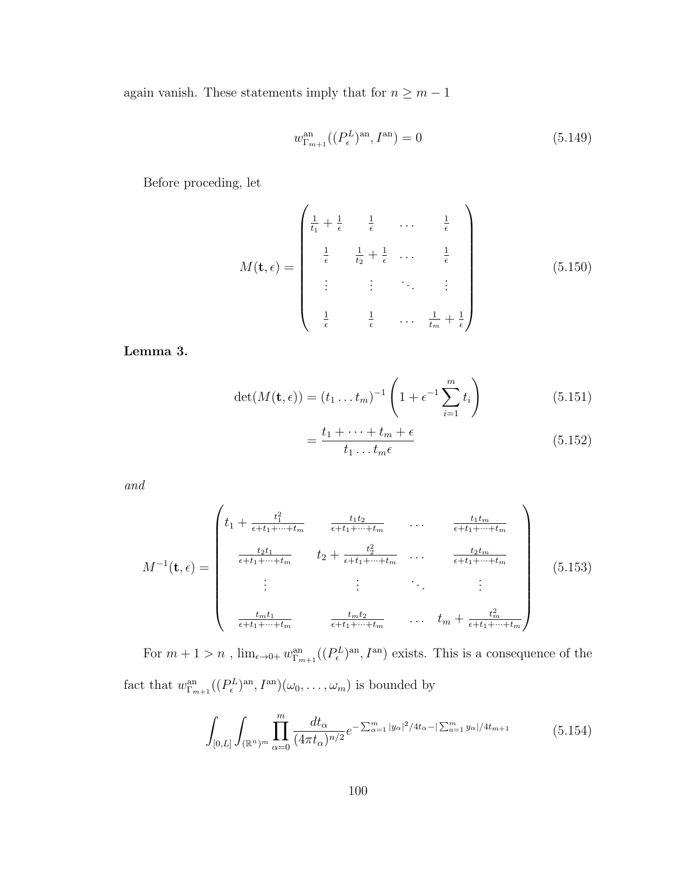again vanish. These statements imply that for $n \geq m-1$

$$w^{\mathrm{an}}_{\Gamma_{m+1}}((P^L_\epsilon)^{\mathrm{an}}, I^{\mathrm{an}}) = 0 \tag{5.149}$$

Before proceding, let

$$M(\mathbf{t}, \epsilon) = \begin{pmatrix} \frac{1}{t_1} + \frac{1}{\epsilon} & \frac{1}{\epsilon} & \dots & \frac{1}{\epsilon} \\ \frac{1}{\epsilon} & \frac{1}{t_2} + \frac{1}{\epsilon} & \dots & \frac{1}{\epsilon} \\ \vdots & \vdots & \ddots & \vdots \\ \frac{1}{\epsilon} & \frac{1}{\epsilon} & \dots & \frac{1}{t_m} + \frac{1}{\epsilon} \end{pmatrix} \tag{5.150}$$

**Lemma 3.**

$$\det(M(\mathbf{t}, \epsilon)) = (t_1 \dots t_m)^{-1} \left(1 + \epsilon^{-1} \sum_{i=1}^m t_i\right) \tag{5.151}$$

$$= \frac{t_1 + \dots + t_m + \epsilon}{t_1 \dots t_m \epsilon} \tag{5.152}$$

*and*

$$M^{-1}(\mathbf{t}, \epsilon) = \begin{pmatrix} t_1 + \frac{t_1^2}{\epsilon + t_1 + \dots + t_m} & \frac{t_1 t_2}{\epsilon + t_1 + \dots + t_m} & \dots & \frac{t_1 t_m}{\epsilon + t_1 + \dots + t_m} \\ \frac{t_2 t_1}{\epsilon + t_1 + \dots + t_m} & t_2 + \frac{t_2^2}{\epsilon + t_1 + \dots + t_m} & \dots & \frac{t_2 t_m}{\epsilon + t_1 + \dots + t_m} \\ \vdots & \vdots & \ddots & \vdots \\ \frac{t_m t_1}{\epsilon + t_1 + \dots + t_m} & \frac{t_m t_2}{\epsilon + t_1 + \dots + t_m} & \dots & t_m + \frac{t_m^2}{\epsilon + t_1 + \dots + t_m} \end{pmatrix} \tag{5.153}$$

For $m+1 > n$ , $\lim_{\epsilon \to 0+} w^{\mathrm{an}}_{\Gamma_{m+1}}((P^L_\epsilon)^{\mathrm{an}}, I^{\mathrm{an}})$ exists. This is a consequence of the fact that $w^{\mathrm{an}}_{\Gamma_{m+1}}((P^L_\epsilon)^{\mathrm{an}}, I^{\mathrm{an}})(\omega_0, \dots, \omega_m)$ is bounded by

$$\int_{[0,L]} \int_{(\mathbb{R}^n)^m} \prod_{\alpha=0}^m \frac{dt_\alpha}{(4\pi t_\alpha)^{n/2}} e^{-\sum_{\alpha=1}^m |y_\alpha|^2/4t_\alpha - |\sum_{a=1}^m y_\alpha|/4t_{m+1}} \tag{5.154}$$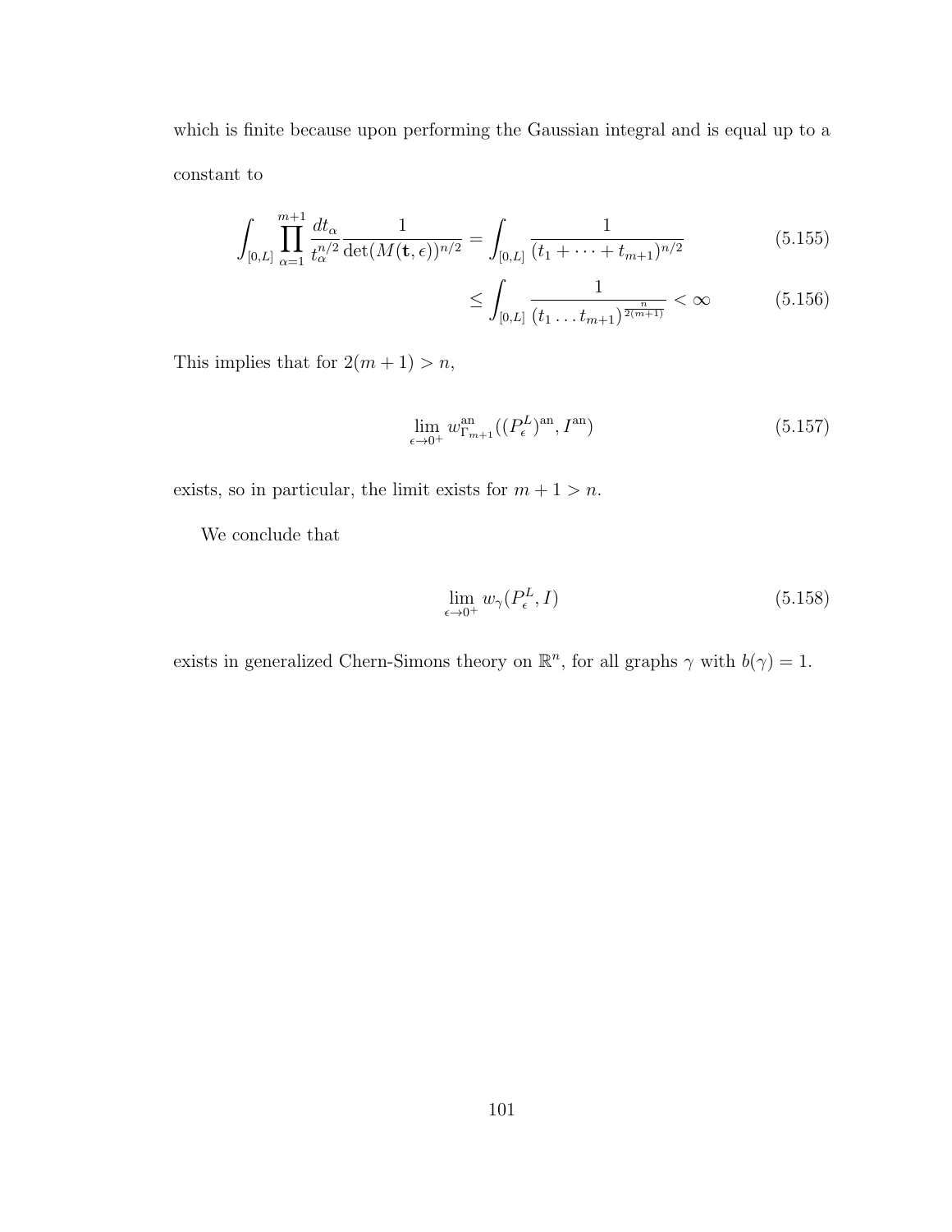which is finite because upon performing the Gaussian integral and is equal up to a constant to

$$\int_{[0,L]} \prod_{\alpha=1}^{m+1} \frac{dt_\alpha}{t_\alpha^{n/2}} \frac{1}{\det(M(\mathbf{t},\epsilon))^{n/2}} = \int_{[0,L]} \frac{1}{(t_1 + \cdots + t_{m+1})^{n/2}} \tag{5.155}$$

$$\leq \int_{[0,L]} \frac{1}{(t_1 \ldots t_{m+1})^{\frac{n}{2(m+1)}}} < \infty \tag{5.156}$$

This implies that for $2(m+1) > n$,

$$\lim_{\epsilon \to 0^+} w_{\Gamma_{m+1}}^{\mathrm{an}}((P_\epsilon^L)^{\mathrm{an}}, I^{\mathrm{an}}) \tag{5.157}$$

exists, so in particular, the limit exists for $m+1 > n$.

We conclude that

$$\lim_{\epsilon \to 0^+} w_\gamma(P_\epsilon^L, I) \tag{5.158}$$

exists in generalized Chern-Simons theory on $\mathbb{R}^n$, for all graphs $\gamma$ with $b(\gamma) = 1$.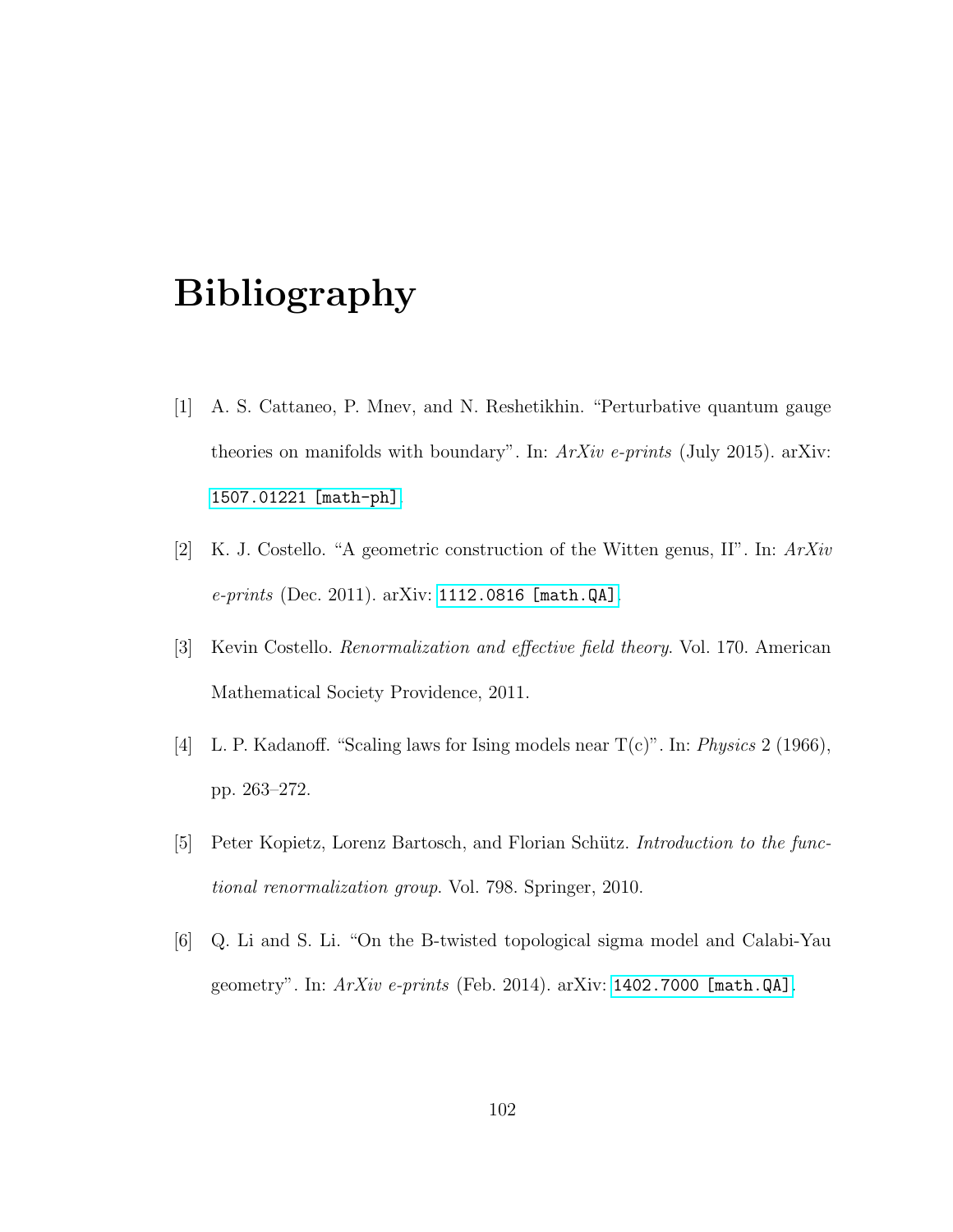# Bibliography

[1] A. S. Cattaneo, P. Mnev, and N. Reshetikhin. "Perturbative quantum gauge theories on manifolds with boundary". In: *ArXiv e-prints* (July 2015). arXiv: 1507.01221 [math-ph].

[2] K. J. Costello. "A geometric construction of the Witten genus, II". In: *ArXiv e-prints* (Dec. 2011). arXiv: 1112.0816 [math.QA].

[3] Kevin Costello. *Renormalization and effective field theory*. Vol. 170. American Mathematical Society Providence, 2011.

[4] L. P. Kadanoff. "Scaling laws for Ising models near T(c)". In: *Physics* 2 (1966), pp. 263–272.

[5] Peter Kopietz, Lorenz Bartosch, and Florian Schütz. *Introduction to the functional renormalization group*. Vol. 798. Springer, 2010.

[6] Q. Li and S. Li. "On the B-twisted topological sigma model and Calabi-Yau geometry". In: *ArXiv e-prints* (Feb. 2014). arXiv: 1402.7000 [math.QA].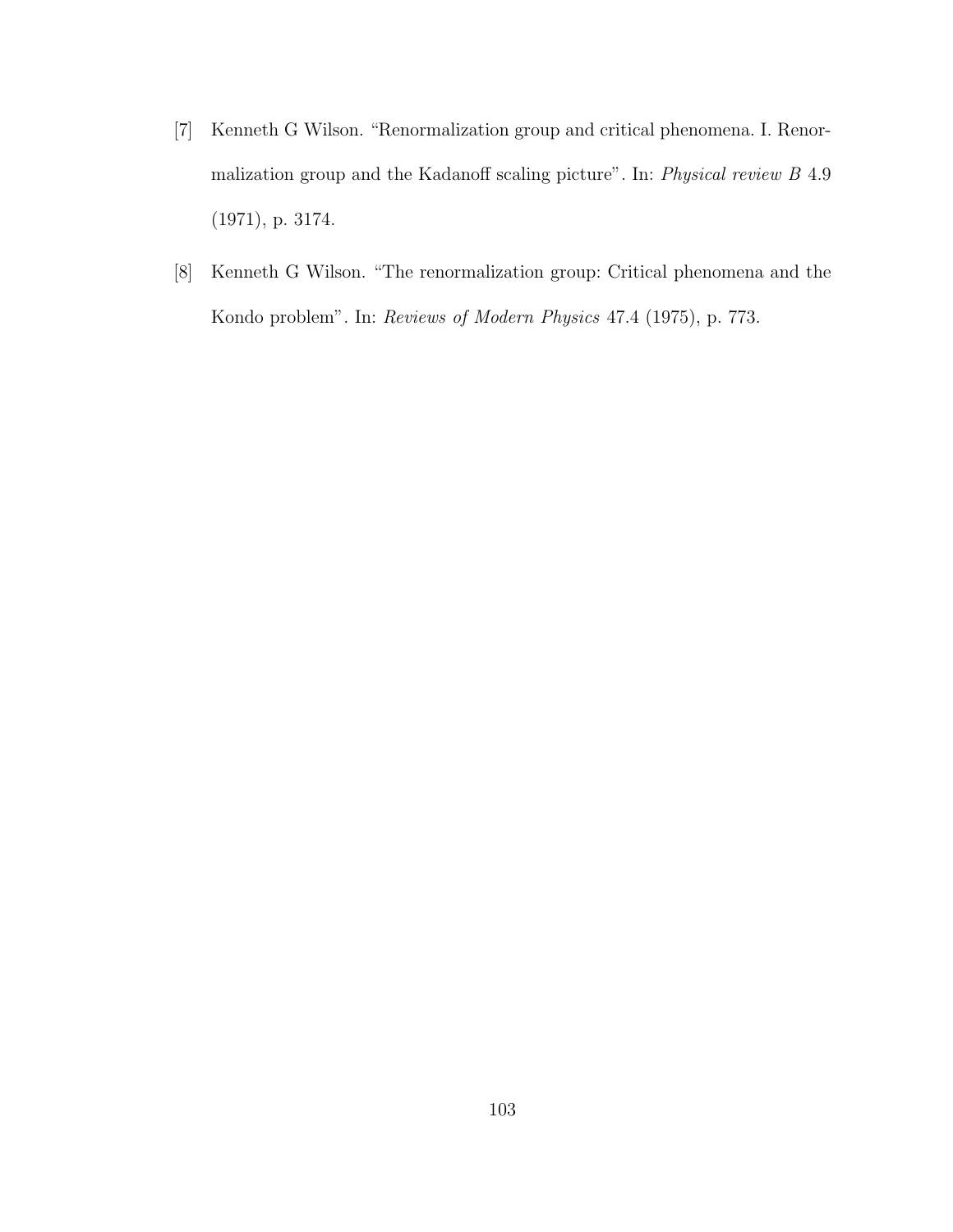[7] Kenneth G Wilson. "Renormalization group and critical phenomena. I. Renormalization group and the Kadanoff scaling picture". In: *Physical review B* 4.9 (1971), p. 3174.

[8] Kenneth G Wilson. "The renormalization group: Critical phenomena and the Kondo problem". In: *Reviews of Modern Physics* 47.4 (1975), p. 773.